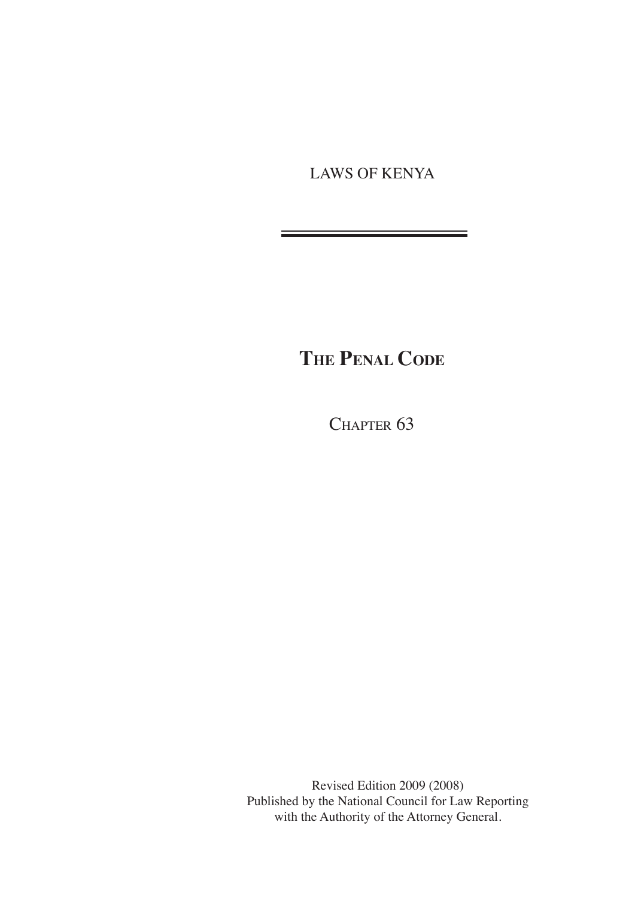LAWS OF KENYA

---

# THE PENAL CODE

## CHAPTER 63

Revised Edition 2009 (2008)
Published by the National Council for Law Reporting
with the Authority of the Attorney General.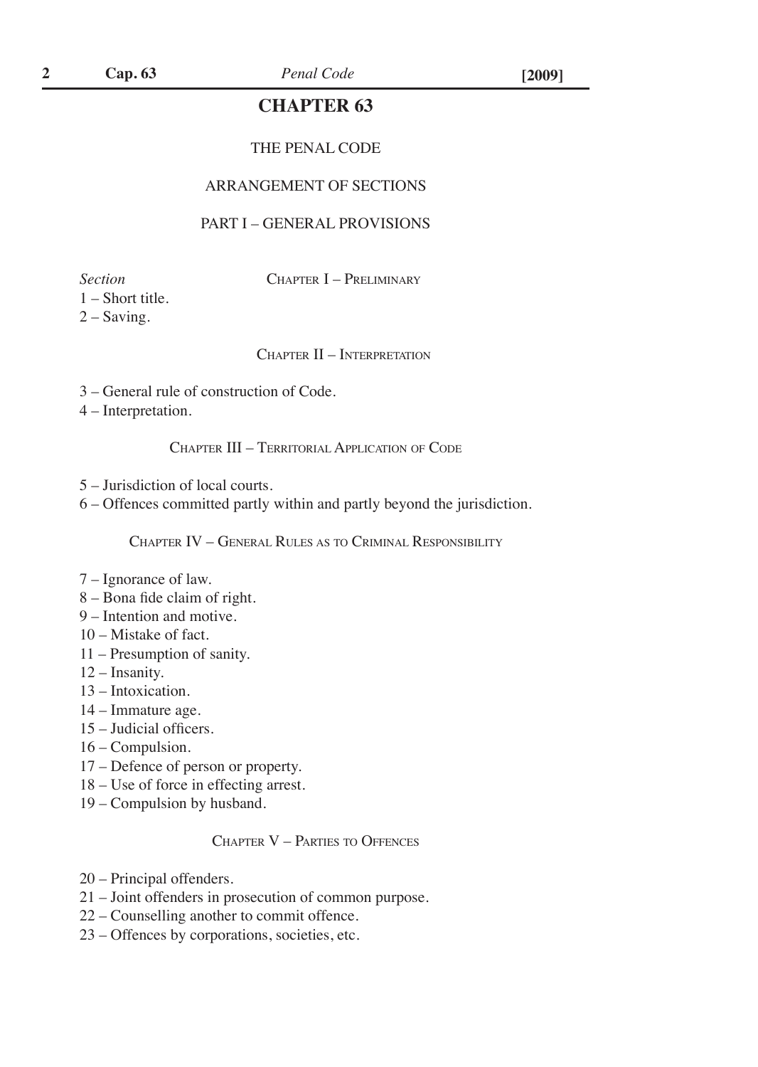# CHAPTER 63

## THE PENAL CODE

## ARRANGEMENT OF SECTIONS

## PART I – GENERAL PROVISIONS

*Section*

### Chapter I – Preliminary

1 – Short title.
2 – Saving.

### Chapter II – Interpretation

3 – General rule of construction of Code.
4 – Interpretation.

### Chapter III – Territorial Application of Code

5 – Jurisdiction of local courts.
6 – Offences committed partly within and partly beyond the jurisdiction.

### Chapter IV – General Rules as to Criminal Responsibility

7 – Ignorance of law.
8 – Bona fide claim of right.
9 – Intention and motive.
10 – Mistake of fact.
11 – Presumption of sanity.
12 – Insanity.
13 – Intoxication.
14 – Immature age.
15 – Judicial officers.
16 – Compulsion.
17 – Defence of person or property.
18 – Use of force in effecting arrest.
19 – Compulsion by husband.

### Chapter V – Parties to Offences

20 – Principal offenders.
21 – Joint offenders in prosecution of common purpose.
22 – Counselling another to commit offence.
23 – Offences by corporations, societies, etc.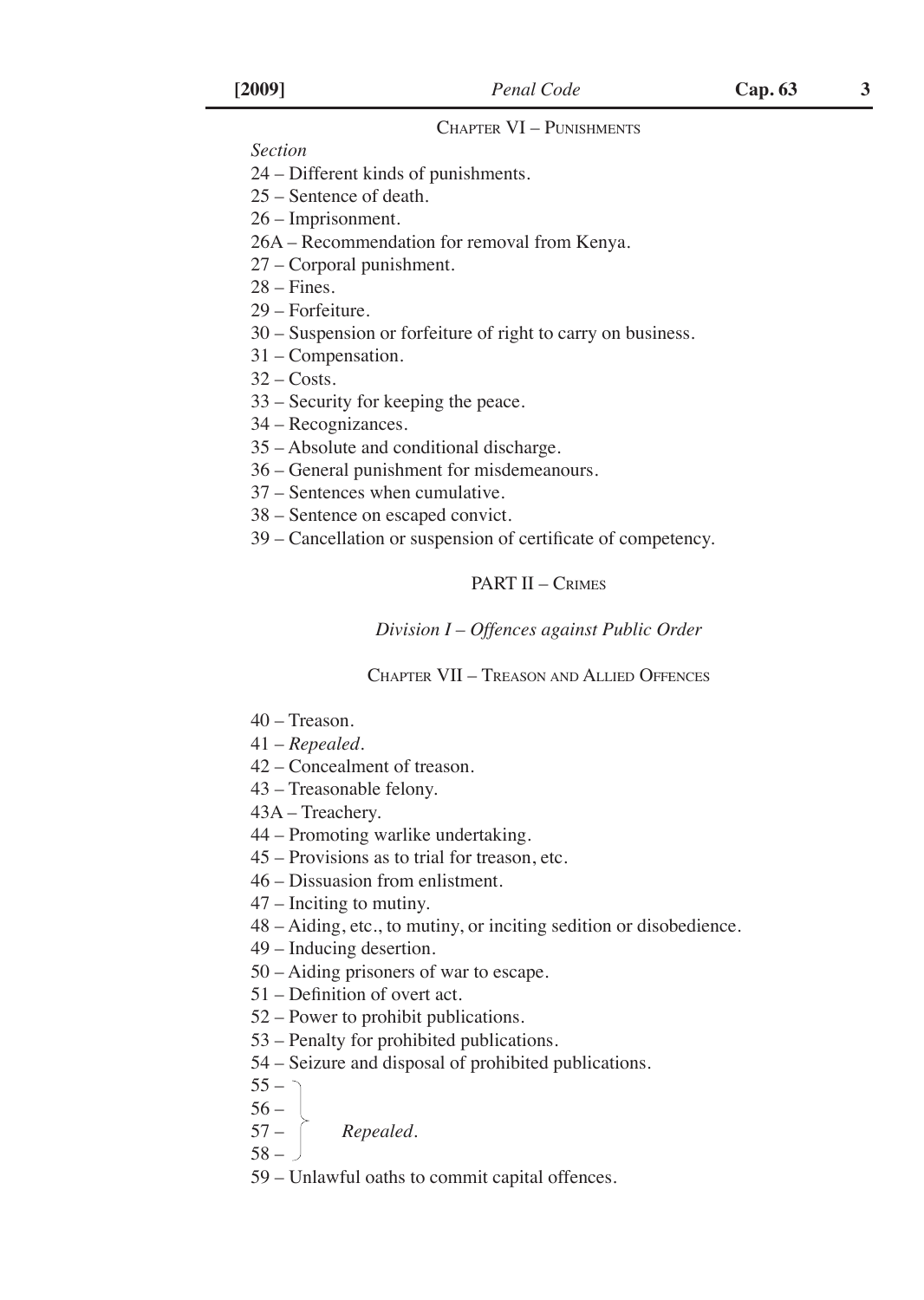## Chapter VI – Punishments

*Section*

24 – Different kinds of punishments.
25 – Sentence of death.
26 – Imprisonment.
26A – Recommendation for removal from Kenya.
27 – Corporal punishment.
28 – Fines.
29 – Forfeiture.
30 – Suspension or forfeiture of right to carry on business.
31 – Compensation.
32 – Costs.
33 – Security for keeping the peace.
34 – Recognizances.
35 – Absolute and conditional discharge.
36 – General punishment for misdemeanours.
37 – Sentences when cumulative.
38 – Sentence on escaped convict.
39 – Cancellation or suspension of certificate of competency.

# PART II – Crimes

### *Division I – Offences against Public Order*

## Chapter VII – Treason and Allied Offences

40 – Treason.
41 – *Repealed.*
42 – Concealment of treason.
43 – Treasonable felony.
43A – Treachery.
44 – Promoting warlike undertaking.
45 – Provisions as to trial for treason, etc.
46 – Dissuasion from enlistment.
47 – Inciting to mutiny.
48 – Aiding, etc., to mutiny, or inciting sedition or disobedience.
49 – Inducing desertion.
50 – Aiding prisoners of war to escape.
51 – Definition of overt act.
52 – Power to prohibit publications.
53 – Penalty for prohibited publications.
54 – Seizure and disposal of prohibited publications.
55 –
56 –
57 – *Repealed.*
58 –
59 – Unlawful oaths to commit capital offences.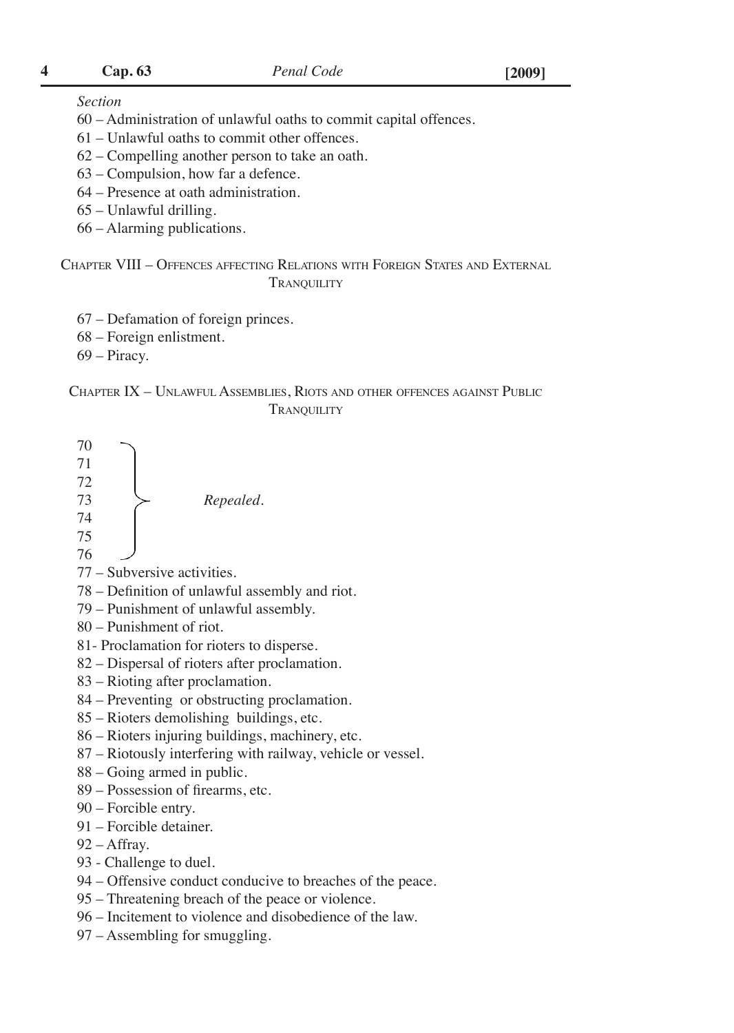*Section*

60 – Administration of unlawful oaths to commit capital offences.

61 – Unlawful oaths to commit other offences.

62 – Compelling another person to take an oath.

63 – Compulsion, how far a defence.

64 – Presence at oath administration.

65 – Unlawful drilling.

66 – Alarming publications.

## Chapter VIII – Offences affecting Relations with Foreign States and External Tranquility

67 – Defamation of foreign princes.

68 – Foreign enlistment.

69 – Piracy.

## Chapter IX – Unlawful Assemblies, Riots and other offences against Public Tranquility

70
71
72
73 – *Repealed.*
74
75
76

77 – Subversive activities.

78 – Definition of unlawful assembly and riot.

79 – Punishment of unlawful assembly.

80 – Punishment of riot.

81- Proclamation for rioters to disperse.

82 – Dispersal of rioters after proclamation.

83 – Rioting after proclamation.

84 – Preventing or obstructing proclamation.

85 – Rioters demolishing buildings, etc.

86 – Rioters injuring buildings, machinery, etc.

87 – Riotously interfering with railway, vehicle or vessel.

88 – Going armed in public.

89 – Possession of firearms, etc.

90 – Forcible entry.

91 – Forcible detainer.

92 – Affray.

93 - Challenge to duel.

94 – Offensive conduct conducive to breaches of the peace.

95 – Threatening breach of the peace or violence.

96 – Incitement to violence and disobedience of the law.

97 – Assembling for smuggling.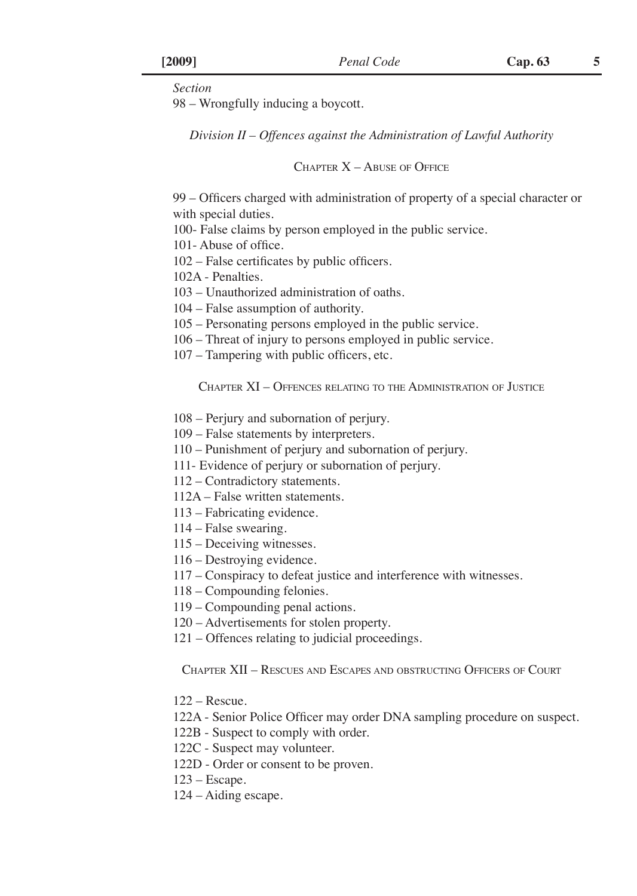*Section*

98 – Wrongfully inducing a boycott.

*Division II – Offences against the Administration of Lawful Authority*

CHAPTER X – ABUSE OF OFFICE

99 – Officers charged with administration of property of a special character or with special duties.

100- False claims by person employed in the public service.

101- Abuse of office.

102 – False certificates by public officers.

102A - Penalties.

103 – Unauthorized administration of oaths.

104 – False assumption of authority.

105 – Personating persons employed in the public service.

106 – Threat of injury to persons employed in public service.

107 – Tampering with public officers, etc.

CHAPTER XI – OFFENCES RELATING TO THE ADMINISTRATION OF JUSTICE

108 – Perjury and subornation of perjury.

109 – False statements by interpreters.

110 – Punishment of perjury and subornation of perjury.

111- Evidence of perjury or subornation of perjury.

112 – Contradictory statements.

112A – False written statements.

113 – Fabricating evidence.

114 – False swearing.

115 – Deceiving witnesses.

116 – Destroying evidence.

117 – Conspiracy to defeat justice and interference with witnesses.

118 – Compounding felonies.

119 – Compounding penal actions.

120 – Advertisements for stolen property.

121 – Offences relating to judicial proceedings.

CHAPTER XII – RESCUES AND ESCAPES AND OBSTRUCTING OFFICERS OF COURT

122 – Rescue.

122A - Senior Police Officer may order DNA sampling procedure on suspect.

122B - Suspect to comply with order.

122C - Suspect may volunteer.

122D - Order or consent to be proven.

123 – Escape.

124 – Aiding escape.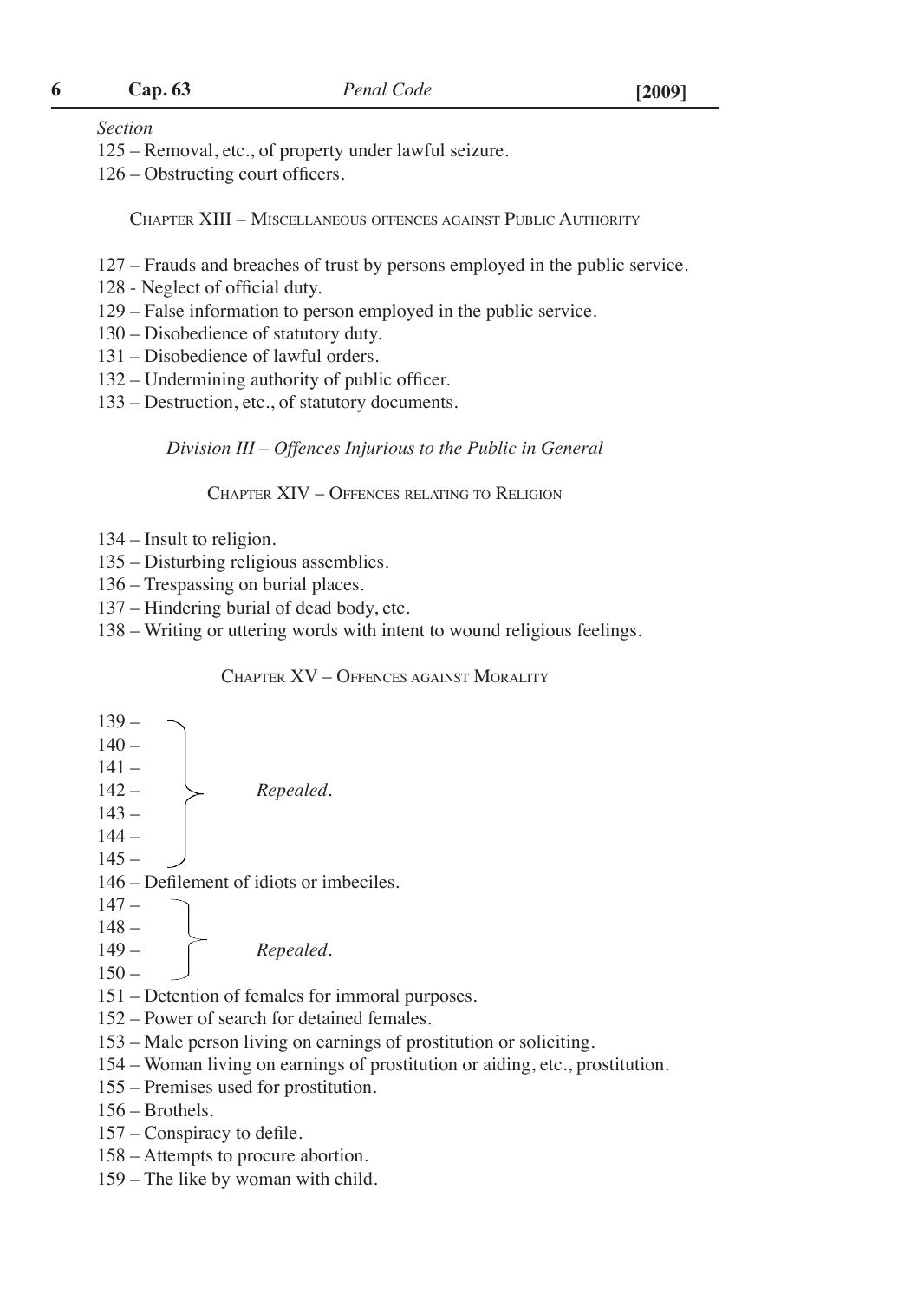*Section*

125 – Removal, etc., of property under lawful seizure.
126 – Obstructing court officers.

Chapter XIII – Miscellaneous offences against Public Authority

127 – Frauds and breaches of trust by persons employed in the public service.
128 - Neglect of official duty.
129 – False information to person employed in the public service.
130 – Disobedience of statutory duty.
131 – Disobedience of lawful orders.
132 – Undermining authority of public officer.
133 – Destruction, etc., of statutory documents.

*Division III – Offences Injurious to the Public in General*

Chapter XIV – Offences relating to Religion

134 – Insult to religion.
135 – Disturbing religious assemblies.
136 – Trespassing on burial places.
137 – Hindering burial of dead body, etc.
138 – Writing or uttering words with intent to wound religious feelings.

Chapter XV – Offences against Morality

139 –
140 –
141 –
142 – *Repealed.*
143 –
144 –
145 –
146 – Defilement of idiots or imbeciles.
147 –
148 –
149 – *Repealed.*
150 –
151 – Detention of females for immoral purposes.
152 – Power of search for detained females.
153 – Male person living on earnings of prostitution or soliciting.
154 – Woman living on earnings of prostitution or aiding, etc., prostitution.
155 – Premises used for prostitution.
156 – Brothels.
157 – Conspiracy to defile.
158 – Attempts to procure abortion.
159 – The like by woman with child.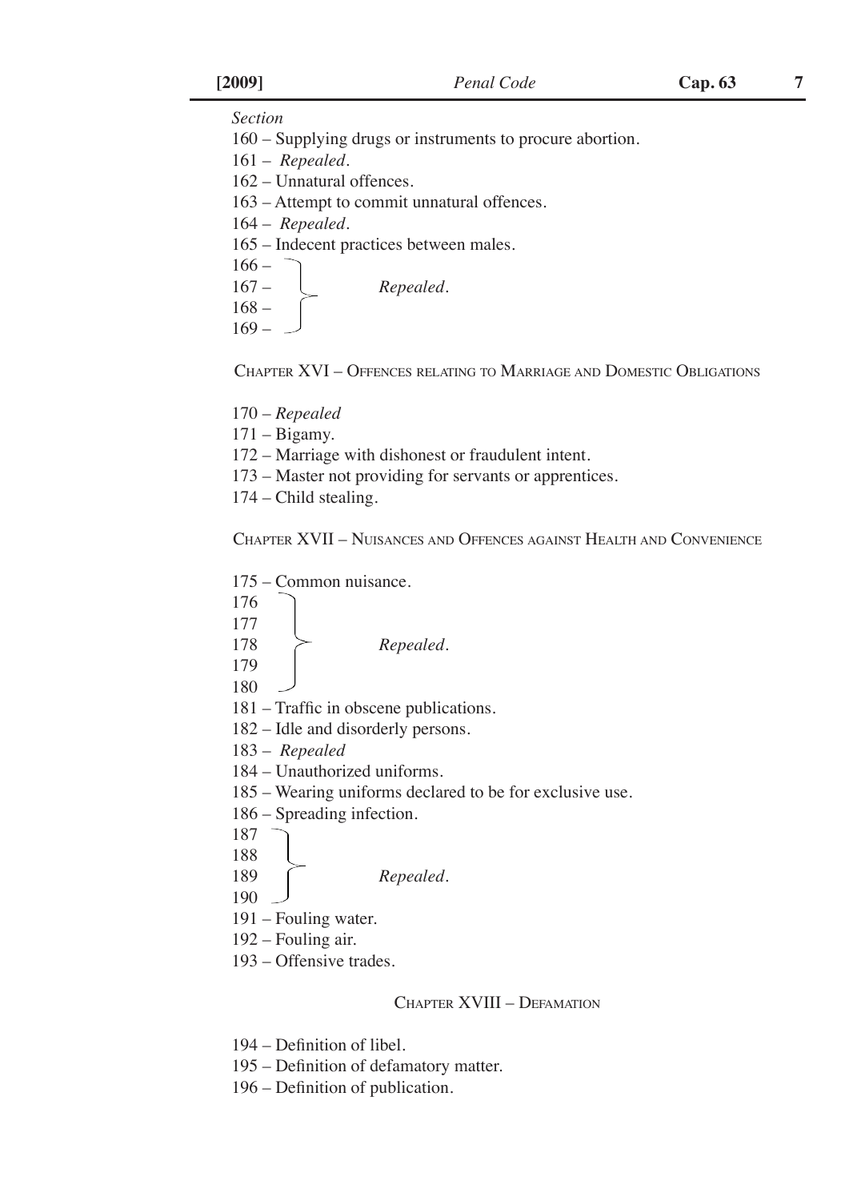*Section*

160 – Supplying drugs or instruments to procure abortion.

161 – *Repealed.*

162 – Unnatural offences.

163 – Attempt to commit unnatural offences.

164 – *Repealed.*

165 – Indecent practices between males.

166 –
167 –
168 –
169 – *Repealed.*

CHAPTER XVI – OFFENCES RELATING TO MARRIAGE AND DOMESTIC OBLIGATIONS

170 – *Repealed*

171 – Bigamy.

172 – Marriage with dishonest or fraudulent intent.

173 – Master not providing for servants or apprentices.

174 – Child stealing.

CHAPTER XVII – NUISANCES AND OFFENCES AGAINST HEALTH AND CONVENIENCE

175 – Common nuisance.

176
177
178
179
180 *Repealed.*

181 – Traffic in obscene publications.

182 – Idle and disorderly persons.

183 – *Repealed*

184 – Unauthorized uniforms.

185 – Wearing uniforms declared to be for exclusive use.

186 – Spreading infection.

187
188
189
190 *Repealed.*

191 – Fouling water.

192 – Fouling air.

193 – Offensive trades.

CHAPTER XVIII – DEFAMATION

194 – Definition of libel.

195 – Definition of defamatory matter.

196 – Definition of publication.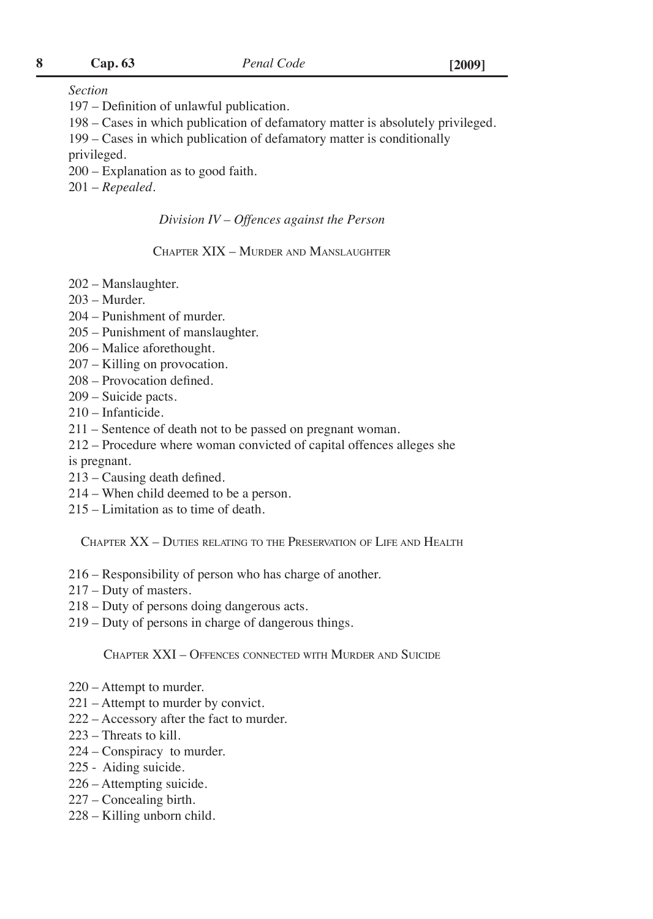*Section*

197 – Definition of unlawful publication.

198 – Cases in which publication of defamatory matter is absolutely privileged.

199 – Cases in which publication of defamatory matter is conditionally privileged.

200 – Explanation as to good faith.

201 – *Repealed*.

*Division IV – Offences against the Person*

CHAPTER XIX – MURDER AND MANSLAUGHTER

202 – Manslaughter.

203 – Murder.

204 – Punishment of murder.

205 – Punishment of manslaughter.

206 – Malice aforethought.

207 – Killing on provocation.

208 – Provocation defined.

209 – Suicide pacts.

210 – Infanticide.

211 – Sentence of death not to be passed on pregnant woman.

212 – Procedure where woman convicted of capital offences alleges she is pregnant.

213 – Causing death defined.

214 – When child deemed to be a person.

215 – Limitation as to time of death.

CHAPTER XX – DUTIES RELATING TO THE PRESERVATION OF LIFE AND HEALTH

216 – Responsibility of person who has charge of another.

217 – Duty of masters.

218 – Duty of persons doing dangerous acts.

219 – Duty of persons in charge of dangerous things.

CHAPTER XXI – OFFENCES CONNECTED WITH MURDER AND SUICIDE

220 – Attempt to murder.

221 – Attempt to murder by convict.

222 – Accessory after the fact to murder.

223 – Threats to kill.

224 – Conspiracy to murder.

225 - Aiding suicide.

226 – Attempting suicide.

227 – Concealing birth.

228 – Killing unborn child.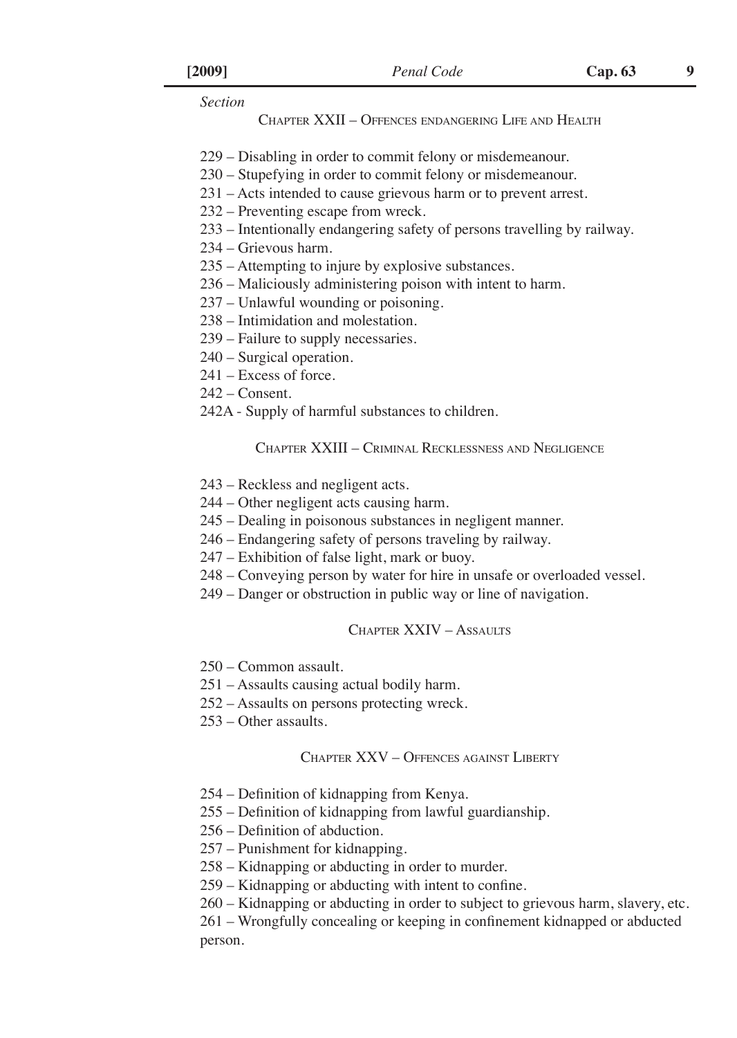*Section*

## Chapter XXII – Offences endangering Life and Health

229 – Disabling in order to commit felony or misdemeanour.
230 – Stupefying in order to commit felony or misdemeanour.
231 – Acts intended to cause grievous harm or to prevent arrest.
232 – Preventing escape from wreck.
233 – Intentionally endangering safety of persons travelling by railway.
234 – Grievous harm.
235 – Attempting to injure by explosive substances.
236 – Maliciously administering poison with intent to harm.
237 – Unlawful wounding or poisoning.
238 – Intimidation and molestation.
239 – Failure to supply necessaries.
240 – Surgical operation.
241 – Excess of force.
242 – Consent.
242A - Supply of harmful substances to children.

## Chapter XXIII – Criminal Recklessness and Negligence

243 – Reckless and negligent acts.
244 – Other negligent acts causing harm.
245 – Dealing in poisonous substances in negligent manner.
246 – Endangering safety of persons traveling by railway.
247 – Exhibition of false light, mark or buoy.
248 – Conveying person by water for hire in unsafe or overloaded vessel.
249 – Danger or obstruction in public way or line of navigation.

## Chapter XXIV – Assaults

250 – Common assault.
251 – Assaults causing actual bodily harm.
252 – Assaults on persons protecting wreck.
253 – Other assaults.

## Chapter XXV – Offences against Liberty

254 – Definition of kidnapping from Kenya.
255 – Definition of kidnapping from lawful guardianship.
256 – Definition of abduction.
257 – Punishment for kidnapping.
258 – Kidnapping or abducting in order to murder.
259 – Kidnapping or abducting with intent to confine.
260 – Kidnapping or abducting in order to subject to grievous harm, slavery, etc.
261 – Wrongfully concealing or keeping in confinement kidnapped or abducted person.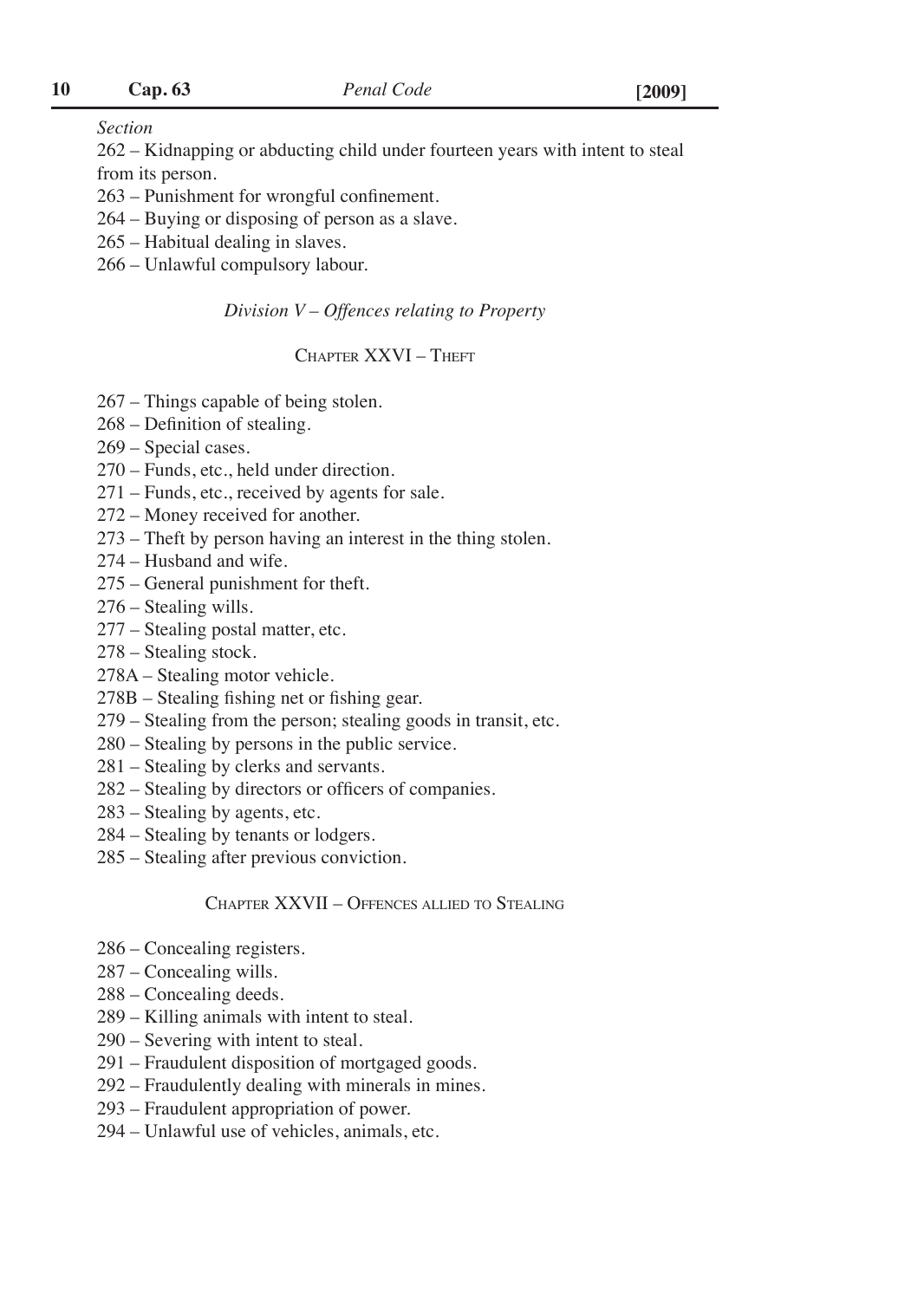*Section*

262 – Kidnapping or abducting child under fourteen years with intent to steal from its person.

263 – Punishment for wrongful confinement.

264 – Buying or disposing of person as a slave.

265 – Habitual dealing in slaves.

266 – Unlawful compulsory labour.

*Division V – Offences relating to Property*

CHAPTER XXVI – THEFT

267 – Things capable of being stolen.

268 – Definition of stealing.

269 – Special cases.

270 – Funds, etc., held under direction.

271 – Funds, etc., received by agents for sale.

272 – Money received for another.

273 – Theft by person having an interest in the thing stolen.

274 – Husband and wife.

275 – General punishment for theft.

276 – Stealing wills.

277 – Stealing postal matter, etc.

278 – Stealing stock.

278A – Stealing motor vehicle.

278B – Stealing fishing net or fishing gear.

279 – Stealing from the person; stealing goods in transit, etc.

280 – Stealing by persons in the public service.

281 – Stealing by clerks and servants.

282 – Stealing by directors or officers of companies.

283 – Stealing by agents, etc.

284 – Stealing by tenants or lodgers.

285 – Stealing after previous conviction.

CHAPTER XXVII – OFFENCES ALLIED TO STEALING

286 – Concealing registers.

287 – Concealing wills.

288 – Concealing deeds.

289 – Killing animals with intent to steal.

290 – Severing with intent to steal.

291 – Fraudulent disposition of mortgaged goods.

292 – Fraudulently dealing with minerals in mines.

293 – Fraudulent appropriation of power.

294 – Unlawful use of vehicles, animals, etc.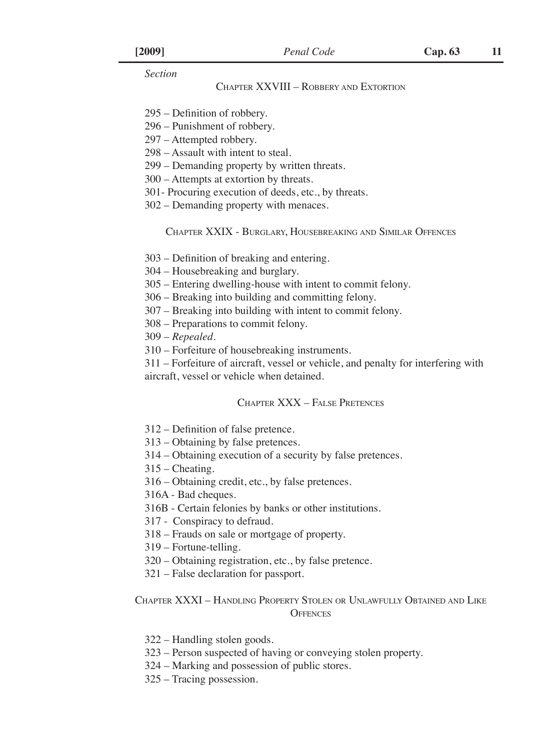*Section*

## Chapter XXVIII – Robbery and Extortion

295 – Definition of robbery.

296 – Punishment of robbery.

297 – Attempted robbery.

298 – Assault with intent to steal.

299 – Demanding property by written threats.

300 – Attempts at extortion by threats.

301- Procuring execution of deeds, etc., by threats.

302 – Demanding property with menaces.

## Chapter XXIX - Burglary, Housebreaking and Similar Offences

303 – Definition of breaking and entering.

304 – Housebreaking and burglary.

305 – Entering dwelling-house with intent to commit felony.

306 – Breaking into building and committing felony.

307 – Breaking into building with intent to commit felony.

308 – Preparations to commit felony.

309 – *Repealed*.

310 – Forfeiture of housebreaking instruments.

311 – Forfeiture of aircraft, vessel or vehicle, and penalty for interfering with aircraft, vessel or vehicle when detained.

## Chapter XXX – False Pretences

312 – Definition of false pretence.

313 – Obtaining by false pretences.

314 – Obtaining execution of a security by false pretences.

315 – Cheating.

316 – Obtaining credit, etc., by false pretences.

316A - Bad cheques.

316B - Certain felonies by banks or other institutions.

317 - Conspiracy to defraud.

318 – Frauds on sale or mortgage of property.

319 – Fortune-telling.

320 – Obtaining registration, etc., by false pretence.

321 – False declaration for passport.

## Chapter XXXI – Handling Property Stolen or Unlawfully Obtained and Like Offences

322 – Handling stolen goods.

323 – Person suspected of having or conveying stolen property.

324 – Marking and possession of public stores.

325 – Tracing possession.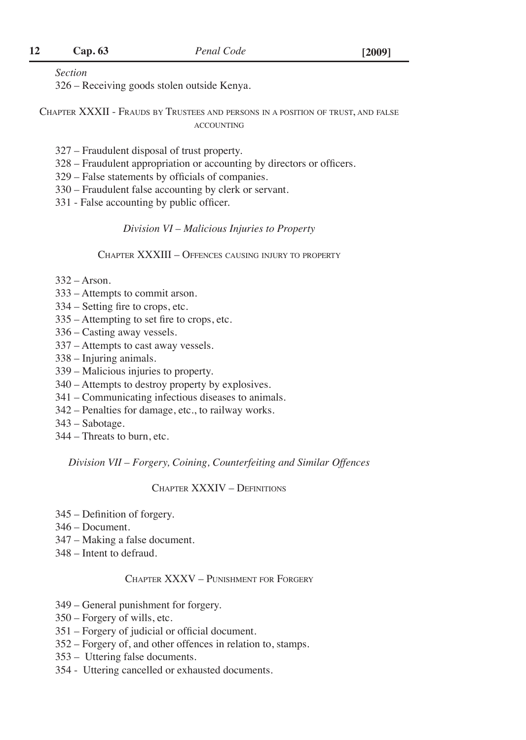*Section*

326 – Receiving goods stolen outside Kenya.

## Chapter XXXII - Frauds by Trustees and persons in a position of trust, and false accounting

327 – Fraudulent disposal of trust property.

328 – Fraudulent appropriation or accounting by directors or officers.

329 – False statements by officials of companies.

330 – Fraudulent false accounting by clerk or servant.

331 - False accounting by public officer.

### *Division VI – Malicious Injuries to Property*

## Chapter XXXIII – Offences causing injury to property

332 – Arson.

333 – Attempts to commit arson.

334 – Setting fire to crops, etc.

335 – Attempting to set fire to crops, etc.

336 – Casting away vessels.

337 – Attempts to cast away vessels.

338 – Injuring animals.

339 – Malicious injuries to property.

340 – Attempts to destroy property by explosives.

341 – Communicating infectious diseases to animals.

342 – Penalties for damage, etc., to railway works.

343 – Sabotage.

344 – Threats to burn, etc.

### *Division VII – Forgery, Coining, Counterfeiting and Similar Offences*

## Chapter XXXIV – Definitions

345 – Definition of forgery.

346 – Document.

347 – Making a false document.

348 – Intent to defraud.

## Chapter XXXV – Punishment for Forgery

349 – General punishment for forgery.

350 – Forgery of wills, etc.

351 – Forgery of judicial or official document.

352 – Forgery of, and other offences in relation to, stamps.

353 – Uttering false documents.

354 - Uttering cancelled or exhausted documents.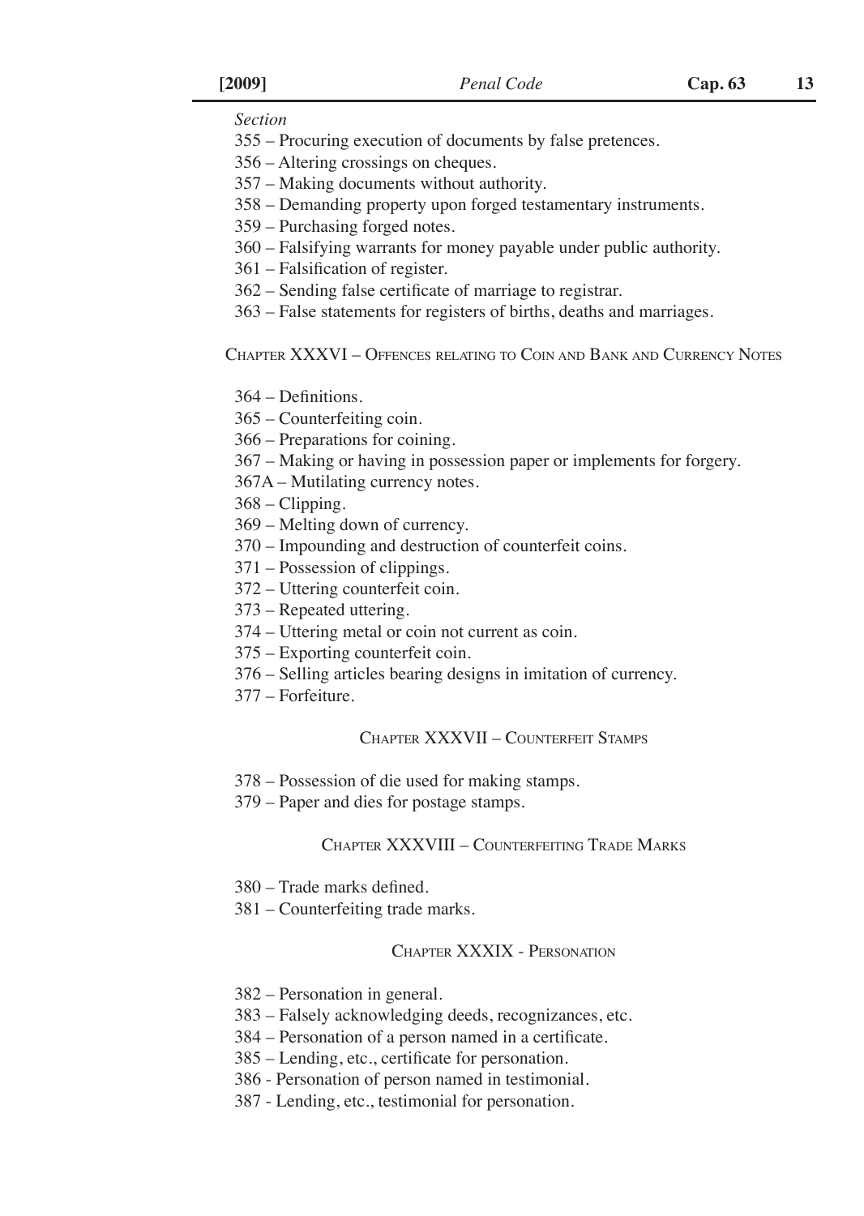*Section*

355 – Procuring execution of documents by false pretences.

356 – Altering crossings on cheques.

357 – Making documents without authority.

358 – Demanding property upon forged testamentary instruments.

359 – Purchasing forged notes.

360 – Falsifying warrants for money payable under public authority.

361 – Falsification of register.

362 – Sending false certificate of marriage to registrar.

363 – False statements for registers of births, deaths and marriages.

## Chapter XXXVI – Offences relating to Coin and Bank and Currency Notes

364 – Definitions.

365 – Counterfeiting coin.

366 – Preparations for coining.

367 – Making or having in possession paper or implements for forgery.

367A – Mutilating currency notes.

368 – Clipping.

369 – Melting down of currency.

370 – Impounding and destruction of counterfeit coins.

371 – Possession of clippings.

372 – Uttering counterfeit coin.

373 – Repeated uttering.

374 – Uttering metal or coin not current as coin.

375 – Exporting counterfeit coin.

376 – Selling articles bearing designs in imitation of currency.

377 – Forfeiture.

## Chapter XXXVII – Counterfeit Stamps

378 – Possession of die used for making stamps.

379 – Paper and dies for postage stamps.

## Chapter XXXVIII – Counterfeiting Trade Marks

380 – Trade marks defined.

381 – Counterfeiting trade marks.

## Chapter XXXIX - Personation

382 – Personation in general.

383 – Falsely acknowledging deeds, recognizances, etc.

384 – Personation of a person named in a certificate.

385 – Lending, etc., certificate for personation.

386 - Personation of person named in testimonial.

387 - Lending, etc., testimonial for personation.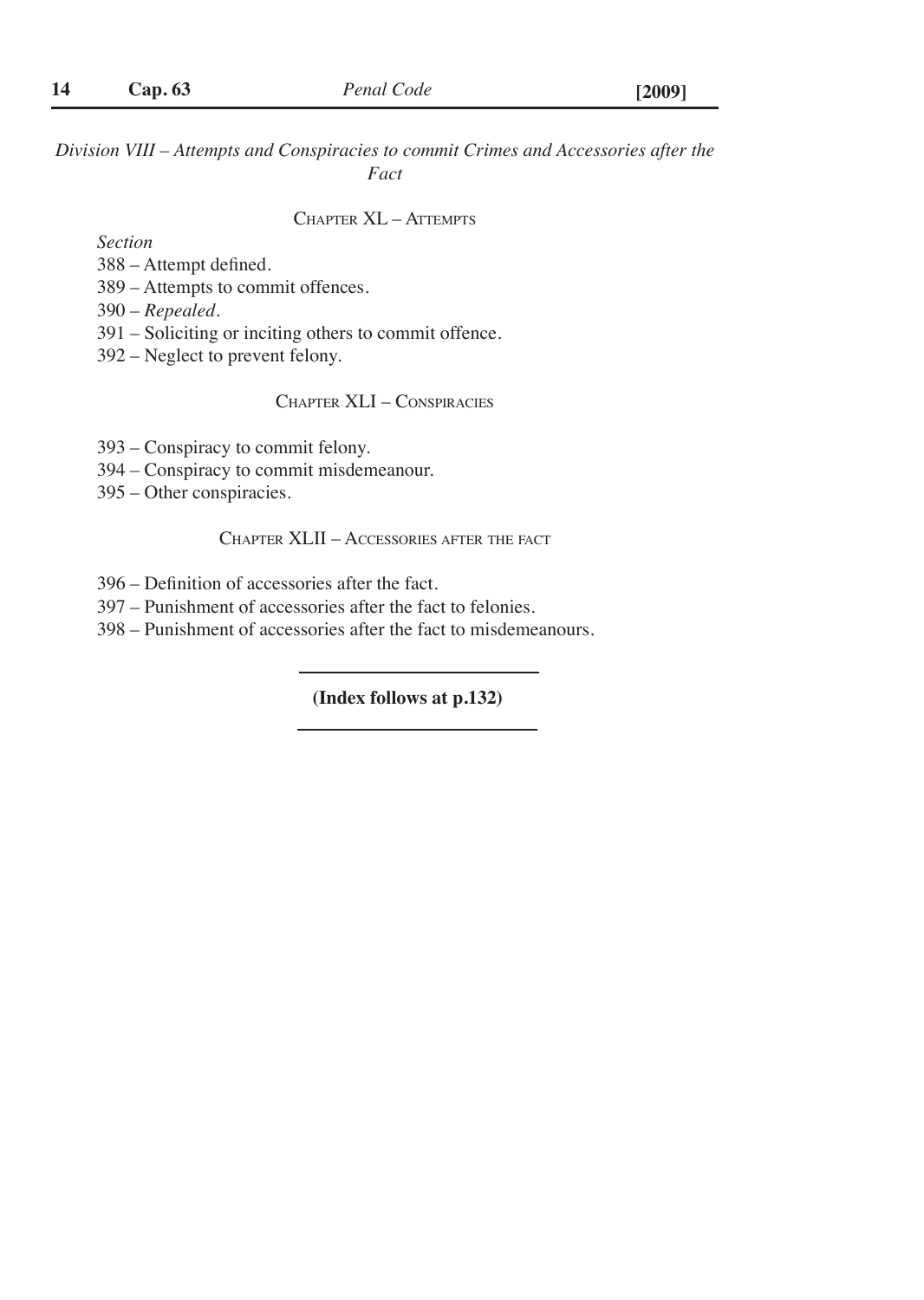*Division VIII – Attempts and Conspiracies to commit Crimes and Accessories after the Fact*

## Chapter XL – Attempts

*Section*

388 – Attempt defined.

389 – Attempts to commit offences.

390 – *Repealed*.

391 – Soliciting or inciting others to commit offence.

392 – Neglect to prevent felony.

## Chapter XLI – Conspiracies

393 – Conspiracy to commit felony.

394 – Conspiracy to commit misdemeanour.

395 – Other conspiracies.

## Chapter XLII – Accessories after the fact

396 – Definition of accessories after the fact.

397 – Punishment of accessories after the fact to felonies.

398 – Punishment of accessories after the fact to misdemeanours.

**(Index follows at p.132)**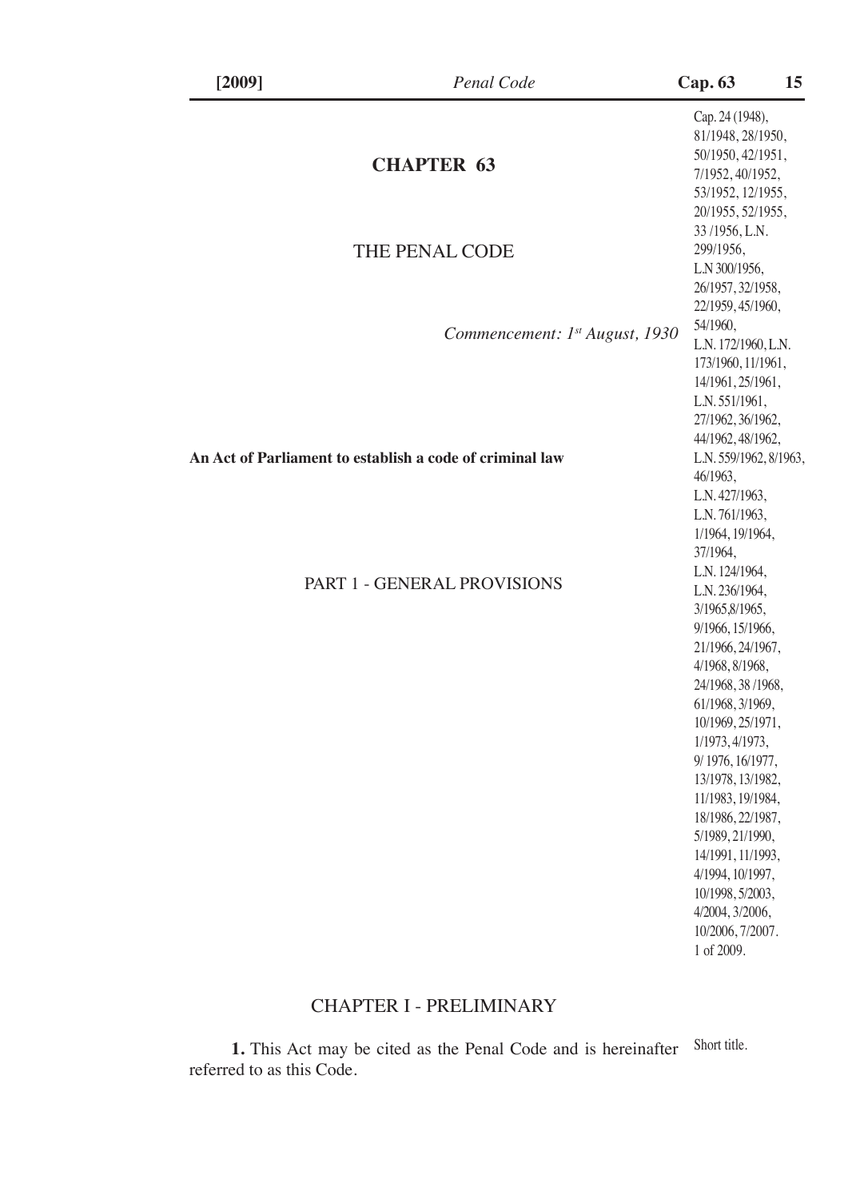# CHAPTER 63

## THE PENAL CODE

*Commencement: 1st August, 1930*

Cap. 24 (1948), 81/1948, 28/1950, 50/1950, 42/1951, 7/1952, 40/1952, 53/1952, 12/1955, 20/1955, 52/1955, 33 /1956, L.N. 299/1956, L.N 300/1956, 26/1957, 32/1958, 22/1959, 45/1960, 54/1960, L.N. 172/1960, L.N. 173/1960, 11/1961, 14/1961, 25/1961, L.N. 551/1961, 27/1962, 36/1962, 44/1962, 48/1962, L.N. 559/1962, 8/1963, 46/1963, L.N. 427/1963, L.N. 761/1963, 1/1964, 19/1964, 37/1964, L.N. 124/1964, L.N. 236/1964, 3/1965,8/1965, 9/1966, 15/1966, 21/1966, 24/1967, 4/1968, 8/1968, 24/1968, 38 /1968, 61/1968, 3/1969, 10/1969, 25/1971, 1/1973, 4/1973, 9/ 1976, 16/1977, 13/1978, 13/1982, 11/1983, 19/1984, 18/1986, 22/1987, 5/1989, 21/1990, 14/1991, 11/1993, 4/1994, 10/1997, 10/1998, 5/2003, 4/2004, 3/2006, 10/2006, 7/2007. 1 of 2009.

**An Act of Parliament to establish a code of criminal law**

## PART 1 - GENERAL PROVISIONS

### CHAPTER I - PRELIMINARY

Short title.

**1.** This Act may be cited as the Penal Code and is hereinafter referred to as this Code.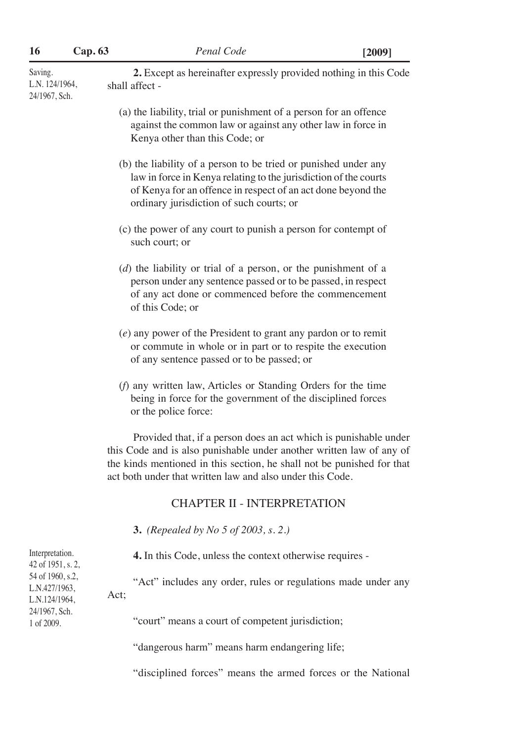Saving.
L.N. 124/1964,
24/1967, Sch.

**2.** Except as hereinafter expressly provided nothing in this Code shall affect -

(a) the liability, trial or punishment of a person for an offence against the common law or against any other law in force in Kenya other than this Code; or

(b) the liability of a person to be tried or punished under any law in force in Kenya relating to the jurisdiction of the courts of Kenya for an offence in respect of an act done beyond the ordinary jurisdiction of such courts; or

(c) the power of any court to punish a person for contempt of such court; or

(*d*) the liability or trial of a person, or the punishment of a person under any sentence passed or to be passed, in respect of any act done or commenced before the commencement of this Code; or

(*e*) any power of the President to grant any pardon or to remit or commute in whole or in part or to respite the execution of any sentence passed or to be passed; or

(*f*) any written law, Articles or Standing Orders for the time being in force for the government of the disciplined forces or the police force:

Provided that, if a person does an act which is punishable under this Code and is also punishable under another written law of any of the kinds mentioned in this section, he shall not be punished for that act both under that written law and also under this Code.

## CHAPTER II - INTERPRETATION

**3.** *(Repealed by No 5 of 2003, s. 2.)*

Interpretation.
42 of 1951, s. 2,
54 of 1960, s.2,
L.N.427/1963,
L.N.124/1964,
24/1967, Sch.
1 of 2009.

**4.** In this Code, unless the context otherwise requires -

"Act" includes any order, rules or regulations made under any Act;

"court" means a court of competent jurisdiction;

"dangerous harm" means harm endangering life;

"disciplined forces" means the armed forces or the National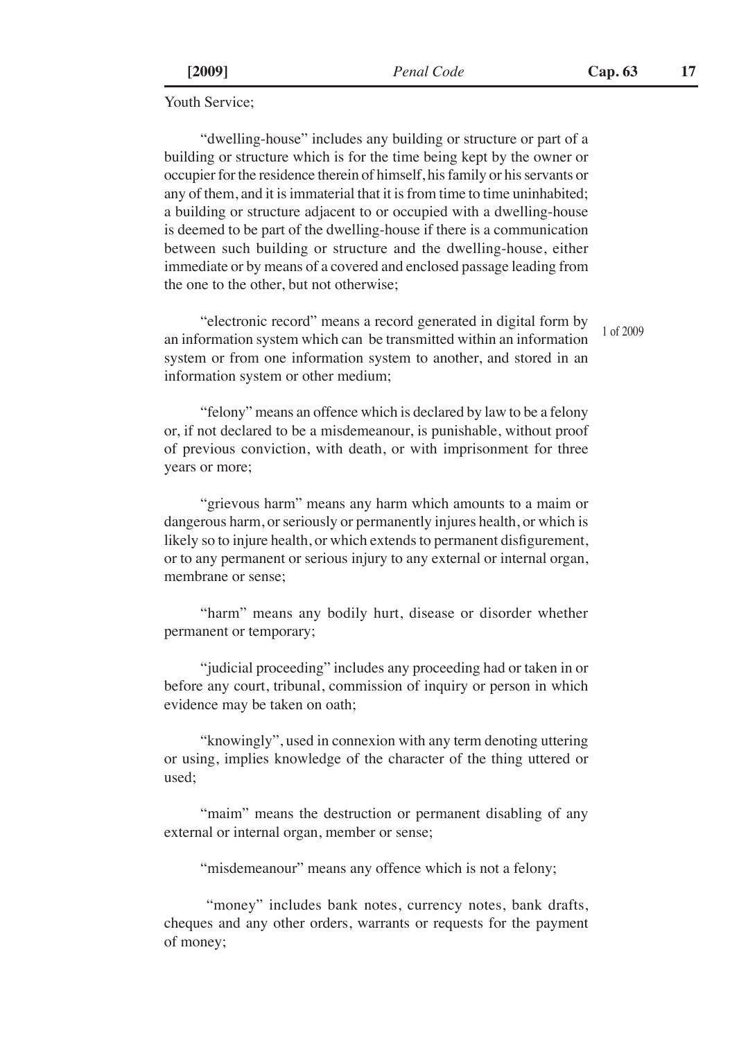Youth Service;

"dwelling-house" includes any building or structure or part of a building or structure which is for the time being kept by the owner or occupier for the residence therein of himself, his family or his servants or any of them, and it is immaterial that it is from time to time uninhabited; a building or structure adjacent to or occupied with a dwelling-house is deemed to be part of the dwelling-house if there is a communication between such building or structure and the dwelling-house, either immediate or by means of a covered and enclosed passage leading from the one to the other, but not otherwise;

"electronic record" means a record generated in digital form by an information system which can be transmitted within an information system or from one information system to another, and stored in an information system or other medium;

1 of 2009

"felony" means an offence which is declared by law to be a felony or, if not declared to be a misdemeanour, is punishable, without proof of previous conviction, with death, or with imprisonment for three years or more;

"grievous harm" means any harm which amounts to a maim or dangerous harm, or seriously or permanently injures health, or which is likely so to injure health, or which extends to permanent disfigurement, or to any permanent or serious injury to any external or internal organ, membrane or sense;

"harm" means any bodily hurt, disease or disorder whether permanent or temporary;

"judicial proceeding" includes any proceeding had or taken in or before any court, tribunal, commission of inquiry or person in which evidence may be taken on oath;

"knowingly", used in connexion with any term denoting uttering or using, implies knowledge of the character of the thing uttered or used;

"maim" means the destruction or permanent disabling of any external or internal organ, member or sense;

"misdemeanour" means any offence which is not a felony;

"money" includes bank notes, currency notes, bank drafts, cheques and any other orders, warrants or requests for the payment of money;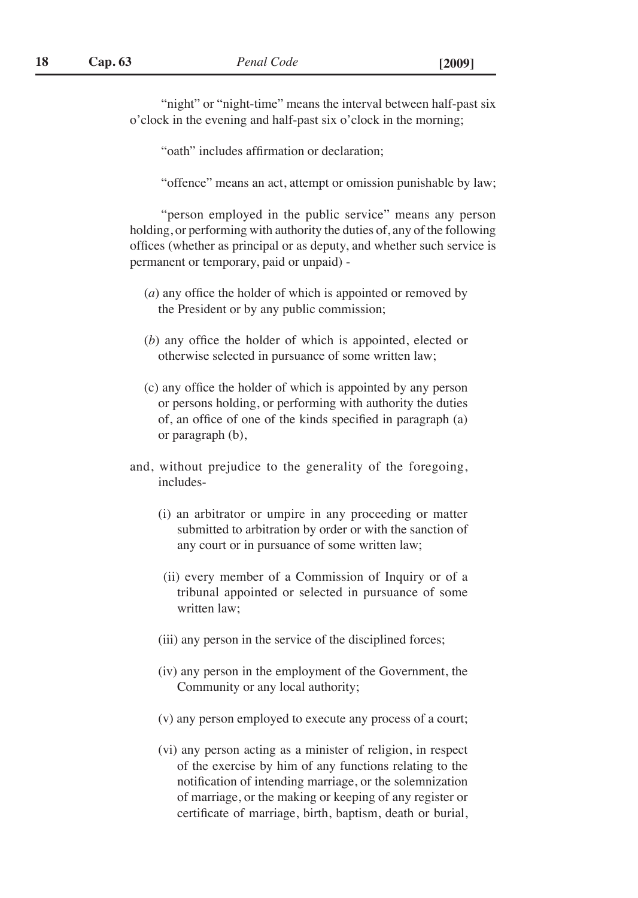"night" or "night-time" means the interval between half-past six o'clock in the evening and half-past six o'clock in the morning;

"oath" includes affirmation or declaration;

"offence" means an act, attempt or omission punishable by law;

"person employed in the public service" means any person holding, or performing with authority the duties of, any of the following offices (whether as principal or as deputy, and whether such service is permanent or temporary, paid or unpaid) -

(*a*) any office the holder of which is appointed or removed by the President or by any public commission;

(*b*) any office the holder of which is appointed, elected or otherwise selected in pursuance of some written law;

(c) any office the holder of which is appointed by any person or persons holding, or performing with authority the duties of, an office of one of the kinds specified in paragraph (a) or paragraph (b),

and, without prejudice to the generality of the foregoing, includes-

(i) an arbitrator or umpire in any proceeding or matter submitted to arbitration by order or with the sanction of any court or in pursuance of some written law;

(ii) every member of a Commission of Inquiry or of a tribunal appointed or selected in pursuance of some written law;

(iii) any person in the service of the disciplined forces;

(iv) any person in the employment of the Government, the Community or any local authority;

(v) any person employed to execute any process of a court;

(vi) any person acting as a minister of religion, in respect of the exercise by him of any functions relating to the notification of intending marriage, or the solemnization of marriage, or the making or keeping of any register or certificate of marriage, birth, baptism, death or burial,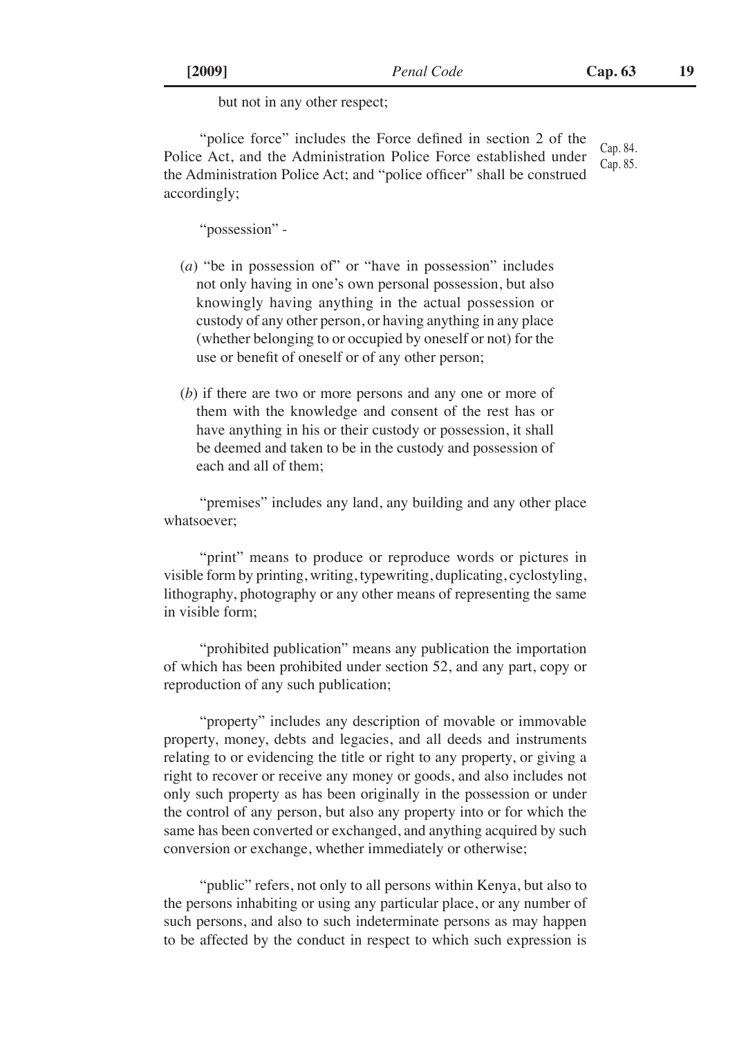but not in any other respect;

"police force" includes the Force defined in section 2 of the Police Act, and the Administration Police Force established under the Administration Police Act; and "police officer" shall be construed accordingly;

Cap. 84.
Cap. 85.

"possession" -

(*a*) "be in possession of" or "have in possession" includes not only having in one's own personal possession, but also knowingly having anything in the actual possession or custody of any other person, or having anything in any place (whether belonging to or occupied by oneself or not) for the use or benefit of oneself or of any other person;

(*b*) if there are two or more persons and any one or more of them with the knowledge and consent of the rest has or have anything in his or their custody or possession, it shall be deemed and taken to be in the custody and possession of each and all of them;

"premises" includes any land, any building and any other place whatsoever;

"print" means to produce or reproduce words or pictures in visible form by printing, writing, typewriting, duplicating, cyclostyling, lithography, photography or any other means of representing the same in visible form;

"prohibited publication" means any publication the importation of which has been prohibited under section 52, and any part, copy or reproduction of any such publication;

"property" includes any description of movable or immovable property, money, debts and legacies, and all deeds and instruments relating to or evidencing the title or right to any property, or giving a right to recover or receive any money or goods, and also includes not only such property as has been originally in the possession or under the control of any person, but also any property into or for which the same has been converted or exchanged, and anything acquired by such conversion or exchange, whether immediately or otherwise;

"public" refers, not only to all persons within Kenya, but also to the persons inhabiting or using any particular place, or any number of such persons, and also to such indeterminate persons as may happen to be affected by the conduct in respect to which such expression is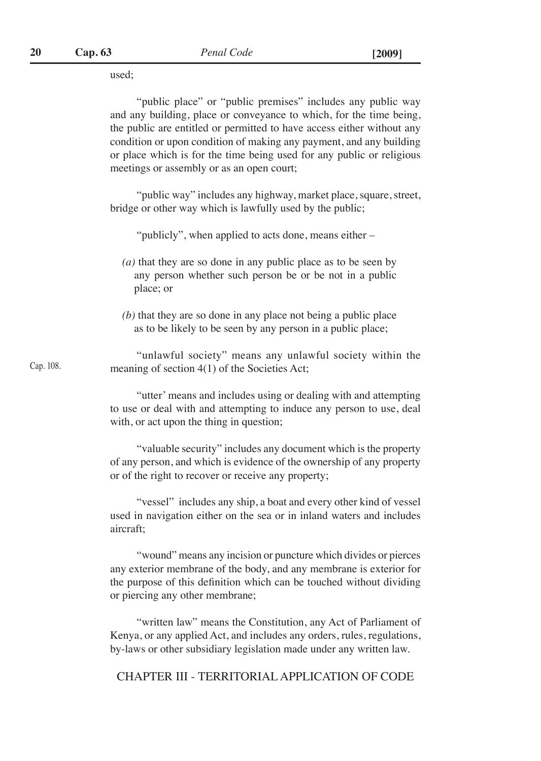used;

"public place" or "public premises" includes any public way and any building, place or conveyance to which, for the time being, the public are entitled or permitted to have access either without any condition or upon condition of making any payment, and any building or place which is for the time being used for any public or religious meetings or assembly or as an open court;

"public way" includes any highway, market place, square, street, bridge or other way which is lawfully used by the public;

"publicly", when applied to acts done, means either –

*(a)* that they are so done in any public place as to be seen by any person whether such person be or be not in a public place; or

*(b)* that they are so done in any place not being a public place as to be likely to be seen by any person in a public place;

Cap. 108.

"unlawful society" means any unlawful society within the meaning of section 4(1) of the Societies Act;

"utter' means and includes using or dealing with and attempting to use or deal with and attempting to induce any person to use, deal with, or act upon the thing in question;

"valuable security" includes any document which is the property of any person, and which is evidence of the ownership of any property or of the right to recover or receive any property;

"vessel" includes any ship, a boat and every other kind of vessel used in navigation either on the sea or in inland waters and includes aircraft;

"wound" means any incision or puncture which divides or pierces any exterior membrane of the body, and any membrane is exterior for the purpose of this definition which can be touched without dividing or piercing any other membrane;

"written law" means the Constitution, any Act of Parliament of Kenya, or any applied Act, and includes any orders, rules, regulations, by-laws or other subsidiary legislation made under any written law.

## CHAPTER III - TERRITORIAL APPLICATION OF CODE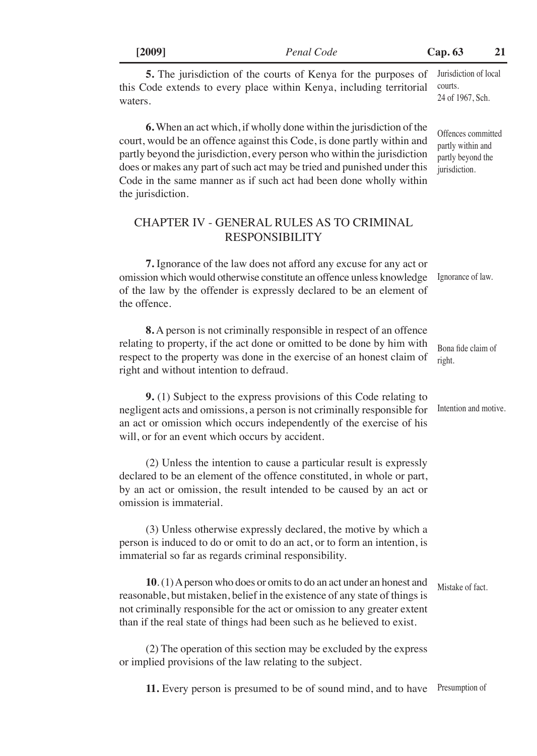**5.** The jurisdiction of the courts of Kenya for the purposes of this Code extends to every place within Kenya, including territorial waters.

Jurisdiction of local courts.
24 of 1967, Sch.

**6.** When an act which, if wholly done within the jurisdiction of the court, would be an offence against this Code, is done partly within and partly beyond the jurisdiction, every person who within the jurisdiction does or makes any part of such act may be tried and punished under this Code in the same manner as if such act had been done wholly within the jurisdiction.

Offences committed partly within and partly beyond the jurisdiction.

## CHAPTER IV - GENERAL RULES AS TO CRIMINAL RESPONSIBILITY

**7.** Ignorance of the law does not afford any excuse for any act or omission which would otherwise constitute an offence unless knowledge of the law by the offender is expressly declared to be an element of the offence.

Ignorance of law.

**8.** A person is not criminally responsible in respect of an offence relating to property, if the act done or omitted to be done by him with respect to the property was done in the exercise of an honest claim of right and without intention to defraud.

Bona fide claim of right.

**9.** (1) Subject to the express provisions of this Code relating to negligent acts and omissions, a person is not criminally responsible for an act or omission which occurs independently of the exercise of his will, or for an event which occurs by accident.

Intention and motive.

(2) Unless the intention to cause a particular result is expressly declared to be an element of the offence constituted, in whole or part, by an act or omission, the result intended to be caused by an act or omission is immaterial.

(3) Unless otherwise expressly declared, the motive by which a person is induced to do or omit to do an act, or to form an intention, is immaterial so far as regards criminal responsibility.

**10**. (1) A person who does or omits to do an act under an honest and reasonable, but mistaken, belief in the existence of any state of things is not criminally responsible for the act or omission to any greater extent than if the real state of things had been such as he believed to exist.

Mistake of fact.

(2) The operation of this section may be excluded by the express or implied provisions of the law relating to the subject.

**11.** Every person is presumed to be of sound mind, and to have

Presumption of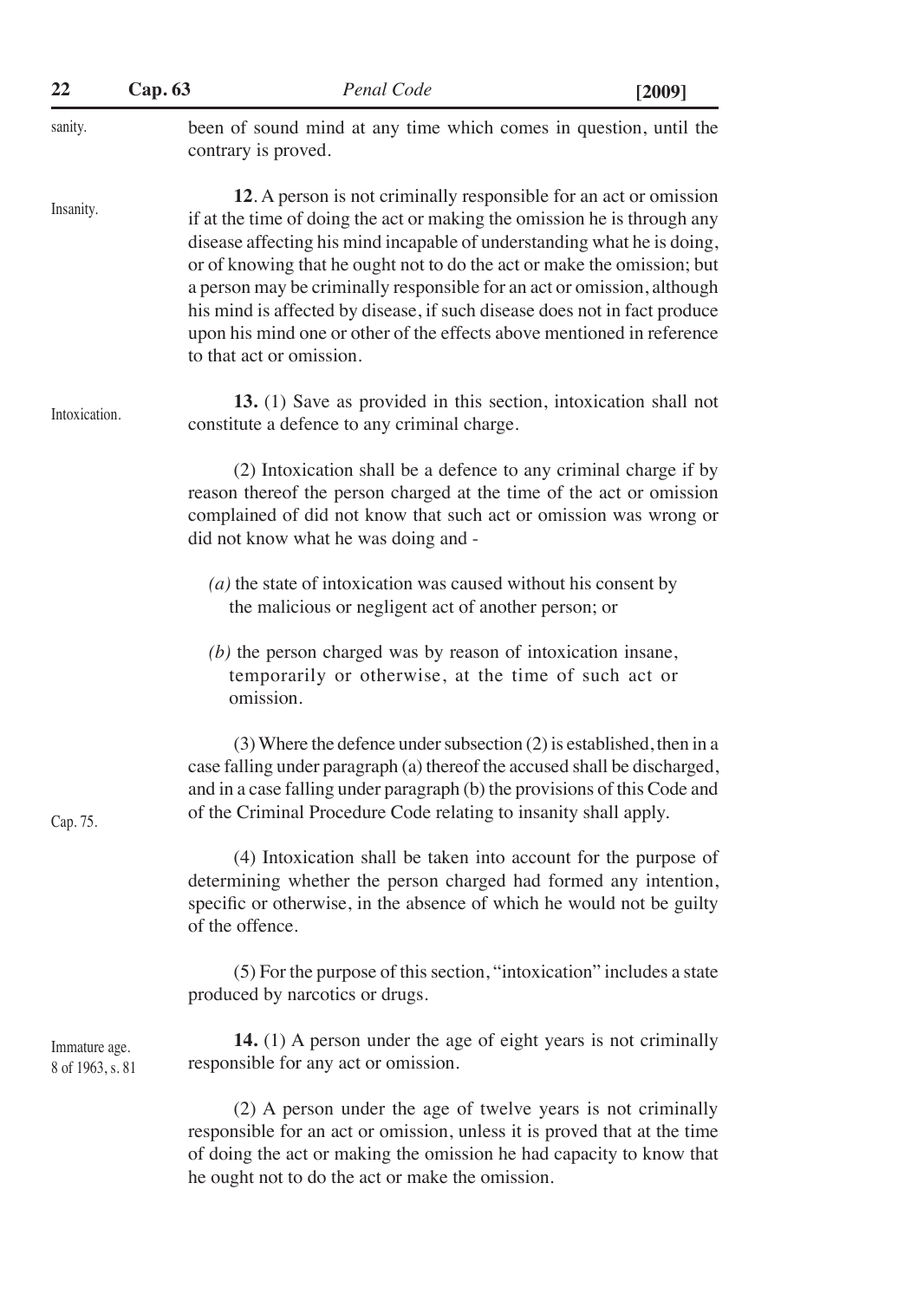been of sound mind at any time which comes in question, until the contrary is proved.

Insanity.

**12**. A person is not criminally responsible for an act or omission if at the time of doing the act or making the omission he is through any disease affecting his mind incapable of understanding what he is doing, or of knowing that he ought not to do the act or make the omission; but a person may be criminally responsible for an act or omission, although his mind is affected by disease, if such disease does not in fact produce upon his mind one or other of the effects above mentioned in reference to that act or omission.

Intoxication.

**13.** (1) Save as provided in this section, intoxication shall not constitute a defence to any criminal charge.

(2) Intoxication shall be a defence to any criminal charge if by reason thereof the person charged at the time of the act or omission complained of did not know that such act or omission was wrong or did not know what he was doing and -

*(a)* the state of intoxication was caused without his consent by the malicious or negligent act of another person; or

*(b)* the person charged was by reason of intoxication insane, temporarily or otherwise, at the time of such act or omission.

(3) Where the defence under subsection (2) is established, then in a case falling under paragraph (a) thereof the accused shall be discharged, and in a case falling under paragraph (b) the provisions of this Code and of the Criminal Procedure Code relating to insanity shall apply.

Cap. 75.

(4) Intoxication shall be taken into account for the purpose of determining whether the person charged had formed any intention, specific or otherwise, in the absence of which he would not be guilty of the offence.

(5) For the purpose of this section, "intoxication" includes a state produced by narcotics or drugs.

Immature age.
8 of 1963, s. 81

**14.** (1) A person under the age of eight years is not criminally responsible for any act or omission.

(2) A person under the age of twelve years is not criminally responsible for an act or omission, unless it is proved that at the time of doing the act or making the omission he had capacity to know that he ought not to do the act or make the omission.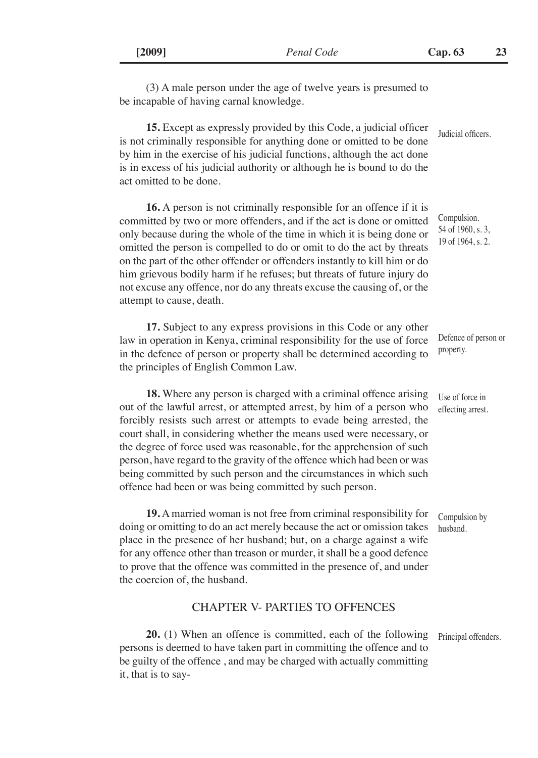(3) A male person under the age of twelve years is presumed to be incapable of having carnal knowledge.

Judicial officers.

**15.** Except as expressly provided by this Code, a judicial officer is not criminally responsible for anything done or omitted to be done by him in the exercise of his judicial functions, although the act done is in excess of his judicial authority or although he is bound to do the act omitted to be done.

Compulsion. 54 of 1960, s. 3, 19 of 1964, s. 2.

**16.** A person is not criminally responsible for an offence if it is committed by two or more offenders, and if the act is done or omitted only because during the whole of the time in which it is being done or omitted the person is compelled to do or omit to do the act by threats on the part of the other offender or offenders instantly to kill him or do him grievous bodily harm if he refuses; but threats of future injury do not excuse any offence, nor do any threats excuse the causing of, or the attempt to cause, death.

Defence of person or property.

**17.** Subject to any express provisions in this Code or any other law in operation in Kenya, criminal responsibility for the use of force in the defence of person or property shall be determined according to the principles of English Common Law.

Use of force in effecting arrest.

**18.** Where any person is charged with a criminal offence arising out of the lawful arrest, or attempted arrest, by him of a person who forcibly resists such arrest or attempts to evade being arrested, the court shall, in considering whether the means used were necessary, or the degree of force used was reasonable, for the apprehension of such person, have regard to the gravity of the offence which had been or was being committed by such person and the circumstances in which such offence had been or was being committed by such person.

Compulsion by husband.

**19.** A married woman is not free from criminal responsibility for doing or omitting to do an act merely because the act or omission takes place in the presence of her husband; but, on a charge against a wife for any offence other than treason or murder, it shall be a good defence to prove that the offence was committed in the presence of, and under the coercion of, the husband.

## CHAPTER V- PARTIES TO OFFENCES

Principal offenders.

**20.** (1) When an offence is committed, each of the following persons is deemed to have taken part in committing the offence and to be guilty of the offence , and may be charged with actually committing it, that is to say-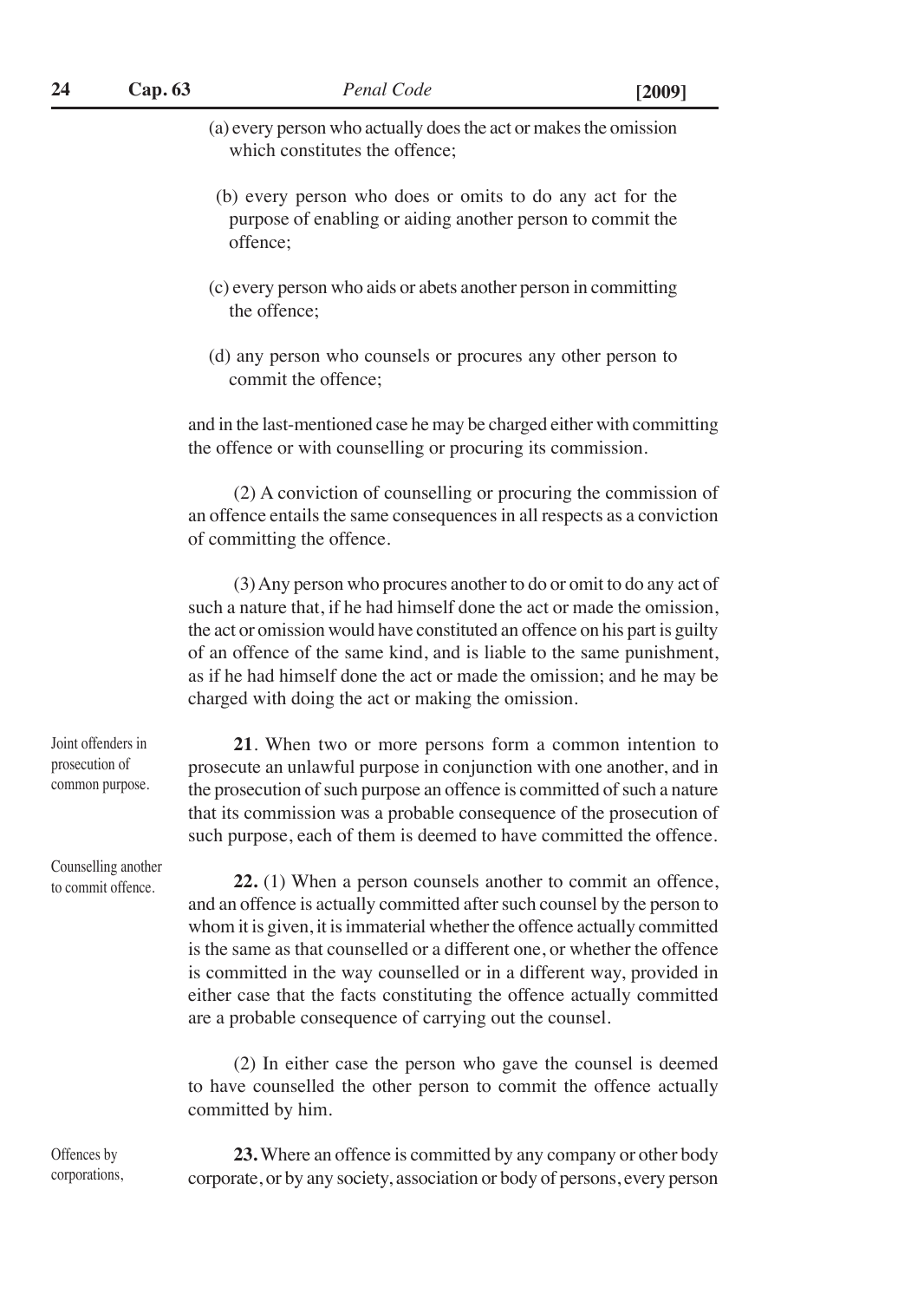(a) every person who actually does the act or makes the omission which constitutes the offence;

(b) every person who does or omits to do any act for the purpose of enabling or aiding another person to commit the offence;

(c) every person who aids or abets another person in committing the offence;

(d) any person who counsels or procures any other person to commit the offence;

and in the last-mentioned case he may be charged either with committing the offence or with counselling or procuring its commission.

(2) A conviction of counselling or procuring the commission of an offence entails the same consequences in all respects as a conviction of committing the offence.

(3) Any person who procures another to do or omit to do any act of such a nature that, if he had himself done the act or made the omission, the act or omission would have constituted an offence on his part is guilty of an offence of the same kind, and is liable to the same punishment, as if he had himself done the act or made the omission; and he may be charged with doing the act or making the omission.

*Joint offenders in prosecution of common purpose.*

**21**. When two or more persons form a common intention to prosecute an unlawful purpose in conjunction with one another, and in the prosecution of such purpose an offence is committed of such a nature that its commission was a probable consequence of the prosecution of such purpose, each of them is deemed to have committed the offence.

*Counselling another to commit offence.*

**22.** (1) When a person counsels another to commit an offence, and an offence is actually committed after such counsel by the person to whom it is given, it is immaterial whether the offence actually committed is the same as that counselled or a different one, or whether the offence is committed in the way counselled or in a different way, provided in either case that the facts constituting the offence actually committed are a probable consequence of carrying out the counsel.

(2) In either case the person who gave the counsel is deemed to have counselled the other person to commit the offence actually committed by him.

*Offences by corporations,*

**23.** Where an offence is committed by any company or other body corporate, or by any society, association or body of persons, every person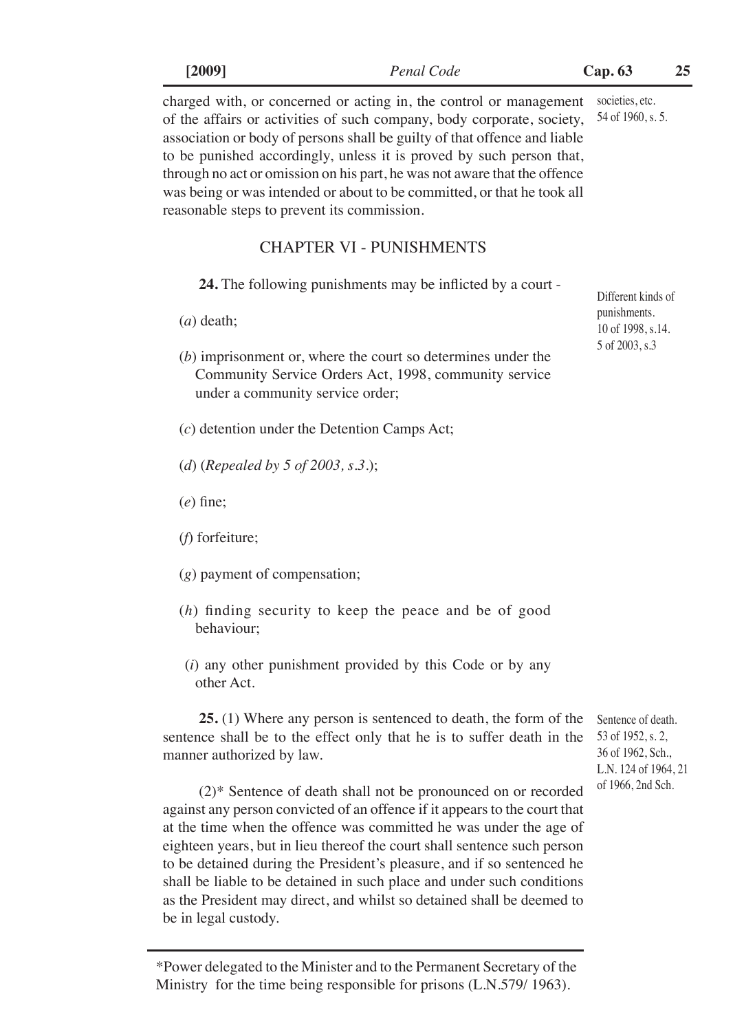charged with, or concerned or acting in, the control or management of the affairs or activities of such company, body corporate, society, association or body of persons shall be guilty of that offence and liable to be punished accordingly, unless it is proved by such person that, through no act or omission on his part, he was not aware that the offence was being or was intended or about to be committed, or that he took all reasonable steps to prevent its commission.

societies, etc.
54 of 1960, s. 5.

## CHAPTER VI - PUNISHMENTS

Different kinds of punishments.
10 of 1998, s.14.
5 of 2003, s.3

**24.** The following punishments may be inflicted by a court -

(*a*) death;

(*b*) imprisonment or, where the court so determines under the Community Service Orders Act, 1998, community service under a community service order;

(*c*) detention under the Detention Camps Act;

(*d*) (*Repealed by 5 of 2003, s.3.*);

(*e*) fine;

(*f*) forfeiture;

(*g*) payment of compensation;

(*h*) finding security to keep the peace and be of good behaviour;

(*i*) any other punishment provided by this Code or by any other Act.

Sentence of death.
53 of 1952, s. 2,
36 of 1962, Sch.,
L.N. 124 of 1964, 21 of 1966, 2nd Sch.

**25.** (1) Where any person is sentenced to death, the form of the sentence shall be to the effect only that he is to suffer death in the manner authorized by law.

(2)* Sentence of death shall not be pronounced on or recorded against any person convicted of an offence if it appears to the court that at the time when the offence was committed he was under the age of eighteen years, but in lieu thereof the court shall sentence such person to be detained during the President's pleasure, and if so sentenced he shall be liable to be detained in such place and under such conditions as the President may direct, and whilst so detained shall be deemed to be in legal custody.

---

*Power delegated to the Minister and to the Permanent Secretary of the Ministry for the time being responsible for prisons (L.N.579/ 1963).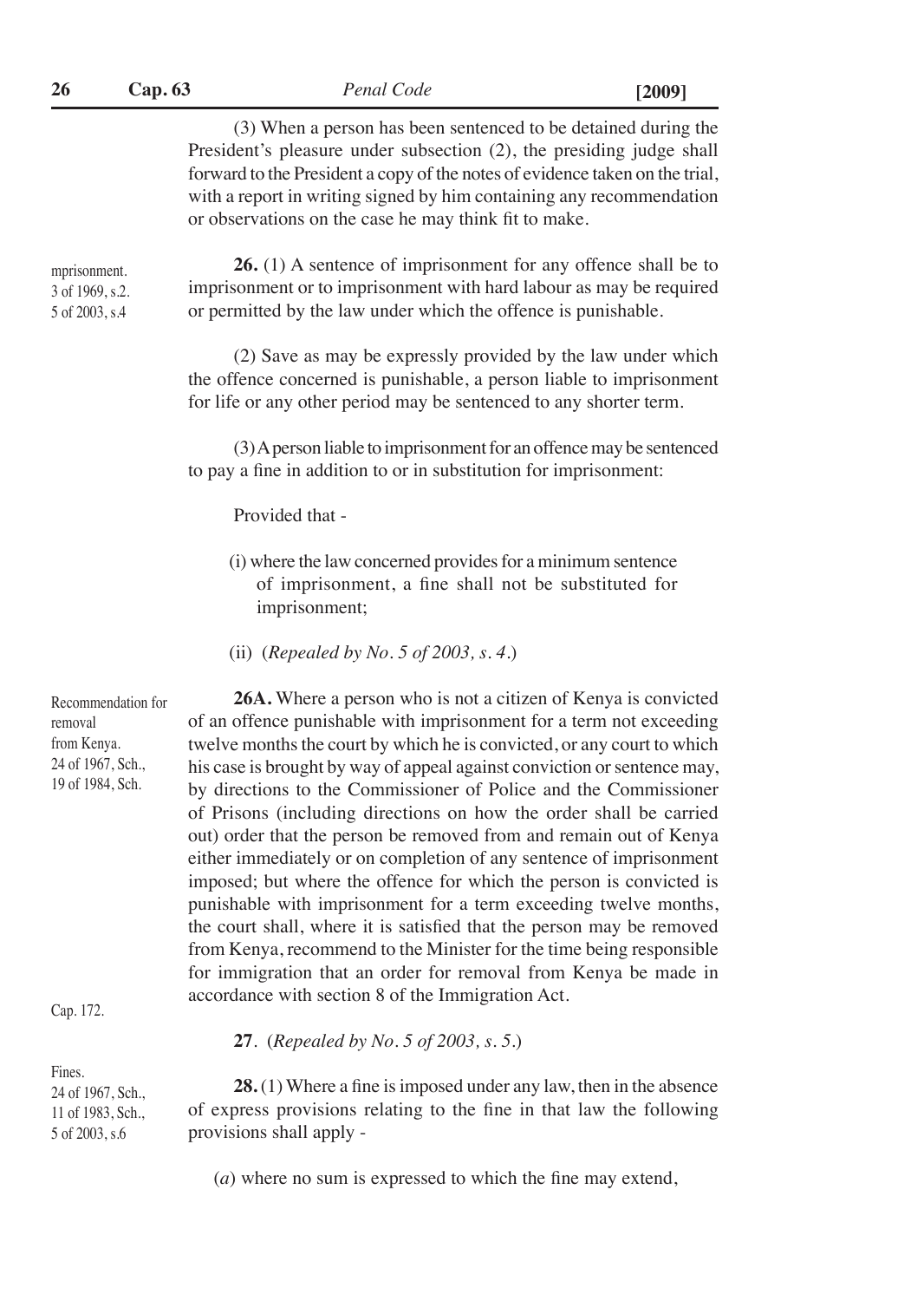(3) When a person has been sentenced to be detained during the President's pleasure under subsection (2), the presiding judge shall forward to the President a copy of the notes of evidence taken on the trial, with a report in writing signed by him containing any recommendation or observations on the case he may think fit to make.

mprisonment.
3 of 1969, s.2.
5 of 2003, s.4

**26.** (1) A sentence of imprisonment for any offence shall be to imprisonment or to imprisonment with hard labour as may be required or permitted by the law under which the offence is punishable.

(2) Save as may be expressly provided by the law under which the offence concerned is punishable, a person liable to imprisonment for life or any other period may be sentenced to any shorter term.

(3) A person liable to imprisonment for an offence may be sentenced to pay a fine in addition to or in substitution for imprisonment:

Provided that -

(i) where the law concerned provides for a minimum sentence of imprisonment, a fine shall not be substituted for imprisonment;

(ii) (*Repealed by No. 5 of 2003, s. 4.*)

Recommendation for removal from Kenya.
24 of 1967, Sch.,
19 of 1984, Sch.

**26A.** Where a person who is not a citizen of Kenya is convicted of an offence punishable with imprisonment for a term not exceeding twelve months the court by which he is convicted, or any court to which his case is brought by way of appeal against conviction or sentence may, by directions to the Commissioner of Police and the Commissioner of Prisons (including directions on how the order shall be carried out) order that the person be removed from and remain out of Kenya either immediately or on completion of any sentence of imprisonment imposed; but where the offence for which the person is convicted is punishable with imprisonment for a term exceeding twelve months, the court shall, where it is satisfied that the person may be removed from Kenya, recommend to the Minister for the time being responsible for immigration that an order for removal from Kenya be made in accordance with section 8 of the Immigration Act.

Cap. 172.

**27**. (*Repealed by No. 5 of 2003, s. 5.*)

Fines.
24 of 1967, Sch.,
11 of 1983, Sch.,
5 of 2003, s.6

**28.** (1) Where a fine is imposed under any law, then in the absence of express provisions relating to the fine in that law the following provisions shall apply -

(*a*) where no sum is expressed to which the fine may extend,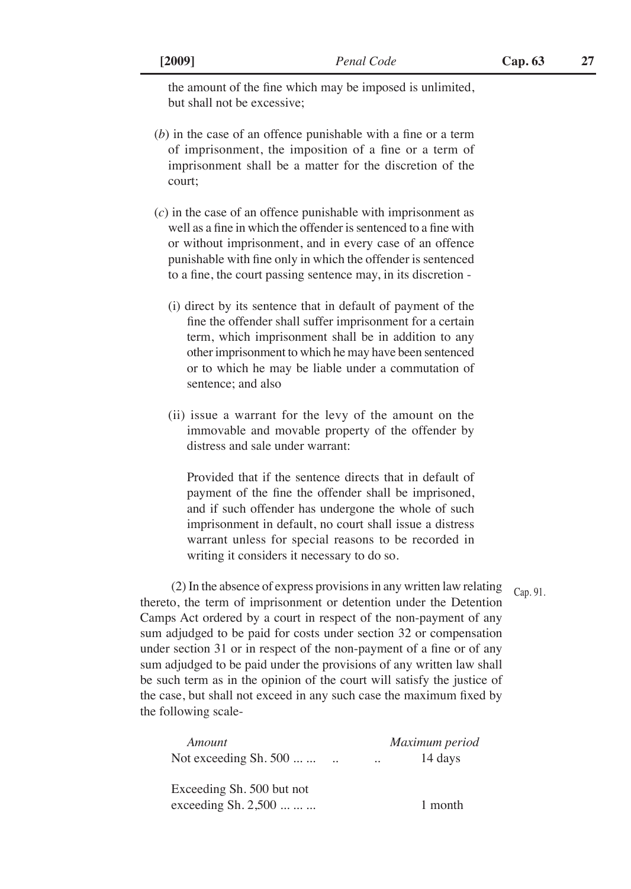the amount of the fine which may be imposed is unlimited, but shall not be excessive;

(*b*) in the case of an offence punishable with a fine or a term of imprisonment, the imposition of a fine or a term of imprisonment shall be a matter for the discretion of the court;

(*c*) in the case of an offence punishable with imprisonment as well as a fine in which the offender is sentenced to a fine with or without imprisonment, and in every case of an offence punishable with fine only in which the offender is sentenced to a fine, the court passing sentence may, in its discretion -

(i) direct by its sentence that in default of payment of the fine the offender shall suffer imprisonment for a certain term, which imprisonment shall be in addition to any other imprisonment to which he may have been sentenced or to which he may be liable under a commutation of sentence; and also

(ii) issue a warrant for the levy of the amount on the immovable and movable property of the offender by distress and sale under warrant:

Provided that if the sentence directs that in default of payment of the fine the offender shall be imprisoned, and if such offender has undergone the whole of such imprisonment in default, no court shall issue a distress warrant unless for special reasons to be recorded in writing it considers it necessary to do so.

(2) In the absence of express provisions in any written law relating thereto, the term of imprisonment or detention under the Detention Camps Act ordered by a court in respect of the non-payment of any sum adjudged to be paid for costs under section 32 or compensation under section 31 or in respect of the non-payment of a fine or of any sum adjudged to be paid under the provisions of any written law shall be such term as in the opinion of the court will satisfy the justice of the case, but shall not exceed in any such case the maximum fixed by the following scale-

Cap. 91.

| *Amount* | *Maximum period* |
|---|---|
| Not exceeding Sh. 500 ... ... .. .. | 14 days |
| Exceeding Sh. 500 but not exceeding Sh. 2,500 ... ... ... | 1 month |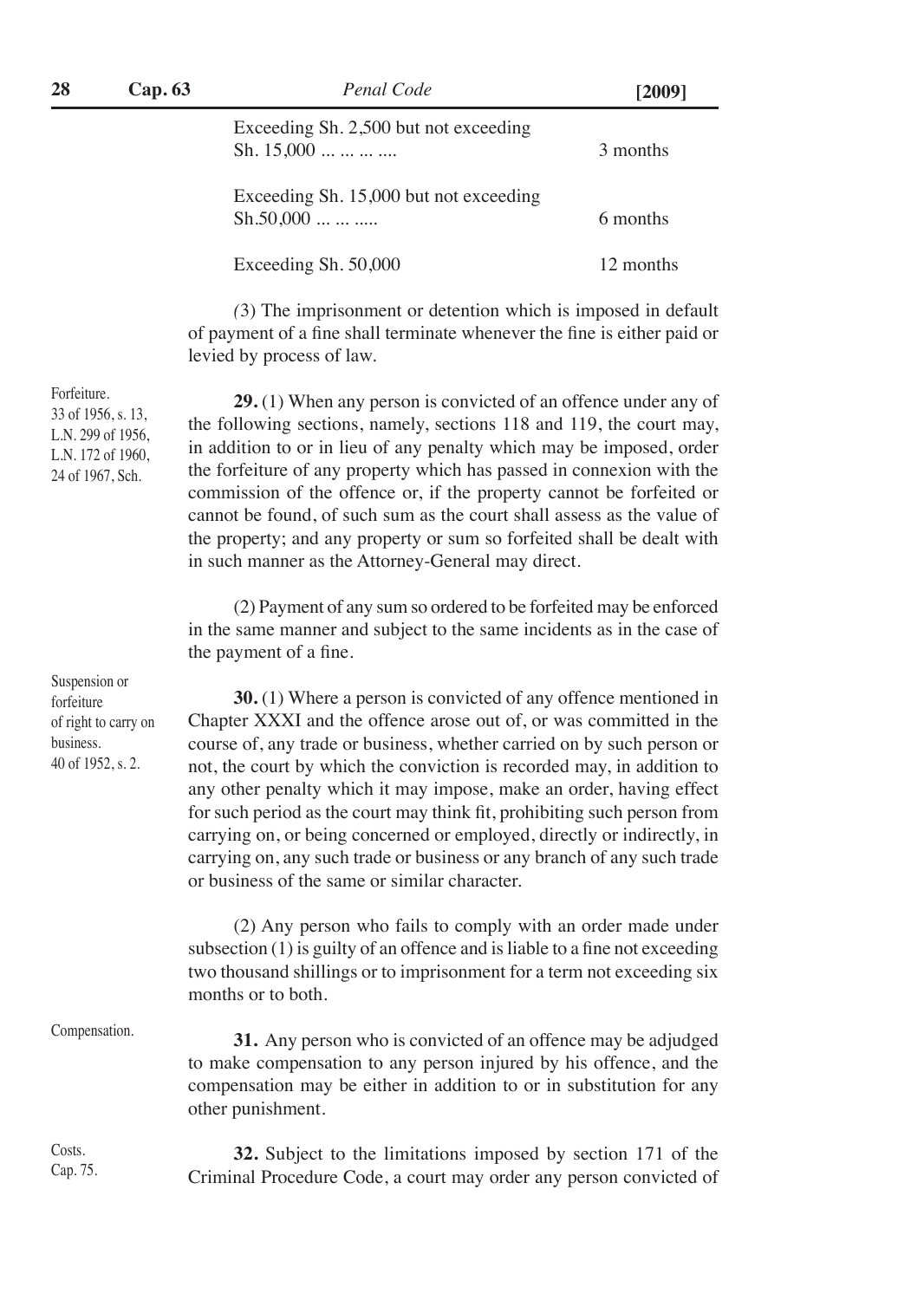| | |
|---|---|
| Exceeding Sh. 2,500 but not exceeding Sh. 15,000 ... ... ... .... | 3 months |
| Exceeding Sh. 15,000 but not exceeding Sh.50,000 ... ... ..... | 6 months |
| Exceeding Sh. 50,000 | 12 months |

(3) The imprisonment or detention which is imposed in default of payment of a fine shall terminate whenever the fine is either paid or levied by process of law.

Forfeiture.
33 of 1956, s. 13,
L.N. 299 of 1956,
L.N. 172 of 1960,
24 of 1967, Sch.

**29.** (1) When any person is convicted of an offence under any of the following sections, namely, sections 118 and 119, the court may, in addition to or in lieu of any penalty which may be imposed, order the forfeiture of any property which has passed in connexion with the commission of the offence or, if the property cannot be forfeited or cannot be found, of such sum as the court shall assess as the value of the property; and any property or sum so forfeited shall be dealt with in such manner as the Attorney-General may direct.

(2) Payment of any sum so ordered to be forfeited may be enforced in the same manner and subject to the same incidents as in the case of the payment of a fine.

Suspension or forfeiture of right to carry on business.
40 of 1952, s. 2.

**30.** (1) Where a person is convicted of any offence mentioned in Chapter XXXI and the offence arose out of, or was committed in the course of, any trade or business, whether carried on by such person or not, the court by which the conviction is recorded may, in addition to any other penalty which it may impose, make an order, having effect for such period as the court may think fit, prohibiting such person from carrying on, or being concerned or employed, directly or indirectly, in carrying on, any such trade or business or any branch of any such trade or business of the same or similar character.

(2) Any person who fails to comply with an order made under subsection (1) is guilty of an offence and is liable to a fine not exceeding two thousand shillings or to imprisonment for a term not exceeding six months or to both.

Compensation.

**31.** Any person who is convicted of an offence may be adjudged to make compensation to any person injured by his offence, and the compensation may be either in addition to or in substitution for any other punishment.

Costs.
Cap. 75.

**32.** Subject to the limitations imposed by section 171 of the Criminal Procedure Code, a court may order any person convicted of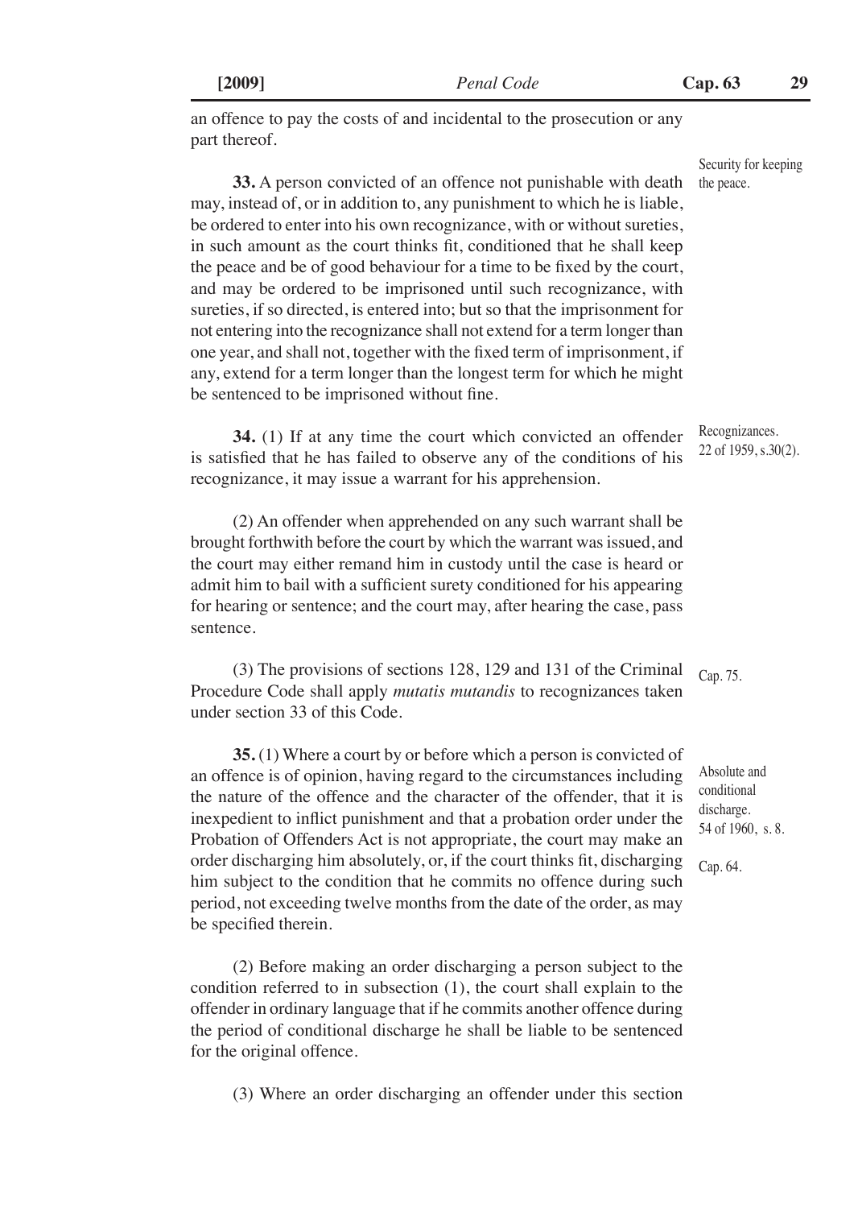an offence to pay the costs of and incidental to the prosecution or any part thereof.

Security for keeping the peace.

**33.** A person convicted of an offence not punishable with death may, instead of, or in addition to, any punishment to which he is liable, be ordered to enter into his own recognizance, with or without sureties, in such amount as the court thinks fit, conditioned that he shall keep the peace and be of good behaviour for a time to be fixed by the court, and may be ordered to be imprisoned until such recognizance, with sureties, if so directed, is entered into; but so that the imprisonment for not entering into the recognizance shall not extend for a term longer than one year, and shall not, together with the fixed term of imprisonment, if any, extend for a term longer than the longest term for which he might be sentenced to be imprisoned without fine.

Recognizances. 22 of 1959, s.30(2).

**34.** (1) If at any time the court which convicted an offender is satisfied that he has failed to observe any of the conditions of his recognizance, it may issue a warrant for his apprehension.

(2) An offender when apprehended on any such warrant shall be brought forthwith before the court by which the warrant was issued, and the court may either remand him in custody until the case is heard or admit him to bail with a sufficient surety conditioned for his appearing for hearing or sentence; and the court may, after hearing the case, pass sentence.

Cap. 75.

(3) The provisions of sections 128, 129 and 131 of the Criminal Procedure Code shall apply *mutatis mutandis* to recognizances taken under section 33 of this Code.

Absolute and conditional discharge. 54 of 1960, s. 8.

Cap. 64.

**35.** (1) Where a court by or before which a person is convicted of an offence is of opinion, having regard to the circumstances including the nature of the offence and the character of the offender, that it is inexpedient to inflict punishment and that a probation order under the Probation of Offenders Act is not appropriate, the court may make an order discharging him absolutely, or, if the court thinks fit, discharging him subject to the condition that he commits no offence during such period, not exceeding twelve months from the date of the order, as may be specified therein.

(2) Before making an order discharging a person subject to the condition referred to in subsection (1), the court shall explain to the offender in ordinary language that if he commits another offence during the period of conditional discharge he shall be liable to be sentenced for the original offence.

(3) Where an order discharging an offender under this section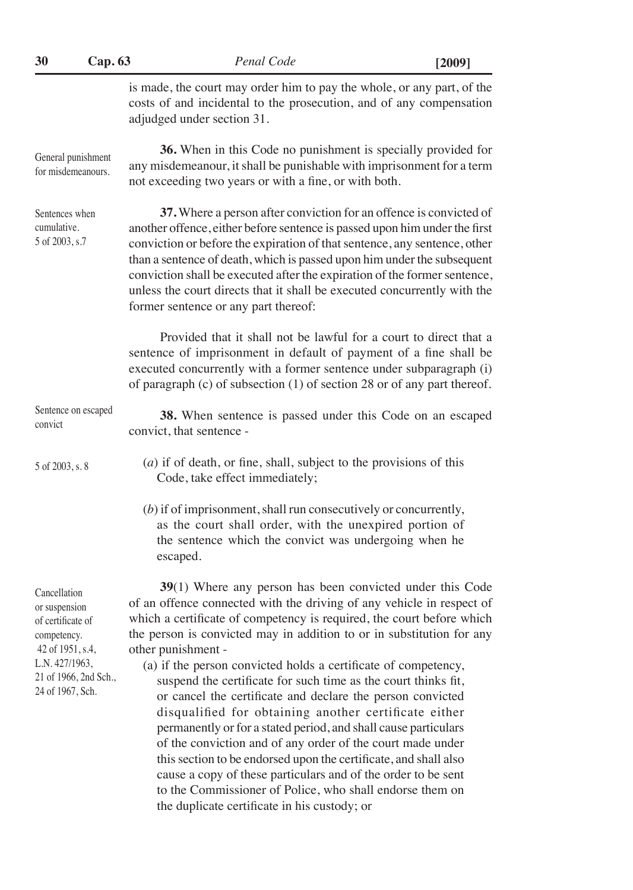is made, the court may order him to pay the whole, or any part, of the costs of and incidental to the prosecution, and of any compensation adjudged under section 31.

General punishment for misdemeanours.

**36.** When in this Code no punishment is specially provided for any misdemeanour, it shall be punishable with imprisonment for a term not exceeding two years or with a fine, or with both.

Sentences when cumulative.
5 of 2003, s.7

**37.** Where a person after conviction for an offence is convicted of another offence, either before sentence is passed upon him under the first conviction or before the expiration of that sentence, any sentence, other than a sentence of death, which is passed upon him under the subsequent conviction shall be executed after the expiration of the former sentence, unless the court directs that it shall be executed concurrently with the former sentence or any part thereof:

Provided that it shall not be lawful for a court to direct that a sentence of imprisonment in default of payment of a fine shall be executed concurrently with a former sentence under subparagraph (i) of paragraph (c) of subsection (1) of section 28 or of any part thereof.

Sentence on escaped convict
5 of 2003, s. 8

**38.** When sentence is passed under this Code on an escaped convict, that sentence -

(*a*) if of death, or fine, shall, subject to the provisions of this Code, take effect immediately;

(*b*) if of imprisonment, shall run consecutively or concurrently, as the court shall order, with the unexpired portion of the sentence which the convict was undergoing when he escaped.

Cancellation or suspension of certificate of competency.
42 of 1951, s.4,
L.N. 427/1963,
21 of 1966, 2nd Sch.,
24 of 1967, Sch.

**39**(1) Where any person has been convicted under this Code of an offence connected with the driving of any vehicle in respect of which a certificate of competency is required, the court before which the person is convicted may in addition to or in substitution for any other punishment -

(a) if the person convicted holds a certificate of competency, suspend the certificate for such time as the court thinks fit, or cancel the certificate and declare the person convicted disqualified for obtaining another certificate either permanently or for a stated period, and shall cause particulars of the conviction and of any order of the court made under this section to be endorsed upon the certificate, and shall also cause a copy of these particulars and of the order to be sent to the Commissioner of Police, who shall endorse them on the duplicate certificate in his custody; or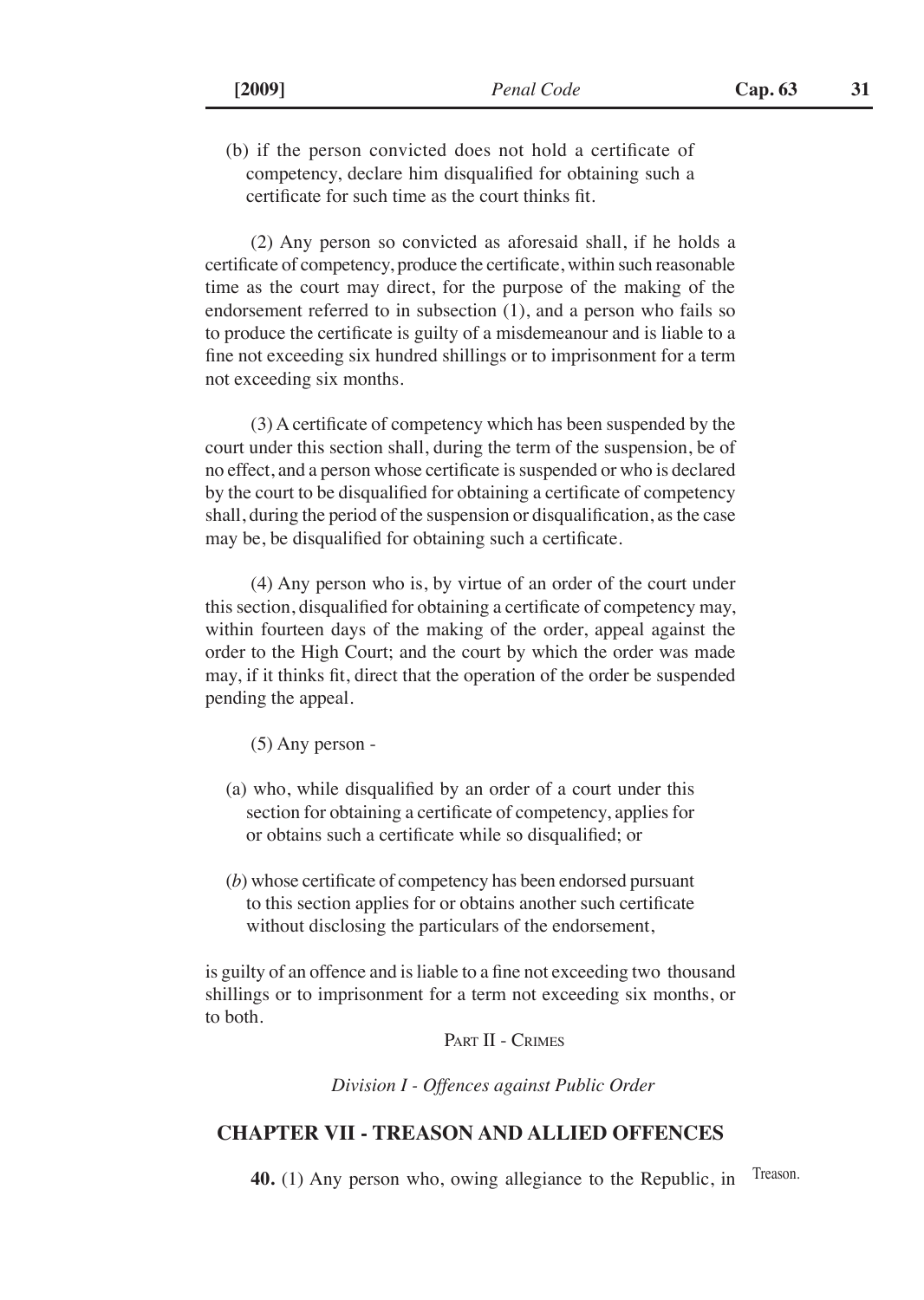(b) if the person convicted does not hold a certificate of competency, declare him disqualified for obtaining such a certificate for such time as the court thinks fit.

(2) Any person so convicted as aforesaid shall, if he holds a certificate of competency, produce the certificate, within such reasonable time as the court may direct, for the purpose of the making of the endorsement referred to in subsection (1), and a person who fails so to produce the certificate is guilty of a misdemeanour and is liable to a fine not exceeding six hundred shillings or to imprisonment for a term not exceeding six months.

(3) A certificate of competency which has been suspended by the court under this section shall, during the term of the suspension, be of no effect, and a person whose certificate is suspended or who is declared by the court to be disqualified for obtaining a certificate of competency shall, during the period of the suspension or disqualification, as the case may be, be disqualified for obtaining such a certificate.

(4) Any person who is, by virtue of an order of the court under this section, disqualified for obtaining a certificate of competency may, within fourteen days of the making of the order, appeal against the order to the High Court; and the court by which the order was made may, if it thinks fit, direct that the operation of the order be suspended pending the appeal.

(5) Any person -

(a) who, while disqualified by an order of a court under this section for obtaining a certificate of competency, applies for or obtains such a certificate while so disqualified; or

(*b*) whose certificate of competency has been endorsed pursuant to this section applies for or obtains another such certificate without disclosing the particulars of the endorsement,

is guilty of an offence and is liable to a fine not exceeding two thousand shillings or to imprisonment for a term not exceeding six months, or to both.

## PART II - CRIMES

*Division I - Offences against Public Order*

## CHAPTER VII - TREASON AND ALLIED OFFENCES

Treason.

**40.** (1) Any person who, owing allegiance to the Republic, in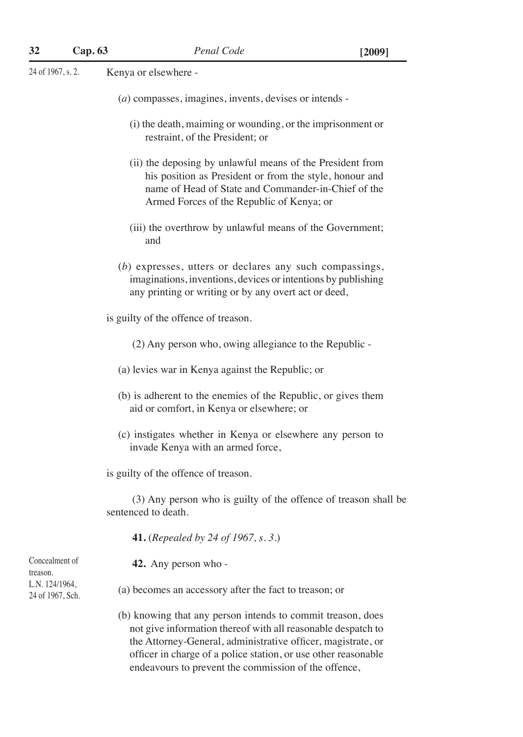24 of 1967, s. 2.

Kenya or elsewhere -

(*a*) compasses, imagines, invents, devises or intends -

(i) the death, maiming or wounding, or the imprisonment or restraint, of the President; or

(ii) the deposing by unlawful means of the President from his position as President or from the style, honour and name of Head of State and Commander-in-Chief of the Armed Forces of the Republic of Kenya; or

(iii) the overthrow by unlawful means of the Government; and

(*b*) expresses, utters or declares any such compassings, imaginations, inventions, devices or intentions by publishing any printing or writing or by any overt act or deed,

is guilty of the offence of treason.

(2) Any person who, owing allegiance to the Republic -

(a) levies war in Kenya against the Republic; or

(b) is adherent to the enemies of the Republic, or gives them aid or comfort, in Kenya or elsewhere; or

(c) instigates whether in Kenya or elsewhere any person to invade Kenya with an armed force,

is guilty of the offence of treason.

(3) Any person who is guilty of the offence of treason shall be sentenced to death.

**41.** (*Repealed by 24 of 1967, s. 3.*)

Concealment of treason. L.N. 124/1964, 24 of 1967, Sch.

**42.** Any person who -

(a) becomes an accessory after the fact to treason; or

(b) knowing that any person intends to commit treason, does not give information thereof with all reasonable despatch to the Attorney-General, administrative officer, magistrate, or officer in charge of a police station, or use other reasonable endeavours to prevent the commission of the offence,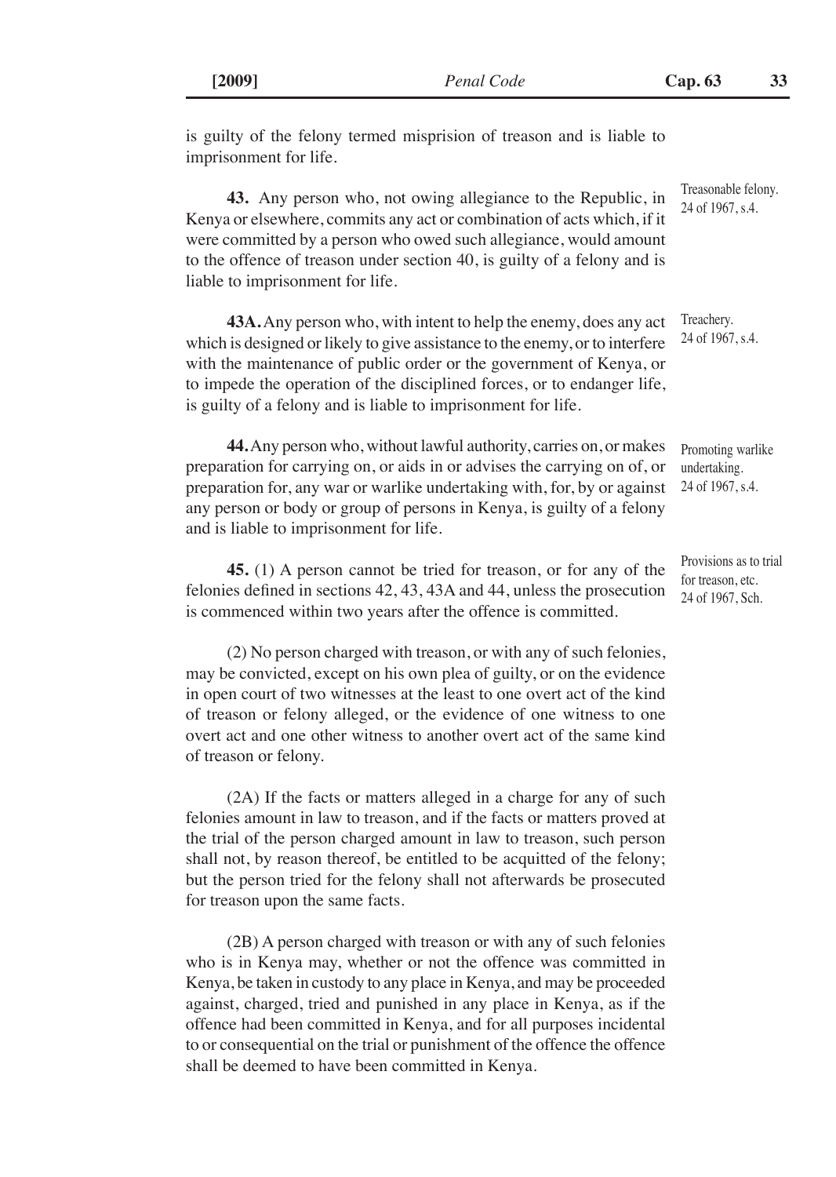is guilty of the felony termed misprision of treason and is liable to imprisonment for life.

Treasonable felony.
24 of 1967, s.4.

**43.** Any person who, not owing allegiance to the Republic, in Kenya or elsewhere, commits any act or combination of acts which, if it were committed by a person who owed such allegiance, would amount to the offence of treason under section 40, is guilty of a felony and is liable to imprisonment for life.

Treachery.
24 of 1967, s.4.

**43A.** Any person who, with intent to help the enemy, does any act which is designed or likely to give assistance to the enemy, or to interfere with the maintenance of public order or the government of Kenya, or to impede the operation of the disciplined forces, or to endanger life, is guilty of a felony and is liable to imprisonment for life.

Promoting warlike undertaking.
24 of 1967, s.4.

**44.** Any person who, without lawful authority, carries on, or makes preparation for carrying on, or aids in or advises the carrying on of, or preparation for, any war or warlike undertaking with, for, by or against any person or body or group of persons in Kenya, is guilty of a felony and is liable to imprisonment for life.

Provisions as to trial for treason, etc.
24 of 1967, Sch.

**45.** (1) A person cannot be tried for treason, or for any of the felonies defined in sections 42, 43, 43A and 44, unless the prosecution is commenced within two years after the offence is committed.

(2) No person charged with treason, or with any of such felonies, may be convicted, except on his own plea of guilty, or on the evidence in open court of two witnesses at the least to one overt act of the kind of treason or felony alleged, or the evidence of one witness to one overt act and one other witness to another overt act of the same kind of treason or felony.

(2A) If the facts or matters alleged in a charge for any of such felonies amount in law to treason, and if the facts or matters proved at the trial of the person charged amount in law to treason, such person shall not, by reason thereof, be entitled to be acquitted of the felony; but the person tried for the felony shall not afterwards be prosecuted for treason upon the same facts.

(2B) A person charged with treason or with any of such felonies who is in Kenya may, whether or not the offence was committed in Kenya, be taken in custody to any place in Kenya, and may be proceeded against, charged, tried and punished in any place in Kenya, as if the offence had been committed in Kenya, and for all purposes incidental to or consequential on the trial or punishment of the offence the offence shall be deemed to have been committed in Kenya.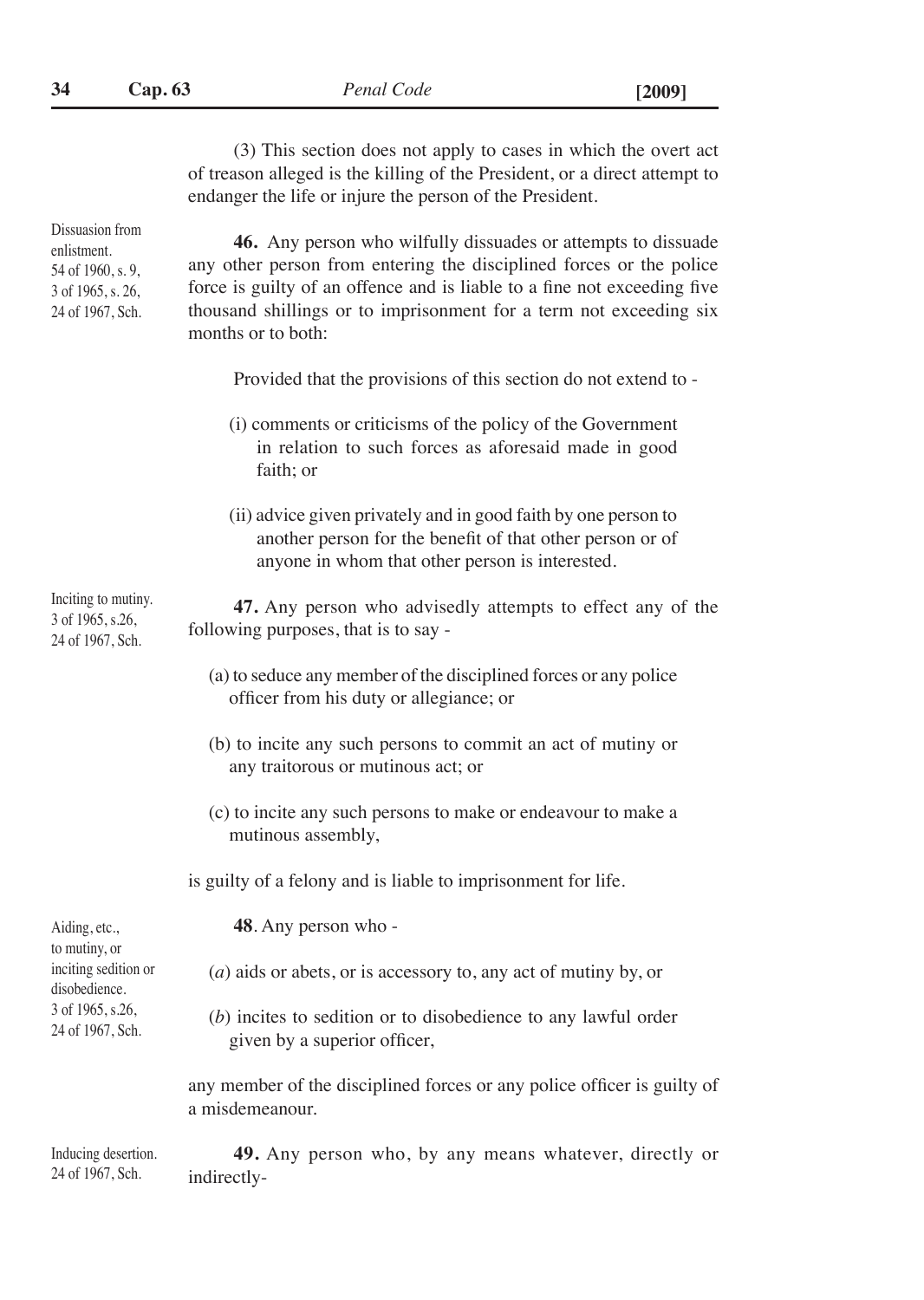(3) This section does not apply to cases in which the overt act of treason alleged is the killing of the President, or a direct attempt to endanger the life or injure the person of the President.

Dissuasion from enlistment. 54 of 1960, s. 9, 3 of 1965, s. 26, 24 of 1967, Sch.

**46.** Any person who wilfully dissuades or attempts to dissuade any other person from entering the disciplined forces or the police force is guilty of an offence and is liable to a fine not exceeding five thousand shillings or to imprisonment for a term not exceeding six months or to both:

Provided that the provisions of this section do not extend to -

(i) comments or criticisms of the policy of the Government in relation to such forces as aforesaid made in good faith; or

(ii) advice given privately and in good faith by one person to another person for the benefit of that other person or of anyone in whom that other person is interested.

Inciting to mutiny. 3 of 1965, s.26, 24 of 1967, Sch.

**47.** Any person who advisedly attempts to effect any of the following purposes, that is to say -

(a) to seduce any member of the disciplined forces or any police officer from his duty or allegiance; or

(b) to incite any such persons to commit an act of mutiny or any traitorous or mutinous act; or

(c) to incite any such persons to make or endeavour to make a mutinous assembly,

is guilty of a felony and is liable to imprisonment for life.

Aiding, etc., to mutiny, or inciting sedition or disobedience. 3 of 1965, s.26, 24 of 1967, Sch.

**48**. Any person who -

(*a*) aids or abets, or is accessory to, any act of mutiny by, or

(*b*) incites to sedition or to disobedience to any lawful order given by a superior officer,

any member of the disciplined forces or any police officer is guilty of a misdemeanour.

Inducing desertion. 24 of 1967, Sch.

**49.** Any person who, by any means whatever, directly or indirectly-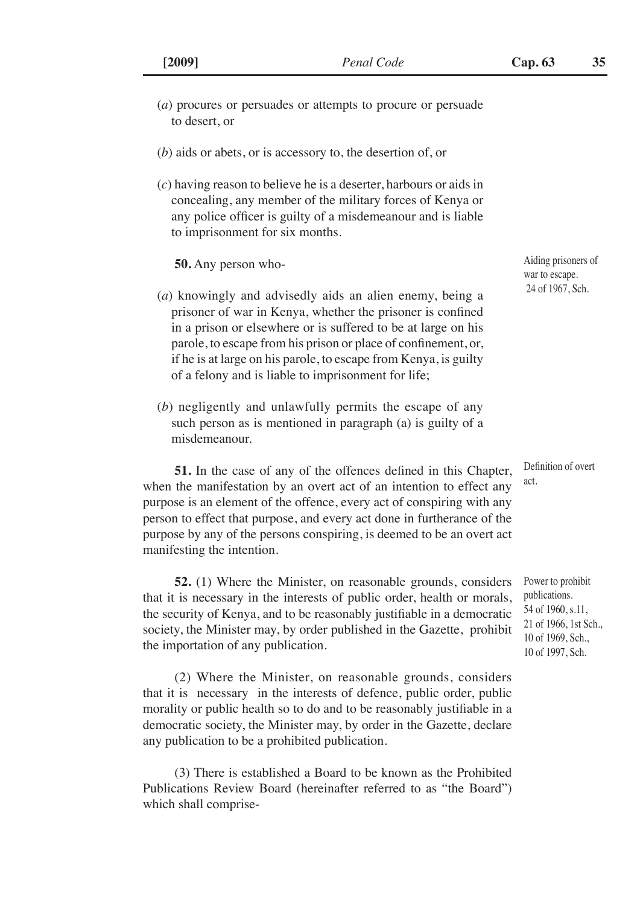(*a*) procures or persuades or attempts to procure or persuade to desert, or

(*b*) aids or abets, or is accessory to, the desertion of, or

(*c*) having reason to believe he is a deserter, harbours or aids in concealing, any member of the military forces of Kenya or any police officer is guilty of a misdemeanour and is liable to imprisonment for six months.

Aiding prisoners of war to escape. 24 of 1967, Sch.

**50.** Any person who-

(*a*) knowingly and advisedly aids an alien enemy, being a prisoner of war in Kenya, whether the prisoner is confined in a prison or elsewhere or is suffered to be at large on his parole, to escape from his prison or place of confinement, or, if he is at large on his parole, to escape from Kenya, is guilty of a felony and is liable to imprisonment for life;

(*b*) negligently and unlawfully permits the escape of any such person as is mentioned in paragraph (a) is guilty of a misdemeanour.

Definition of overt act.

**51.** In the case of any of the offences defined in this Chapter, when the manifestation by an overt act of an intention to effect any purpose is an element of the offence, every act of conspiring with any person to effect that purpose, and every act done in furtherance of the purpose by any of the persons conspiring, is deemed to be an overt act manifesting the intention.

Power to prohibit publications. 54 of 1960, s.11, 21 of 1966, 1st Sch., 10 of 1969, Sch., 10 of 1997, Sch.

**52.** (1) Where the Minister, on reasonable grounds, considers that it is necessary in the interests of public order, health or morals, the security of Kenya, and to be reasonably justifiable in a democratic society, the Minister may, by order published in the Gazette, prohibit the importation of any publication.

(2) Where the Minister, on reasonable grounds, considers that it is necessary in the interests of defence, public order, public morality or public health so to do and to be reasonably justifiable in a democratic society, the Minister may, by order in the Gazette, declare any publication to be a prohibited publication.

(3) There is established a Board to be known as the Prohibited Publications Review Board (hereinafter referred to as "the Board") which shall comprise-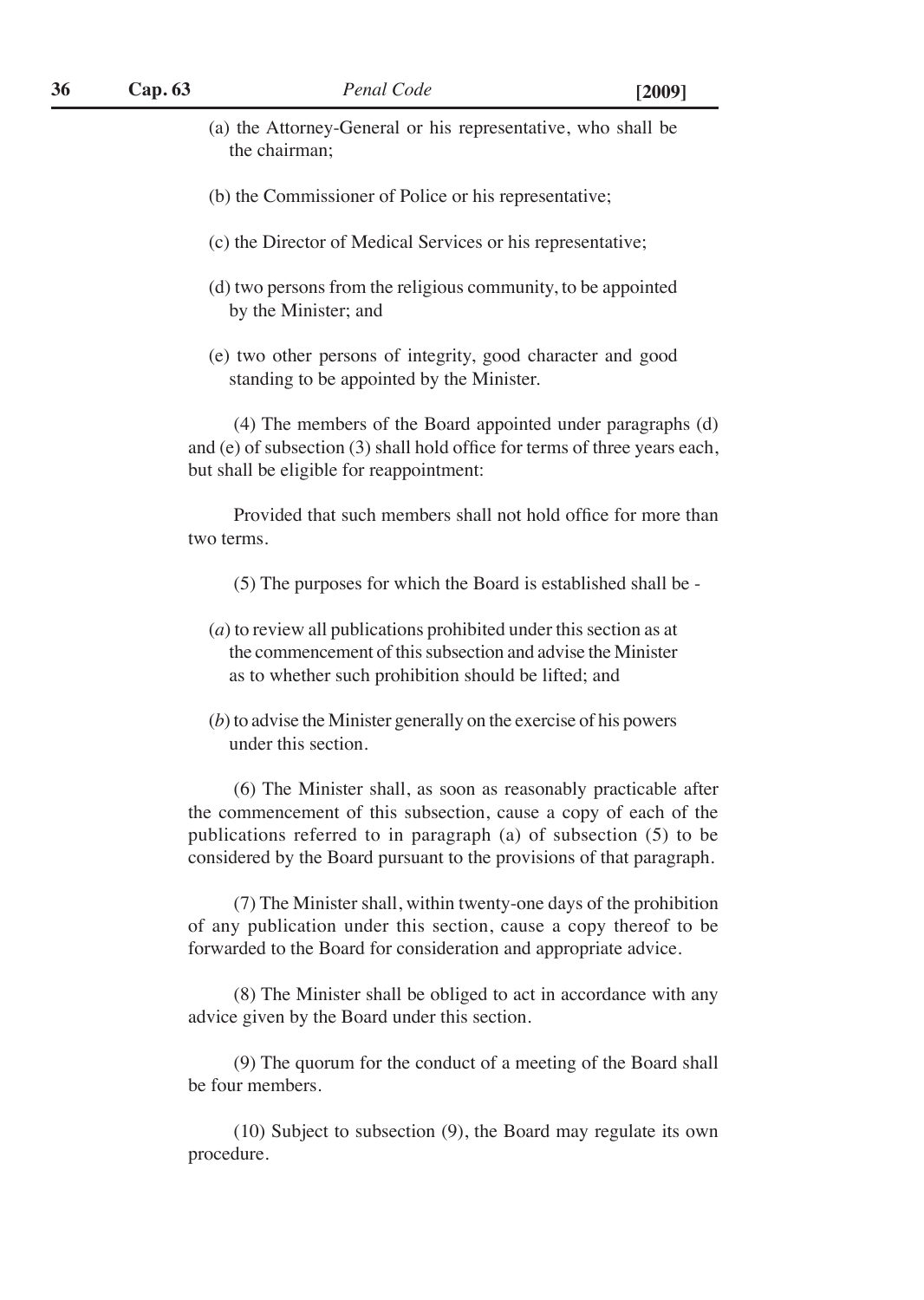(a) the Attorney-General or his representative, who shall be the chairman;

(b) the Commissioner of Police or his representative;

(c) the Director of Medical Services or his representative;

(d) two persons from the religious community, to be appointed by the Minister; and

(e) two other persons of integrity, good character and good standing to be appointed by the Minister.

(4) The members of the Board appointed under paragraphs (d) and (e) of subsection (3) shall hold office for terms of three years each, but shall be eligible for reappointment:

Provided that such members shall not hold office for more than two terms.

(5) The purposes for which the Board is established shall be -

(*a*) to review all publications prohibited under this section as at the commencement of this subsection and advise the Minister as to whether such prohibition should be lifted; and

(*b*) to advise the Minister generally on the exercise of his powers under this section.

(6) The Minister shall, as soon as reasonably practicable after the commencement of this subsection, cause a copy of each of the publications referred to in paragraph (a) of subsection (5) to be considered by the Board pursuant to the provisions of that paragraph.

(7) The Minister shall, within twenty-one days of the prohibition of any publication under this section, cause a copy thereof to be forwarded to the Board for consideration and appropriate advice.

(8) The Minister shall be obliged to act in accordance with any advice given by the Board under this section.

(9) The quorum for the conduct of a meeting of the Board shall be four members.

(10) Subject to subsection (9), the Board may regulate its own procedure.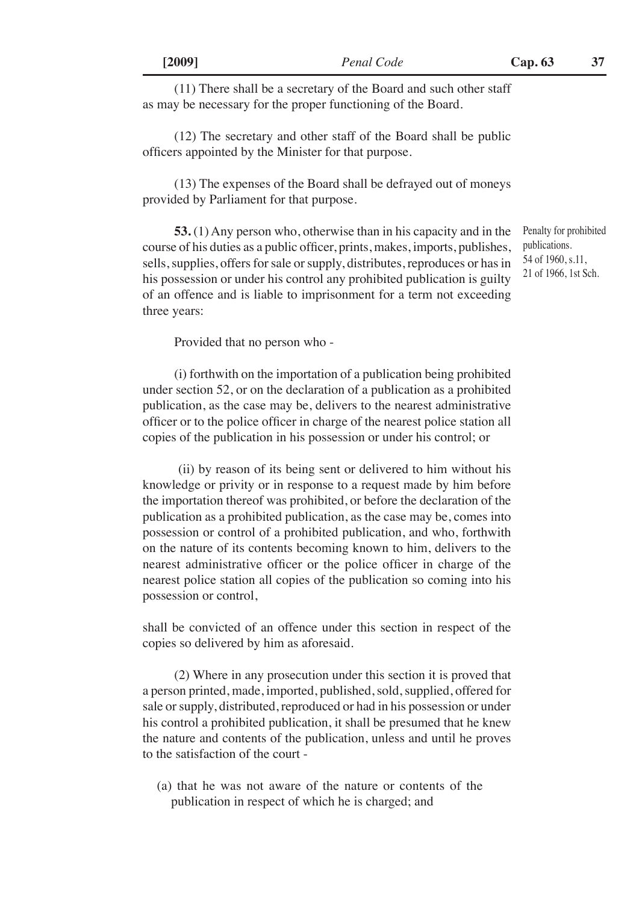(11) There shall be a secretary of the Board and such other staff as may be necessary for the proper functioning of the Board.

(12) The secretary and other staff of the Board shall be public officers appointed by the Minister for that purpose.

(13) The expenses of the Board shall be defrayed out of moneys provided by Parliament for that purpose.

Penalty for prohibited publications. 54 of 1960, s.11, 21 of 1966, 1st Sch.

**53.** (1) Any person who, otherwise than in his capacity and in the course of his duties as a public officer, prints, makes, imports, publishes, sells, supplies, offers for sale or supply, distributes, reproduces or has in his possession or under his control any prohibited publication is guilty of an offence and is liable to imprisonment for a term not exceeding three years:

Provided that no person who -

(i) forthwith on the importation of a publication being prohibited under section 52, or on the declaration of a publication as a prohibited publication, as the case may be, delivers to the nearest administrative officer or to the police officer in charge of the nearest police station all copies of the publication in his possession or under his control; or

(ii) by reason of its being sent or delivered to him without his knowledge or privity or in response to a request made by him before the importation thereof was prohibited, or before the declaration of the publication as a prohibited publication, as the case may be, comes into possession or control of a prohibited publication, and who, forthwith on the nature of its contents becoming known to him, delivers to the nearest administrative officer or the police officer in charge of the nearest police station all copies of the publication so coming into his possession or control,

shall be convicted of an offence under this section in respect of the copies so delivered by him as aforesaid.

(2) Where in any prosecution under this section it is proved that a person printed, made, imported, published, sold, supplied, offered for sale or supply, distributed, reproduced or had in his possession or under his control a prohibited publication, it shall be presumed that he knew the nature and contents of the publication, unless and until he proves to the satisfaction of the court -

(a) that he was not aware of the nature or contents of the publication in respect of which he is charged; and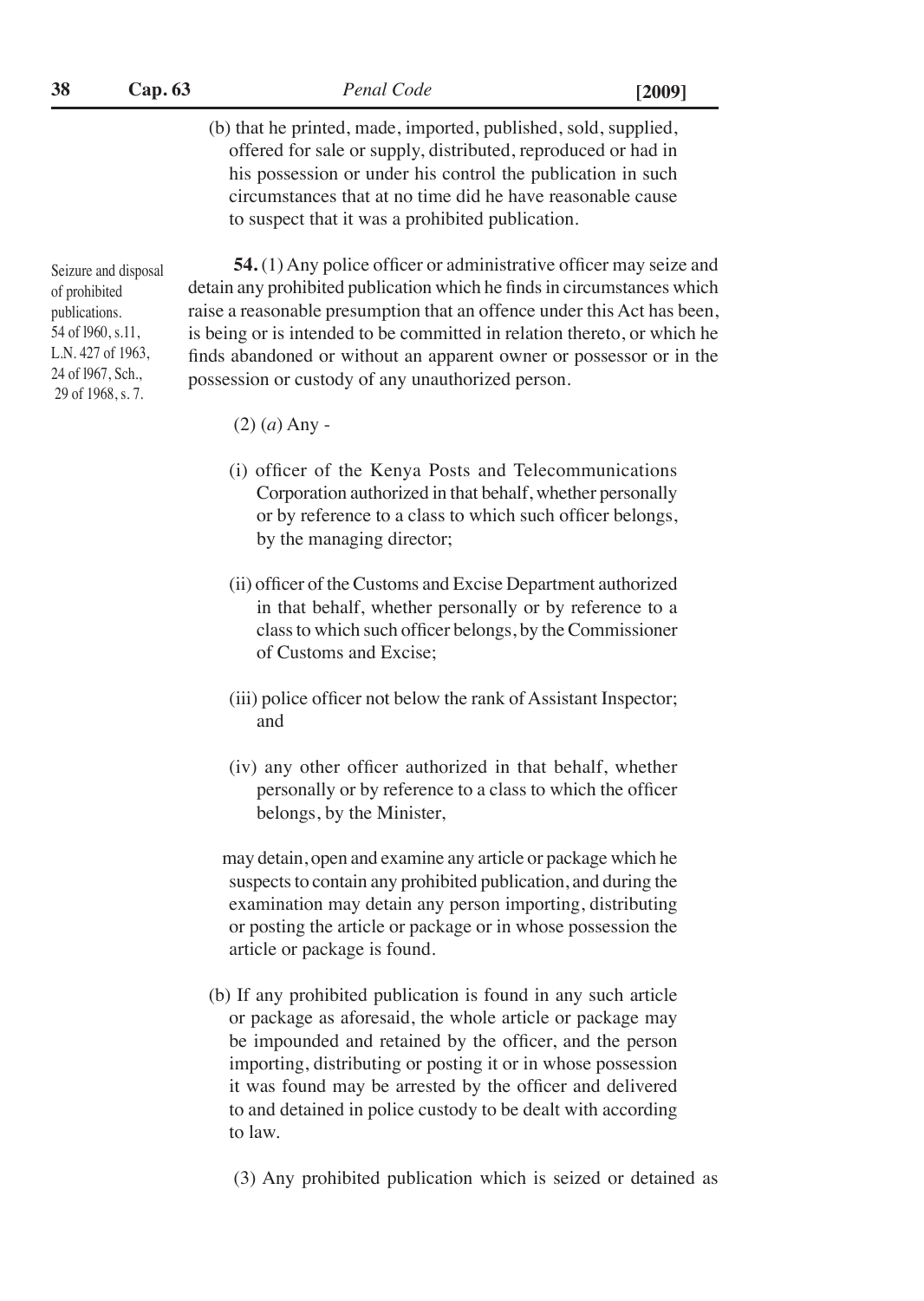(b) that he printed, made, imported, published, sold, supplied, offered for sale or supply, distributed, reproduced or had in his possession or under his control the publication in such circumstances that at no time did he have reasonable cause to suspect that it was a prohibited publication.

Seizure and disposal of prohibited publications. 54 of 1960, s.11, L.N. 427 of 1963, 24 of 1967, Sch., 29 of 1968, s. 7.

**54.** (1) Any police officer or administrative officer may seize and detain any prohibited publication which he finds in circumstances which raise a reasonable presumption that an offence under this Act has been, is being or is intended to be committed in relation thereto, or which he finds abandoned or without an apparent owner or possessor or in the possession or custody of any unauthorized person.

(2) (*a*) Any -

(i) officer of the Kenya Posts and Telecommunications Corporation authorized in that behalf, whether personally or by reference to a class to which such officer belongs, by the managing director;

(ii) officer of the Customs and Excise Department authorized in that behalf, whether personally or by reference to a class to which such officer belongs, by the Commissioner of Customs and Excise;

(iii) police officer not below the rank of Assistant Inspector; and

(iv) any other officer authorized in that behalf, whether personally or by reference to a class to which the officer belongs, by the Minister,

may detain, open and examine any article or package which he suspects to contain any prohibited publication, and during the examination may detain any person importing, distributing or posting the article or package or in whose possession the article or package is found.

(b) If any prohibited publication is found in any such article or package as aforesaid, the whole article or package may be impounded and retained by the officer, and the person importing, distributing or posting it or in whose possession it was found may be arrested by the officer and delivered to and detained in police custody to be dealt with according to law.

(3) Any prohibited publication which is seized or detained as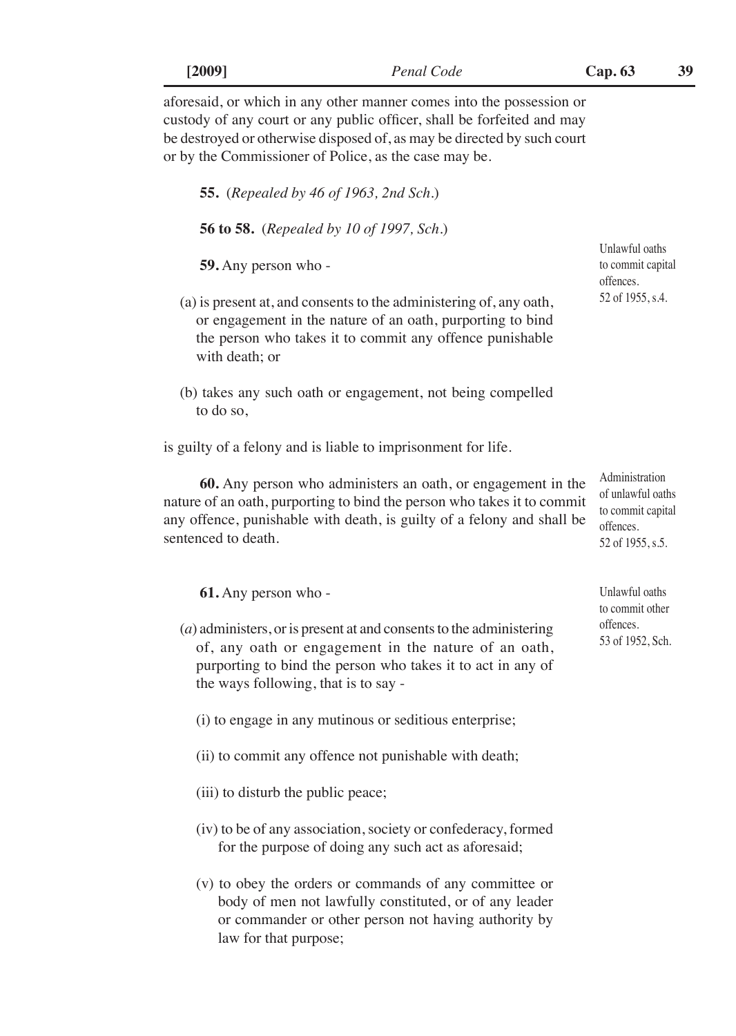aforesaid, or which in any other manner comes into the possession or custody of any court or any public officer, shall be forfeited and may be destroyed or otherwise disposed of, as may be directed by such court or by the Commissioner of Police, as the case may be.

**55.** (*Repealed by 46 of 1963, 2nd Sch.*)

**56 to 58.** (*Repealed by 10 of 1997, Sch.*)

Unlawful oaths to commit capital offences. 52 of 1955, s.4.

**59.** Any person who -

(a) is present at, and consents to the administering of, any oath, or engagement in the nature of an oath, purporting to bind the person who takes it to commit any offence punishable with death; or

(b) takes any such oath or engagement, not being compelled to do so,

is guilty of a felony and is liable to imprisonment for life.

Administration of unlawful oaths to commit capital offences. 52 of 1955, s.5.

**60.** Any person who administers an oath, or engagement in the nature of an oath, purporting to bind the person who takes it to commit any offence, punishable with death, is guilty of a felony and shall be sentenced to death.

Unlawful oaths to commit other offences. 53 of 1952, Sch.

**61.** Any person who -

(*a*) administers, or is present at and consents to the administering of, any oath or engagement in the nature of an oath, purporting to bind the person who takes it to act in any of the ways following, that is to say -

(i) to engage in any mutinous or seditious enterprise;

(ii) to commit any offence not punishable with death;

(iii) to disturb the public peace;

(iv) to be of any association, society or confederacy, formed for the purpose of doing any such act as aforesaid;

(v) to obey the orders or commands of any committee or body of men not lawfully constituted, or of any leader or commander or other person not having authority by law for that purpose;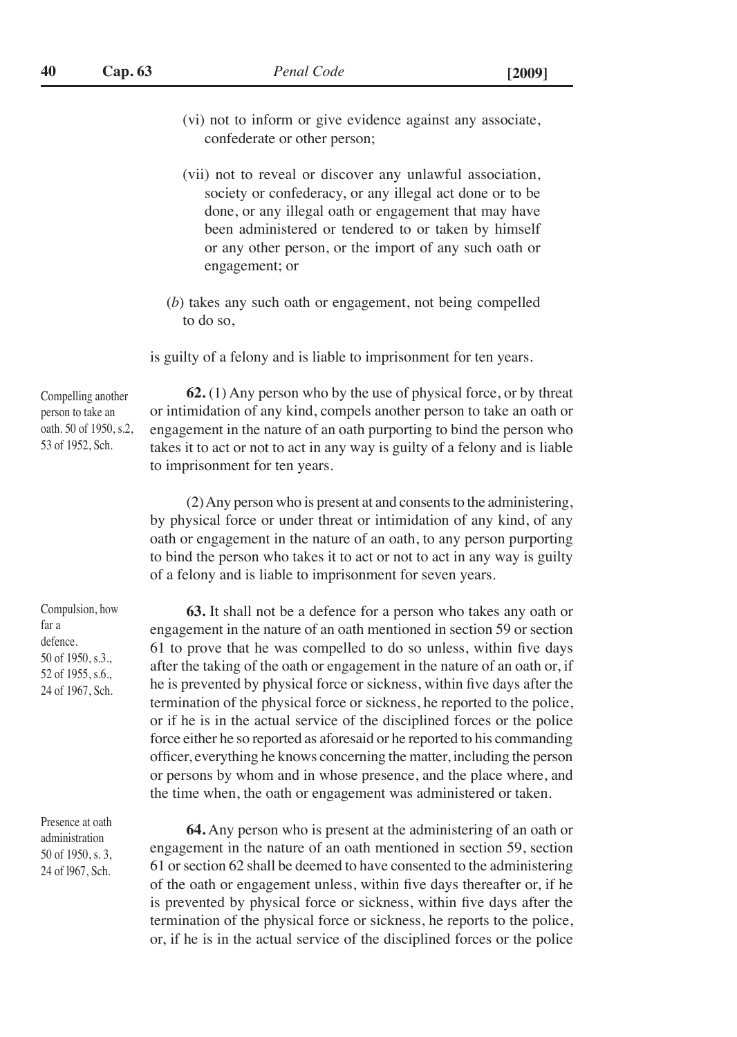(vi) not to inform or give evidence against any associate, confederate or other person;

(vii) not to reveal or discover any unlawful association, society or confederacy, or any illegal act done or to be done, or any illegal oath or engagement that may have been administered or tendered to or taken by himself or any other person, or the import of any such oath or engagement; or

(*b*) takes any such oath or engagement, not being compelled to do so,

is guilty of a felony and is liable to imprisonment for ten years.

Compelling another person to take an oath. 50 of 1950, s.2, 53 of 1952, Sch.

**62.** (1) Any person who by the use of physical force, or by threat or intimidation of any kind, compels another person to take an oath or engagement in the nature of an oath purporting to bind the person who takes it to act or not to act in any way is guilty of a felony and is liable to imprisonment for ten years.

(2) Any person who is present at and consents to the administering, by physical force or under threat or intimidation of any kind, of any oath or engagement in the nature of an oath, to any person purporting to bind the person who takes it to act or not to act in any way is guilty of a felony and is liable to imprisonment for seven years.

Compulsion, how far a defence. 50 of 1950, s.3., 52 of 1955, s.6., 24 of 1967, Sch.

**63.** It shall not be a defence for a person who takes any oath or engagement in the nature of an oath mentioned in section 59 or section 61 to prove that he was compelled to do so unless, within five days after the taking of the oath or engagement in the nature of an oath or, if he is prevented by physical force or sickness, within five days after the termination of the physical force or sickness, he reported to the police, or if he is in the actual service of the disciplined forces or the police force either he so reported as aforesaid or he reported to his commanding officer, everything he knows concerning the matter, including the person or persons by whom and in whose presence, and the place where, and the time when, the oath or engagement was administered or taken.

Presence at oath administration 50 of 1950, s. 3, 24 of l967, Sch.

**64.** Any person who is present at the administering of an oath or engagement in the nature of an oath mentioned in section 59, section 61 or section 62 shall be deemed to have consented to the administering of the oath or engagement unless, within five days thereafter or, if he is prevented by physical force or sickness, within five days after the termination of the physical force or sickness, he reports to the police, or, if he is in the actual service of the disciplined forces or the police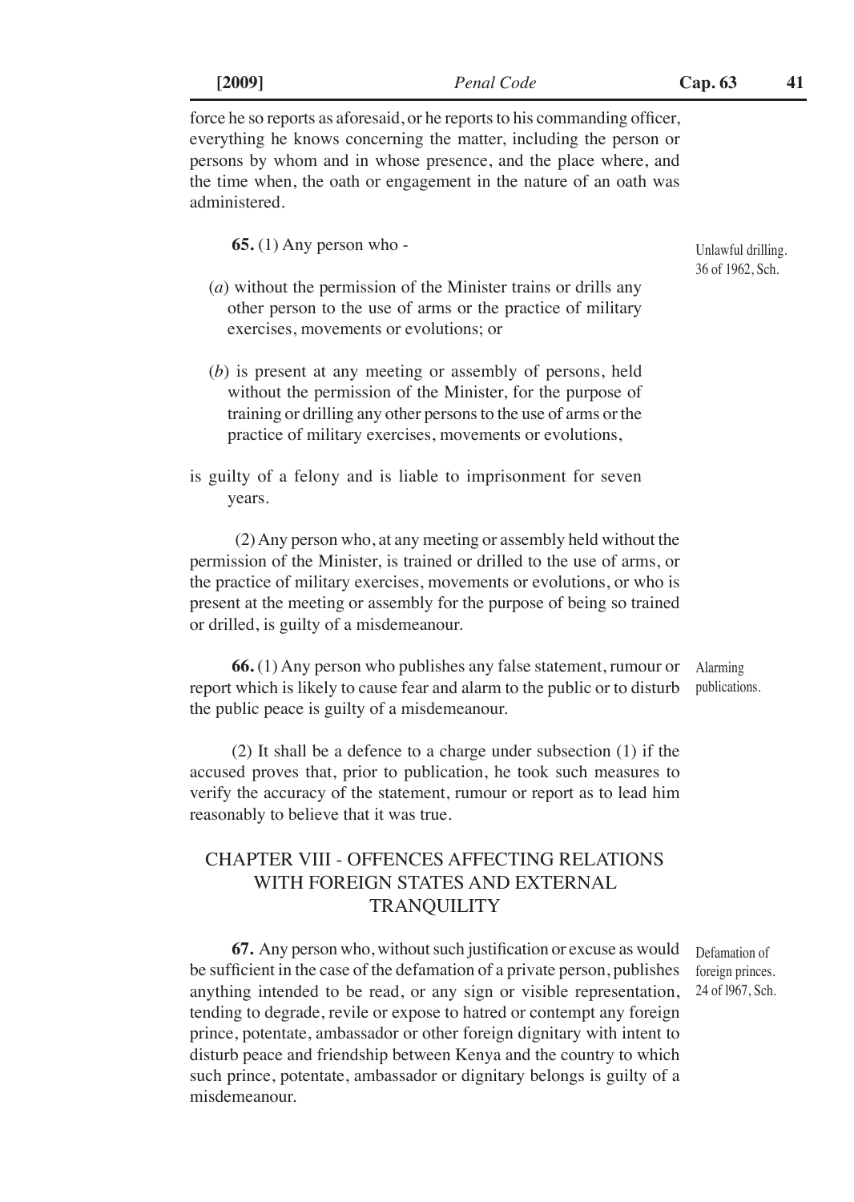force he so reports as aforesaid, or he reports to his commanding officer, everything he knows concerning the matter, including the person or persons by whom and in whose presence, and the place where, and the time when, the oath or engagement in the nature of an oath was administered.

Unlawful drilling. 36 of 1962, Sch.

**65.** (1) Any person who -

(*a*) without the permission of the Minister trains or drills any other person to the use of arms or the practice of military exercises, movements or evolutions; or

(*b*) is present at any meeting or assembly of persons, held without the permission of the Minister, for the purpose of training or drilling any other persons to the use of arms or the practice of military exercises, movements or evolutions,

is guilty of a felony and is liable to imprisonment for seven years.

(2) Any person who, at any meeting or assembly held without the permission of the Minister, is trained or drilled to the use of arms, or the practice of military exercises, movements or evolutions, or who is present at the meeting or assembly for the purpose of being so trained or drilled, is guilty of a misdemeanour.

Alarming publications.

**66.** (1) Any person who publishes any false statement, rumour or report which is likely to cause fear and alarm to the public or to disturb the public peace is guilty of a misdemeanour.

(2) It shall be a defence to a charge under subsection (1) if the accused proves that, prior to publication, he took such measures to verify the accuracy of the statement, rumour or report as to lead him reasonably to believe that it was true.

## CHAPTER VIII - OFFENCES AFFECTING RELATIONS WITH FOREIGN STATES AND EXTERNAL TRANQUILITY

Defamation of foreign princes. 24 of 1967, Sch.

**67.** Any person who, without such justification or excuse as would be sufficient in the case of the defamation of a private person, publishes anything intended to be read, or any sign or visible representation, tending to degrade, revile or expose to hatred or contempt any foreign prince, potentate, ambassador or other foreign dignitary with intent to disturb peace and friendship between Kenya and the country to which such prince, potentate, ambassador or dignitary belongs is guilty of a misdemeanour.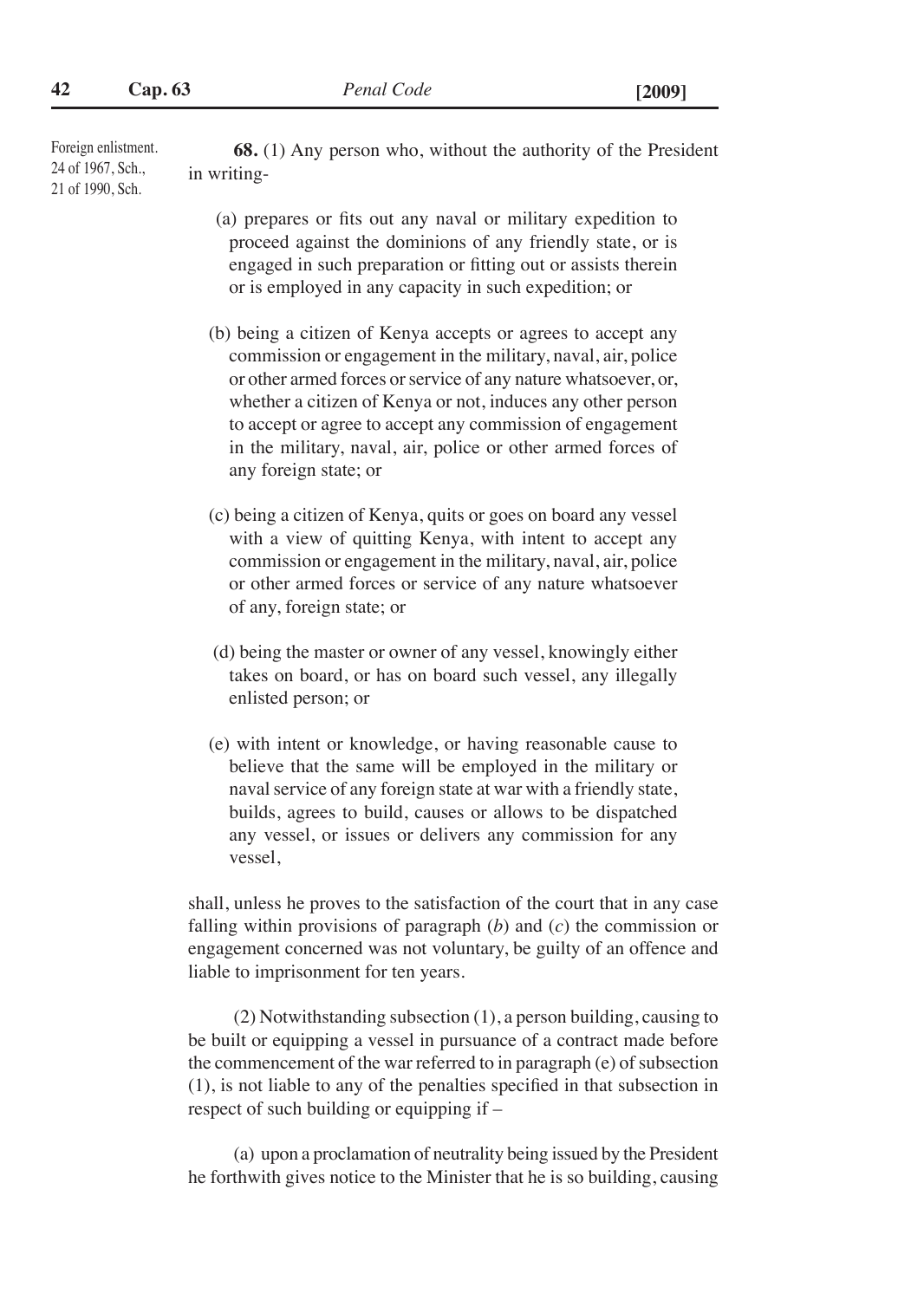Foreign enlistment. 24 of 1967, Sch., 21 of 1990, Sch.

**68.** (1) Any person who, without the authority of the President in writing-

(a) prepares or fits out any naval or military expedition to proceed against the dominions of any friendly state, or is engaged in such preparation or fitting out or assists therein or is employed in any capacity in such expedition; or

(b) being a citizen of Kenya accepts or agrees to accept any commission or engagement in the military, naval, air, police or other armed forces or service of any nature whatsoever, or, whether a citizen of Kenya or not, induces any other person to accept or agree to accept any commission of engagement in the military, naval, air, police or other armed forces of any foreign state; or

(c) being a citizen of Kenya, quits or goes on board any vessel with a view of quitting Kenya, with intent to accept any commission or engagement in the military, naval, air, police or other armed forces or service of any nature whatsoever of any, foreign state; or

(d) being the master or owner of any vessel, knowingly either takes on board, or has on board such vessel, any illegally enlisted person; or

(e) with intent or knowledge, or having reasonable cause to believe that the same will be employed in the military or naval service of any foreign state at war with a friendly state, builds, agrees to build, causes or allows to be dispatched any vessel, or issues or delivers any commission for any vessel,

shall, unless he proves to the satisfaction of the court that in any case falling within provisions of paragraph (*b*) and (*c*) the commission or engagement concerned was not voluntary, be guilty of an offence and liable to imprisonment for ten years.

(2) Notwithstanding subsection (1), a person building, causing to be built or equipping a vessel in pursuance of a contract made before the commencement of the war referred to in paragraph (e) of subsection (1), is not liable to any of the penalties specified in that subsection in respect of such building or equipping if –

(a) upon a proclamation of neutrality being issued by the President he forthwith gives notice to the Minister that he is so building, causing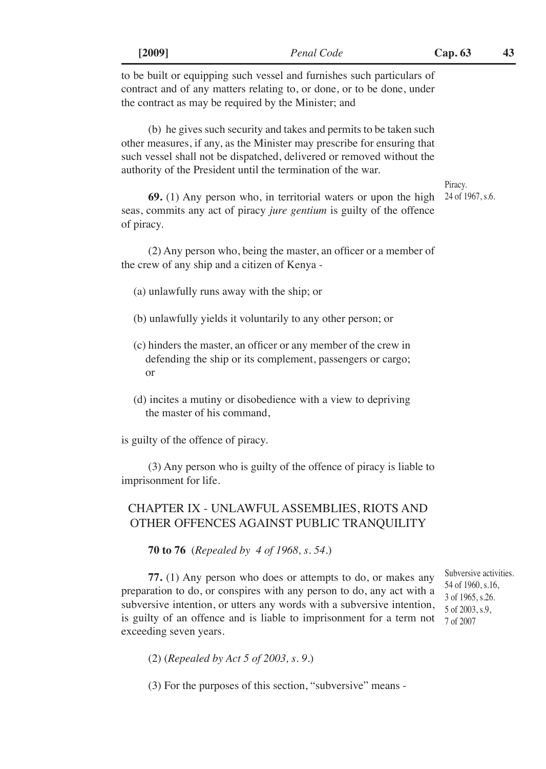to be built or equipping such vessel and furnishes such particulars of contract and of any matters relating to, or done, or to be done, under the contract as may be required by the Minister; and

(b) he gives such security and takes and permits to be taken such other measures, if any, as the Minister may prescribe for ensuring that such vessel shall not be dispatched, delivered or removed without the authority of the President until the termination of the war.

Piracy.
24 of 1967, s.6.

**69.** (1) Any person who, in territorial waters or upon the high seas, commits any act of piracy *jure gentium* is guilty of the offence of piracy.

(2) Any person who, being the master, an officer or a member of the crew of any ship and a citizen of Kenya -

(a) unlawfully runs away with the ship; or

(b) unlawfully yields it voluntarily to any other person; or

(c) hinders the master, an officer or any member of the crew in defending the ship or its complement, passengers or cargo; or

(d) incites a mutiny or disobedience with a view to depriving the master of his command,

is guilty of the offence of piracy.

(3) Any person who is guilty of the offence of piracy is liable to imprisonment for life.

## CHAPTER IX - UNLAWFUL ASSEMBLIES, RIOTS AND OTHER OFFENCES AGAINST PUBLIC TRANQUILITY

**70 to 76** (*Repealed by 4 of 1968, s. 54.*)

Subversive activities.
54 of 1960, s.16,
3 of 1965, s.26.
5 of 2003, s.9,
7 of 2007

**77.** (1) Any person who does or attempts to do, or makes any preparation to do, or conspires with any person to do, any act with a subversive intention, or utters any words with a subversive intention, is guilty of an offence and is liable to imprisonment for a term not exceeding seven years.

(2) (*Repealed by Act 5 of 2003, s. 9.*)

(3) For the purposes of this section, "subversive" means -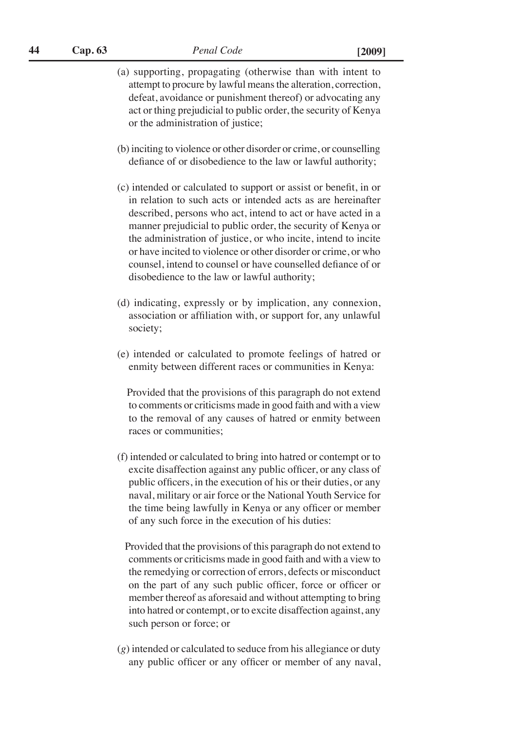(a) supporting, propagating (otherwise than with intent to attempt to procure by lawful means the alteration, correction, defeat, avoidance or punishment thereof) or advocating any act or thing prejudicial to public order, the security of Kenya or the administration of justice;

(b) inciting to violence or other disorder or crime, or counselling defiance of or disobedience to the law or lawful authority;

(c) intended or calculated to support or assist or benefit, in or in relation to such acts or intended acts as are hereinafter described, persons who act, intend to act or have acted in a manner prejudicial to public order, the security of Kenya or the administration of justice, or who incite, intend to incite or have incited to violence or other disorder or crime, or who counsel, intend to counsel or have counselled defiance of or disobedience to the law or lawful authority;

(d) indicating, expressly or by implication, any connexion, association or affiliation with, or support for, any unlawful society;

(e) intended or calculated to promote feelings of hatred or enmity between different races or communities in Kenya:

Provided that the provisions of this paragraph do not extend to comments or criticisms made in good faith and with a view to the removal of any causes of hatred or enmity between races or communities;

(f) intended or calculated to bring into hatred or contempt or to excite disaffection against any public officer, or any class of public officers, in the execution of his or their duties, or any naval, military or air force or the National Youth Service for the time being lawfully in Kenya or any officer or member of any such force in the execution of his duties:

Provided that the provisions of this paragraph do not extend to comments or criticisms made in good faith and with a view to the remedying or correction of errors, defects or misconduct on the part of any such public officer, force or officer or member thereof as aforesaid and without attempting to bring into hatred or contempt, or to excite disaffection against, any such person or force; or

(*g*) intended or calculated to seduce from his allegiance or duty any public officer or any officer or member of any naval,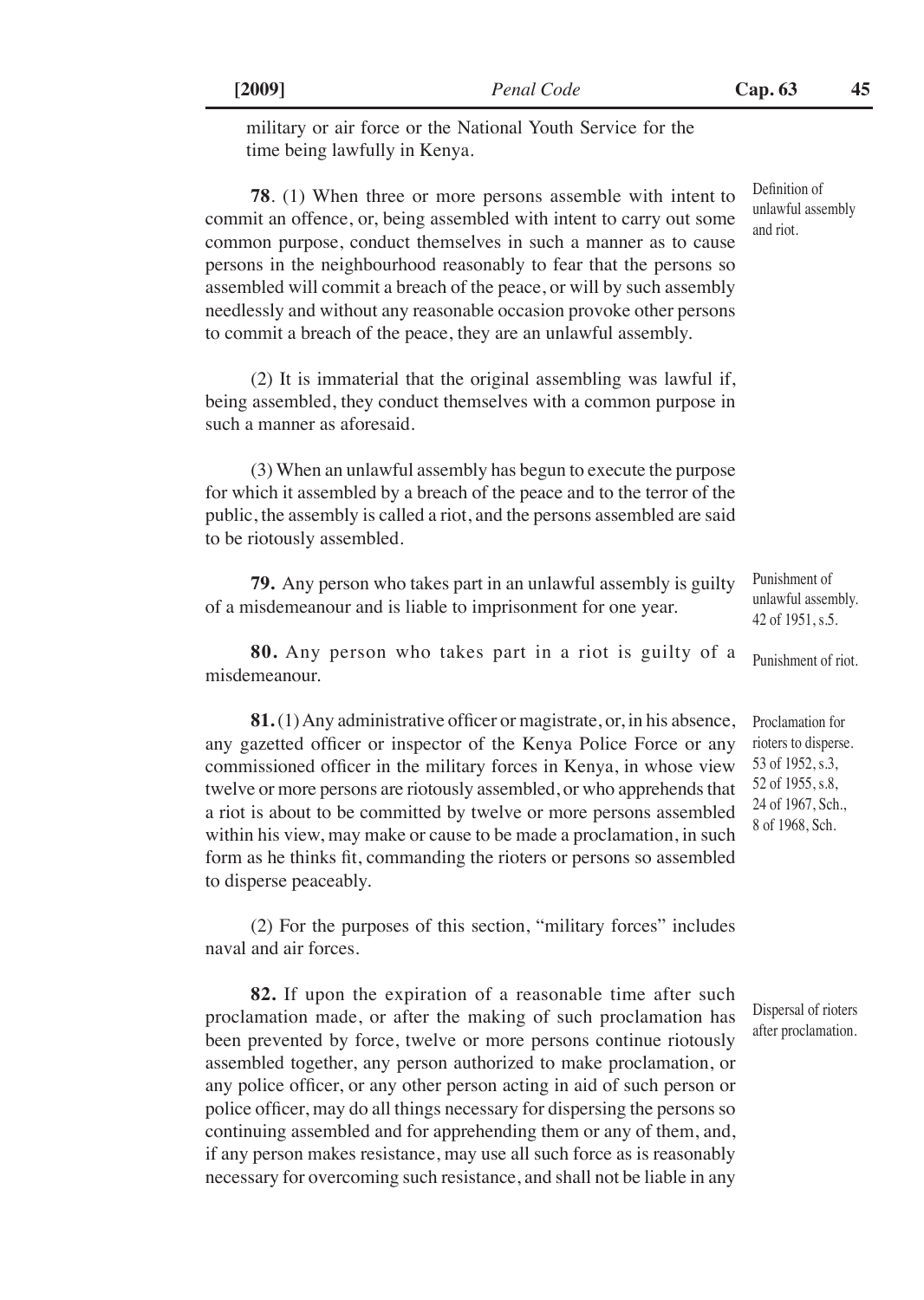military or air force or the National Youth Service for the time being lawfully in Kenya.

Definition of unlawful assembly and riot.

**78**. (1) When three or more persons assemble with intent to commit an offence, or, being assembled with intent to carry out some common purpose, conduct themselves in such a manner as to cause persons in the neighbourhood reasonably to fear that the persons so assembled will commit a breach of the peace, or will by such assembly needlessly and without any reasonable occasion provoke other persons to commit a breach of the peace, they are an unlawful assembly.

(2) It is immaterial that the original assembling was lawful if, being assembled, they conduct themselves with a common purpose in such a manner as aforesaid.

(3) When an unlawful assembly has begun to execute the purpose for which it assembled by a breach of the peace and to the terror of the public, the assembly is called a riot, and the persons assembled are said to be riotously assembled.

Punishment of unlawful assembly. 42 of 1951, s.5.

**79.** Any person who takes part in an unlawful assembly is guilty of a misdemeanour and is liable to imprisonment for one year.

Punishment of riot.

**80.** Any person who takes part in a riot is guilty of a misdemeanour.

Proclamation for rioters to disperse. 53 of 1952, s.3, 52 of 1955, s.8, 24 of 1967, Sch., 8 of 1968, Sch.

**81.** (1) Any administrative officer or magistrate, or, in his absence, any gazetted officer or inspector of the Kenya Police Force or any commissioned officer in the military forces in Kenya, in whose view twelve or more persons are riotously assembled, or who apprehends that a riot is about to be committed by twelve or more persons assembled within his view, may make or cause to be made a proclamation, in such form as he thinks fit, commanding the rioters or persons so assembled to disperse peaceably.

(2) For the purposes of this section, "military forces" includes naval and air forces.

Dispersal of rioters after proclamation.

**82.** If upon the expiration of a reasonable time after such proclamation made, or after the making of such proclamation has been prevented by force, twelve or more persons continue riotously assembled together, any person authorized to make proclamation, or any police officer, or any other person acting in aid of such person or police officer, may do all things necessary for dispersing the persons so continuing assembled and for apprehending them or any of them, and, if any person makes resistance, may use all such force as is reasonably necessary for overcoming such resistance, and shall not be liable in any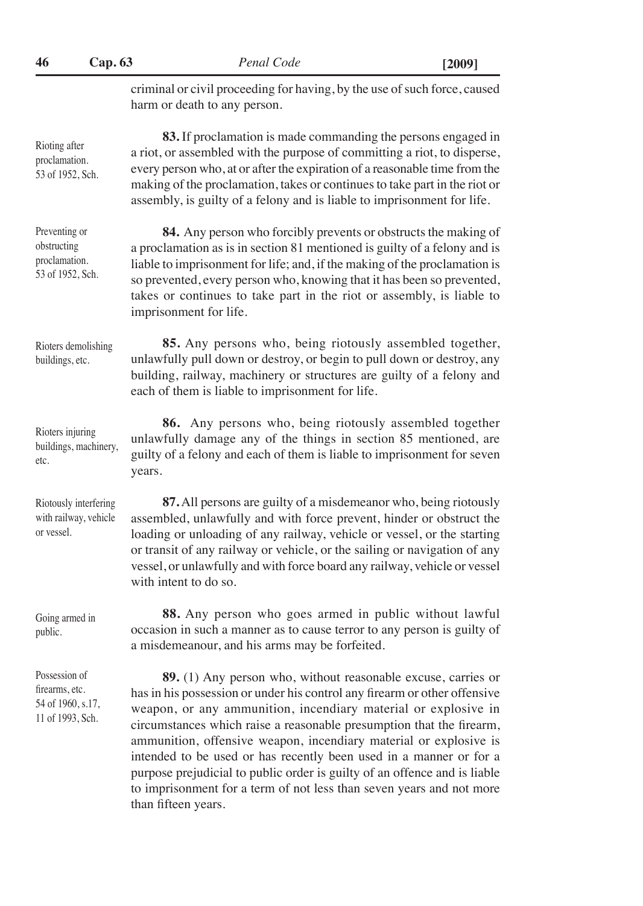criminal or civil proceeding for having, by the use of such force, caused harm or death to any person.

Rioting after proclamation.
53 of 1952, Sch.

**83.** If proclamation is made commanding the persons engaged in a riot, or assembled with the purpose of committing a riot, to disperse, every person who, at or after the expiration of a reasonable time from the making of the proclamation, takes or continues to take part in the riot or assembly, is guilty of a felony and is liable to imprisonment for life.

Preventing or obstructing proclamation.
53 of 1952, Sch.

**84.** Any person who forcibly prevents or obstructs the making of a proclamation as is in section 81 mentioned is guilty of a felony and is liable to imprisonment for life; and, if the making of the proclamation is so prevented, every person who, knowing that it has been so prevented, takes or continues to take part in the riot or assembly, is liable to imprisonment for life.

Rioters demolishing buildings, etc.

**85.** Any persons who, being riotously assembled together, unlawfully pull down or destroy, or begin to pull down or destroy, any building, railway, machinery or structures are guilty of a felony and each of them is liable to imprisonment for life.

Rioters injuring buildings, machinery, etc.

**86.** Any persons who, being riotously assembled together unlawfully damage any of the things in section 85 mentioned, are guilty of a felony and each of them is liable to imprisonment for seven years.

Riotously interfering with railway, vehicle or vessel.

**87.** All persons are guilty of a misdemeanor who, being riotously assembled, unlawfully and with force prevent, hinder or obstruct the loading or unloading of any railway, vehicle or vessel, or the starting or transit of any railway or vehicle, or the sailing or navigation of any vessel, or unlawfully and with force board any railway, vehicle or vessel with intent to do so.

Going armed in public.

**88.** Any person who goes armed in public without lawful occasion in such a manner as to cause terror to any person is guilty of a misdemeanour, and his arms may be forfeited.

Possession of firearms, etc.
54 of 1960, s.17,
11 of 1993, Sch.

**89.** (1) Any person who, without reasonable excuse, carries or has in his possession or under his control any firearm or other offensive weapon, or any ammunition, incendiary material or explosive in circumstances which raise a reasonable presumption that the firearm, ammunition, offensive weapon, incendiary material or explosive is intended to be used or has recently been used in a manner or for a purpose prejudicial to public order is guilty of an offence and is liable to imprisonment for a term of not less than seven years and not more than fifteen years.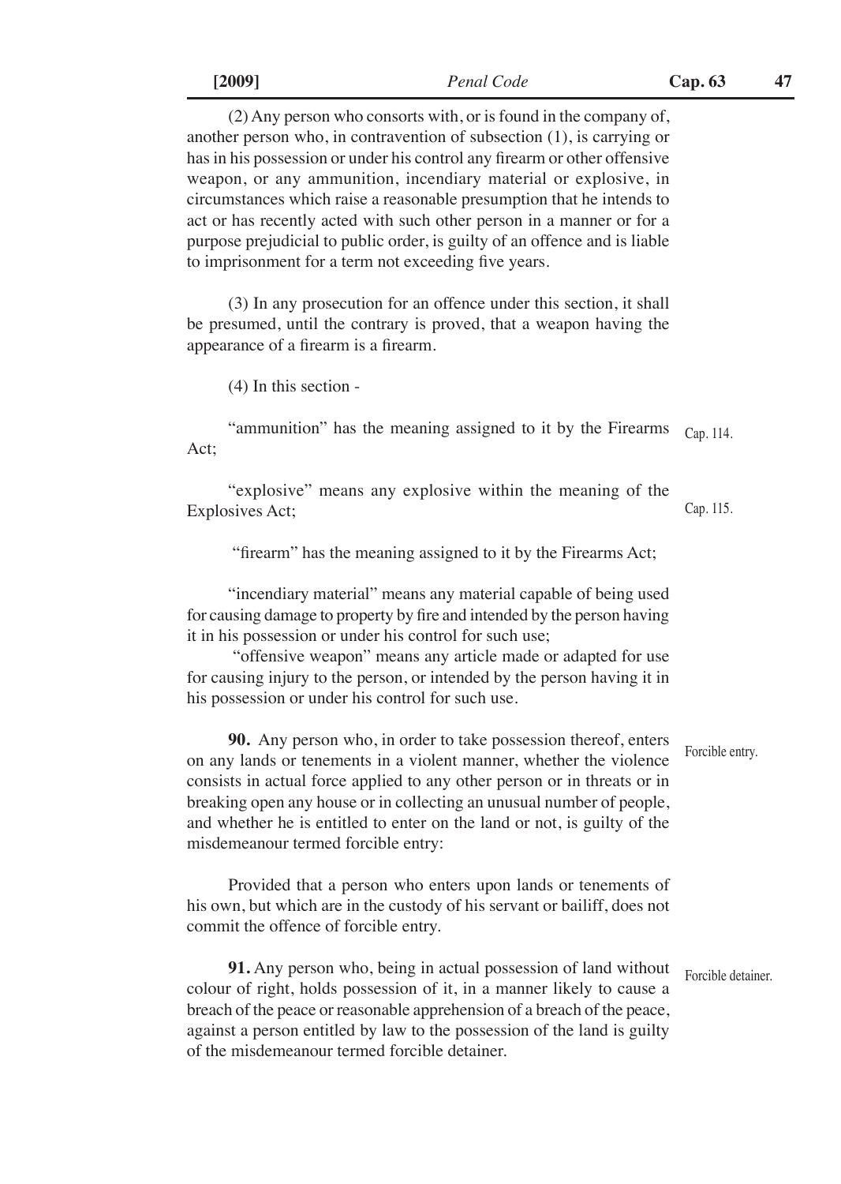(2) Any person who consorts with, or is found in the company of, another person who, in contravention of subsection (1), is carrying or has in his possession or under his control any firearm or other offensive weapon, or any ammunition, incendiary material or explosive, in circumstances which raise a reasonable presumption that he intends to act or has recently acted with such other person in a manner or for a purpose prejudicial to public order, is guilty of an offence and is liable to imprisonment for a term not exceeding five years.

(3) In any prosecution for an offence under this section, it shall be presumed, until the contrary is proved, that a weapon having the appearance of a firearm is a firearm.

(4) In this section -

"ammunition" has the meaning assigned to it by the Firearms Act; Cap. 114.

"explosive" means any explosive within the meaning of the Explosives Act; Cap. 115.

"firearm" has the meaning assigned to it by the Firearms Act;

"incendiary material" means any material capable of being used for causing damage to property by fire and intended by the person having it in his possession or under his control for such use;

"offensive weapon" means any article made or adapted for use for causing injury to the person, or intended by the person having it in his possession or under his control for such use.

*Forcible entry.*

**90.** Any person who, in order to take possession thereof, enters on any lands or tenements in a violent manner, whether the violence consists in actual force applied to any other person or in threats or in breaking open any house or in collecting an unusual number of people, and whether he is entitled to enter on the land or not, is guilty of the misdemeanour termed forcible entry:

Provided that a person who enters upon lands or tenements of his own, but which are in the custody of his servant or bailiff, does not commit the offence of forcible entry.

*Forcible detainer.*

**91.** Any person who, being in actual possession of land without colour of right, holds possession of it, in a manner likely to cause a breach of the peace or reasonable apprehension of a breach of the peace, against a person entitled by law to the possession of the land is guilty of the misdemeanour termed forcible detainer.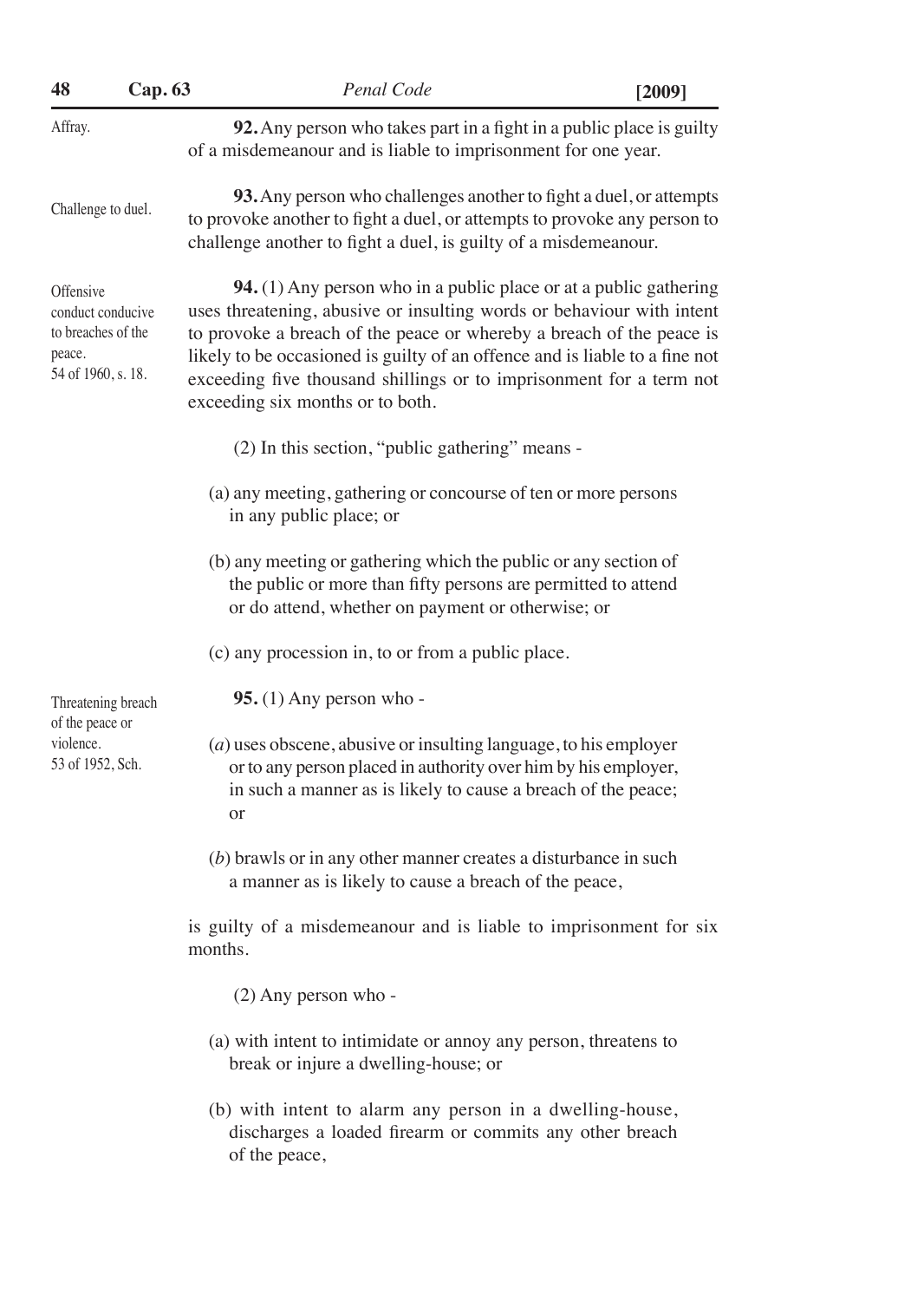Affray.

**92.** Any person who takes part in a fight in a public place is guilty of a misdemeanour and is liable to imprisonment for one year.

Challenge to duel.

**93.** Any person who challenges another to fight a duel, or attempts to provoke another to fight a duel, or attempts to provoke any person to challenge another to fight a duel, is guilty of a misdemeanour.

Offensive conduct conducive to breaches of the peace.
54 of 1960, s. 18.

**94.** (1) Any person who in a public place or at a public gathering uses threatening, abusive or insulting words or behaviour with intent to provoke a breach of the peace or whereby a breach of the peace is likely to be occasioned is guilty of an offence and is liable to a fine not exceeding five thousand shillings or to imprisonment for a term not exceeding six months or to both.

(2) In this section, "public gathering" means -

(a) any meeting, gathering or concourse of ten or more persons in any public place; or

(b) any meeting or gathering which the public or any section of the public or more than fifty persons are permitted to attend or do attend, whether on payment or otherwise; or

(c) any procession in, to or from a public place.

Threatening breach of the peace or violence.
53 of 1952, Sch.

**95.** (1) Any person who -

(*a*) uses obscene, abusive or insulting language, to his employer or to any person placed in authority over him by his employer, in such a manner as is likely to cause a breach of the peace; or

(*b*) brawls or in any other manner creates a disturbance in such a manner as is likely to cause a breach of the peace,

is guilty of a misdemeanour and is liable to imprisonment for six months.

(2) Any person who -

(a) with intent to intimidate or annoy any person, threatens to break or injure a dwelling-house; or

(b) with intent to alarm any person in a dwelling-house, discharges a loaded firearm or commits any other breach of the peace,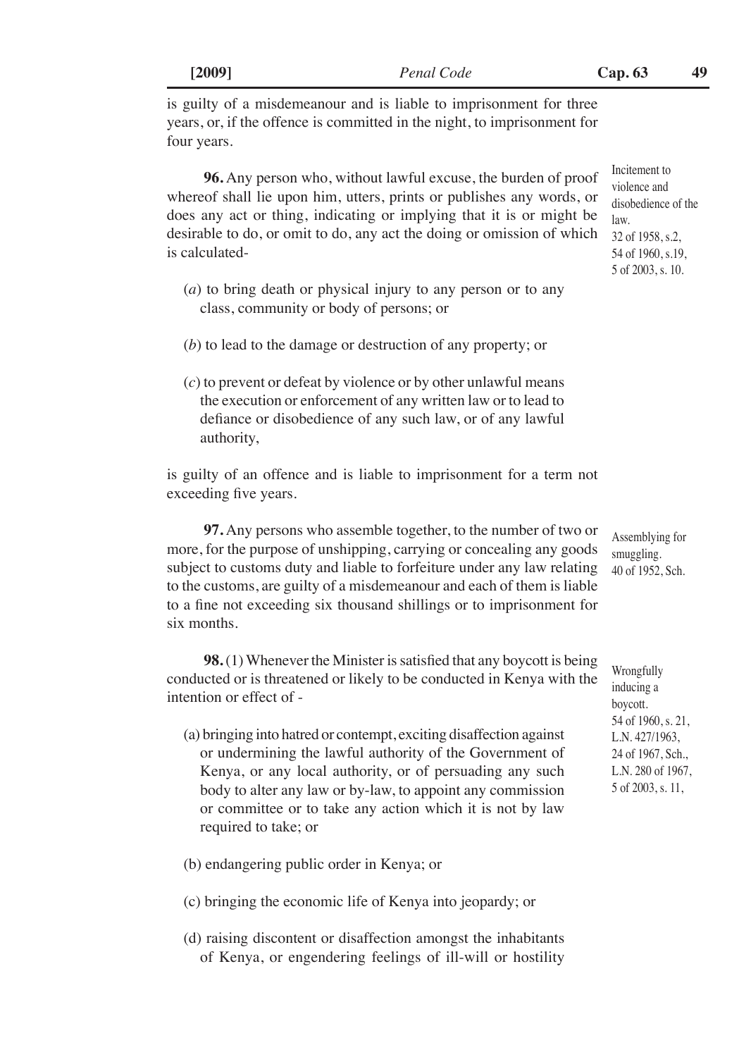is guilty of a misdemeanour and is liable to imprisonment for three years, or, if the offence is committed in the night, to imprisonment for four years.

Incitement to violence and disobedience of the law.
32 of 1958, s.2,
54 of 1960, s.19,
5 of 2003, s. 10.

**96.** Any person who, without lawful excuse, the burden of proof whereof shall lie upon him, utters, prints or publishes any words, or does any act or thing, indicating or implying that it is or might be desirable to do, or omit to do, any act the doing or omission of which is calculated-

(*a*) to bring death or physical injury to any person or to any class, community or body of persons; or

(*b*) to lead to the damage or destruction of any property; or

(*c*) to prevent or defeat by violence or by other unlawful means the execution or enforcement of any written law or to lead to defiance or disobedience of any such law, or of any lawful authority,

is guilty of an offence and is liable to imprisonment for a term not exceeding five years.

Assemblying for smuggling.
40 of 1952, Sch.

**97.** Any persons who assemble together, to the number of two or more, for the purpose of unshipping, carrying or concealing any goods subject to customs duty and liable to forfeiture under any law relating to the customs, are guilty of a misdemeanour and each of them is liable to a fine not exceeding six thousand shillings or to imprisonment for six months.

Wrongfully inducing a boycott.
54 of 1960, s. 21,
L.N. 427/1963,
24 of 1967, Sch.,
L.N. 280 of 1967,
5 of 2003, s. 11,

**98.** (1) Whenever the Minister is satisfied that any boycott is being conducted or is threatened or likely to be conducted in Kenya with the intention or effect of -

(a) bringing into hatred or contempt, exciting disaffection against or undermining the lawful authority of the Government of Kenya, or any local authority, or of persuading any such body to alter any law or by-law, to appoint any commission or committee or to take any action which it is not by law required to take; or

(b) endangering public order in Kenya; or

(c) bringing the economic life of Kenya into jeopardy; or

(d) raising discontent or disaffection amongst the inhabitants of Kenya, or engendering feelings of ill-will or hostility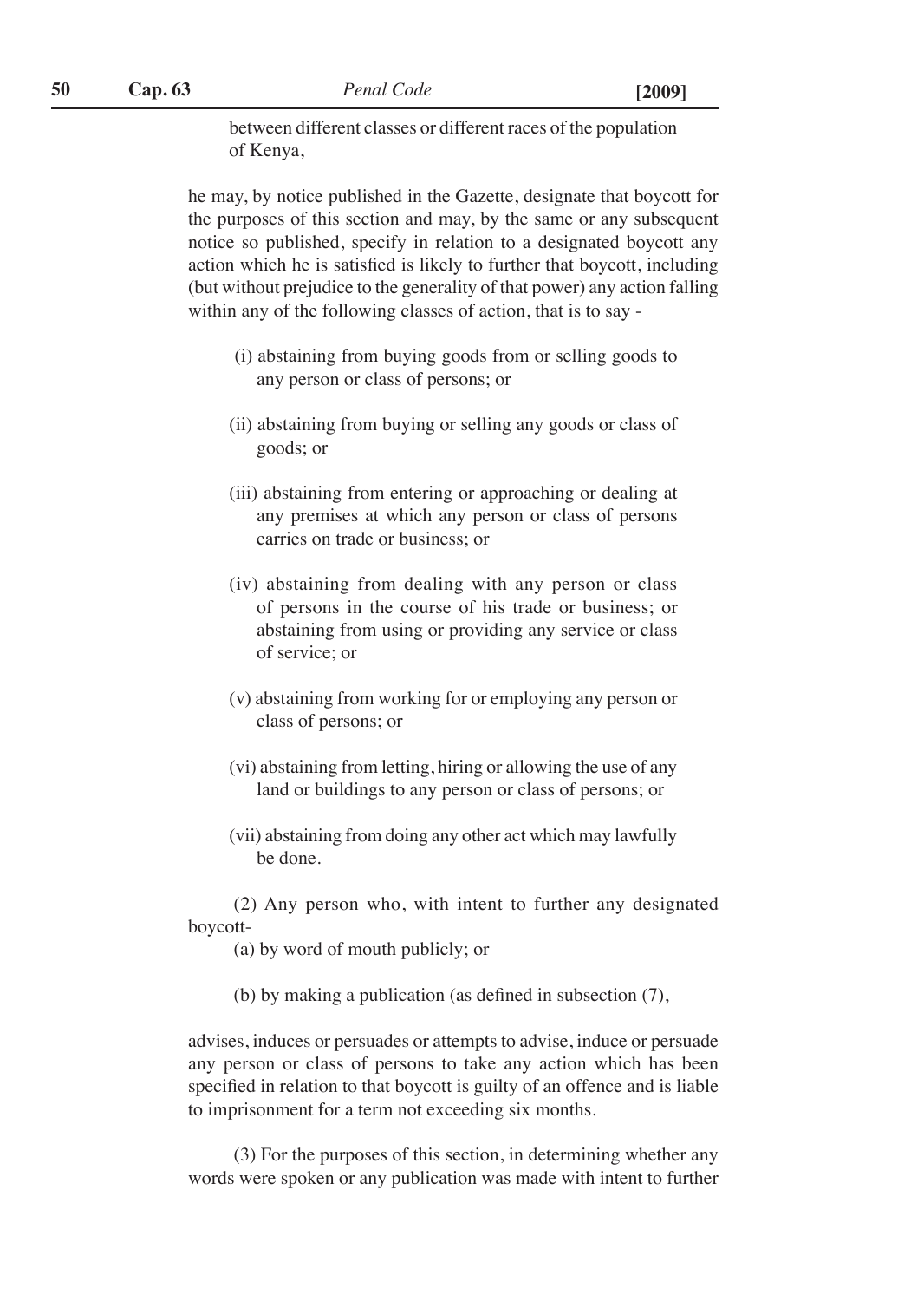between different classes or different races of the population of Kenya,

he may, by notice published in the Gazette, designate that boycott for the purposes of this section and may, by the same or any subsequent notice so published, specify in relation to a designated boycott any action which he is satisfied is likely to further that boycott, including (but without prejudice to the generality of that power) any action falling within any of the following classes of action, that is to say -

(i) abstaining from buying goods from or selling goods to any person or class of persons; or

(ii) abstaining from buying or selling any goods or class of goods; or

(iii) abstaining from entering or approaching or dealing at any premises at which any person or class of persons carries on trade or business; or

(iv) abstaining from dealing with any person or class of persons in the course of his trade or business; or abstaining from using or providing any service or class of service; or

(v) abstaining from working for or employing any person or class of persons; or

(vi) abstaining from letting, hiring or allowing the use of any land or buildings to any person or class of persons; or

(vii) abstaining from doing any other act which may lawfully be done.

(2) Any person who, with intent to further any designated boycott-

(a) by word of mouth publicly; or

(b) by making a publication (as defined in subsection (7),

advises, induces or persuades or attempts to advise, induce or persuade any person or class of persons to take any action which has been specified in relation to that boycott is guilty of an offence and is liable to imprisonment for a term not exceeding six months.

(3) For the purposes of this section, in determining whether any words were spoken or any publication was made with intent to further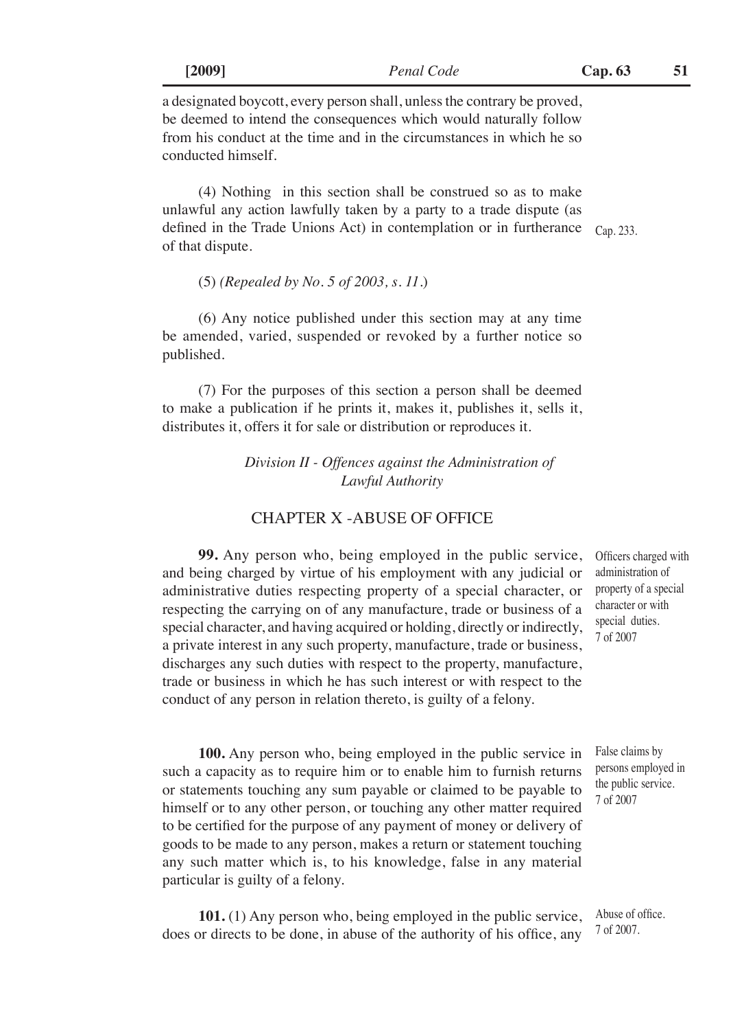a designated boycott, every person shall, unless the contrary be proved, be deemed to intend the consequences which would naturally follow from his conduct at the time and in the circumstances in which he so conducted himself.

(4) Nothing in this section shall be construed so as to make unlawful any action lawfully taken by a party to a trade dispute (as defined in the Trade Unions Act) in contemplation or in furtherance of that dispute.

Cap. 233.

(5) *(Repealed by No. 5 of 2003, s. 11.)*

(6) Any notice published under this section may at any time be amended, varied, suspended or revoked by a further notice so published.

(7) For the purposes of this section a person shall be deemed to make a publication if he prints it, makes it, publishes it, sells it, distributes it, offers it for sale or distribution or reproduces it.

### *Division II - Offences against the Administration of Lawful Authority*

## CHAPTER X -ABUSE OF OFFICE

Officers charged with administration of property of a special character or with special duties. 7 of 2007

**99.** Any person who, being employed in the public service, and being charged by virtue of his employment with any judicial or administrative duties respecting property of a special character, or respecting the carrying on of any manufacture, trade or business of a special character, and having acquired or holding, directly or indirectly, a private interest in any such property, manufacture, trade or business, discharges any such duties with respect to the property, manufacture, trade or business in which he has such interest or with respect to the conduct of any person in relation thereto, is guilty of a felony.

False claims by persons employed in the public service. 7 of 2007

**100.** Any person who, being employed in the public service in such a capacity as to require him or to enable him to furnish returns or statements touching any sum payable or claimed to be payable to himself or to any other person, or touching any other matter required to be certified for the purpose of any payment of money or delivery of goods to be made to any person, makes a return or statement touching any such matter which is, to his knowledge, false in any material particular is guilty of a felony.

Abuse of office. 7 of 2007.

**101.** (1) Any person who, being employed in the public service, does or directs to be done, in abuse of the authority of his office, any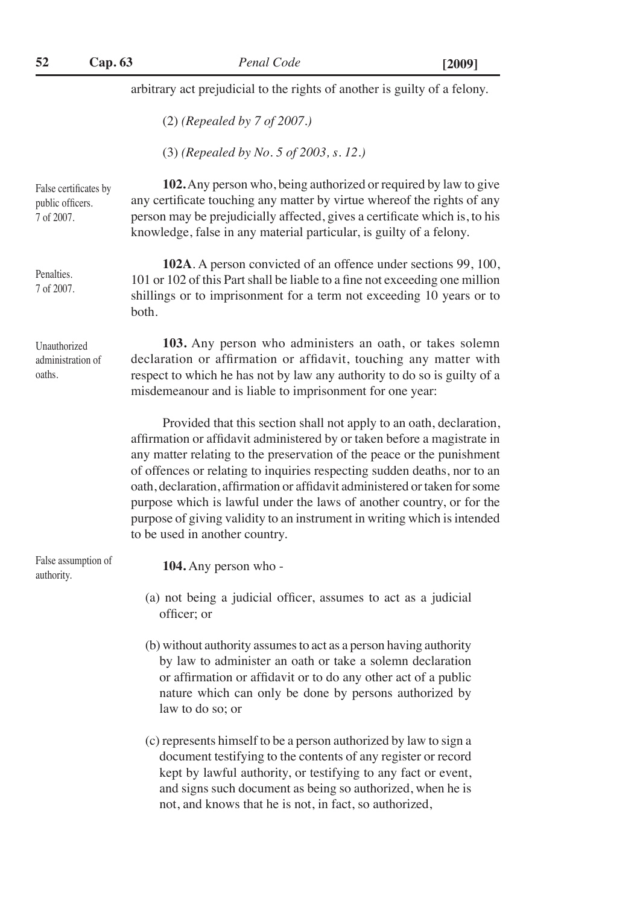arbitrary act prejudicial to the rights of another is guilty of a felony.

(2) *(Repealed by 7 of 2007.)*

(3) *(Repealed by No. 5 of 2003, s. 12.)*

False certificates by public officers. 7 of 2007.

**102.** Any person who, being authorized or required by law to give any certificate touching any matter by virtue whereof the rights of any person may be prejudicially affected, gives a certificate which is, to his knowledge, false in any material particular, is guilty of a felony.

Penalties. 7 of 2007.

**102A**. A person convicted of an offence under sections 99, 100, 101 or 102 of this Part shall be liable to a fine not exceeding one million shillings or to imprisonment for a term not exceeding 10 years or to both.

Unauthorized administration of oaths.

**103.** Any person who administers an oath, or takes solemn declaration or affirmation or affidavit, touching any matter with respect to which he has not by law any authority to do so is guilty of a misdemeanour and is liable to imprisonment for one year:

Provided that this section shall not apply to an oath, declaration, affirmation or affidavit administered by or taken before a magistrate in any matter relating to the preservation of the peace or the punishment of offences or relating to inquiries respecting sudden deaths, nor to an oath, declaration, affirmation or affidavit administered or taken for some purpose which is lawful under the laws of another country, or for the purpose of giving validity to an instrument in writing which is intended to be used in another country.

False assumption of authority.

**104.** Any person who -

(a) not being a judicial officer, assumes to act as a judicial officer; or

(b) without authority assumes to act as a person having authority by law to administer an oath or take a solemn declaration or affirmation or affidavit or to do any other act of a public nature which can only be done by persons authorized by law to do so; or

(c) represents himself to be a person authorized by law to sign a document testifying to the contents of any register or record kept by lawful authority, or testifying to any fact or event, and signs such document as being so authorized, when he is not, and knows that he is not, in fact, so authorized,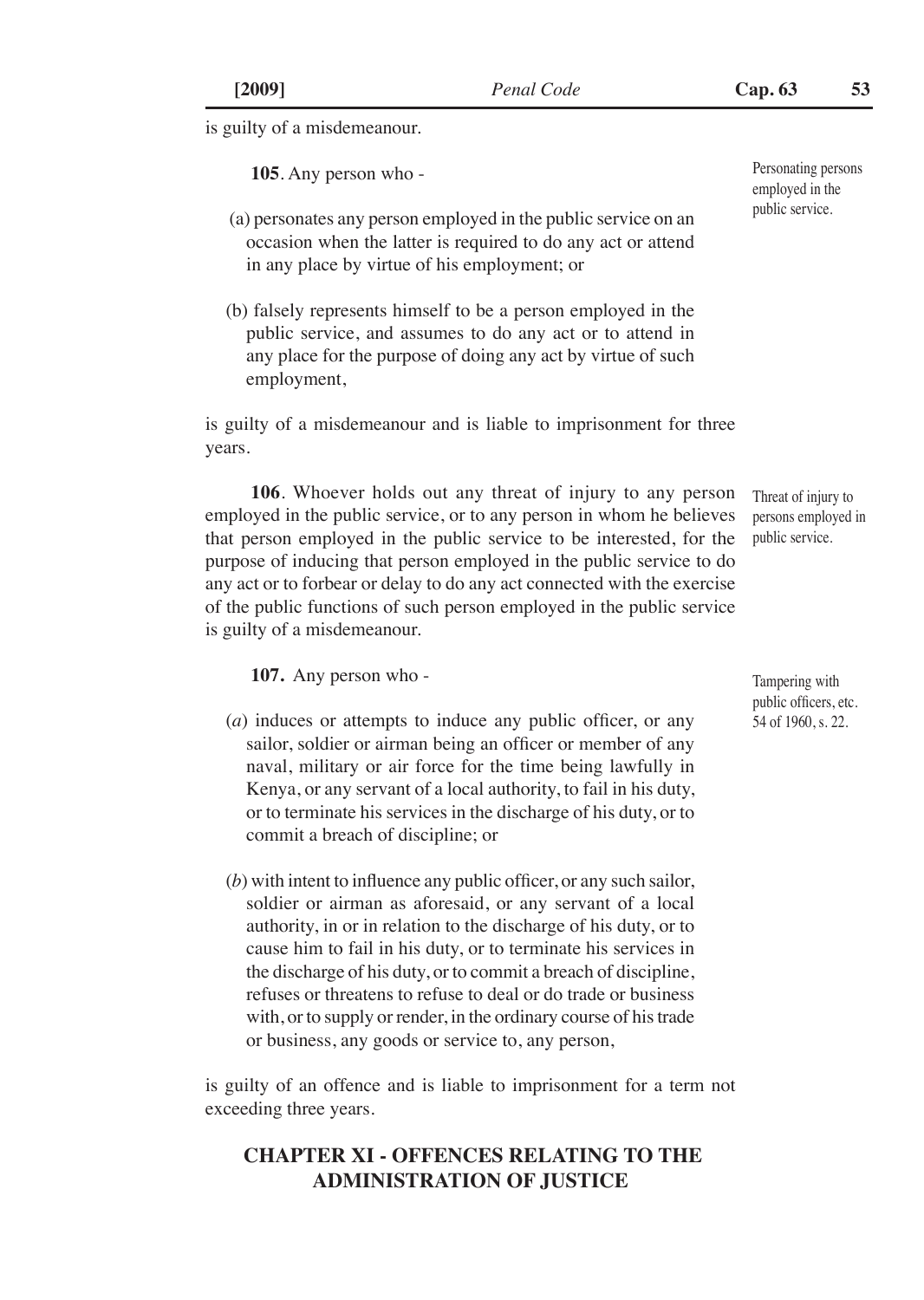is guilty of a misdemeanour.

**105**. Any person who -

Personating persons employed in the public service.

(a) personates any person employed in the public service on an occasion when the latter is required to do any act or attend in any place by virtue of his employment; or

(b) falsely represents himself to be a person employed in the public service, and assumes to do any act or to attend in any place for the purpose of doing any act by virtue of such employment,

is guilty of a misdemeanour and is liable to imprisonment for three years.

Threat of injury to persons employed in public service.

**106**. Whoever holds out any threat of injury to any person employed in the public service, or to any person in whom he believes that person employed in the public service to be interested, for the purpose of inducing that person employed in the public service to do any act or to forbear or delay to do any act connected with the exercise of the public functions of such person employed in the public service is guilty of a misdemeanour.

Tampering with public officers, etc. 54 of 1960, s. 22.

**107.** Any person who -

(*a*) induces or attempts to induce any public officer, or any sailor, soldier or airman being an officer or member of any naval, military or air force for the time being lawfully in Kenya, or any servant of a local authority, to fail in his duty, or to terminate his services in the discharge of his duty, or to commit a breach of discipline; or

(*b*) with intent to influence any public officer, or any such sailor, soldier or airman as aforesaid, or any servant of a local authority, in or in relation to the discharge of his duty, or to cause him to fail in his duty, or to terminate his services in the discharge of his duty, or to commit a breach of discipline, refuses or threatens to refuse to deal or do trade or business with, or to supply or render, in the ordinary course of his trade or business, any goods or service to, any person,

is guilty of an offence and is liable to imprisonment for a term not exceeding three years.

## CHAPTER XI - OFFENCES RELATING TO THE ADMINISTRATION OF JUSTICE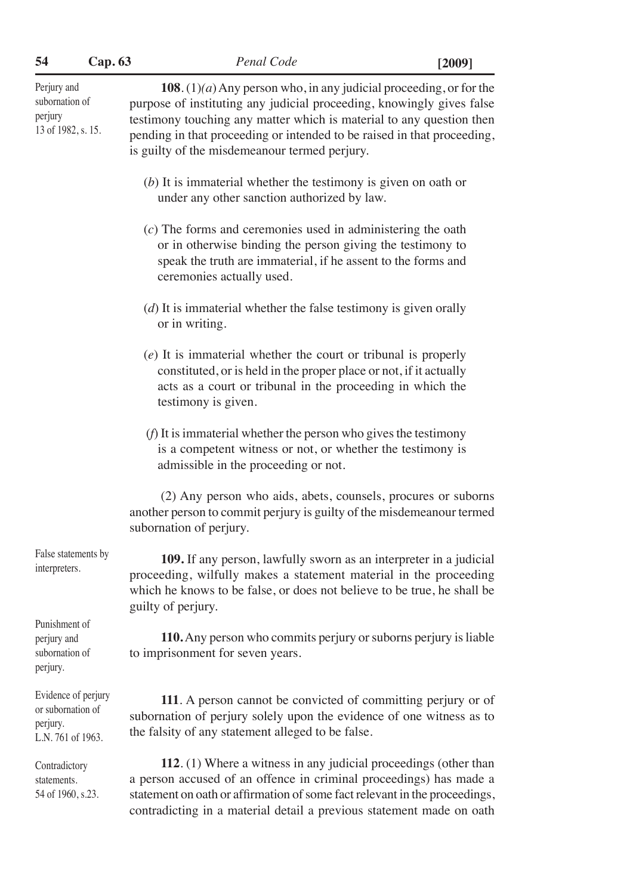Perjury and subornation of perjury
13 of 1982, s. 15.

**108**. (1)*(a)* Any person who, in any judicial proceeding, or for the purpose of instituting any judicial proceeding, knowingly gives false testimony touching any matter which is material to any question then pending in that proceeding or intended to be raised in that proceeding, is guilty of the misdemeanour termed perjury.

(*b*) It is immaterial whether the testimony is given on oath or under any other sanction authorized by law.

(*c*) The forms and ceremonies used in administering the oath or in otherwise binding the person giving the testimony to speak the truth are immaterial, if he assent to the forms and ceremonies actually used.

(*d*) It is immaterial whether the false testimony is given orally or in writing.

(*e*) It is immaterial whether the court or tribunal is properly constituted, or is held in the proper place or not, if it actually acts as a court or tribunal in the proceeding in which the testimony is given.

(*f*) It is immaterial whether the person who gives the testimony is a competent witness or not, or whether the testimony is admissible in the proceeding or not.

(2) Any person who aids, abets, counsels, procures or suborns another person to commit perjury is guilty of the misdemeanour termed subornation of perjury.

False statements by interpreters.

**109.** If any person, lawfully sworn as an interpreter in a judicial proceeding, wilfully makes a statement material in the proceeding which he knows to be false, or does not believe to be true, he shall be guilty of perjury.

Punishment of perjury and subornation of perjury.

**110.** Any person who commits perjury or suborns perjury is liable to imprisonment for seven years.

Evidence of perjury or subornation of perjury.
L.N. 761 of 1963.

**111**. A person cannot be convicted of committing perjury or of subornation of perjury solely upon the evidence of one witness as to the falsity of any statement alleged to be false.

Contradictory statements.
54 of 1960, s.23.

**112**. (1) Where a witness in any judicial proceedings (other than a person accused of an offence in criminal proceedings) has made a statement on oath or affirmation of some fact relevant in the proceedings, contradicting in a material detail a previous statement made on oath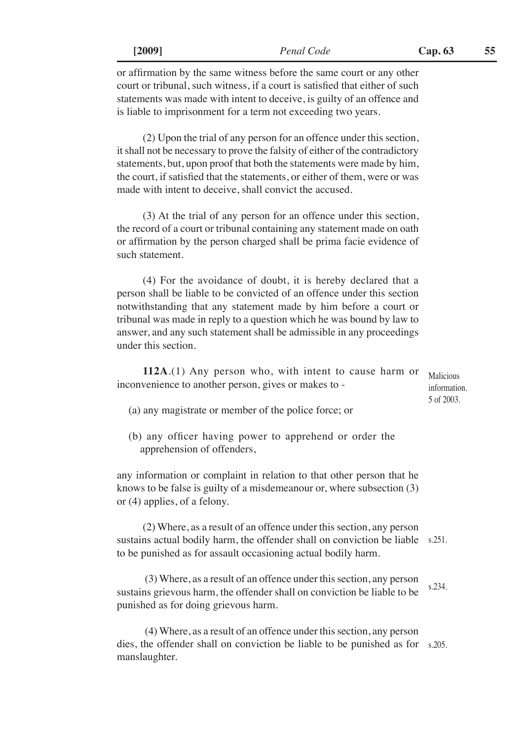or affirmation by the same witness before the same court or any other court or tribunal, such witness, if a court is satisfied that either of such statements was made with intent to deceive, is guilty of an offence and is liable to imprisonment for a term not exceeding two years.

(2) Upon the trial of any person for an offence under this section, it shall not be necessary to prove the falsity of either of the contradictory statements, but, upon proof that both the statements were made by him, the court, if satisfied that the statements, or either of them, were or was made with intent to deceive, shall convict the accused.

(3) At the trial of any person for an offence under this section, the record of a court or tribunal containing any statement made on oath or affirmation by the person charged shall be prima facie evidence of such statement.

(4) For the avoidance of doubt, it is hereby declared that a person shall be liable to be convicted of an offence under this section notwithstanding that any statement made by him before a court or tribunal was made in reply to a question which he was bound by law to answer, and any such statement shall be admissible in any proceedings under this section.

Malicious information. 5 of 2003.

**112A**.(1) Any person who, with intent to cause harm or inconvenience to another person, gives or makes to -

(a) any magistrate or member of the police force; or

(b) any officer having power to apprehend or order the apprehension of offenders,

any information or complaint in relation to that other person that he knows to be false is guilty of a misdemeanour or, where subsection (3) or (4) applies, of a felony.

(2) Where, as a result of an offence under this section, any person sustains actual bodily harm, the offender shall on conviction be liable to be punished as for assault occasioning actual bodily harm. s.251.

(3) Where, as a result of an offence under this section, any person sustains grievous harm, the offender shall on conviction be liable to be punished as for doing grievous harm. s.234.

(4) Where, as a result of an offence under this section, any person dies, the offender shall on conviction be liable to be punished as for manslaughter. s.205.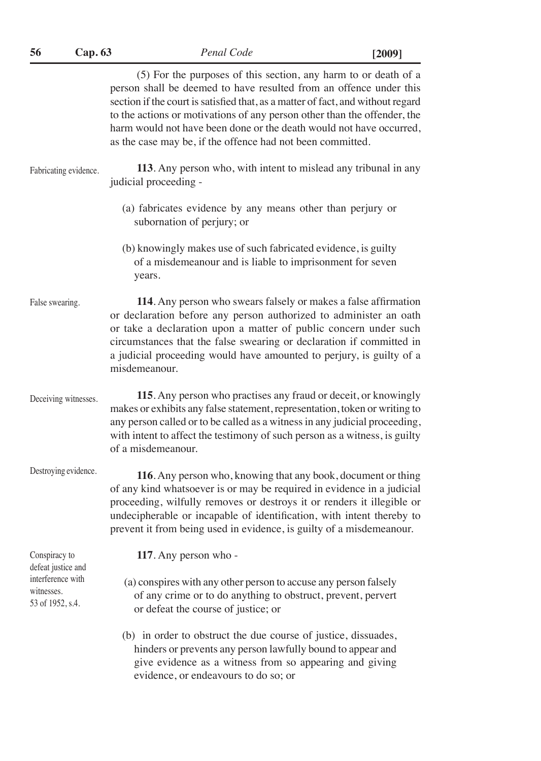(5) For the purposes of this section, any harm to or death of a person shall be deemed to have resulted from an offence under this section if the court is satisfied that, as a matter of fact, and without regard to the actions or motivations of any person other than the offender, the harm would not have been done or the death would not have occurred, as the case may be, if the offence had not been committed.

Fabricating evidence.

**113**. Any person who, with intent to mislead any tribunal in any judicial proceeding -

(a) fabricates evidence by any means other than perjury or subornation of perjury; or

(b) knowingly makes use of such fabricated evidence, is guilty of a misdemeanour and is liable to imprisonment for seven years.

False swearing.

**114**. Any person who swears falsely or makes a false affirmation or declaration before any person authorized to administer an oath or take a declaration upon a matter of public concern under such circumstances that the false swearing or declaration if committed in a judicial proceeding would have amounted to perjury, is guilty of a misdemeanour.

Deceiving witnesses.

**115**. Any person who practises any fraud or deceit, or knowingly makes or exhibits any false statement, representation, token or writing to any person called or to be called as a witness in any judicial proceeding, with intent to affect the testimony of such person as a witness, is guilty of a misdemeanour.

Destroying evidence.

**116**. Any person who, knowing that any book, document or thing of any kind whatsoever is or may be required in evidence in a judicial proceeding, wilfully removes or destroys it or renders it illegible or undecipherable or incapable of identification, with intent thereby to prevent it from being used in evidence, is guilty of a misdemeanour.

Conspiracy to defeat justice and interference with witnesses.
53 of 1952, s.4.

**117**. Any person who -

(a) conspires with any other person to accuse any person falsely of any crime or to do anything to obstruct, prevent, pervert or defeat the course of justice; or

(b) in order to obstruct the due course of justice, dissuades, hinders or prevents any person lawfully bound to appear and give evidence as a witness from so appearing and giving evidence, or endeavours to do so; or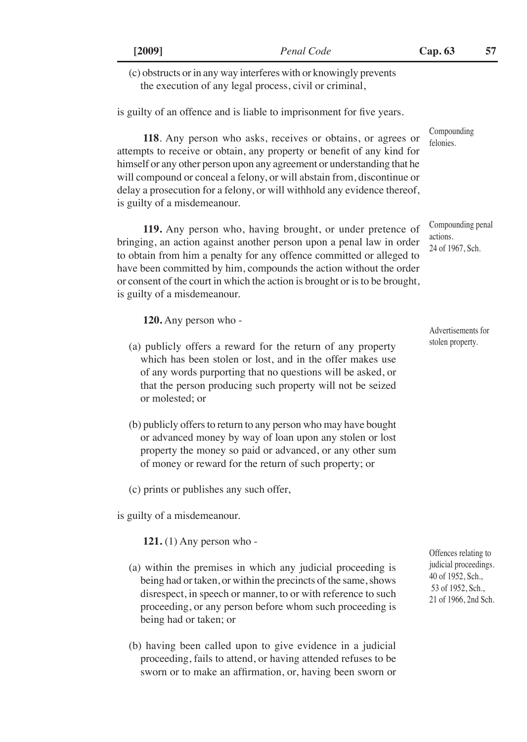(c) obstructs or in any way interferes with or knowingly prevents the execution of any legal process, civil or criminal,

is guilty of an offence and is liable to imprisonment for five years.

Compounding felonies.

**118**. Any person who asks, receives or obtains, or agrees or attempts to receive or obtain, any property or benefit of any kind for himself or any other person upon any agreement or understanding that he will compound or conceal a felony, or will abstain from, discontinue or delay a prosecution for a felony, or will withhold any evidence thereof, is guilty of a misdemeanour.

Compounding penal actions.
24 of 1967, Sch.

**119.** Any person who, having brought, or under pretence of bringing, an action against another person upon a penal law in order to obtain from him a penalty for any offence committed or alleged to have been committed by him, compounds the action without the order or consent of the court in which the action is brought or is to be brought, is guilty of a misdemeanour.

Advertisements for stolen property.

**120.** Any person who -

(a) publicly offers a reward for the return of any property which has been stolen or lost, and in the offer makes use of any words purporting that no questions will be asked, or that the person producing such property will not be seized or molested; or

(b) publicly offers to return to any person who may have bought or advanced money by way of loan upon any stolen or lost property the money so paid or advanced, or any other sum of money or reward for the return of such property; or

(c) prints or publishes any such offer,

is guilty of a misdemeanour.

Offences relating to judicial proceedings.
40 of 1952, Sch.,
53 of 1952, Sch.,
21 of 1966, 2nd Sch.

**121.** (1) Any person who -

(a) within the premises in which any judicial proceeding is being had or taken, or within the precincts of the same, shows disrespect, in speech or manner, to or with reference to such proceeding, or any person before whom such proceeding is being had or taken; or

(b) having been called upon to give evidence in a judicial proceeding, fails to attend, or having attended refuses to be sworn or to make an affirmation, or, having been sworn or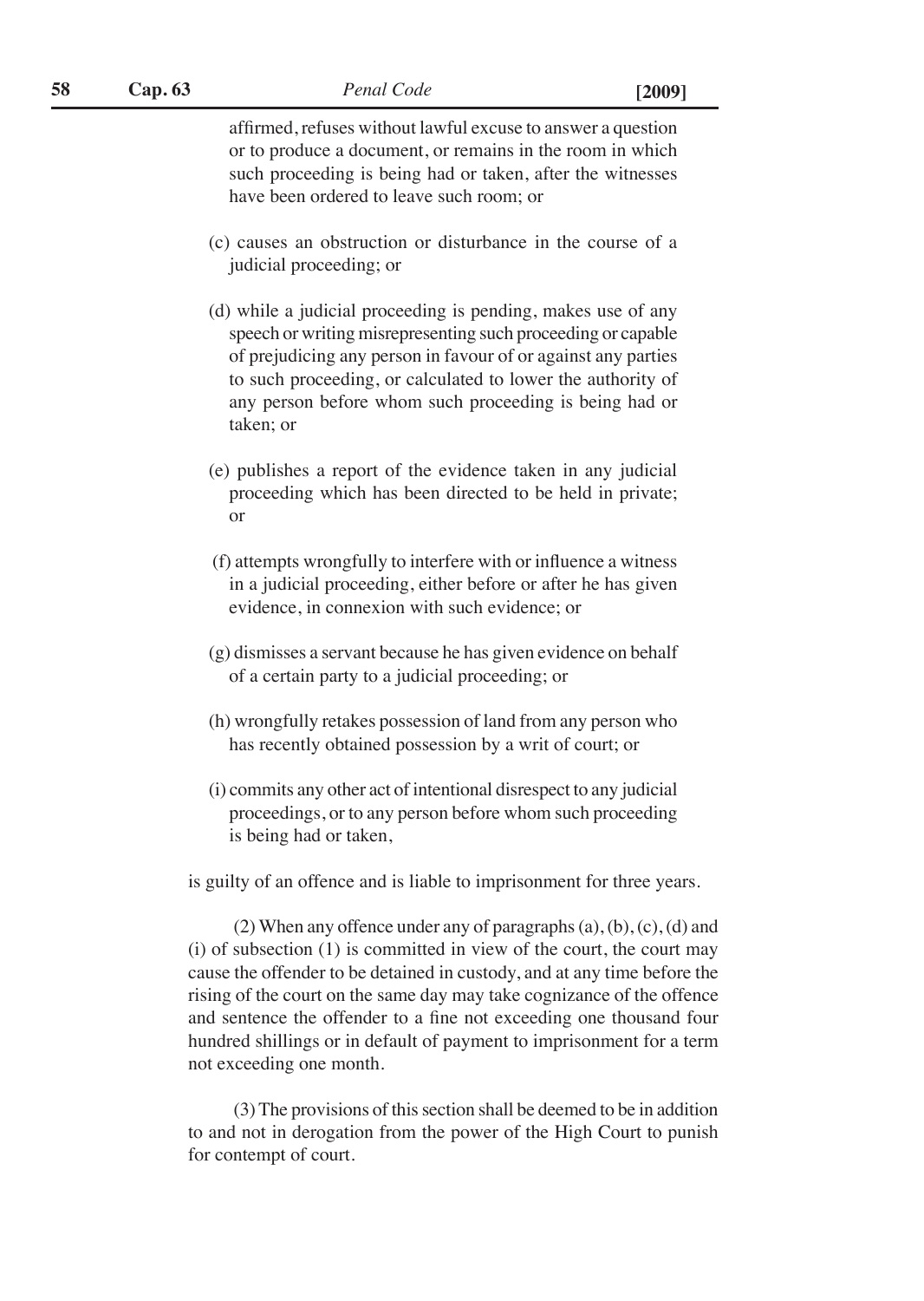affirmed, refuses without lawful excuse to answer a question or to produce a document, or remains in the room in which such proceeding is being had or taken, after the witnesses have been ordered to leave such room; or

(c) causes an obstruction or disturbance in the course of a judicial proceeding; or

(d) while a judicial proceeding is pending, makes use of any speech or writing misrepresenting such proceeding or capable of prejudicing any person in favour of or against any parties to such proceeding, or calculated to lower the authority of any person before whom such proceeding is being had or taken; or

(e) publishes a report of the evidence taken in any judicial proceeding which has been directed to be held in private; or

(f) attempts wrongfully to interfere with or influence a witness in a judicial proceeding, either before or after he has given evidence, in connexion with such evidence; or

(g) dismisses a servant because he has given evidence on behalf of a certain party to a judicial proceeding; or

(h) wrongfully retakes possession of land from any person who has recently obtained possession by a writ of court; or

(i) commits any other act of intentional disrespect to any judicial proceedings, or to any person before whom such proceeding is being had or taken,

is guilty of an offence and is liable to imprisonment for three years.

(2) When any offence under any of paragraphs (a), (b), (c), (d) and (i) of subsection (1) is committed in view of the court, the court may cause the offender to be detained in custody, and at any time before the rising of the court on the same day may take cognizance of the offence and sentence the offender to a fine not exceeding one thousand four hundred shillings or in default of payment to imprisonment for a term not exceeding one month.

(3) The provisions of this section shall be deemed to be in addition to and not in derogation from the power of the High Court to punish for contempt of court.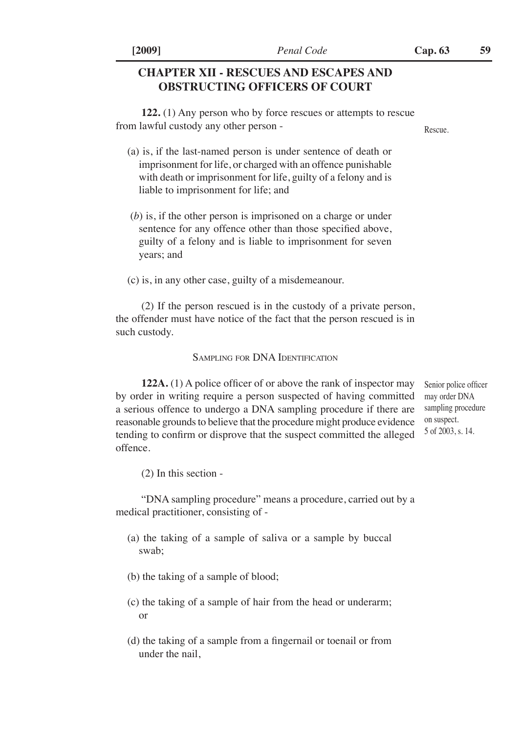## CHAPTER XII - RESCUES AND ESCAPES AND OBSTRUCTING OFFICERS OF COURT

Rescue.

**122.** (1) Any person who by force rescues or attempts to rescue from lawful custody any other person -

(a) is, if the last-named person is under sentence of death or imprisonment for life, or charged with an offence punishable with death or imprisonment for life, guilty of a felony and is liable to imprisonment for life; and

(*b*) is, if the other person is imprisoned on a charge or under sentence for any offence other than those specified above, guilty of a felony and is liable to imprisonment for seven years; and

(c) is, in any other case, guilty of a misdemeanour.

(2) If the person rescued is in the custody of a private person, the offender must have notice of the fact that the person rescued is in such custody.

### Sampling for DNA Identification

Senior police officer may order DNA sampling procedure on suspect.
5 of 2003, s. 14.

**122A.** (1) A police officer of or above the rank of inspector may by order in writing require a person suspected of having committed a serious offence to undergo a DNA sampling procedure if there are reasonable grounds to believe that the procedure might produce evidence tending to confirm or disprove that the suspect committed the alleged offence.

(2) In this section -

"DNA sampling procedure" means a procedure, carried out by a medical practitioner, consisting of -

(a) the taking of a sample of saliva or a sample by buccal swab;

(b) the taking of a sample of blood;

(c) the taking of a sample of hair from the head or underarm; or

(d) the taking of a sample from a fingernail or toenail or from under the nail,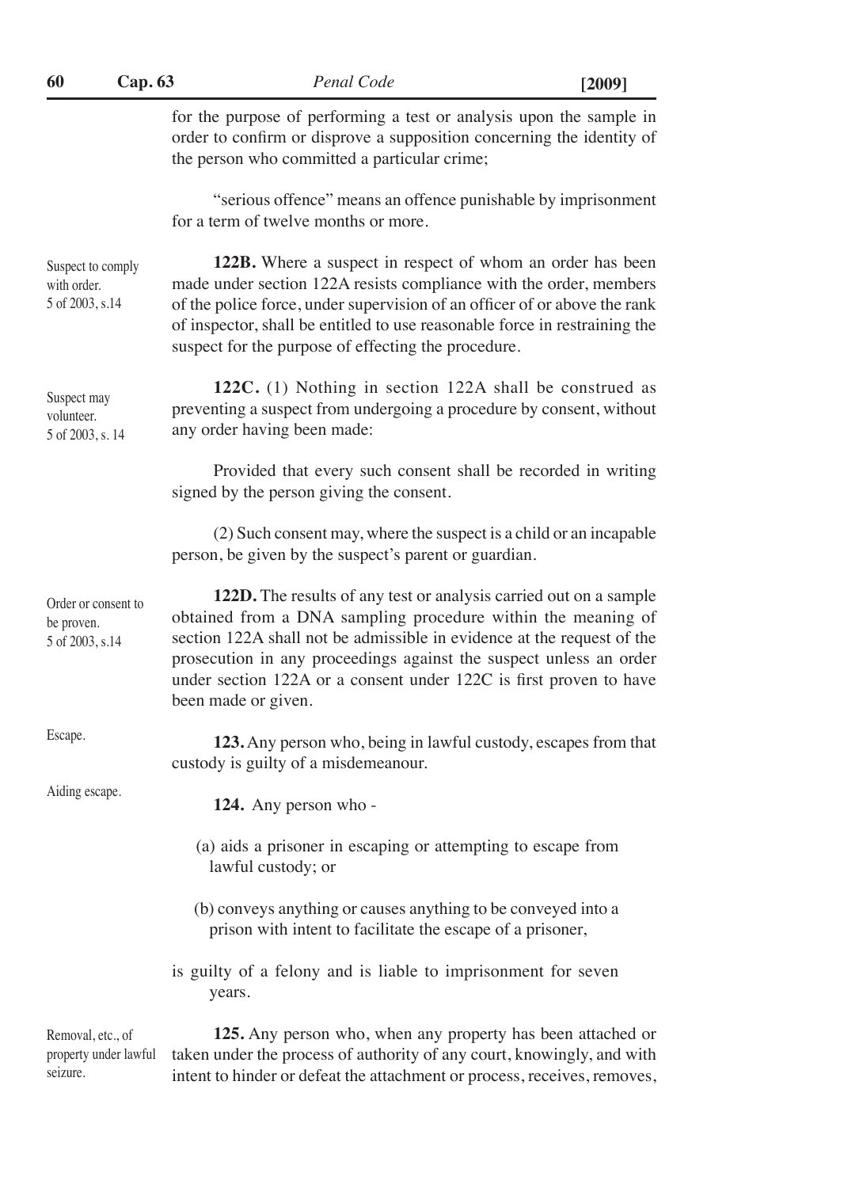for the purpose of performing a test or analysis upon the sample in order to confirm or disprove a supposition concerning the identity of the person who committed a particular crime;

"serious offence" means an offence punishable by imprisonment for a term of twelve months or more.

Suspect to comply with order.
5 of 2003, s.14

**122B.** Where a suspect in respect of whom an order has been made under section 122A resists compliance with the order, members of the police force, under supervision of an officer of or above the rank of inspector, shall be entitled to use reasonable force in restraining the suspect for the purpose of effecting the procedure.

Suspect may volunteer.
5 of 2003, s. 14

**122C.** (1) Nothing in section 122A shall be construed as preventing a suspect from undergoing a procedure by consent, without any order having been made:

Provided that every such consent shall be recorded in writing signed by the person giving the consent.

(2) Such consent may, where the suspect is a child or an incapable person, be given by the suspect's parent or guardian.

Order or consent to be proven.
5 of 2003, s.14

**122D.** The results of any test or analysis carried out on a sample obtained from a DNA sampling procedure within the meaning of section 122A shall not be admissible in evidence at the request of the prosecution in any proceedings against the suspect unless an order under section 122A or a consent under 122C is first proven to have been made or given.

Escape.

**123.** Any person who, being in lawful custody, escapes from that custody is guilty of a misdemeanour.

Aiding escape.

**124.** Any person who -

(a) aids a prisoner in escaping or attempting to escape from lawful custody; or

(b) conveys anything or causes anything to be conveyed into a prison with intent to facilitate the escape of a prisoner,

is guilty of a felony and is liable to imprisonment for seven years.

Removal, etc., of property under lawful seizure.

**125.** Any person who, when any property has been attached or taken under the process of authority of any court, knowingly, and with intent to hinder or defeat the attachment or process, receives, removes,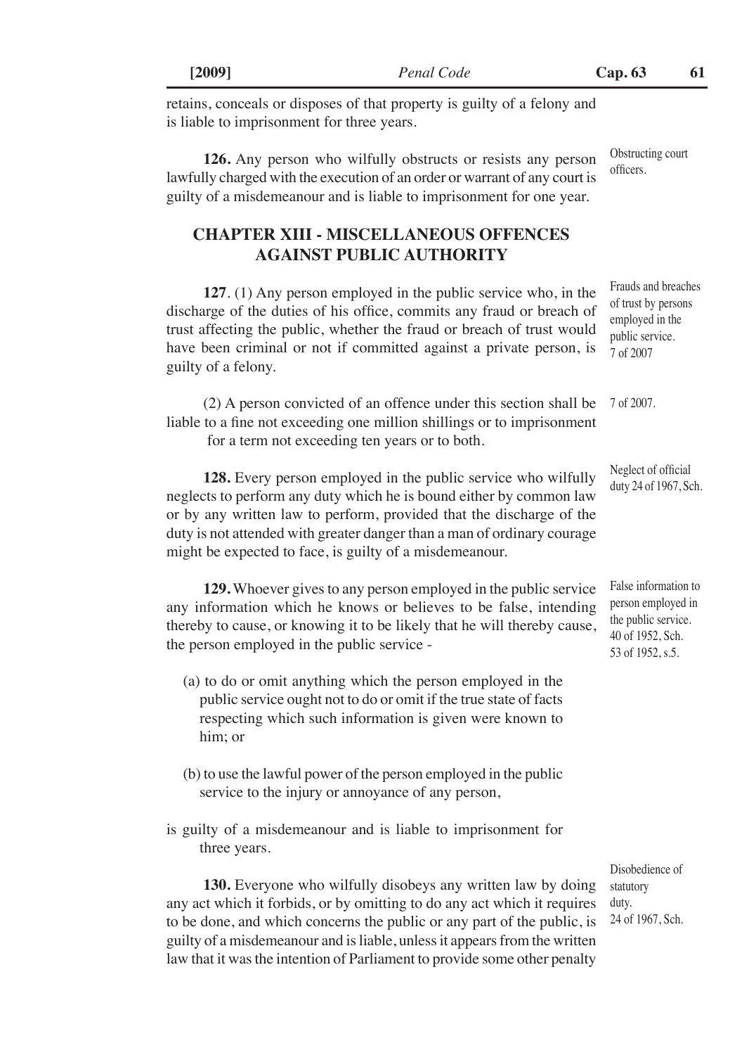retains, conceals or disposes of that property is guilty of a felony and is liable to imprisonment for three years.

**126.** Any person who wilfully obstructs or resists any person lawfully charged with the execution of an order or warrant of any court is guilty of a misdemeanour and is liable to imprisonment for one year.

Obstructing court officers.

## CHAPTER XIII - MISCELLANEOUS OFFENCES AGAINST PUBLIC AUTHORITY

**127**. (1) Any person employed in the public service who, in the discharge of the duties of his office, commits any fraud or breach of trust affecting the public, whether the fraud or breach of trust would have been criminal or not if committed against a private person, is guilty of a felony.

Frauds and breaches of trust by persons employed in the public service. 7 of 2007

(2) A person convicted of an offence under this section shall be liable to a fine not exceeding one million shillings or to imprisonment for a term not exceeding ten years or to both.

7 of 2007.

**128.** Every person employed in the public service who wilfully neglects to perform any duty which he is bound either by common law or by any written law to perform, provided that the discharge of the duty is not attended with greater danger than a man of ordinary courage might be expected to face, is guilty of a misdemeanour.

Neglect of official duty 24 of 1967, Sch.

**129.** Whoever gives to any person employed in the public service any information which he knows or believes to be false, intending thereby to cause, or knowing it to be likely that he will thereby cause, the person employed in the public service -

False information to person employed in the public service. 40 of 1952, Sch. 53 of 1952, s.5.

(a) to do or omit anything which the person employed in the public service ought not to do or omit if the true state of facts respecting which such information is given were known to him; or

(b) to use the lawful power of the person employed in the public service to the injury or annoyance of any person,

is guilty of a misdemeanour and is liable to imprisonment for three years.

**130.** Everyone who wilfully disobeys any written law by doing any act which it forbids, or by omitting to do any act which it requires to be done, and which concerns the public or any part of the public, is guilty of a misdemeanour and is liable, unless it appears from the written law that it was the intention of Parliament to provide some other penalty

Disobedience of statutory duty. 24 of 1967, Sch.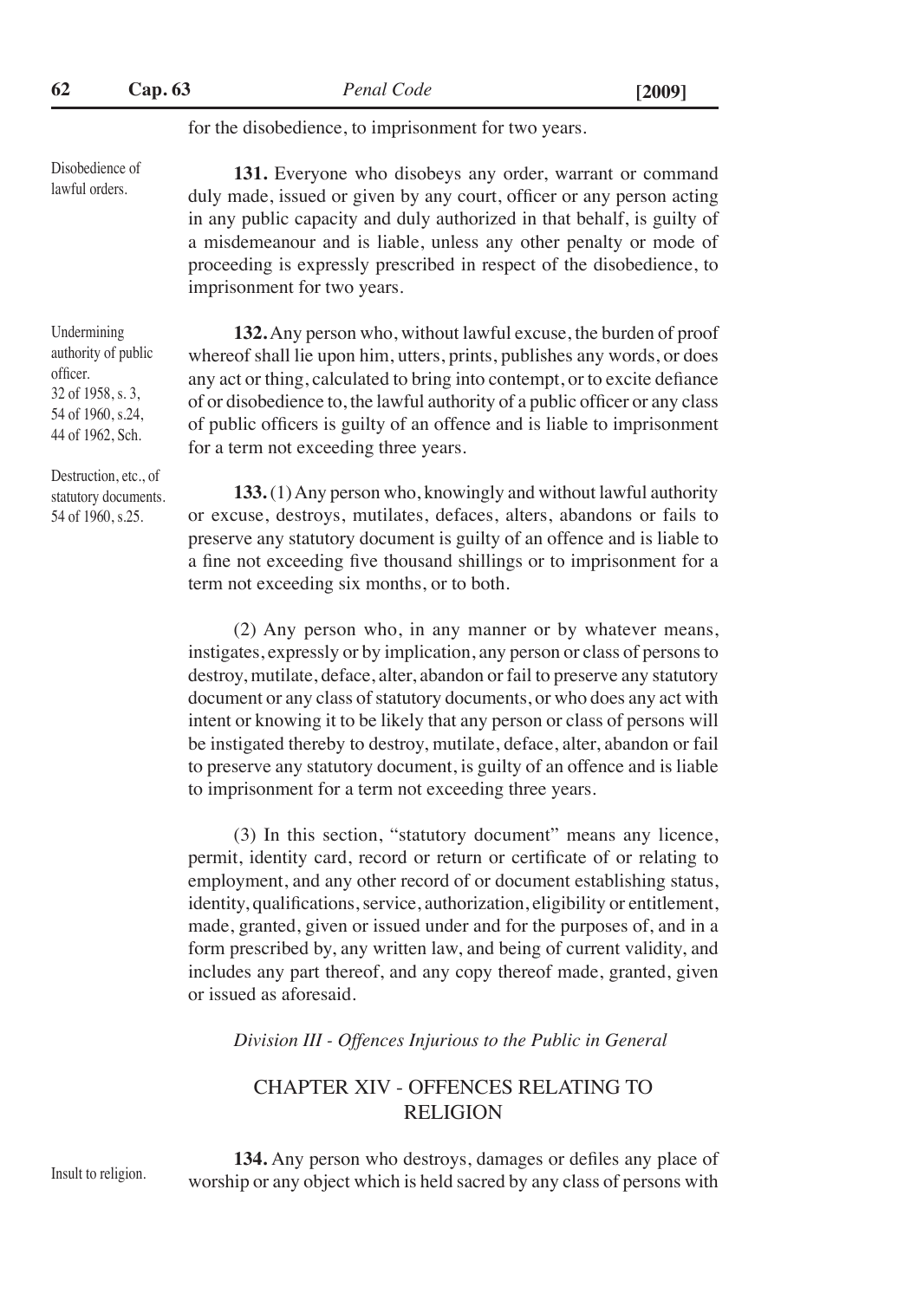for the disobedience, to imprisonment for two years.

Disobedience of lawful orders.

**131.** Everyone who disobeys any order, warrant or command duly made, issued or given by any court, officer or any person acting in any public capacity and duly authorized in that behalf, is guilty of a misdemeanour and is liable, unless any other penalty or mode of proceeding is expressly prescribed in respect of the disobedience, to imprisonment for two years.

Undermining authority of public officer. 32 of 1958, s. 3, 54 of 1960, s.24, 44 of 1962, Sch.

**132.** Any person who, without lawful excuse, the burden of proof whereof shall lie upon him, utters, prints, publishes any words, or does any act or thing, calculated to bring into contempt, or to excite defiance of or disobedience to, the lawful authority of a public officer or any class of public officers is guilty of an offence and is liable to imprisonment for a term not exceeding three years.

Destruction, etc., of statutory documents. 54 of 1960, s.25.

**133.** (1) Any person who, knowingly and without lawful authority or excuse, destroys, mutilates, defaces, alters, abandons or fails to preserve any statutory document is guilty of an offence and is liable to a fine not exceeding five thousand shillings or to imprisonment for a term not exceeding six months, or to both.

(2) Any person who, in any manner or by whatever means, instigates, expressly or by implication, any person or class of persons to destroy, mutilate, deface, alter, abandon or fail to preserve any statutory document or any class of statutory documents, or who does any act with intent or knowing it to be likely that any person or class of persons will be instigated thereby to destroy, mutilate, deface, alter, abandon or fail to preserve any statutory document, is guilty of an offence and is liable to imprisonment for a term not exceeding three years.

(3) In this section, "statutory document" means any licence, permit, identity card, record or return or certificate of or relating to employment, and any other record of or document establishing status, identity, qualifications, service, authorization, eligibility or entitlement, made, granted, given or issued under and for the purposes of, and in a form prescribed by, any written law, and being of current validity, and includes any part thereof, and any copy thereof made, granted, given or issued as aforesaid.

*Division III - Offences Injurious to the Public in General*

## CHAPTER XIV - OFFENCES RELATING TO RELIGION

Insult to religion.

**134.** Any person who destroys, damages or defiles any place of worship or any object which is held sacred by any class of persons with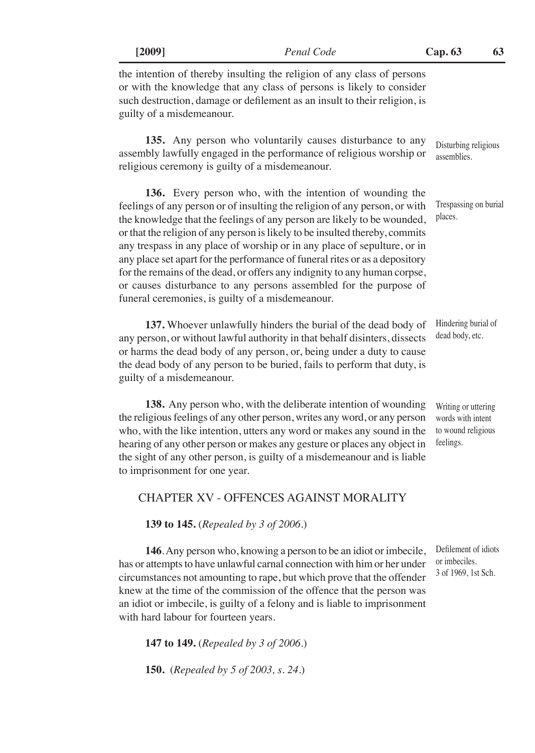the intention of thereby insulting the religion of any class of persons or with the knowledge that any class of persons is likely to consider such destruction, damage or defilement as an insult to their religion, is guilty of a misdemeanour.

Disturbing religious assemblies.

**135.** Any person who voluntarily causes disturbance to any assembly lawfully engaged in the performance of religious worship or religious ceremony is guilty of a misdemeanour.

Trespassing on burial places.

**136.** Every person who, with the intention of wounding the feelings of any person or of insulting the religion of any person, or with the knowledge that the feelings of any person are likely to be wounded, or that the religion of any person is likely to be insulted thereby, commits any trespass in any place of worship or in any place of sepulture, or in any place set apart for the performance of funeral rites or as a depository for the remains of the dead, or offers any indignity to any human corpse, or causes disturbance to any persons assembled for the purpose of funeral ceremonies, is guilty of a misdemeanour.

Hindering burial of dead body, etc.

**137.** Whoever unlawfully hinders the burial of the dead body of any person, or without lawful authority in that behalf disinters, dissects or harms the dead body of any person, or, being under a duty to cause the dead body of any person to be buried, fails to perform that duty, is guilty of a misdemeanour.

Writing or uttering words with intent to wound religious feelings.

**138.** Any person who, with the deliberate intention of wounding the religious feelings of any other person, writes any word, or any person who, with the like intention, utters any word or makes any sound in the hearing of any other person or makes any gesture or places any object in the sight of any other person, is guilty of a misdemeanour and is liable to imprisonment for one year.

## CHAPTER XV - OFFENCES AGAINST MORALITY

**139 to 145.** (*Repealed by 3 of 2006.*)

Defilement of idiots or imbeciles.
3 of 1969, 1st Sch.

**146**. Any person who, knowing a person to be an idiot or imbecile, has or attempts to have unlawful carnal connection with him or her under circumstances not amounting to rape, but which prove that the offender knew at the time of the commission of the offence that the person was an idiot or imbecile, is guilty of a felony and is liable to imprisonment with hard labour for fourteen years.

**147 to 149.** (*Repealed by 3 of 2006.*)

**150.** (*Repealed by 5 of 2003, s. 24.*)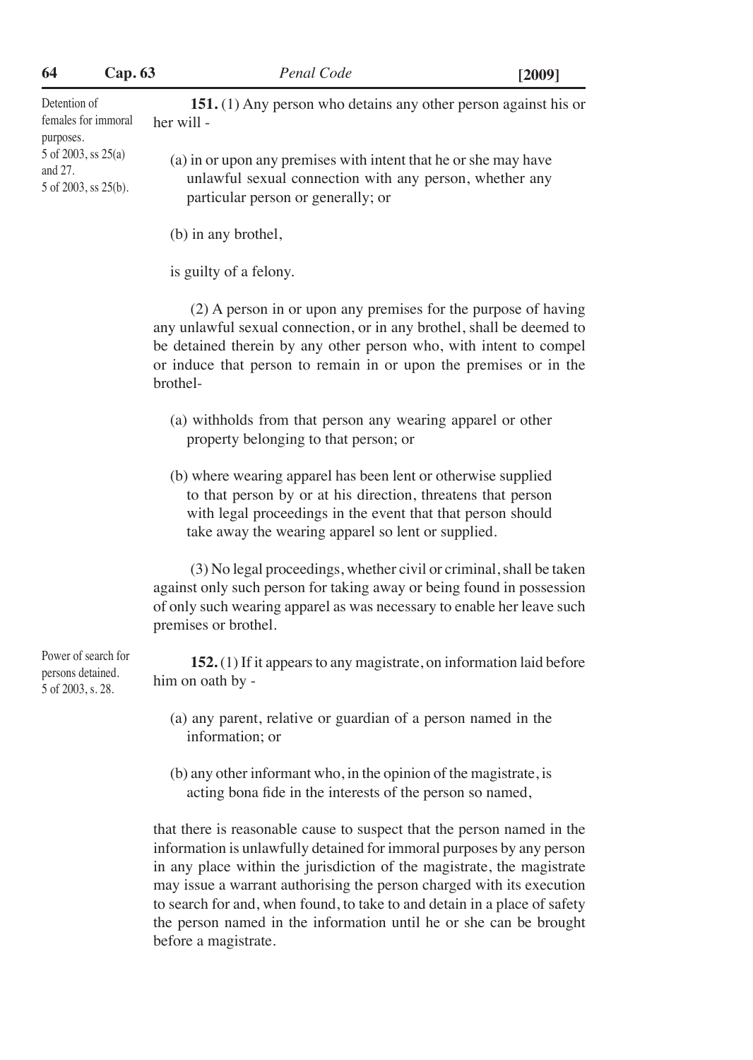Detention of females for immoral purposes. 5 of 2003, ss 25(a) and 27. 5 of 2003, ss 25(b).

**151.** (1) Any person who detains any other person against his or her will -

(a) in or upon any premises with intent that he or she may have unlawful sexual connection with any person, whether any particular person or generally; or

(b) in any brothel,

is guilty of a felony.

(2) A person in or upon any premises for the purpose of having any unlawful sexual connection, or in any brothel, shall be deemed to be detained therein by any other person who, with intent to compel or induce that person to remain in or upon the premises or in the brothel-

(a) withholds from that person any wearing apparel or other property belonging to that person; or

(b) where wearing apparel has been lent or otherwise supplied to that person by or at his direction, threatens that person with legal proceedings in the event that that person should take away the wearing apparel so lent or supplied.

(3) No legal proceedings, whether civil or criminal, shall be taken against only such person for taking away or being found in possession of only such wearing apparel as was necessary to enable her leave such premises or brothel.

Power of search for persons detained. 5 of 2003, s. 28.

**152.** (1) If it appears to any magistrate, on information laid before him on oath by -

(a) any parent, relative or guardian of a person named in the information; or

(b) any other informant who, in the opinion of the magistrate, is acting bona fide in the interests of the person so named,

that there is reasonable cause to suspect that the person named in the information is unlawfully detained for immoral purposes by any person in any place within the jurisdiction of the magistrate, the magistrate may issue a warrant authorising the person charged with its execution to search for and, when found, to take to and detain in a place of safety the person named in the information until he or she can be brought before a magistrate.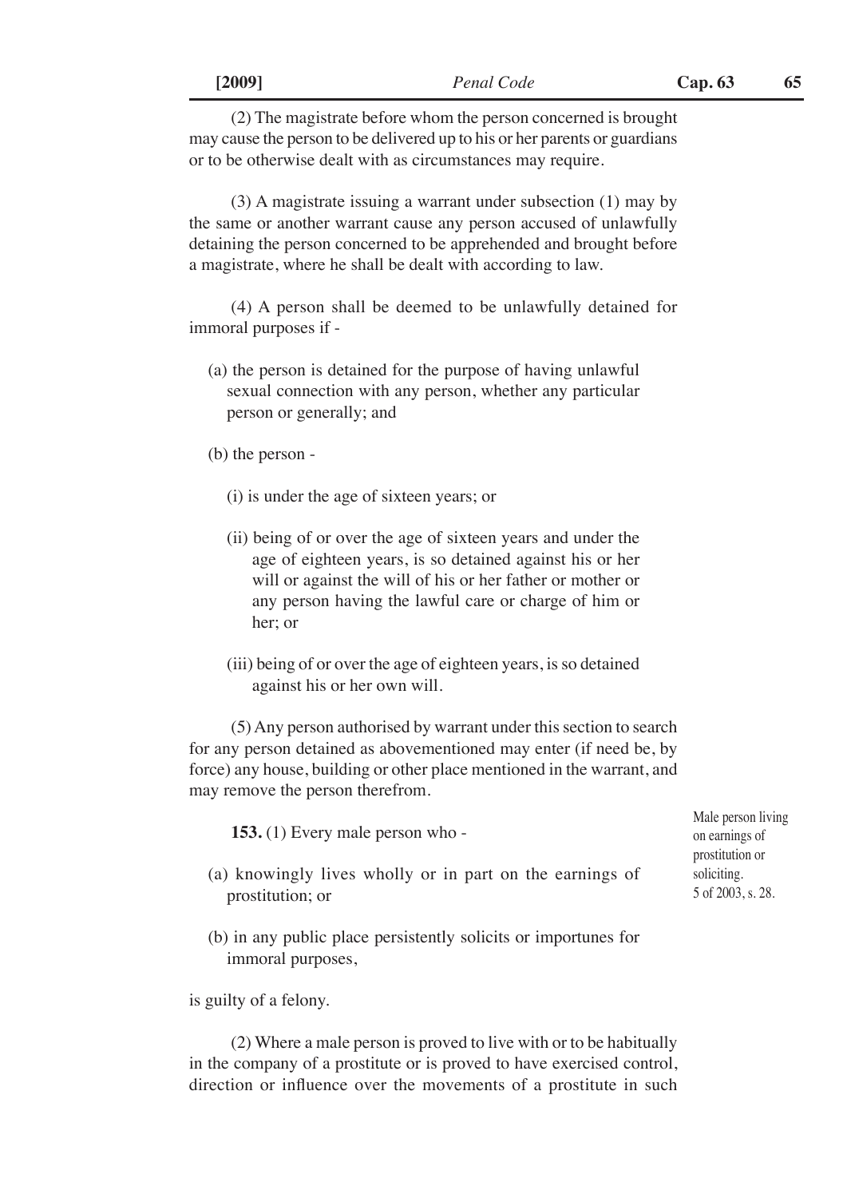(2) The magistrate before whom the person concerned is brought may cause the person to be delivered up to his or her parents or guardians or to be otherwise dealt with as circumstances may require.

(3) A magistrate issuing a warrant under subsection (1) may by the same or another warrant cause any person accused of unlawfully detaining the person concerned to be apprehended and brought before a magistrate, where he shall be dealt with according to law.

(4) A person shall be deemed to be unlawfully detained for immoral purposes if -

(a) the person is detained for the purpose of having unlawful sexual connection with any person, whether any particular person or generally; and

(b) the person -

(i) is under the age of sixteen years; or

(ii) being of or over the age of sixteen years and under the age of eighteen years, is so detained against his or her will or against the will of his or her father or mother or any person having the lawful care or charge of him or her; or

(iii) being of or over the age of eighteen years, is so detained against his or her own will.

(5) Any person authorised by warrant under this section to search for any person detained as abovementioned may enter (if need be, by force) any house, building or other place mentioned in the warrant, and may remove the person therefrom.

*Male person living on earnings of prostitution or soliciting. 5 of 2003, s. 28.*

**153.** (1) Every male person who -

(a) knowingly lives wholly or in part on the earnings of prostitution; or

(b) in any public place persistently solicits or importunes for immoral purposes,

is guilty of a felony.

(2) Where a male person is proved to live with or to be habitually in the company of a prostitute or is proved to have exercised control, direction or influence over the movements of a prostitute in such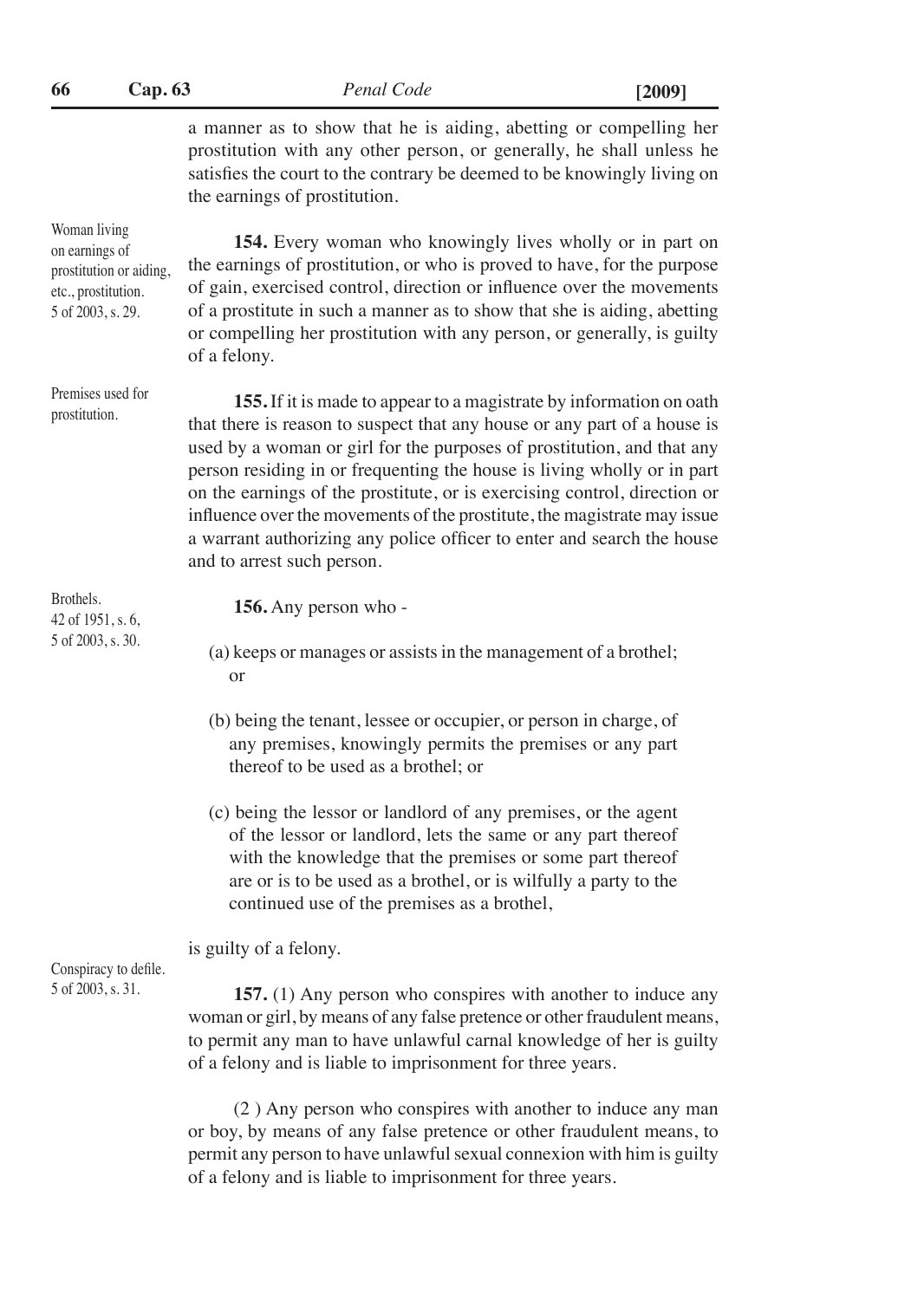a manner as to show that he is aiding, abetting or compelling her prostitution with any other person, or generally, he shall unless he satisfies the court to the contrary be deemed to be knowingly living on the earnings of prostitution.

Woman living on earnings of prostitution or aiding, etc., prostitution. 5 of 2003, s. 29.

**154.** Every woman who knowingly lives wholly or in part on the earnings of prostitution, or who is proved to have, for the purpose of gain, exercised control, direction or influence over the movements of a prostitute in such a manner as to show that she is aiding, abetting or compelling her prostitution with any person, or generally, is guilty of a felony.

Premises used for prostitution.

**155.** If it is made to appear to a magistrate by information on oath that there is reason to suspect that any house or any part of a house is used by a woman or girl for the purposes of prostitution, and that any person residing in or frequenting the house is living wholly or in part on the earnings of the prostitute, or is exercising control, direction or influence over the movements of the prostitute, the magistrate may issue a warrant authorizing any police officer to enter and search the house and to arrest such person.

Brothels. 42 of 1951, s. 6, 5 of 2003, s. 30.

**156.** Any person who -

(a) keeps or manages or assists in the management of a brothel; or

(b) being the tenant, lessee or occupier, or person in charge, of any premises, knowingly permits the premises or any part thereof to be used as a brothel; or

(c) being the lessor or landlord of any premises, or the agent of the lessor or landlord, lets the same or any part thereof with the knowledge that the premises or some part thereof are or is to be used as a brothel, or is wilfully a party to the continued use of the premises as a brothel,

is guilty of a felony.

Conspiracy to defile. 5 of 2003, s. 31.

**157.** (1) Any person who conspires with another to induce any woman or girl, by means of any false pretence or other fraudulent means, to permit any man to have unlawful carnal knowledge of her is guilty of a felony and is liable to imprisonment for three years.

(2 ) Any person who conspires with another to induce any man or boy, by means of any false pretence or other fraudulent means, to permit any person to have unlawful sexual connexion with him is guilty of a felony and is liable to imprisonment for three years.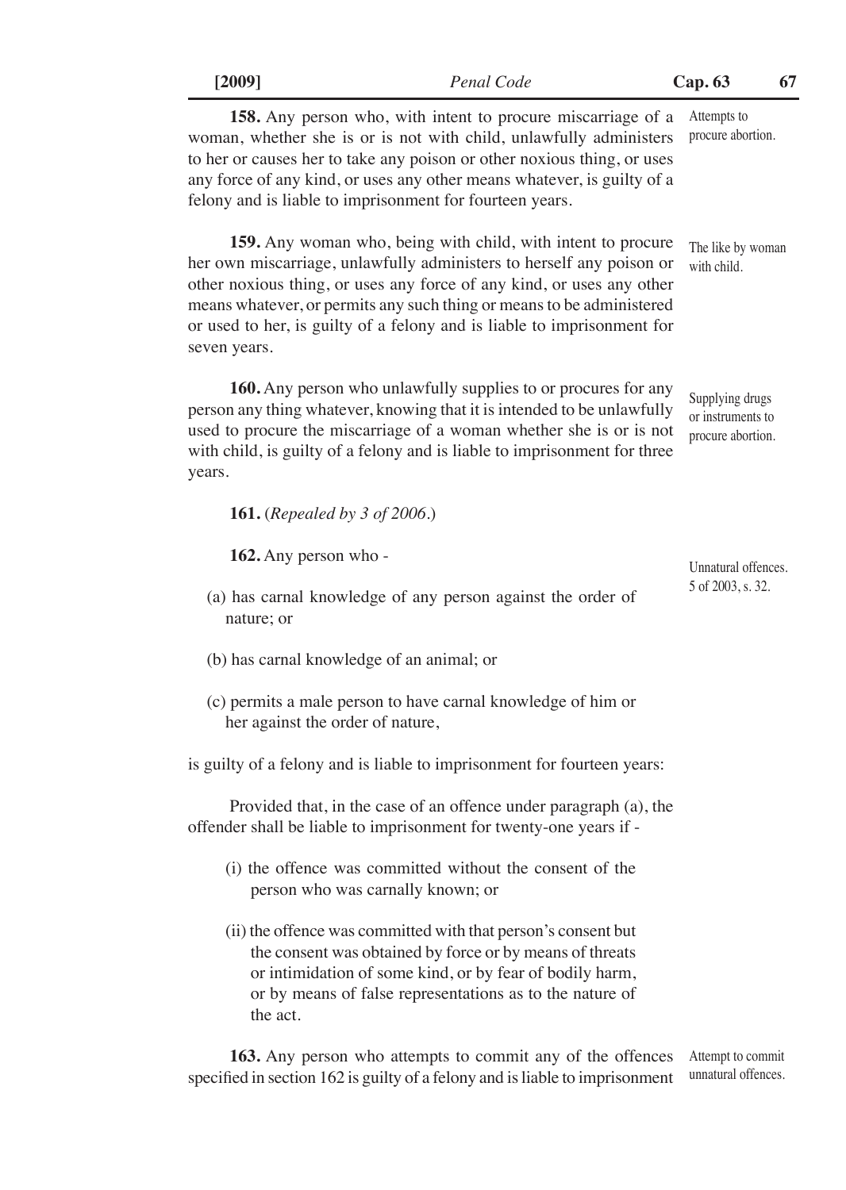**158.** Any person who, with intent to procure miscarriage of a woman, whether she is or is not with child, unlawfully administers to her or causes her to take any poison or other noxious thing, or uses any force of any kind, or uses any other means whatever, is guilty of a felony and is liable to imprisonment for fourteen years.

Attempts to procure abortion.

**159.** Any woman who, being with child, with intent to procure her own miscarriage, unlawfully administers to herself any poison or other noxious thing, or uses any force of any kind, or uses any other means whatever, or permits any such thing or means to be administered or used to her, is guilty of a felony and is liable to imprisonment for seven years.

The like by woman with child.

**160.** Any person who unlawfully supplies to or procures for any person any thing whatever, knowing that it is intended to be unlawfully used to procure the miscarriage of a woman whether she is or is not with child, is guilty of a felony and is liable to imprisonment for three years.

Supplying drugs or instruments to procure abortion.

**161.** (*Repealed by 3 of 2006*.)

**162.** Any person who -

Unnatural offences. 5 of 2003, s. 32.

(a) has carnal knowledge of any person against the order of nature; or

(b) has carnal knowledge of an animal; or

(c) permits a male person to have carnal knowledge of him or her against the order of nature,

is guilty of a felony and is liable to imprisonment for fourteen years:

Provided that, in the case of an offence under paragraph (a), the offender shall be liable to imprisonment for twenty-one years if -

(i) the offence was committed without the consent of the person who was carnally known; or

(ii) the offence was committed with that person's consent but the consent was obtained by force or by means of threats or intimidation of some kind, or by fear of bodily harm, or by means of false representations as to the nature of the act.

**163.** Any person who attempts to commit any of the offences specified in section 162 is guilty of a felony and is liable to imprisonment

Attempt to commit unnatural offences.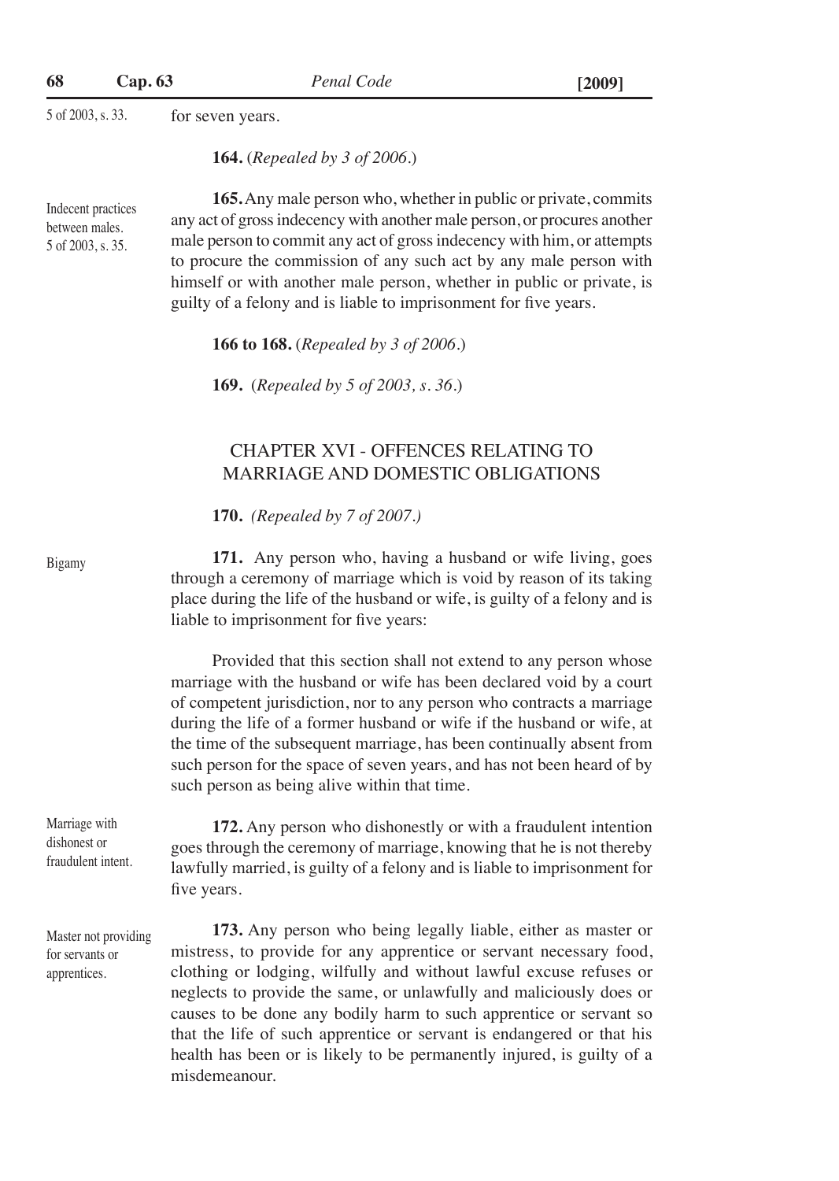5 of 2003, s. 33.

for seven years.

**164.** (*Repealed by 3 of 2006.*)

Indecent practices between males. 5 of 2003, s. 35.

**165.** Any male person who, whether in public or private, commits any act of gross indecency with another male person, or procures another male person to commit any act of gross indecency with him, or attempts to procure the commission of any such act by any male person with himself or with another male person, whether in public or private, is guilty of a felony and is liable to imprisonment for five years.

**166 to 168.** (*Repealed by 3 of 2006.*)

**169.** (*Repealed by 5 of 2003, s. 36.*)

## CHAPTER XVI - OFFENCES RELATING TO MARRIAGE AND DOMESTIC OBLIGATIONS

**170.** *(Repealed by 7 of 2007.)*

Bigamy

**171.** Any person who, having a husband or wife living, goes through a ceremony of marriage which is void by reason of its taking place during the life of the husband or wife, is guilty of a felony and is liable to imprisonment for five years:

Provided that this section shall not extend to any person whose marriage with the husband or wife has been declared void by a court of competent jurisdiction, nor to any person who contracts a marriage during the life of a former husband or wife if the husband or wife, at the time of the subsequent marriage, has been continually absent from such person for the space of seven years, and has not been heard of by such person as being alive within that time.

Marriage with dishonest or fraudulent intent.

**172.** Any person who dishonestly or with a fraudulent intention goes through the ceremony of marriage, knowing that he is not thereby lawfully married, is guilty of a felony and is liable to imprisonment for five years.

Master not providing for servants or apprentices.

**173.** Any person who being legally liable, either as master or mistress, to provide for any apprentice or servant necessary food, clothing or lodging, wilfully and without lawful excuse refuses or neglects to provide the same, or unlawfully and maliciously does or causes to be done any bodily harm to such apprentice or servant so that the life of such apprentice or servant is endangered or that his health has been or is likely to be permanently injured, is guilty of a misdemeanour.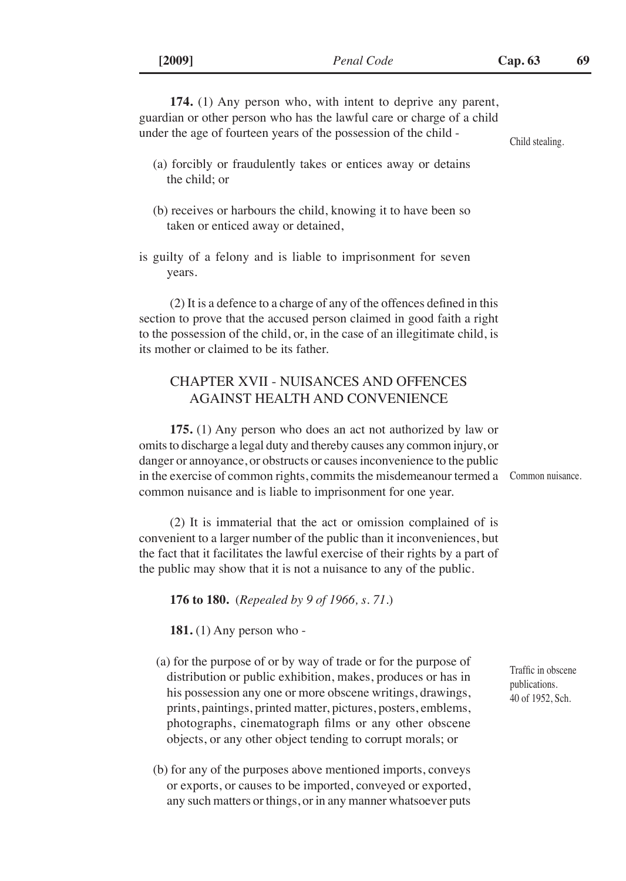**174.** (1) Any person who, with intent to deprive any parent, guardian or other person who has the lawful care or charge of a child under the age of fourteen years of the possession of the child -

Child stealing.

(a) forcibly or fraudulently takes or entices away or detains the child; or

(b) receives or harbours the child, knowing it to have been so taken or enticed away or detained,

is guilty of a felony and is liable to imprisonment for seven years.

(2) It is a defence to a charge of any of the offences defined in this section to prove that the accused person claimed in good faith a right to the possession of the child, or, in the case of an illegitimate child, is its mother or claimed to be its father.

## CHAPTER XVII - NUISANCES AND OFFENCES AGAINST HEALTH AND CONVENIENCE

**175.** (1) Any person who does an act not authorized by law or omits to discharge a legal duty and thereby causes any common injury, or danger or annoyance, or obstructs or causes inconvenience to the public in the exercise of common rights, commits the misdemeanour termed a common nuisance and is liable to imprisonment for one year.

Common nuisance.

(2) It is immaterial that the act or omission complained of is convenient to a larger number of the public than it inconveniences, but the fact that it facilitates the lawful exercise of their rights by a part of the public may show that it is not a nuisance to any of the public.

**176 to 180.** (*Repealed by 9 of 1966, s. 71.*)

**181.** (1) Any person who -

Traffic in obscene publications. 40 of 1952, Sch.

(a) for the purpose of or by way of trade or for the purpose of distribution or public exhibition, makes, produces or has in his possession any one or more obscene writings, drawings, prints, paintings, printed matter, pictures, posters, emblems, photographs, cinematograph films or any other obscene objects, or any other object tending to corrupt morals; or

(b) for any of the purposes above mentioned imports, conveys or exports, or causes to be imported, conveyed or exported, any such matters or things, or in any manner whatsoever puts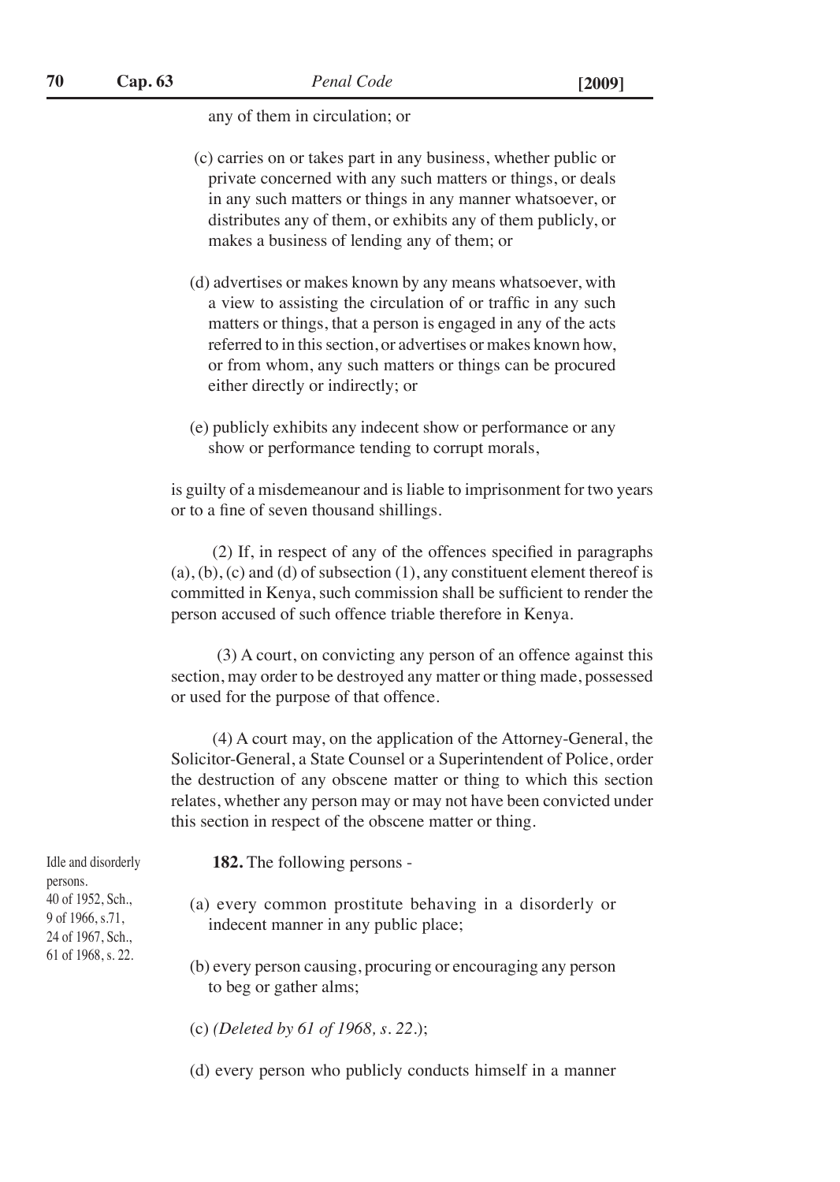any of them in circulation; or

(c) carries on or takes part in any business, whether public or private concerned with any such matters or things, or deals in any such matters or things in any manner whatsoever, or distributes any of them, or exhibits any of them publicly, or makes a business of lending any of them; or

(d) advertises or makes known by any means whatsoever, with a view to assisting the circulation of or traffic in any such matters or things, that a person is engaged in any of the acts referred to in this section, or advertises or makes known how, or from whom, any such matters or things can be procured either directly or indirectly; or

(e) publicly exhibits any indecent show or performance or any show or performance tending to corrupt morals,

is guilty of a misdemeanour and is liable to imprisonment for two years or to a fine of seven thousand shillings.

(2) If, in respect of any of the offences specified in paragraphs (a), (b), (c) and (d) of subsection (1), any constituent element thereof is committed in Kenya, such commission shall be sufficient to render the person accused of such offence triable therefore in Kenya.

(3) A court, on convicting any person of an offence against this section, may order to be destroyed any matter or thing made, possessed or used for the purpose of that offence.

(4) A court may, on the application of the Attorney-General, the Solicitor-General, a State Counsel or a Superintendent of Police, order the destruction of any obscene matter or thing to which this section relates, whether any person may or may not have been convicted under this section in respect of the obscene matter or thing.

Idle and disorderly persons.
40 of 1952, Sch., 9 of 1966, s.71, 24 of 1967, Sch., 61 of 1968, s. 22.

**182.** The following persons -

(a) every common prostitute behaving in a disorderly or indecent manner in any public place;

(b) every person causing, procuring or encouraging any person to beg or gather alms;

(c) *(Deleted by 61 of 1968, s. 22.)*;

(d) every person who publicly conducts himself in a manner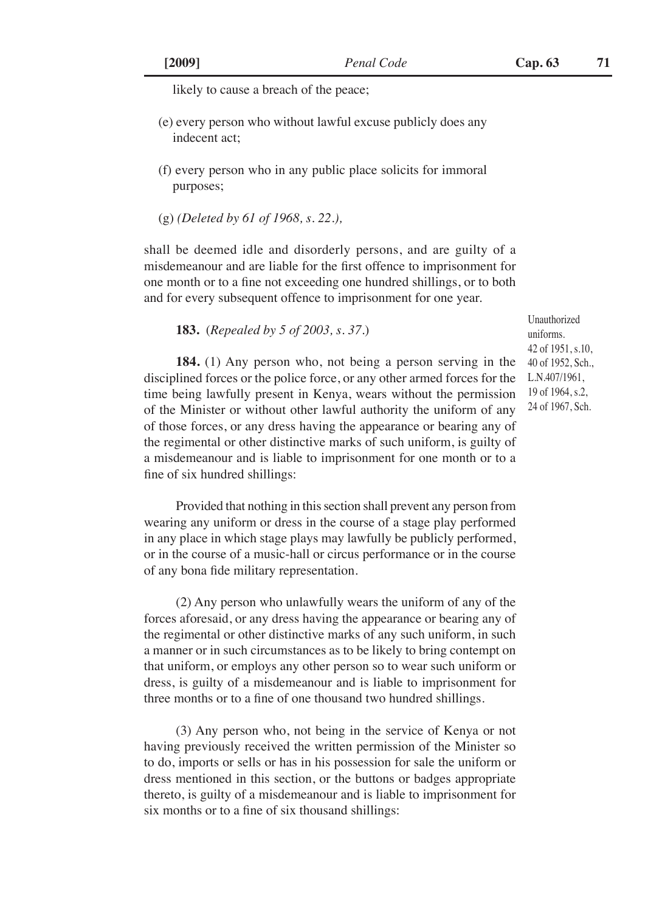likely to cause a breach of the peace;

(e) every person who without lawful excuse publicly does any indecent act;

(f) every person who in any public place solicits for immoral purposes;

(g) *(Deleted by 61 of 1968, s. 22.),*

shall be deemed idle and disorderly persons, and are guilty of a misdemeanour and are liable for the first offence to imprisonment for one month or to a fine not exceeding one hundred shillings, or to both and for every subsequent offence to imprisonment for one year.

**183.** (*Repealed by 5 of 2003, s. 37.*)

Unauthorized uniforms. 42 of 1951, s.10, 40 of 1952, Sch., L.N.407/1961, 19 of 1964, s.2, 24 of 1967, Sch.

**184.** (1) Any person who, not being a person serving in the disciplined forces or the police force, or any other armed forces for the time being lawfully present in Kenya, wears without the permission of the Minister or without other lawful authority the uniform of any of those forces, or any dress having the appearance or bearing any of the regimental or other distinctive marks of such uniform, is guilty of a misdemeanour and is liable to imprisonment for one month or to a fine of six hundred shillings:

Provided that nothing in this section shall prevent any person from wearing any uniform or dress in the course of a stage play performed in any place in which stage plays may lawfully be publicly performed, or in the course of a music-hall or circus performance or in the course of any bona fide military representation.

(2) Any person who unlawfully wears the uniform of any of the forces aforesaid, or any dress having the appearance or bearing any of the regimental or other distinctive marks of any such uniform, in such a manner or in such circumstances as to be likely to bring contempt on that uniform, or employs any other person so to wear such uniform or dress, is guilty of a misdemeanour and is liable to imprisonment for three months or to a fine of one thousand two hundred shillings.

(3) Any person who, not being in the service of Kenya or not having previously received the written permission of the Minister so to do, imports or sells or has in his possession for sale the uniform or dress mentioned in this section, or the buttons or badges appropriate thereto, is guilty of a misdemeanour and is liable to imprisonment for six months or to a fine of six thousand shillings: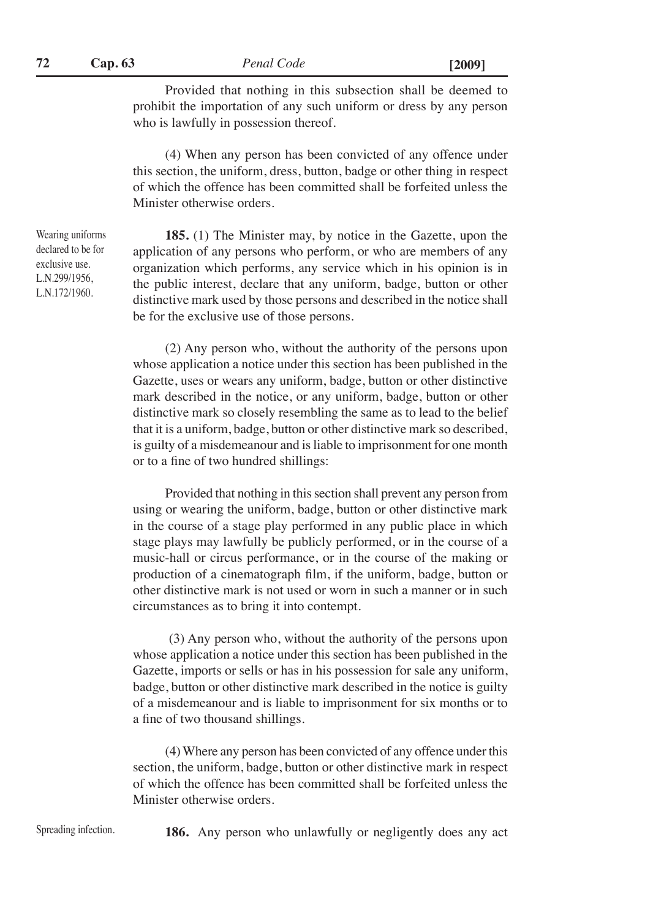Provided that nothing in this subsection shall be deemed to prohibit the importation of any such uniform or dress by any person who is lawfully in possession thereof.

(4) When any person has been convicted of any offence under this section, the uniform, dress, button, badge or other thing in respect of which the offence has been committed shall be forfeited unless the Minister otherwise orders.

*Wearing uniforms declared to be for exclusive use. L.N.299/1956, L.N.172/1960.*

**185.** (1) The Minister may, by notice in the Gazette, upon the application of any persons who perform, or who are members of any organization which performs, any service which in his opinion is in the public interest, declare that any uniform, badge, button or other distinctive mark used by those persons and described in the notice shall be for the exclusive use of those persons.

(2) Any person who, without the authority of the persons upon whose application a notice under this section has been published in the Gazette, uses or wears any uniform, badge, button or other distinctive mark described in the notice, or any uniform, badge, button or other distinctive mark so closely resembling the same as to lead to the belief that it is a uniform, badge, button or other distinctive mark so described, is guilty of a misdemeanour and is liable to imprisonment for one month or to a fine of two hundred shillings:

Provided that nothing in this section shall prevent any person from using or wearing the uniform, badge, button or other distinctive mark in the course of a stage play performed in any public place in which stage plays may lawfully be publicly performed, or in the course of a music-hall or circus performance, or in the course of the making or production of a cinematograph film, if the uniform, badge, button or other distinctive mark is not used or worn in such a manner or in such circumstances as to bring it into contempt.

(3) Any person who, without the authority of the persons upon whose application a notice under this section has been published in the Gazette, imports or sells or has in his possession for sale any uniform, badge, button or other distinctive mark described in the notice is guilty of a misdemeanour and is liable to imprisonment for six months or to a fine of two thousand shillings.

(4) Where any person has been convicted of any offence under this section, the uniform, badge, button or other distinctive mark in respect of which the offence has been committed shall be forfeited unless the Minister otherwise orders.

*Spreading infection.*

**186.** Any person who unlawfully or negligently does any act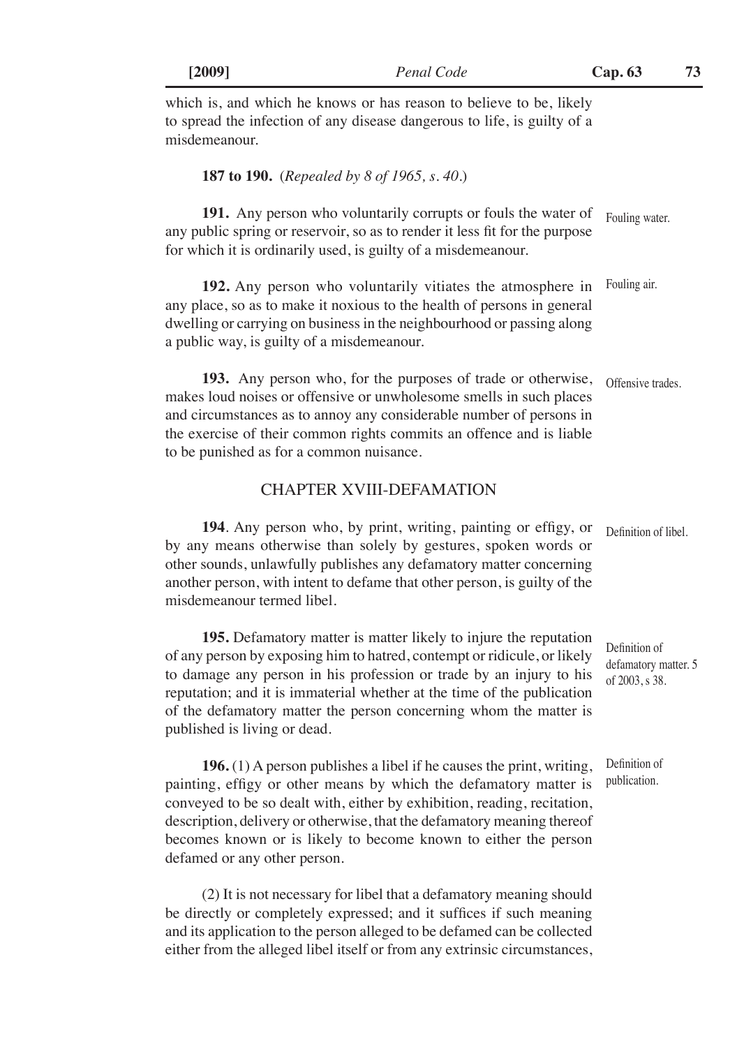which is, and which he knows or has reason to believe to be, likely to spread the infection of any disease dangerous to life, is guilty of a misdemeanour.

**187 to 190.** (*Repealed by 8 of 1965, s. 40.*)

Fouling water.

**191.** Any person who voluntarily corrupts or fouls the water of any public spring or reservoir, so as to render it less fit for the purpose for which it is ordinarily used, is guilty of a misdemeanour.

Fouling air.

**192.** Any person who voluntarily vitiates the atmosphere in any place, so as to make it noxious to the health of persons in general dwelling or carrying on business in the neighbourhood or passing along a public way, is guilty of a misdemeanour.

Offensive trades.

**193.** Any person who, for the purposes of trade or otherwise, makes loud noises or offensive or unwholesome smells in such places and circumstances as to annoy any considerable number of persons in the exercise of their common rights commits an offence and is liable to be punished as for a common nuisance.

## CHAPTER XVIII-DEFAMATION

Definition of libel.

**194**. Any person who, by print, writing, painting or effigy, or by any means otherwise than solely by gestures, spoken words or other sounds, unlawfully publishes any defamatory matter concerning another person, with intent to defame that other person, is guilty of the misdemeanour termed libel.

Definition of defamatory matter. 5 of 2003, s 38.

**195.** Defamatory matter is matter likely to injure the reputation of any person by exposing him to hatred, contempt or ridicule, or likely to damage any person in his profession or trade by an injury to his reputation; and it is immaterial whether at the time of the publication of the defamatory matter the person concerning whom the matter is published is living or dead.

Definition of publication.

**196.** (1) A person publishes a libel if he causes the print, writing, painting, effigy or other means by which the defamatory matter is conveyed to be so dealt with, either by exhibition, reading, recitation, description, delivery or otherwise, that the defamatory meaning thereof becomes known or is likely to become known to either the person defamed or any other person.

(2) It is not necessary for libel that a defamatory meaning should be directly or completely expressed; and it suffices if such meaning and its application to the person alleged to be defamed can be collected either from the alleged libel itself or from any extrinsic circumstances,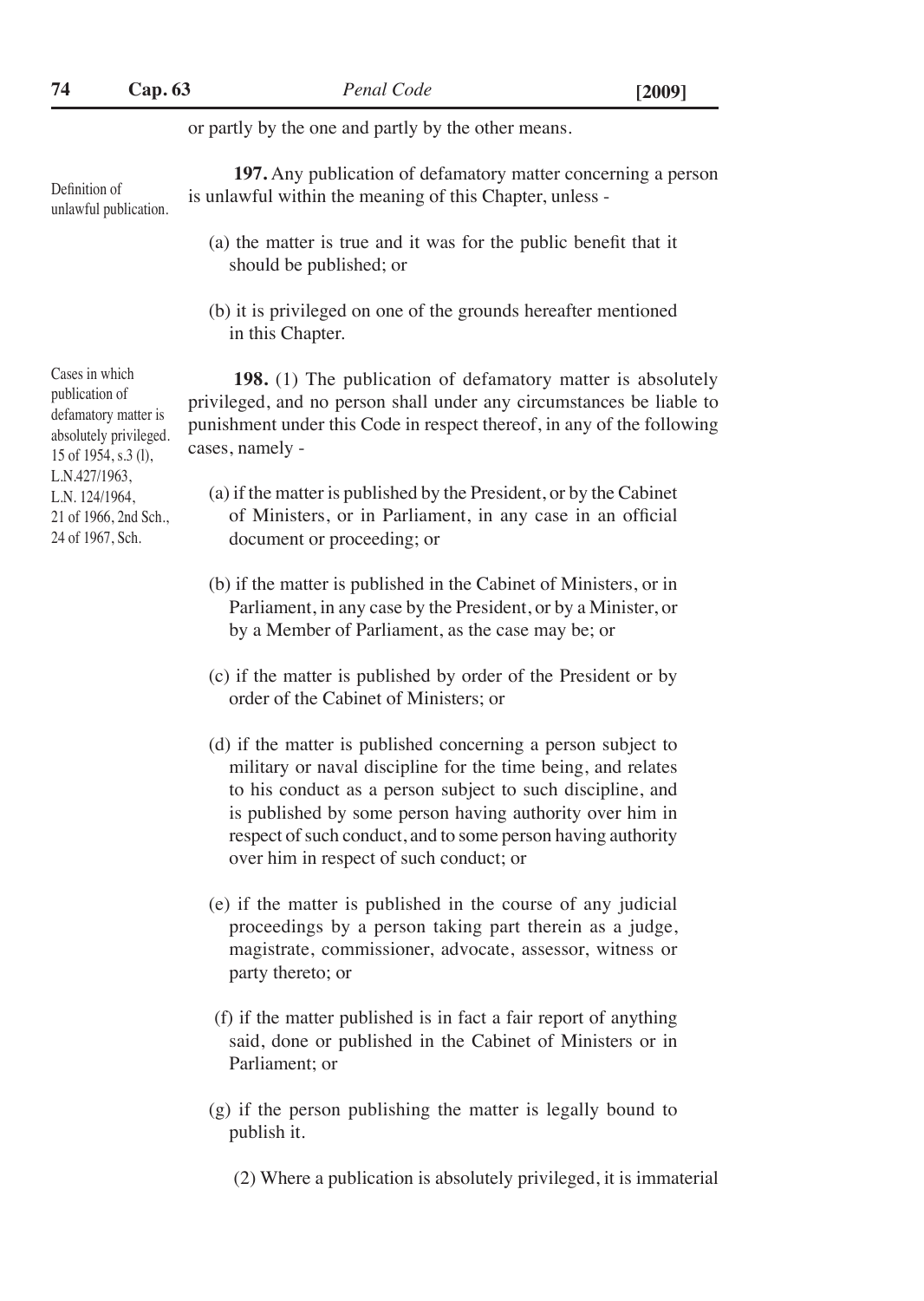or partly by the one and partly by the other means.

Definition of unlawful publication.

**197.** Any publication of defamatory matter concerning a person is unlawful within the meaning of this Chapter, unless -

(a) the matter is true and it was for the public benefit that it should be published; or

(b) it is privileged on one of the grounds hereafter mentioned in this Chapter.

Cases in which publication of defamatory matter is absolutely privileged. 15 of 1954, s.3 (l), L.N.427/1963, L.N. 124/1964, 21 of 1966, 2nd Sch., 24 of 1967, Sch.

**198.** (1) The publication of defamatory matter is absolutely privileged, and no person shall under any circumstances be liable to punishment under this Code in respect thereof, in any of the following cases, namely -

(a) if the matter is published by the President, or by the Cabinet of Ministers, or in Parliament, in any case in an official document or proceeding; or

(b) if the matter is published in the Cabinet of Ministers, or in Parliament, in any case by the President, or by a Minister, or by a Member of Parliament, as the case may be; or

(c) if the matter is published by order of the President or by order of the Cabinet of Ministers; or

(d) if the matter is published concerning a person subject to military or naval discipline for the time being, and relates to his conduct as a person subject to such discipline, and is published by some person having authority over him in respect of such conduct, and to some person having authority over him in respect of such conduct; or

(e) if the matter is published in the course of any judicial proceedings by a person taking part therein as a judge, magistrate, commissioner, advocate, assessor, witness or party thereto; or

(f) if the matter published is in fact a fair report of anything said, done or published in the Cabinet of Ministers or in Parliament; or

(g) if the person publishing the matter is legally bound to publish it.

(2) Where a publication is absolutely privileged, it is immaterial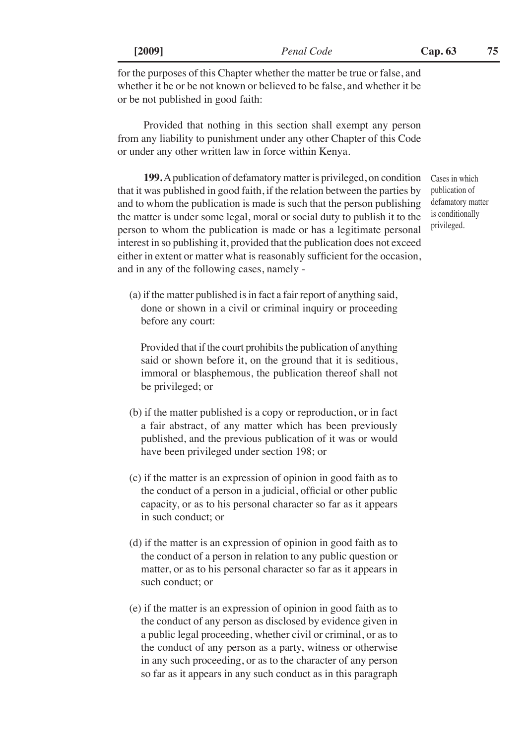for the purposes of this Chapter whether the matter be true or false, and whether it be or be not known or believed to be false, and whether it be or be not published in good faith:

Provided that nothing in this section shall exempt any person from any liability to punishment under any other Chapter of this Code or under any other written law in force within Kenya.

Cases in which publication of defamatory matter is conditionally privileged.

**199.** A publication of defamatory matter is privileged, on condition that it was published in good faith, if the relation between the parties by and to whom the publication is made is such that the person publishing the matter is under some legal, moral or social duty to publish it to the person to whom the publication is made or has a legitimate personal interest in so publishing it, provided that the publication does not exceed either in extent or matter what is reasonably sufficient for the occasion, and in any of the following cases, namely -

(a) if the matter published is in fact a fair report of anything said, done or shown in a civil or criminal inquiry or proceeding before any court:

Provided that if the court prohibits the publication of anything said or shown before it, on the ground that it is seditious, immoral or blasphemous, the publication thereof shall not be privileged; or

(b) if the matter published is a copy or reproduction, or in fact a fair abstract, of any matter which has been previously published, and the previous publication of it was or would have been privileged under section 198; or

(c) if the matter is an expression of opinion in good faith as to the conduct of a person in a judicial, official or other public capacity, or as to his personal character so far as it appears in such conduct; or

(d) if the matter is an expression of opinion in good faith as to the conduct of a person in relation to any public question or matter, or as to his personal character so far as it appears in such conduct; or

(e) if the matter is an expression of opinion in good faith as to the conduct of any person as disclosed by evidence given in a public legal proceeding, whether civil or criminal, or as to the conduct of any person as a party, witness or otherwise in any such proceeding, or as to the character of any person so far as it appears in any such conduct as in this paragraph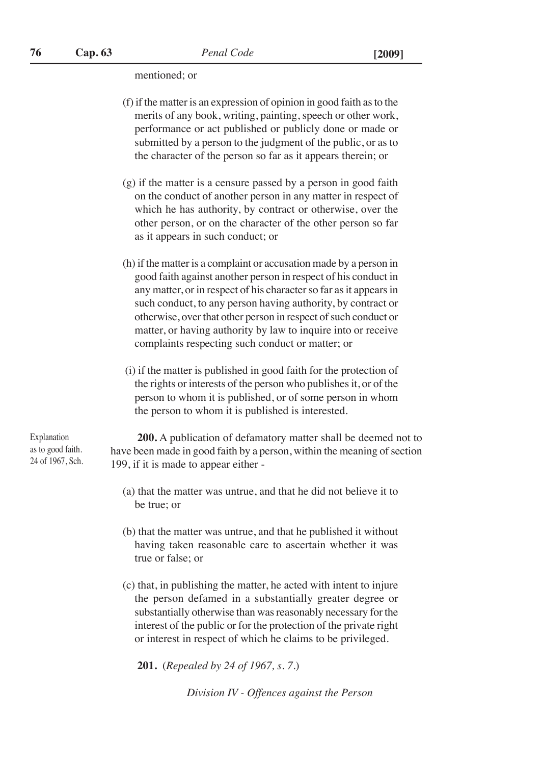mentioned; or

(f) if the matter is an expression of opinion in good faith as to the merits of any book, writing, painting, speech or other work, performance or act published or publicly done or made or submitted by a person to the judgment of the public, or as to the character of the person so far as it appears therein; or

(g) if the matter is a censure passed by a person in good faith on the conduct of another person in any matter in respect of which he has authority, by contract or otherwise, over the other person, or on the character of the other person so far as it appears in such conduct; or

(h) if the matter is a complaint or accusation made by a person in good faith against another person in respect of his conduct in any matter, or in respect of his character so far as it appears in such conduct, to any person having authority, by contract or otherwise, over that other person in respect of such conduct or matter, or having authority by law to inquire into or receive complaints respecting such conduct or matter; or

(i) if the matter is published in good faith for the protection of the rights or interests of the person who publishes it, or of the person to whom it is published, or of some person in whom the person to whom it is published is interested.

Explanation as to good faith. 24 of 1967, Sch.

**200.** A publication of defamatory matter shall be deemed not to have been made in good faith by a person, within the meaning of section 199, if it is made to appear either -

(a) that the matter was untrue, and that he did not believe it to be true; or

(b) that the matter was untrue, and that he published it without having taken reasonable care to ascertain whether it was true or false; or

(c) that, in publishing the matter, he acted with intent to injure the person defamed in a substantially greater degree or substantially otherwise than was reasonably necessary for the interest of the public or for the protection of the private right or interest in respect of which he claims to be privileged.

**201.** (*Repealed by 24 of 1967, s. 7.*)

*Division IV - Offences against the Person*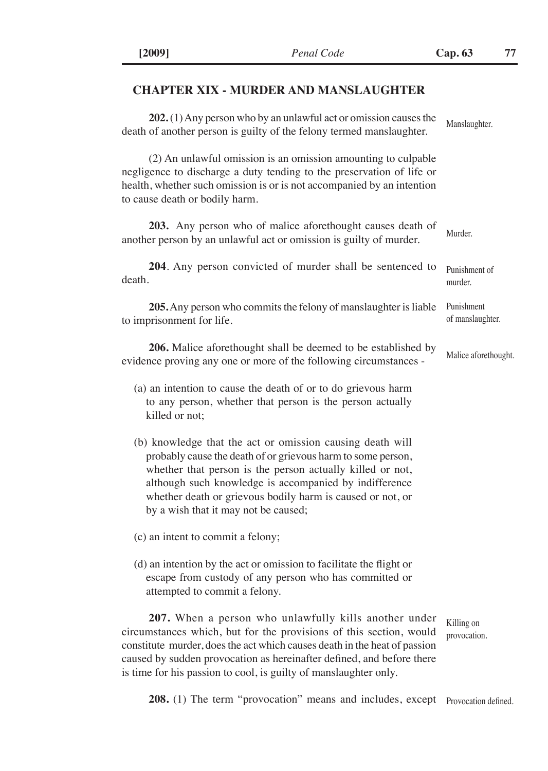## CHAPTER XIX - MURDER AND MANSLAUGHTER

Manslaughter.

**202.** (1) Any person who by an unlawful act or omission causes the death of another person is guilty of the felony termed manslaughter.

(2) An unlawful omission is an omission amounting to culpable negligence to discharge a duty tending to the preservation of life or health, whether such omission is or is not accompanied by an intention to cause death or bodily harm.

Murder.

**203.** Any person who of malice aforethought causes death of another person by an unlawful act or omission is guilty of murder.

Punishment of murder.

**204**. Any person convicted of murder shall be sentenced to death.

Punishment of manslaughter.

**205.** Any person who commits the felony of manslaughter is liable to imprisonment for life.

Malice aforethought.

**206.** Malice aforethought shall be deemed to be established by evidence proving any one or more of the following circumstances -

(a) an intention to cause the death of or to do grievous harm to any person, whether that person is the person actually killed or not;

(b) knowledge that the act or omission causing death will probably cause the death of or grievous harm to some person, whether that person is the person actually killed or not, although such knowledge is accompanied by indifference whether death or grievous bodily harm is caused or not, or by a wish that it may not be caused;

(c) an intent to commit a felony;

(d) an intention by the act or omission to facilitate the flight or escape from custody of any person who has committed or attempted to commit a felony.

Killing on provocation.

**207.** When a person who unlawfully kills another under circumstances which, but for the provisions of this section, would constitute murder, does the act which causes death in the heat of passion caused by sudden provocation as hereinafter defined, and before there is time for his passion to cool, is guilty of manslaughter only.

Provocation defined.

**208.** (1) The term "provocation" means and includes, except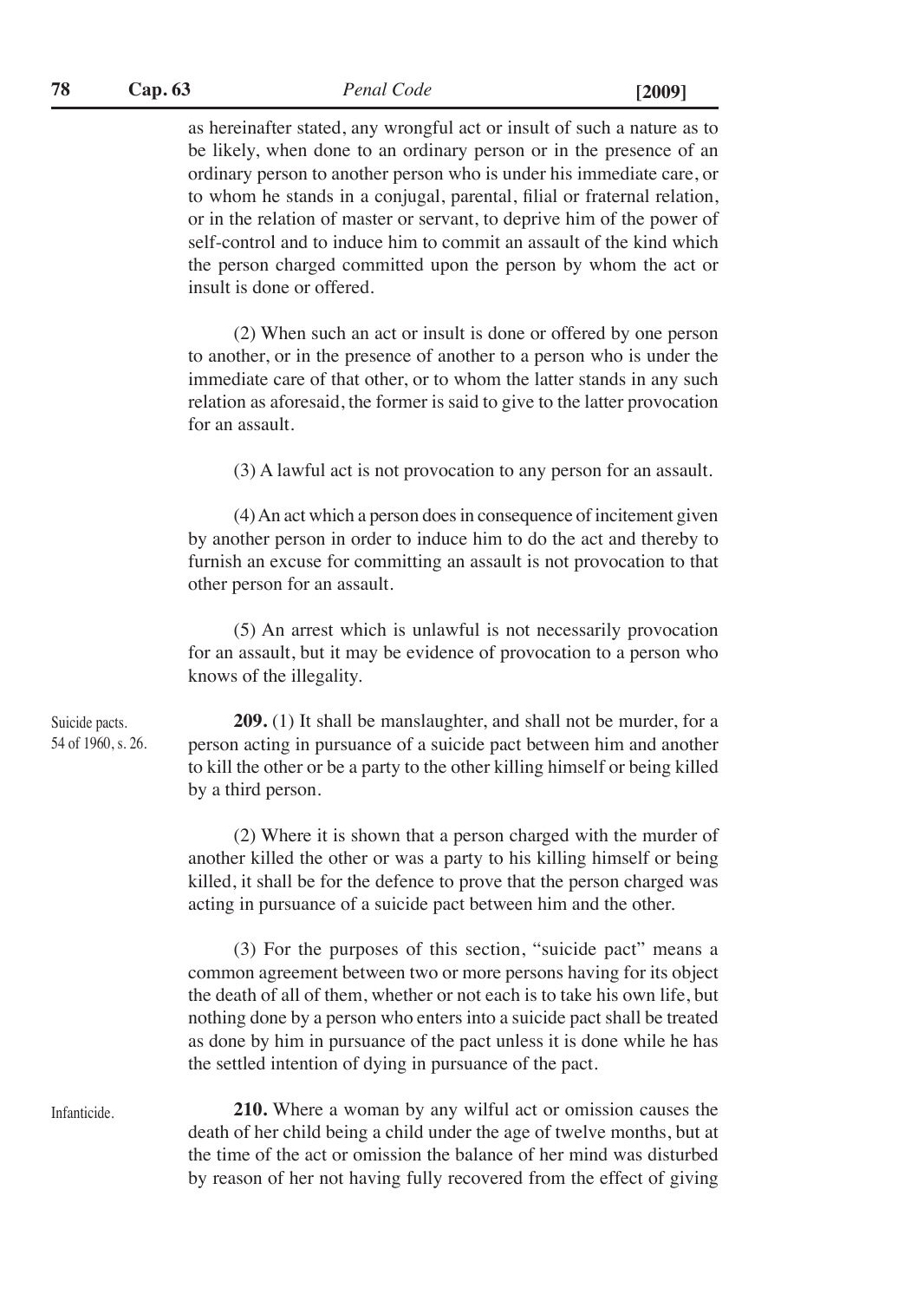as hereinafter stated, any wrongful act or insult of such a nature as to be likely, when done to an ordinary person or in the presence of an ordinary person to another person who is under his immediate care, or to whom he stands in a conjugal, parental, filial or fraternal relation, or in the relation of master or servant, to deprive him of the power of self-control and to induce him to commit an assault of the kind which the person charged committed upon the person by whom the act or insult is done or offered.

(2) When such an act or insult is done or offered by one person to another, or in the presence of another to a person who is under the immediate care of that other, or to whom the latter stands in any such relation as aforesaid, the former is said to give to the latter provocation for an assault.

(3) A lawful act is not provocation to any person for an assault.

(4) An act which a person does in consequence of incitement given by another person in order to induce him to do the act and thereby to furnish an excuse for committing an assault is not provocation to that other person for an assault.

(5) An arrest which is unlawful is not necessarily provocation for an assault, but it may be evidence of provocation to a person who knows of the illegality.

Suicide pacts.
54 of 1960, s. 26.

**209.** (1) It shall be manslaughter, and shall not be murder, for a person acting in pursuance of a suicide pact between him and another to kill the other or be a party to the other killing himself or being killed by a third person.

(2) Where it is shown that a person charged with the murder of another killed the other or was a party to his killing himself or being killed, it shall be for the defence to prove that the person charged was acting in pursuance of a suicide pact between him and the other.

(3) For the purposes of this section, "suicide pact" means a common agreement between two or more persons having for its object the death of all of them, whether or not each is to take his own life, but nothing done by a person who enters into a suicide pact shall be treated as done by him in pursuance of the pact unless it is done while he has the settled intention of dying in pursuance of the pact.

Infanticide.

**210.** Where a woman by any wilful act or omission causes the death of her child being a child under the age of twelve months, but at the time of the act or omission the balance of her mind was disturbed by reason of her not having fully recovered from the effect of giving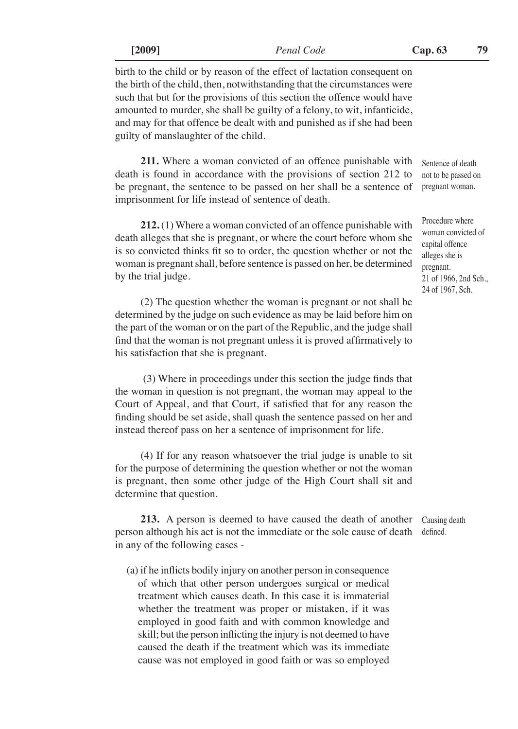birth to the child or by reason of the effect of lactation consequent on the birth of the child, then, notwithstanding that the circumstances were such that but for the provisions of this section the offence would have amounted to murder, she shall be guilty of a felony, to wit, infanticide, and may for that offence be dealt with and punished as if she had been guilty of manslaughter of the child.

*Sentence of death not to be passed on pregnant woman.*

**211.** Where a woman convicted of an offence punishable with death is found in accordance with the provisions of section 212 to be pregnant, the sentence to be passed on her shall be a sentence of imprisonment for life instead of sentence of death.

*Procedure where woman convicted of capital offence alleges she is pregnant. 21 of 1966, 2nd Sch., 24 of 1967, Sch.*

**212.** (1) Where a woman convicted of an offence punishable with death alleges that she is pregnant, or where the court before whom she is so convicted thinks fit so to order, the question whether or not the woman is pregnant shall, before sentence is passed on her, be determined by the trial judge.

(2) The question whether the woman is pregnant or not shall be determined by the judge on such evidence as may be laid before him on the part of the woman or on the part of the Republic, and the judge shall find that the woman is not pregnant unless it is proved affirmatively to his satisfaction that she is pregnant.

(3) Where in proceedings under this section the judge finds that the woman in question is not pregnant, the woman may appeal to the Court of Appeal, and that Court, if satisfied that for any reason the finding should be set aside, shall quash the sentence passed on her and instead thereof pass on her a sentence of imprisonment for life.

(4) If for any reason whatsoever the trial judge is unable to sit for the purpose of determining the question whether or not the woman is pregnant, then some other judge of the High Court shall sit and determine that question.

*Causing death defined.*

**213.** A person is deemed to have caused the death of another person although his act is not the immediate or the sole cause of death in any of the following cases -

(a) if he inflicts bodily injury on another person in consequence of which that other person undergoes surgical or medical treatment which causes death. In this case it is immaterial whether the treatment was proper or mistaken, if it was employed in good faith and with common knowledge and skill; but the person inflicting the injury is not deemed to have caused the death if the treatment which was its immediate cause was not employed in good faith or was so employed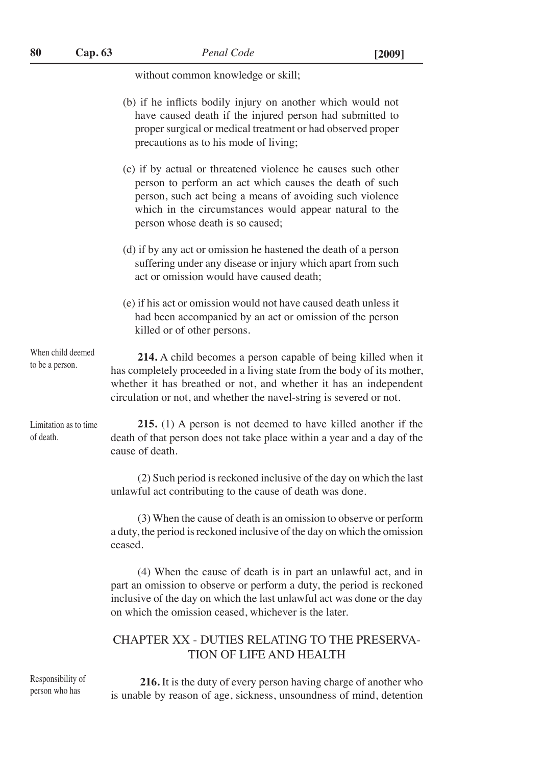without common knowledge or skill;

(b) if he inflicts bodily injury on another which would not have caused death if the injured person had submitted to proper surgical or medical treatment or had observed proper precautions as to his mode of living;

(c) if by actual or threatened violence he causes such other person to perform an act which causes the death of such person, such act being a means of avoiding such violence which in the circumstances would appear natural to the person whose death is so caused;

(d) if by any act or omission he hastened the death of a person suffering under any disease or injury which apart from such act or omission would have caused death;

(e) if his act or omission would not have caused death unless it had been accompanied by an act or omission of the person killed or of other persons.

When child deemed to be a person.

**214.** A child becomes a person capable of being killed when it has completely proceeded in a living state from the body of its mother, whether it has breathed or not, and whether it has an independent circulation or not, and whether the navel-string is severed or not.

Limitation as to time of death.

**215.** (1) A person is not deemed to have killed another if the death of that person does not take place within a year and a day of the cause of death.

(2) Such period is reckoned inclusive of the day on which the last unlawful act contributing to the cause of death was done.

(3) When the cause of death is an omission to observe or perform a duty, the period is reckoned inclusive of the day on which the omission ceased.

(4) When the cause of death is in part an unlawful act, and in part an omission to observe or perform a duty, the period is reckoned inclusive of the day on which the last unlawful act was done or the day on which the omission ceased, whichever is the later.

## CHAPTER XX - DUTIES RELATING TO THE PRESERVATION OF LIFE AND HEALTH

Responsibility of person who has

**216.** It is the duty of every person having charge of another who is unable by reason of age, sickness, unsoundness of mind, detention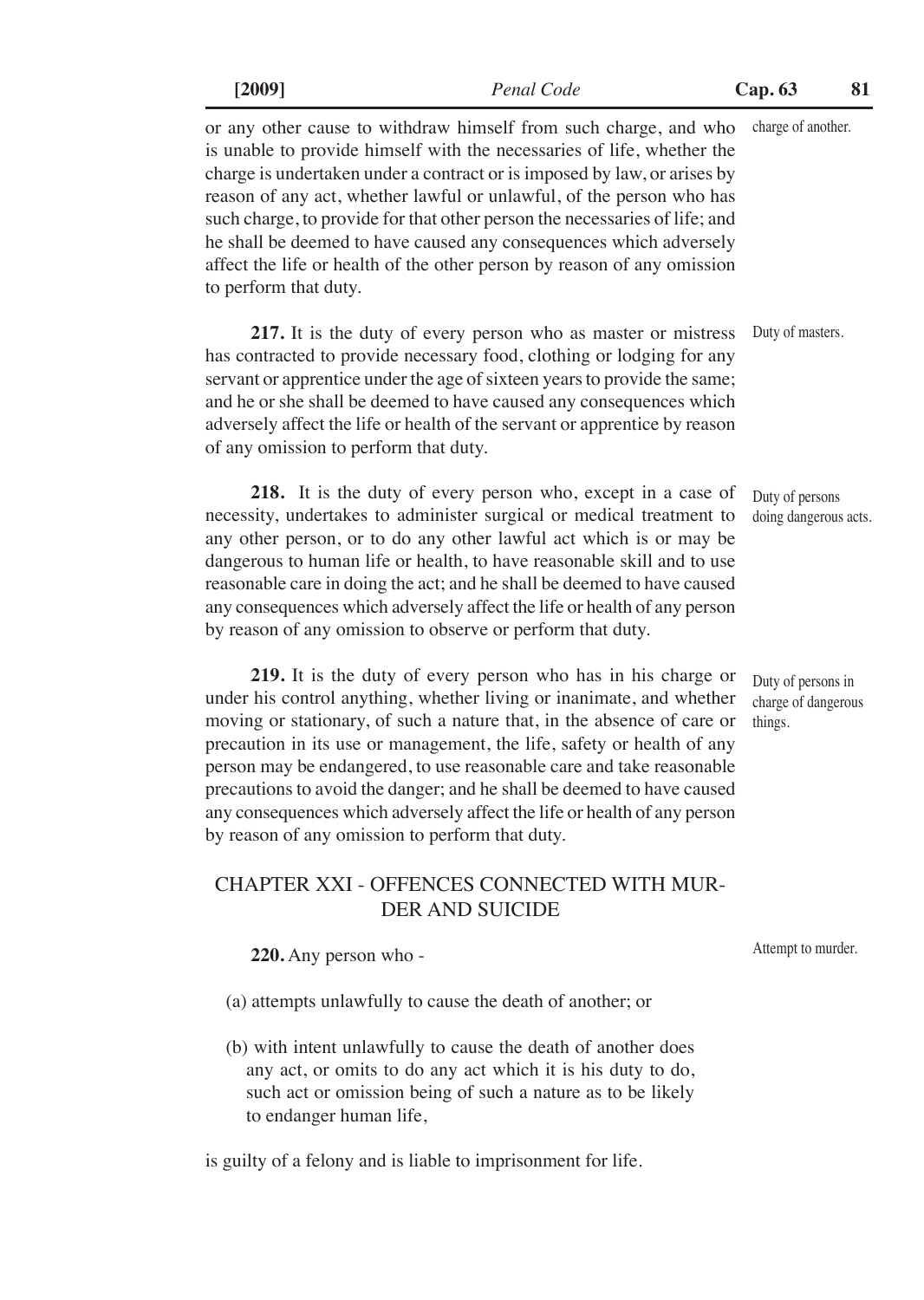or any other cause to withdraw himself from such charge, and who is unable to provide himself with the necessaries of life, whether the charge is undertaken under a contract or is imposed by law, or arises by reason of any act, whether lawful or unlawful, of the person who has such charge, to provide for that other person the necessaries of life; and he shall be deemed to have caused any consequences which adversely affect the life or health of the other person by reason of any omission to perform that duty.

charge of another.

**217.** It is the duty of every person who as master or mistress has contracted to provide necessary food, clothing or lodging for any servant or apprentice under the age of sixteen years to provide the same; and he or she shall be deemed to have caused any consequences which adversely affect the life or health of the servant or apprentice by reason of any omission to perform that duty.

Duty of masters.

**218.** It is the duty of every person who, except in a case of necessity, undertakes to administer surgical or medical treatment to any other person, or to do any other lawful act which is or may be dangerous to human life or health, to have reasonable skill and to use reasonable care in doing the act; and he shall be deemed to have caused any consequences which adversely affect the life or health of any person by reason of any omission to observe or perform that duty.

Duty of persons doing dangerous acts.

**219.** It is the duty of every person who has in his charge or under his control anything, whether living or inanimate, and whether moving or stationary, of such a nature that, in the absence of care or precaution in its use or management, the life, safety or health of any person may be endangered, to use reasonable care and take reasonable precautions to avoid the danger; and he shall be deemed to have caused any consequences which adversely affect the life or health of any person by reason of any omission to perform that duty.

Duty of persons in charge of dangerous things.

## CHAPTER XXI - OFFENCES CONNECTED WITH MURDER AND SUICIDE

**220.** Any person who -

Attempt to murder.

(a) attempts unlawfully to cause the death of another; or

(b) with intent unlawfully to cause the death of another does any act, or omits to do any act which it is his duty to do, such act or omission being of such a nature as to be likely to endanger human life,

is guilty of a felony and is liable to imprisonment for life.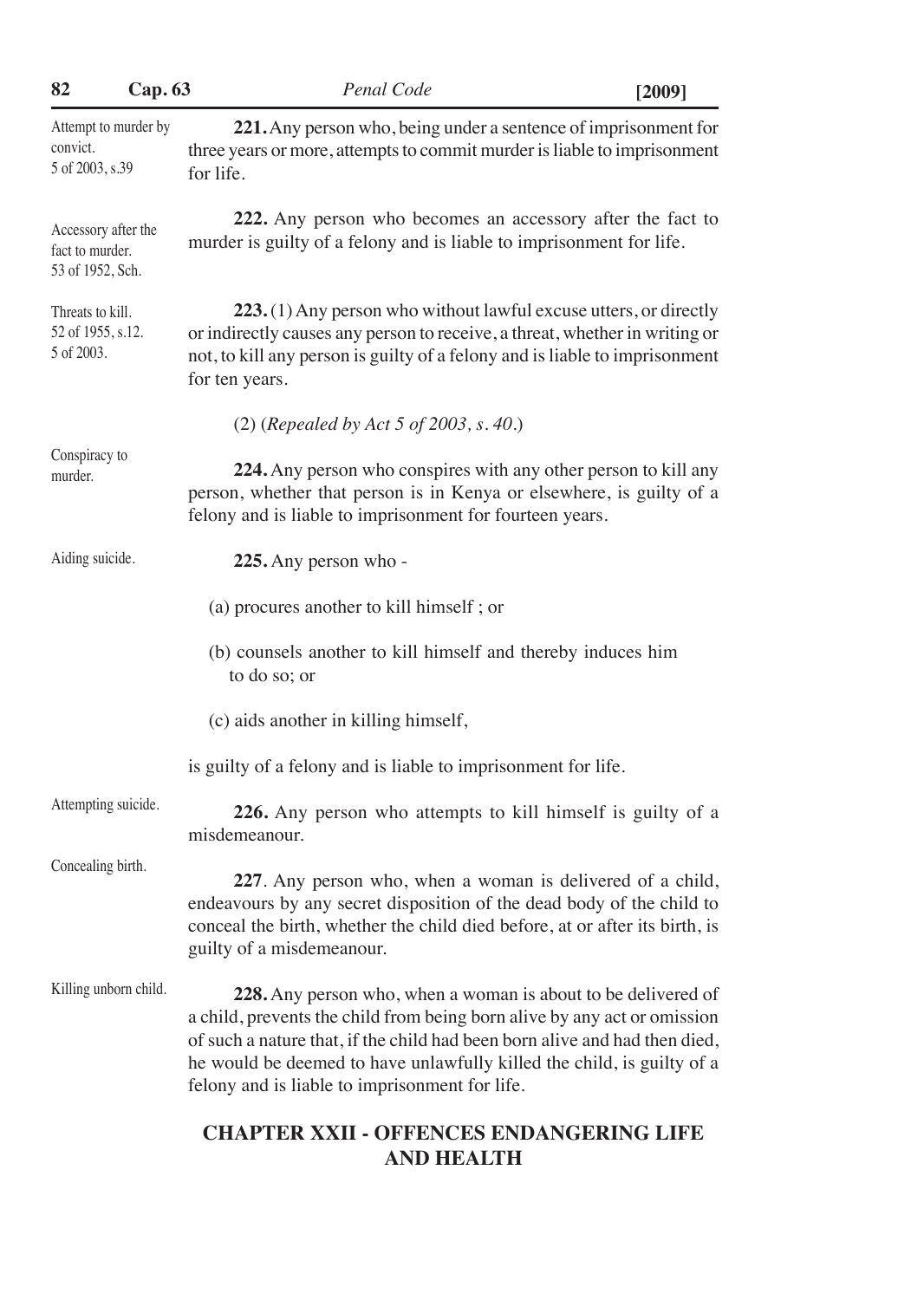Attempt to murder by convict.
5 of 2003, s.39

**221.** Any person who, being under a sentence of imprisonment for three years or more, attempts to commit murder is liable to imprisonment for life.

Accessory after the fact to murder.
53 of 1952, Sch.

**222.** Any person who becomes an accessory after the fact to murder is guilty of a felony and is liable to imprisonment for life.

Threats to kill.
52 of 1955, s.12.
5 of 2003.

**223.** (1) Any person who without lawful excuse utters, or directly or indirectly causes any person to receive, a threat, whether in writing or not, to kill any person is guilty of a felony and is liable to imprisonment for ten years.

(2) (*Repealed by Act 5 of 2003, s. 40.*)

Conspiracy to murder.

**224.** Any person who conspires with any other person to kill any person, whether that person is in Kenya or elsewhere, is guilty of a felony and is liable to imprisonment for fourteen years.

Aiding suicide.

**225.** Any person who -

(a) procures another to kill himself ; or

(b) counsels another to kill himself and thereby induces him to do so; or

(c) aids another in killing himself,

is guilty of a felony and is liable to imprisonment for life.

Attempting suicide.

**226.** Any person who attempts to kill himself is guilty of a misdemeanour.

Concealing birth.

**227**. Any person who, when a woman is delivered of a child, endeavours by any secret disposition of the dead body of the child to conceal the birth, whether the child died before, at or after its birth, is guilty of a misdemeanour.

Killing unborn child.

**228.** Any person who, when a woman is about to be delivered of a child, prevents the child from being born alive by any act or omission of such a nature that, if the child had been born alive and had then died, he would be deemed to have unlawfully killed the child, is guilty of a felony and is liable to imprisonment for life.

## CHAPTER XXII - OFFENCES ENDANGERING LIFE AND HEALTH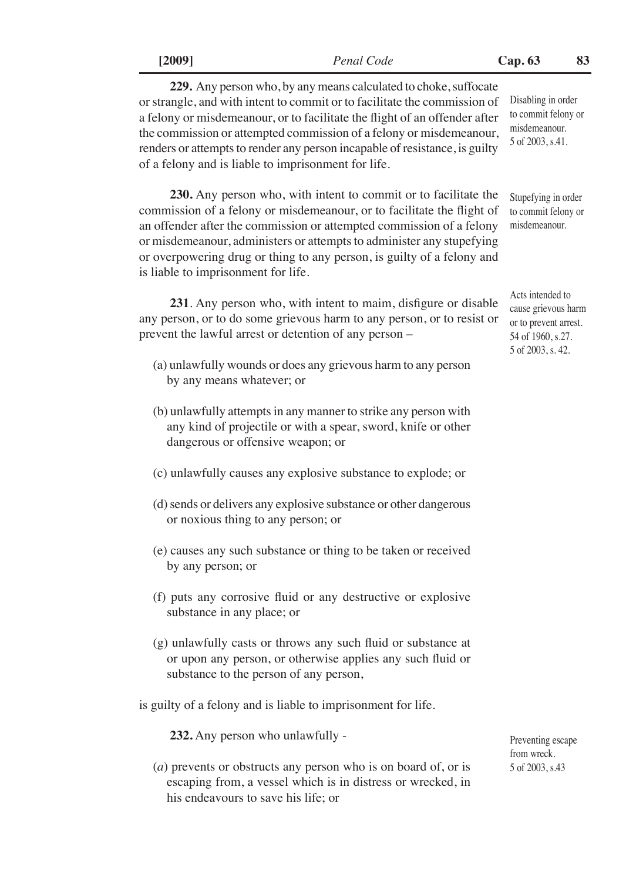**229.** Any person who, by any means calculated to choke, suffocate or strangle, and with intent to commit or to facilitate the commission of a felony or misdemeanour, or to facilitate the flight of an offender after the commission or attempted commission of a felony or misdemeanour, renders or attempts to render any person incapable of resistance, is guilty of a felony and is liable to imprisonment for life.

Disabling in order to commit felony or misdemeanour. 5 of 2003, s.41.

**230.** Any person who, with intent to commit or to facilitate the commission of a felony or misdemeanour, or to facilitate the flight of an offender after the commission or attempted commission of a felony or misdemeanour, administers or attempts to administer any stupefying or overpowering drug or thing to any person, is guilty of a felony and is liable to imprisonment for life.

Stupefying in order to commit felony or misdemeanour.

**231**. Any person who, with intent to maim, disfigure or disable any person, or to do some grievous harm to any person, or to resist or prevent the lawful arrest or detention of any person –

Acts intended to cause grievous harm or to prevent arrest. 54 of 1960, s.27. 5 of 2003, s. 42.

(a) unlawfully wounds or does any grievous harm to any person by any means whatever; or

(b) unlawfully attempts in any manner to strike any person with any kind of projectile or with a spear, sword, knife or other dangerous or offensive weapon; or

(c) unlawfully causes any explosive substance to explode; or

(d) sends or delivers any explosive substance or other dangerous or noxious thing to any person; or

(e) causes any such substance or thing to be taken or received by any person; or

(f) puts any corrosive fluid or any destructive or explosive substance in any place; or

(g) unlawfully casts or throws any such fluid or substance at or upon any person, or otherwise applies any such fluid or substance to the person of any person,

is guilty of a felony and is liable to imprisonment for life.

**232.** Any person who unlawfully -

Preventing escape from wreck. 5 of 2003, s.43

(*a*) prevents or obstructs any person who is on board of, or is escaping from, a vessel which is in distress or wrecked, in his endeavours to save his life; or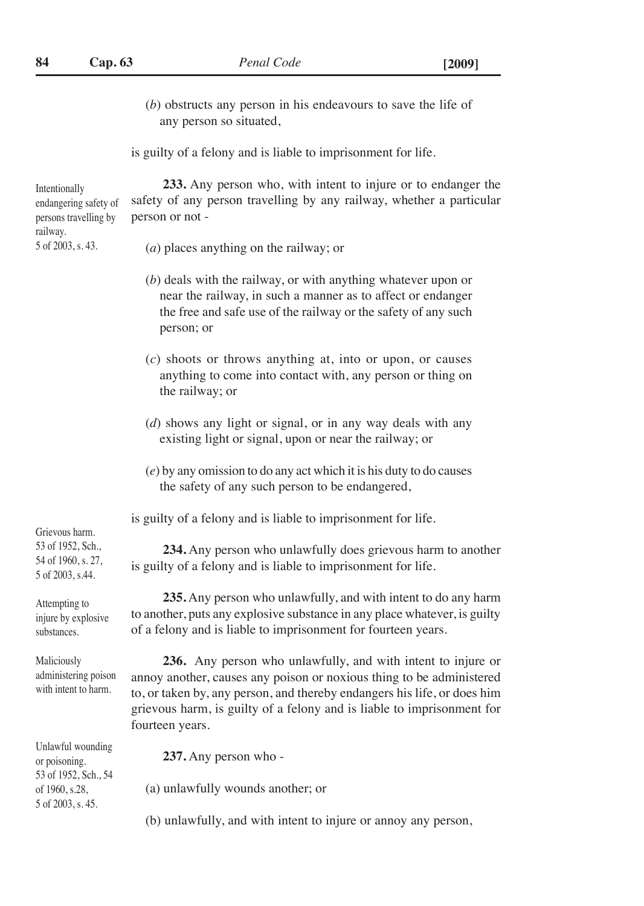(*b*) obstructs any person in his endeavours to save the life of any person so situated,

is guilty of a felony and is liable to imprisonment for life.

Intentionally endangering safety of persons travelling by railway.
5 of 2003, s. 43.

**233.** Any person who, with intent to injure or to endanger the safety of any person travelling by any railway, whether a particular person or not -

(*a*) places anything on the railway; or

(*b*) deals with the railway, or with anything whatever upon or near the railway, in such a manner as to affect or endanger the free and safe use of the railway or the safety of any such person; or

(*c*) shoots or throws anything at, into or upon, or causes anything to come into contact with, any person or thing on the railway; or

(*d*) shows any light or signal, or in any way deals with any existing light or signal, upon or near the railway; or

(*e*) by any omission to do any act which it is his duty to do causes the safety of any such person to be endangered,

is guilty of a felony and is liable to imprisonment for life.

Grievous harm.
53 of 1952, Sch., 54 of 1960, s. 27, 5 of 2003, s.44.

**234.** Any person who unlawfully does grievous harm to another is guilty of a felony and is liable to imprisonment for life.

Attempting to injure by explosive substances.

**235.** Any person who unlawfully, and with intent to do any harm to another, puts any explosive substance in any place whatever, is guilty of a felony and is liable to imprisonment for fourteen years.

Maliciously administering poison with intent to harm.

**236.** Any person who unlawfully, and with intent to injure or annoy another, causes any poison or noxious thing to be administered to, or taken by, any person, and thereby endangers his life, or does him grievous harm, is guilty of a felony and is liable to imprisonment for fourteen years.

Unlawful wounding or poisoning.
53 of 1952, Sch., 54 of 1960, s.28, 5 of 2003, s. 45.

**237.** Any person who -

(a) unlawfully wounds another; or

(b) unlawfully, and with intent to injure or annoy any person,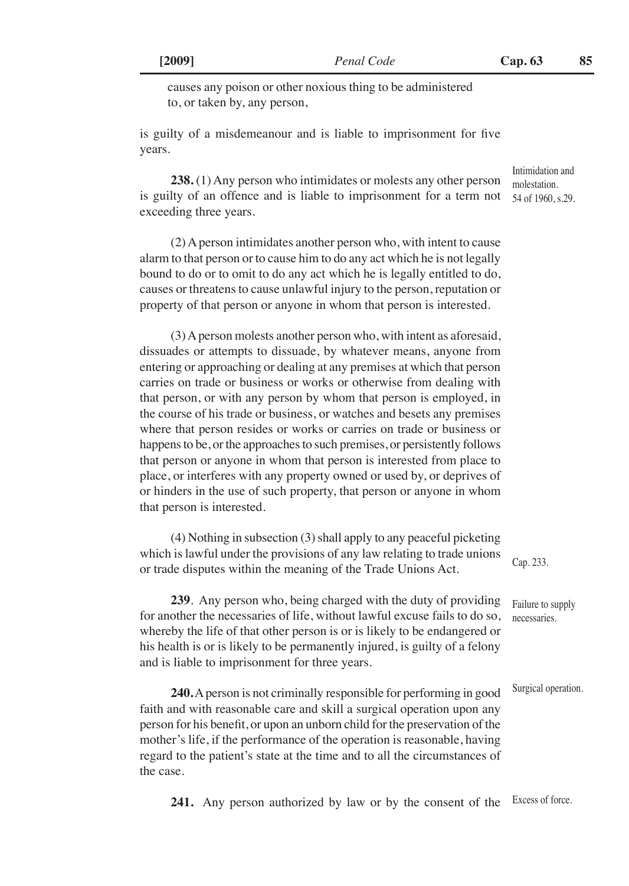causes any poison or other noxious thing to be administered to, or taken by, any person,

is guilty of a misdemeanour and is liable to imprisonment for five years.

Intimidation and molestation. 54 of 1960, s.29.

**238.** (1) Any person who intimidates or molests any other person is guilty of an offence and is liable to imprisonment for a term not exceeding three years.

(2) A person intimidates another person who, with intent to cause alarm to that person or to cause him to do any act which he is not legally bound to do or to omit to do any act which he is legally entitled to do, causes or threatens to cause unlawful injury to the person, reputation or property of that person or anyone in whom that person is interested.

(3) A person molests another person who, with intent as aforesaid, dissuades or attempts to dissuade, by whatever means, anyone from entering or approaching or dealing at any premises at which that person carries on trade or business or works or otherwise from dealing with that person, or with any person by whom that person is employed, in the course of his trade or business, or watches and besets any premises where that person resides or works or carries on trade or business or happens to be, or the approaches to such premises, or persistently follows that person or anyone in whom that person is interested from place to place, or interferes with any property owned or used by, or deprives of or hinders in the use of such property, that person or anyone in whom that person is interested.

(4) Nothing in subsection (3) shall apply to any peaceful picketing which is lawful under the provisions of any law relating to trade unions or trade disputes within the meaning of the Trade Unions Act.

Cap. 233.

Failure to supply necessaries.

**239**. Any person who, being charged with the duty of providing for another the necessaries of life, without lawful excuse fails to do so, whereby the life of that other person is or is likely to be endangered or his health is or is likely to be permanently injured, is guilty of a felony and is liable to imprisonment for three years.

Surgical operation.

**240.** A person is not criminally responsible for performing in good faith and with reasonable care and skill a surgical operation upon any person for his benefit, or upon an unborn child for the preservation of the mother's life, if the performance of the operation is reasonable, having regard to the patient's state at the time and to all the circumstances of the case.

Excess of force.

**241.** Any person authorized by law or by the consent of the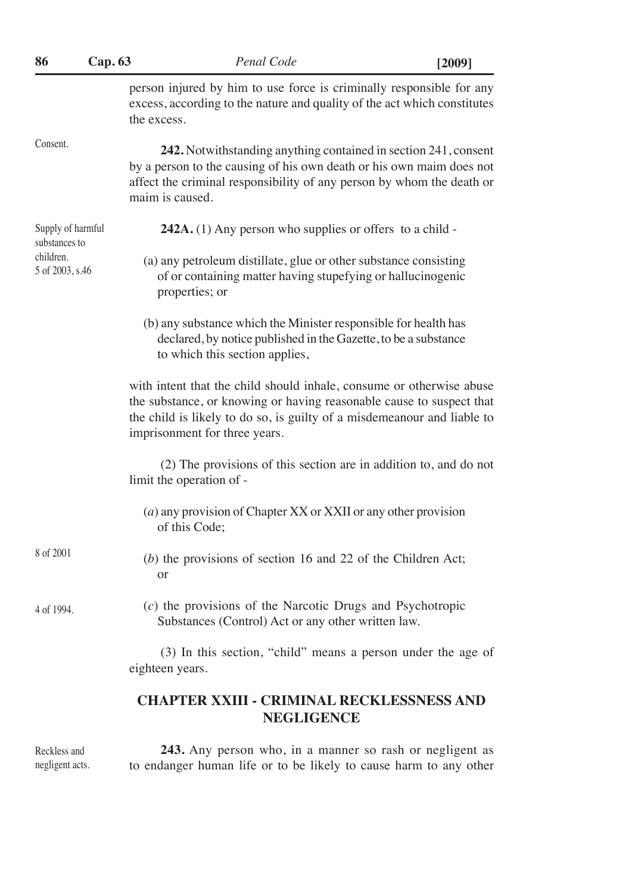person injured by him to use force is criminally responsible for any excess, according to the nature and quality of the act which constitutes the excess.

Consent.

**242.** Notwithstanding anything contained in section 241, consent by a person to the causing of his own death or his own maim does not affect the criminal responsibility of any person by whom the death or maim is caused.

Supply of harmful substances to children.
5 of 2003, s.46

**242A.** (1) Any person who supplies or offers to a child -

(a) any petroleum distillate, glue or other substance consisting of or containing matter having stupefying or hallucinogenic properties; or

(b) any substance which the Minister responsible for health has declared, by notice published in the Gazette, to be a substance to which this section applies,

with intent that the child should inhale, consume or otherwise abuse the substance, or knowing or having reasonable cause to suspect that the child is likely to do so, is guilty of a misdemeanour and liable to imprisonment for three years.

(2) The provisions of this section are in addition to, and do not limit the operation of -

(*a*) any provision of Chapter XX or XXII or any other provision of this Code;

8 of 2001

(*b*) the provisions of section 16 and 22 of the Children Act; or

4 of 1994.

(*c*) the provisions of the Narcotic Drugs and Psychotropic Substances (Control) Act or any other written law.

(3) In this section, "child" means a person under the age of eighteen years.

## CHAPTER XXIII - CRIMINAL RECKLESSNESS AND NEGLIGENCE

Reckless and negligent acts.

**243.** Any person who, in a manner so rash or negligent as to endanger human life or to be likely to cause harm to any other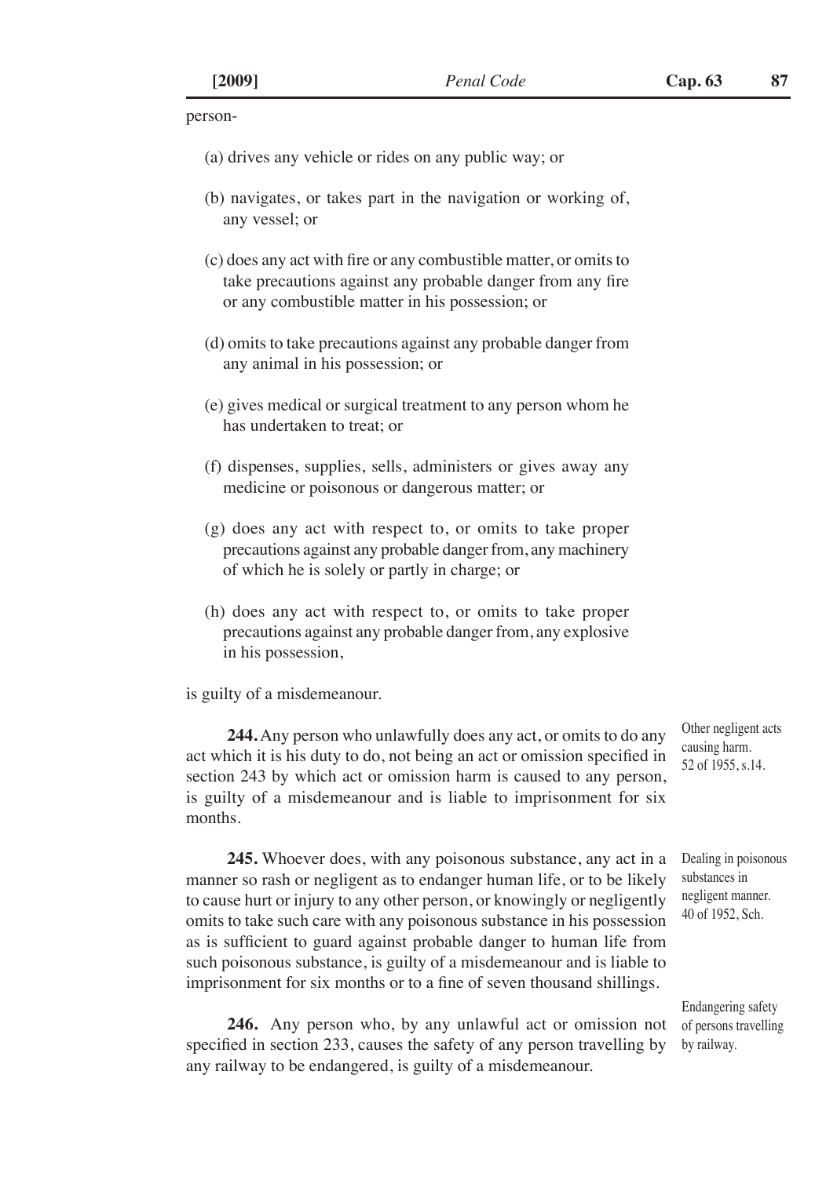person-

(a) drives any vehicle or rides on any public way; or

(b) navigates, or takes part in the navigation or working of, any vessel; or

(c) does any act with fire or any combustible matter, or omits to take precautions against any probable danger from any fire or any combustible matter in his possession; or

(d) omits to take precautions against any probable danger from any animal in his possession; or

(e) gives medical or surgical treatment to any person whom he has undertaken to treat; or

(f) dispenses, supplies, sells, administers or gives away any medicine or poisonous or dangerous matter; or

(g) does any act with respect to, or omits to take proper precautions against any probable danger from, any machinery of which he is solely or partly in charge; or

(h) does any act with respect to, or omits to take proper precautions against any probable danger from, any explosive in his possession,

is guilty of a misdemeanour.

*Other negligent acts causing harm. 52 of 1955, s.14.*

**244.** Any person who unlawfully does any act, or omits to do any act which it is his duty to do, not being an act or omission specified in section 243 by which act or omission harm is caused to any person, is guilty of a misdemeanour and is liable to imprisonment for six months.

*Dealing in poisonous substances in negligent manner. 40 of 1952, Sch.*

**245.** Whoever does, with any poisonous substance, any act in a manner so rash or negligent as to endanger human life, or to be likely to cause hurt or injury to any other person, or knowingly or negligently omits to take such care with any poisonous substance in his possession as is sufficient to guard against probable danger to human life from such poisonous substance, is guilty of a misdemeanour and is liable to imprisonment for six months or to a fine of seven thousand shillings.

*Endangering safety of persons travelling by railway.*

**246.** Any person who, by any unlawful act or omission not specified in section 233, causes the safety of any person travelling by any railway to be endangered, is guilty of a misdemeanour.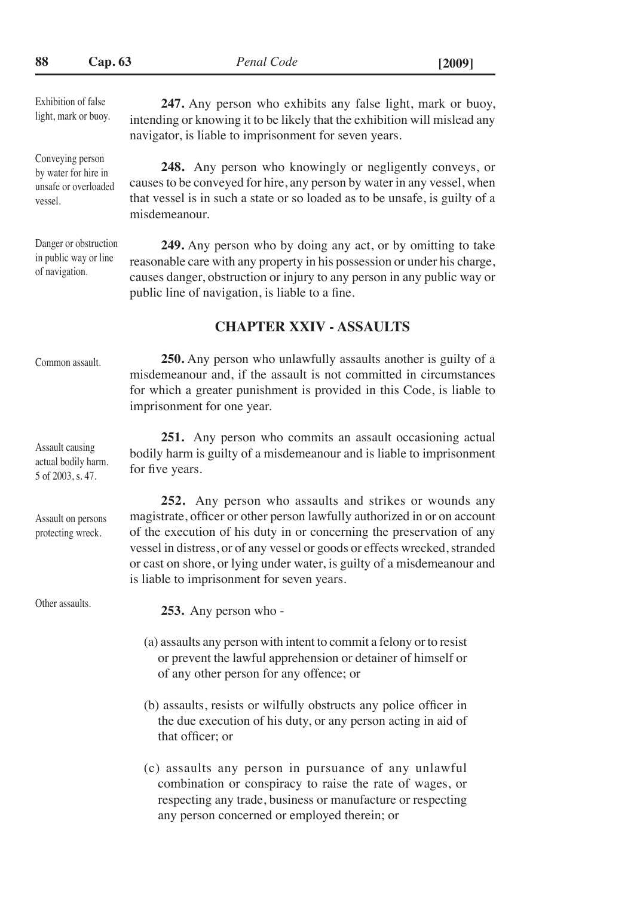Exhibition of false light, mark or buoy.

**247.** Any person who exhibits any false light, mark or buoy, intending or knowing it to be likely that the exhibition will mislead any navigator, is liable to imprisonment for seven years.

Conveying person by water for hire in unsafe or overloaded vessel.

**248.** Any person who knowingly or negligently conveys, or causes to be conveyed for hire, any person by water in any vessel, when that vessel is in such a state or so loaded as to be unsafe, is guilty of a misdemeanour.

Danger or obstruction in public way or line of navigation.

**249.** Any person who by doing any act, or by omitting to take reasonable care with any property in his possession or under his charge, causes danger, obstruction or injury to any person in any public way or public line of navigation, is liable to a fine.

## CHAPTER XXIV - ASSAULTS

Common assault.

**250.** Any person who unlawfully assaults another is guilty of a misdemeanour and, if the assault is not committed in circumstances for which a greater punishment is provided in this Code, is liable to imprisonment for one year.

Assault causing actual bodily harm. 5 of 2003, s. 47.

**251.** Any person who commits an assault occasioning actual bodily harm is guilty of a misdemeanour and is liable to imprisonment for five years.

Assault on persons protecting wreck.

**252.** Any person who assaults and strikes or wounds any magistrate, officer or other person lawfully authorized in or on account of the execution of his duty in or concerning the preservation of any vessel in distress, or of any vessel or goods or effects wrecked, stranded or cast on shore, or lying under water, is guilty of a misdemeanour and is liable to imprisonment for seven years.

Other assaults.

**253.** Any person who -

(a) assaults any person with intent to commit a felony or to resist or prevent the lawful apprehension or detainer of himself or of any other person for any offence; or

(b) assaults, resists or wilfully obstructs any police officer in the due execution of his duty, or any person acting in aid of that officer; or

(c) assaults any person in pursuance of any unlawful combination or conspiracy to raise the rate of wages, or respecting any trade, business or manufacture or respecting any person concerned or employed therein; or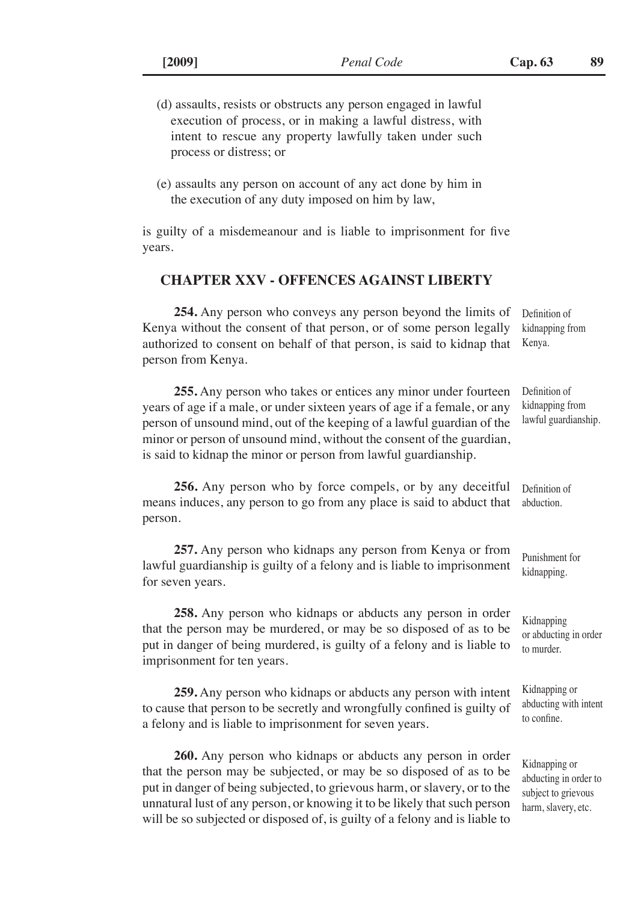(d) assaults, resists or obstructs any person engaged in lawful execution of process, or in making a lawful distress, with intent to rescue any property lawfully taken under such process or distress; or

(e) assaults any person on account of any act done by him in the execution of any duty imposed on him by law,

is guilty of a misdemeanour and is liable to imprisonment for five years.

## CHAPTER XXV - OFFENCES AGAINST LIBERTY

*Definition of kidnapping from Kenya.*

**254.** Any person who conveys any person beyond the limits of Kenya without the consent of that person, or of some person legally authorized to consent on behalf of that person, is said to kidnap that person from Kenya.

*Definition of kidnapping from lawful guardianship.*

**255.** Any person who takes or entices any minor under fourteen years of age if a male, or under sixteen years of age if a female, or any person of unsound mind, out of the keeping of a lawful guardian of the minor or person of unsound mind, without the consent of the guardian, is said to kidnap the minor or person from lawful guardianship.

*Definition of abduction.*

**256.** Any person who by force compels, or by any deceitful means induces, any person to go from any place is said to abduct that person.

*Punishment for kidnapping.*

**257.** Any person who kidnaps any person from Kenya or from lawful guardianship is guilty of a felony and is liable to imprisonment for seven years.

*Kidnapping or abducting in order to murder.*

**258.** Any person who kidnaps or abducts any person in order that the person may be murdered, or may be so disposed of as to be put in danger of being murdered, is guilty of a felony and is liable to imprisonment for ten years.

*Kidnapping or abducting with intent to confine.*

**259.** Any person who kidnaps or abducts any person with intent to cause that person to be secretly and wrongfully confined is guilty of a felony and is liable to imprisonment for seven years.

*Kidnapping or abducting in order to subject to grievous harm, slavery, etc.*

**260.** Any person who kidnaps or abducts any person in order that the person may be subjected, or may be so disposed of as to be put in danger of being subjected, to grievous harm, or slavery, or to the unnatural lust of any person, or knowing it to be likely that such person will be so subjected or disposed of, is guilty of a felony and is liable to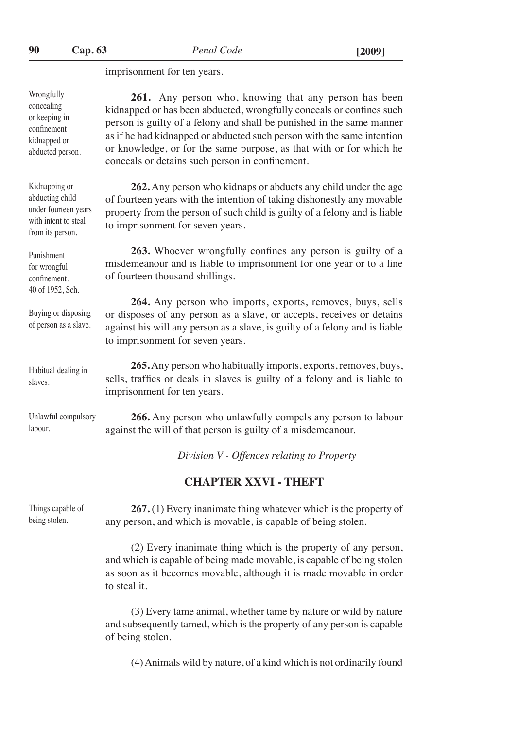imprisonment for ten years.

Wrongfully concealing or keeping in confinement kidnapped or abducted person.

**261.** Any person who, knowing that any person has been kidnapped or has been abducted, wrongfully conceals or confines such person is guilty of a felony and shall be punished in the same manner as if he had kidnapped or abducted such person with the same intention or knowledge, or for the same purpose, as that with or for which he conceals or detains such person in confinement.

Kidnapping or abducting child under fourteen years with intent to steal from its person.

**262.** Any person who kidnaps or abducts any child under the age of fourteen years with the intention of taking dishonestly any movable property from the person of such child is guilty of a felony and is liable to imprisonment for seven years.

Punishment for wrongful confinement. 40 of 1952, Sch.

**263.** Whoever wrongfully confines any person is guilty of a misdemeanour and is liable to imprisonment for one year or to a fine of fourteen thousand shillings.

Buying or disposing of person as a slave.

**264.** Any person who imports, exports, removes, buys, sells or disposes of any person as a slave, or accepts, receives or detains against his will any person as a slave, is guilty of a felony and is liable to imprisonment for seven years.

Habitual dealing in slaves.

**265.** Any person who habitually imports, exports, removes, buys, sells, traffics or deals in slaves is guilty of a felony and is liable to imprisonment for ten years.

Unlawful compulsory labour.

**266.** Any person who unlawfully compels any person to labour against the will of that person is guilty of a misdemeanour.

*Division V - Offences relating to Property*

## CHAPTER XXVI - THEFT

Things capable of being stolen.

**267.** (1) Every inanimate thing whatever which is the property of any person, and which is movable, is capable of being stolen.

(2) Every inanimate thing which is the property of any person, and which is capable of being made movable, is capable of being stolen as soon as it becomes movable, although it is made movable in order to steal it.

(3) Every tame animal, whether tame by nature or wild by nature and subsequently tamed, which is the property of any person is capable of being stolen.

(4) Animals wild by nature, of a kind which is not ordinarily found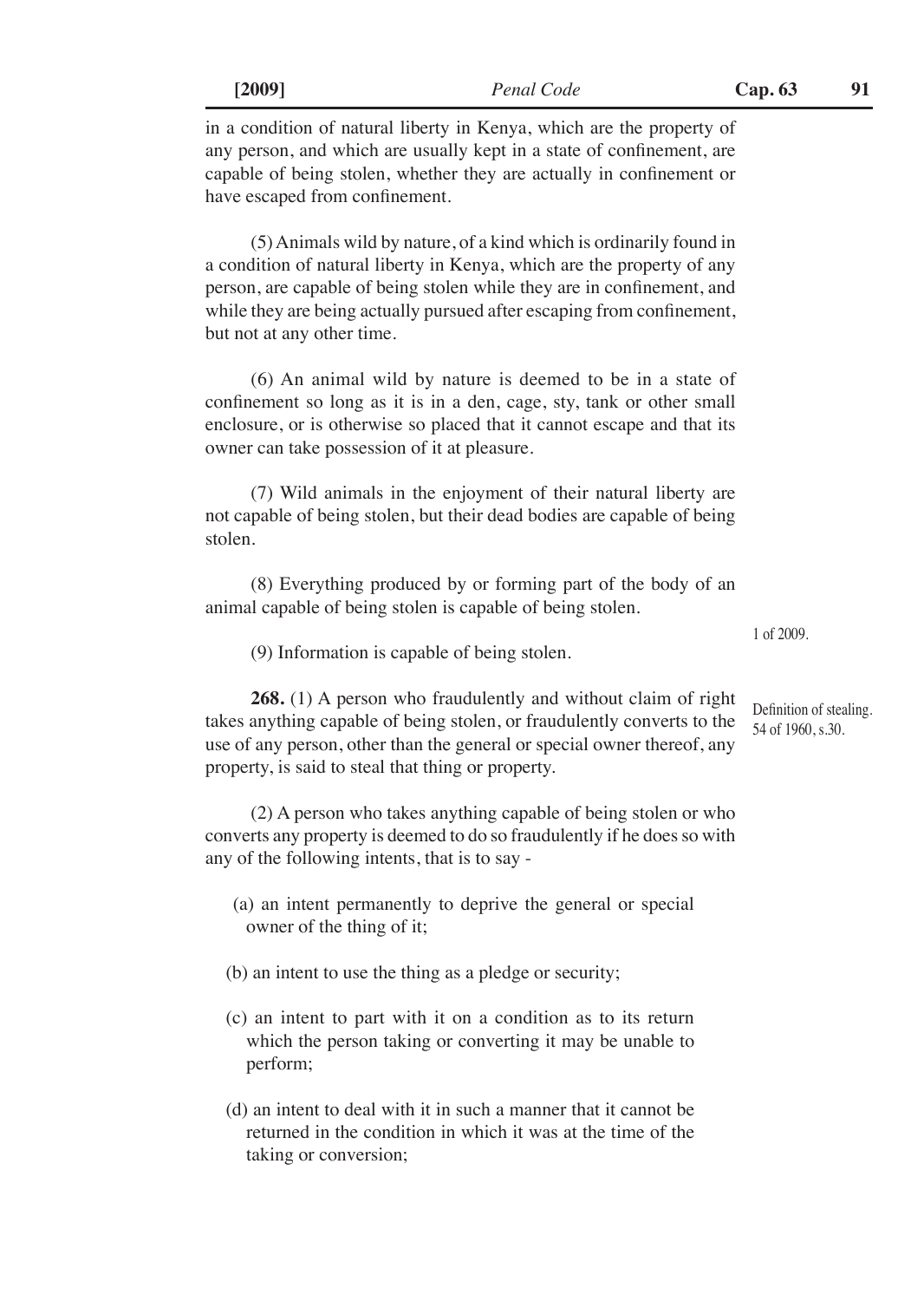in a condition of natural liberty in Kenya, which are the property of any person, and which are usually kept in a state of confinement, are capable of being stolen, whether they are actually in confinement or have escaped from confinement.

(5) Animals wild by nature, of a kind which is ordinarily found in a condition of natural liberty in Kenya, which are the property of any person, are capable of being stolen while they are in confinement, and while they are being actually pursued after escaping from confinement, but not at any other time.

(6) An animal wild by nature is deemed to be in a state of confinement so long as it is in a den, cage, sty, tank or other small enclosure, or is otherwise so placed that it cannot escape and that its owner can take possession of it at pleasure.

(7) Wild animals in the enjoyment of their natural liberty are not capable of being stolen, but their dead bodies are capable of being stolen.

(8) Everything produced by or forming part of the body of an animal capable of being stolen is capable of being stolen.

(9) Information is capable of being stolen.

1 of 2009.

Definition of stealing. 54 of 1960, s.30.

**268.** (1) A person who fraudulently and without claim of right takes anything capable of being stolen, or fraudulently converts to the use of any person, other than the general or special owner thereof, any property, is said to steal that thing or property.

(2) A person who takes anything capable of being stolen or who converts any property is deemed to do so fraudulently if he does so with any of the following intents, that is to say -

(a) an intent permanently to deprive the general or special owner of the thing of it;

(b) an intent to use the thing as a pledge or security;

(c) an intent to part with it on a condition as to its return which the person taking or converting it may be unable to perform;

(d) an intent to deal with it in such a manner that it cannot be returned in the condition in which it was at the time of the taking or conversion;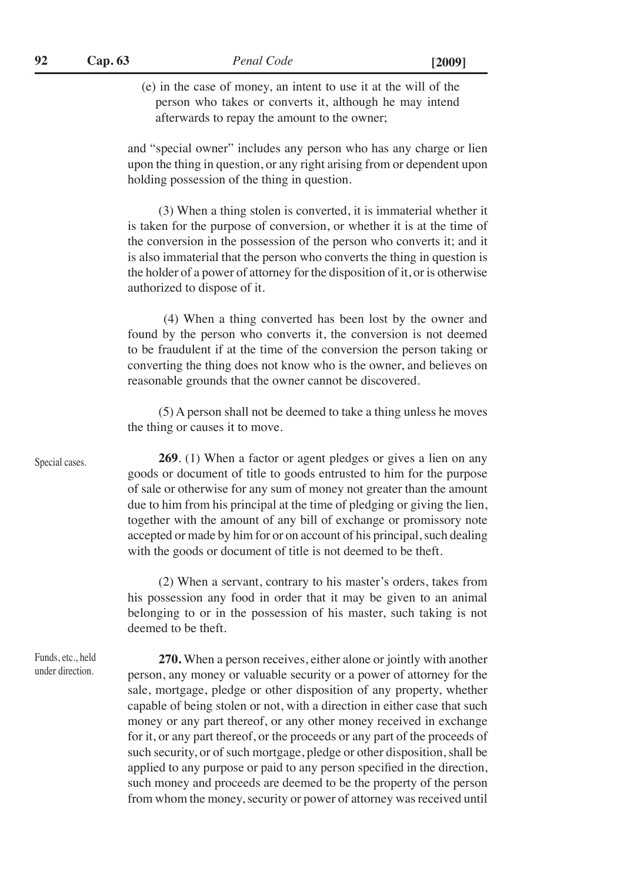(e) in the case of money, an intent to use it at the will of the person who takes or converts it, although he may intend afterwards to repay the amount to the owner;

and "special owner" includes any person who has any charge or lien upon the thing in question, or any right arising from or dependent upon holding possession of the thing in question.

(3) When a thing stolen is converted, it is immaterial whether it is taken for the purpose of conversion, or whether it is at the time of the conversion in the possession of the person who converts it; and it is also immaterial that the person who converts the thing in question is the holder of a power of attorney for the disposition of it, or is otherwise authorized to dispose of it.

(4) When a thing converted has been lost by the owner and found by the person who converts it, the conversion is not deemed to be fraudulent if at the time of the conversion the person taking or converting the thing does not know who is the owner, and believes on reasonable grounds that the owner cannot be discovered.

(5) A person shall not be deemed to take a thing unless he moves the thing or causes it to move.

Special cases.

**269**. (1) When a factor or agent pledges or gives a lien on any goods or document of title to goods entrusted to him for the purpose of sale or otherwise for any sum of money not greater than the amount due to him from his principal at the time of pledging or giving the lien, together with the amount of any bill of exchange or promissory note accepted or made by him for or on account of his principal, such dealing with the goods or document of title is not deemed to be theft.

(2) When a servant, contrary to his master's orders, takes from his possession any food in order that it may be given to an animal belonging to or in the possession of his master, such taking is not deemed to be theft.

Funds, etc., held under direction.

**270.** When a person receives, either alone or jointly with another person, any money or valuable security or a power of attorney for the sale, mortgage, pledge or other disposition of any property, whether capable of being stolen or not, with a direction in either case that such money or any part thereof, or any other money received in exchange for it, or any part thereof, or the proceeds or any part of the proceeds of such security, or of such mortgage, pledge or other disposition, shall be applied to any purpose or paid to any person specified in the direction, such money and proceeds are deemed to be the property of the person from whom the money, security or power of attorney was received until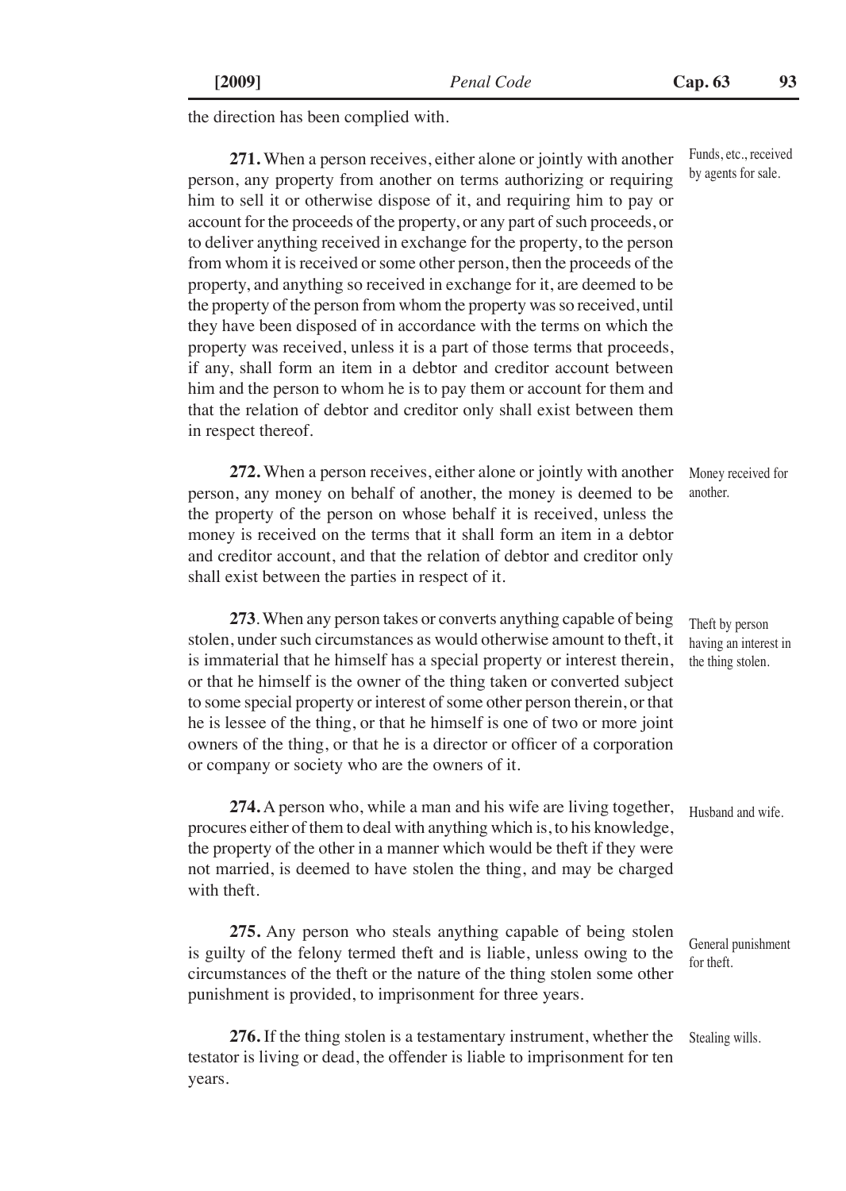the direction has been complied with.

**271.** When a person receives, either alone or jointly with another person, any property from another on terms authorizing or requiring him to sell it or otherwise dispose of it, and requiring him to pay or account for the proceeds of the property, or any part of such proceeds, or to deliver anything received in exchange for the property, to the person from whom it is received or some other person, then the proceeds of the property, and anything so received in exchange for it, are deemed to be the property of the person from whom the property was so received, until they have been disposed of in accordance with the terms on which the property was received, unless it is a part of those terms that proceeds, if any, shall form an item in a debtor and creditor account between him and the person to whom he is to pay them or account for them and that the relation of debtor and creditor only shall exist between them in respect thereof.

Funds, etc., received by agents for sale.

**272.** When a person receives, either alone or jointly with another person, any money on behalf of another, the money is deemed to be the property of the person on whose behalf it is received, unless the money is received on the terms that it shall form an item in a debtor and creditor account, and that the relation of debtor and creditor only shall exist between the parties in respect of it.

Money received for another.

**273**. When any person takes or converts anything capable of being stolen, under such circumstances as would otherwise amount to theft, it is immaterial that he himself has a special property or interest therein, or that he himself is the owner of the thing taken or converted subject to some special property or interest of some other person therein, or that he is lessee of the thing, or that he himself is one of two or more joint owners of the thing, or that he is a director or officer of a corporation or company or society who are the owners of it.

Theft by person having an interest in the thing stolen.

**274.** A person who, while a man and his wife are living together, procures either of them to deal with anything which is, to his knowledge, the property of the other in a manner which would be theft if they were not married, is deemed to have stolen the thing, and may be charged with theft.

Husband and wife.

**275.** Any person who steals anything capable of being stolen is guilty of the felony termed theft and is liable, unless owing to the circumstances of the theft or the nature of the thing stolen some other punishment is provided, to imprisonment for three years.

General punishment for theft.

**276.** If the thing stolen is a testamentary instrument, whether the testator is living or dead, the offender is liable to imprisonment for ten years.

Stealing wills.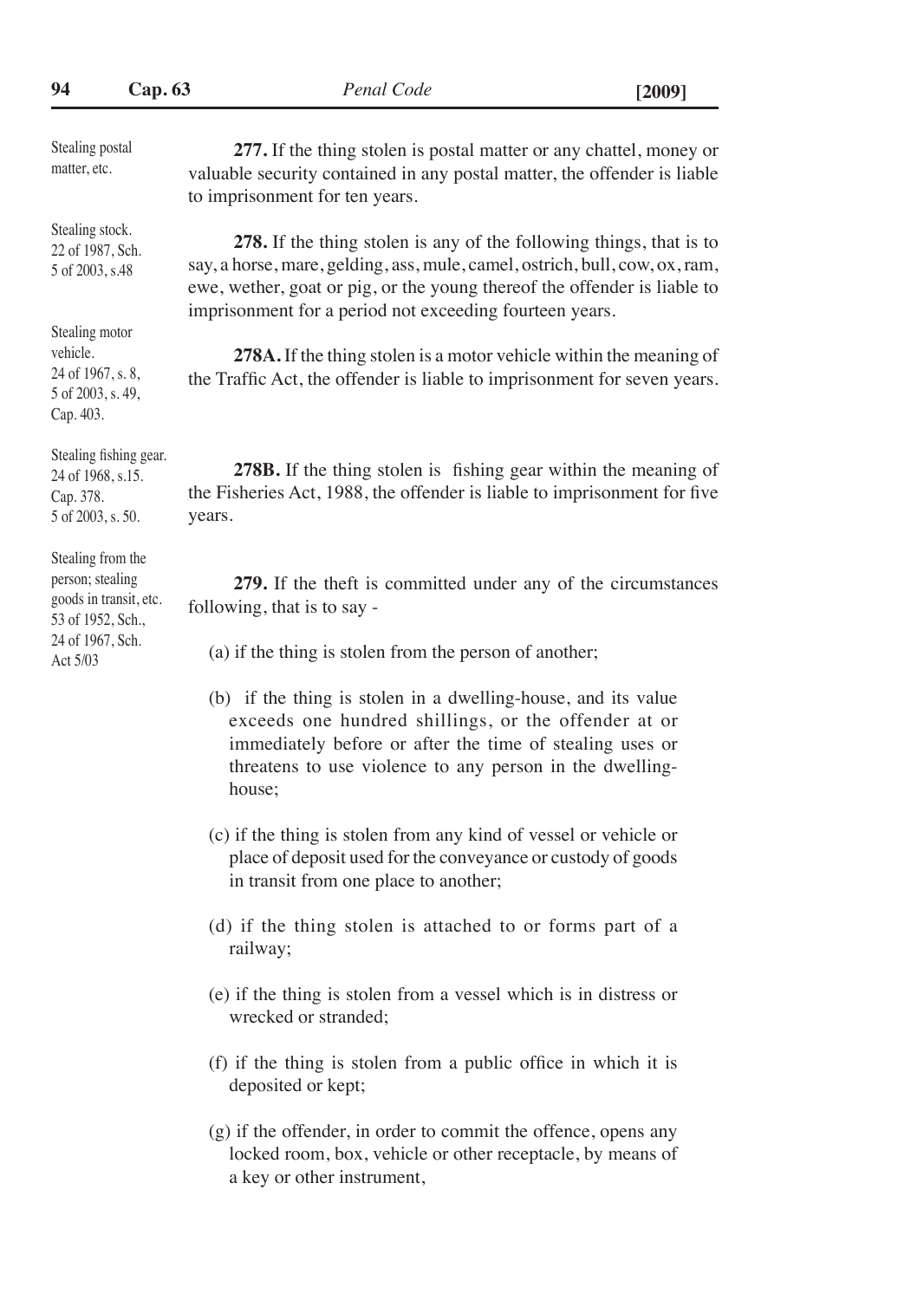Stealing postal matter, etc.

**277.** If the thing stolen is postal matter or any chattel, money or valuable security contained in any postal matter, the offender is liable to imprisonment for ten years.

Stealing stock. 22 of 1987, Sch. 5 of 2003, s.48

**278.** If the thing stolen is any of the following things, that is to say, a horse, mare, gelding, ass, mule, camel, ostrich, bull, cow, ox, ram, ewe, wether, goat or pig, or the young thereof the offender is liable to imprisonment for a period not exceeding fourteen years.

Stealing motor vehicle. 24 of 1967, s. 8, 5 of 2003, s. 49, Cap. 403.

**278A.** If the thing stolen is a motor vehicle within the meaning of the Traffic Act, the offender is liable to imprisonment for seven years.

Stealing fishing gear. 24 of 1968, s.15. Cap. 378. 5 of 2003, s. 50.

**278B.** If the thing stolen is fishing gear within the meaning of the Fisheries Act, 1988, the offender is liable to imprisonment for five years.

Stealing from the person; stealing goods in transit, etc. 53 of 1952, Sch., 24 of 1967, Sch. Act 5/03

**279.** If the theft is committed under any of the circumstances following, that is to say -

(a) if the thing is stolen from the person of another;

(b) if the thing is stolen in a dwelling-house, and its value exceeds one hundred shillings, or the offender at or immediately before or after the time of stealing uses or threatens to use violence to any person in the dwelling-house;

(c) if the thing is stolen from any kind of vessel or vehicle or place of deposit used for the conveyance or custody of goods in transit from one place to another;

(d) if the thing stolen is attached to or forms part of a railway;

(e) if the thing is stolen from a vessel which is in distress or wrecked or stranded;

(f) if the thing is stolen from a public office in which it is deposited or kept;

(g) if the offender, in order to commit the offence, opens any locked room, box, vehicle or other receptacle, by means of a key or other instrument,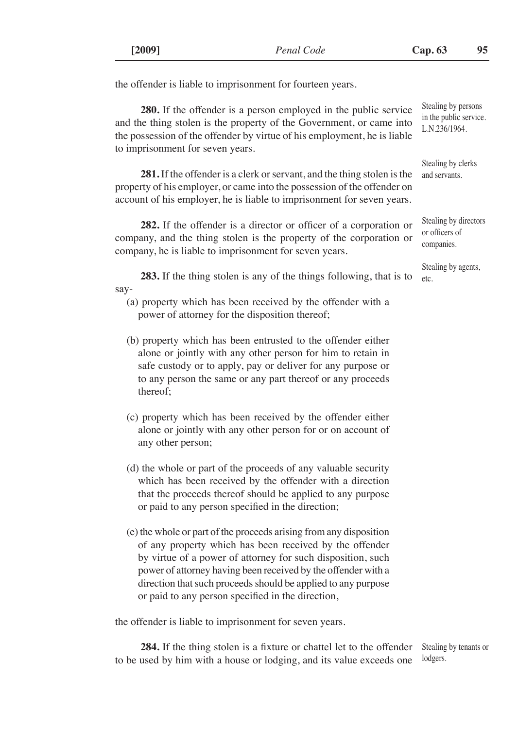the offender is liable to imprisonment for fourteen years.

**280.** If the offender is a person employed in the public service and the thing stolen is the property of the Government, or came into the possession of the offender by virtue of his employment, he is liable to imprisonment for seven years.

Stealing by persons in the public service. L.N.236/1964.

**281.** If the offender is a clerk or servant, and the thing stolen is the property of his employer, or came into the possession of the offender on account of his employer, he is liable to imprisonment for seven years.

Stealing by clerks and servants.

**282.** If the offender is a director or officer of a corporation or company, and the thing stolen is the property of the corporation or company, he is liable to imprisonment for seven years.

Stealing by directors or officers of companies.

**283.** If the thing stolen is any of the things following, that is to say-

Stealing by agents, etc.

(a) property which has been received by the offender with a power of attorney for the disposition thereof;

(b) property which has been entrusted to the offender either alone or jointly with any other person for him to retain in safe custody or to apply, pay or deliver for any purpose or to any person the same or any part thereof or any proceeds thereof;

(c) property which has been received by the offender either alone or jointly with any other person for or on account of any other person;

(d) the whole or part of the proceeds of any valuable security which has been received by the offender with a direction that the proceeds thereof should be applied to any purpose or paid to any person specified in the direction;

(e) the whole or part of the proceeds arising from any disposition of any property which has been received by the offender by virtue of a power of attorney for such disposition, such power of attorney having been received by the offender with a direction that such proceeds should be applied to any purpose or paid to any person specified in the direction,

the offender is liable to imprisonment for seven years.

**284.** If the thing stolen is a fixture or chattel let to the offender to be used by him with a house or lodging, and its value exceeds one

Stealing by tenants or lodgers.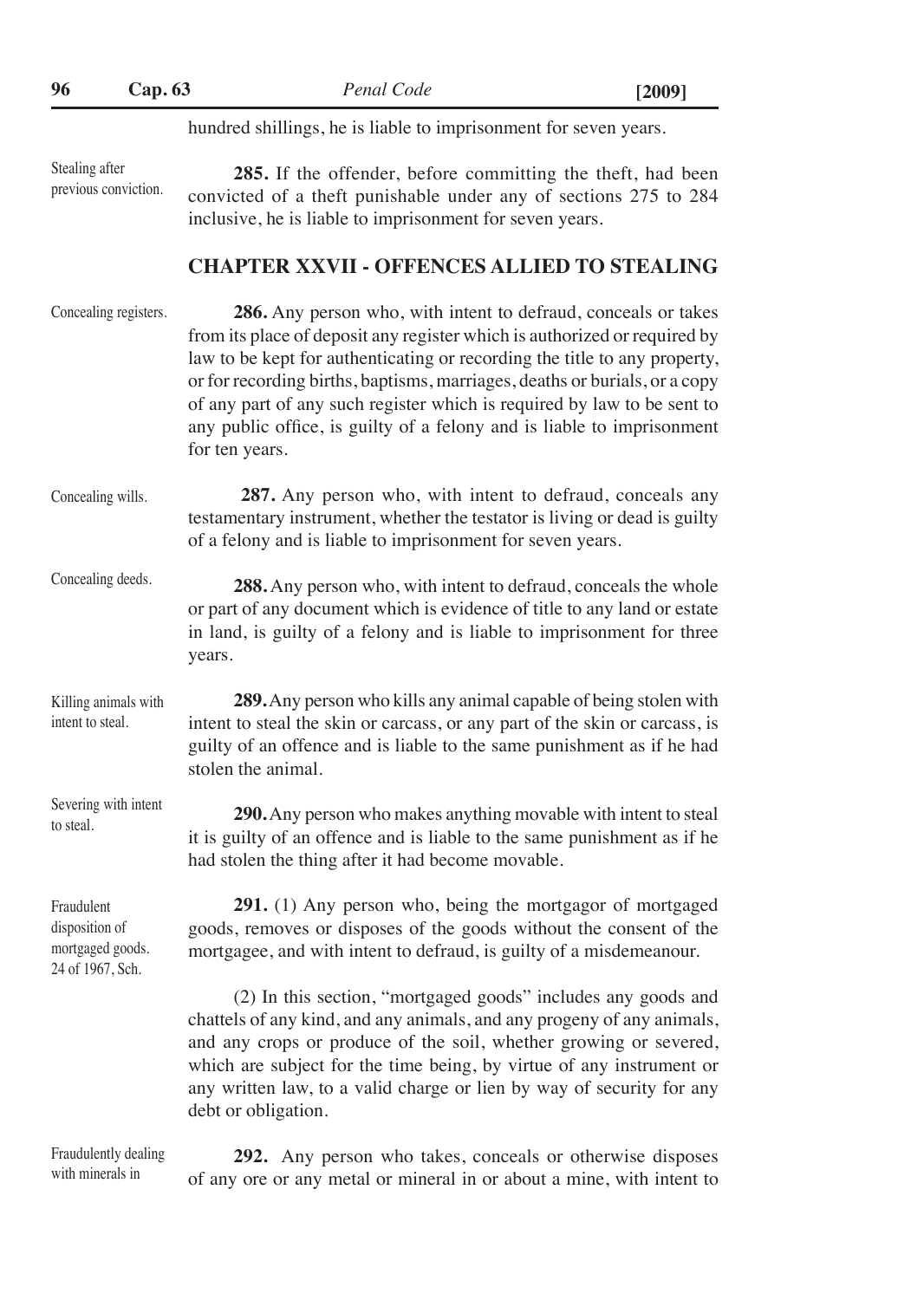hundred shillings, he is liable to imprisonment for seven years.

Stealing after previous conviction.

**285.** If the offender, before committing the theft, had been convicted of a theft punishable under any of sections 275 to 284 inclusive, he is liable to imprisonment for seven years.

## CHAPTER XXVII - OFFENCES ALLIED TO STEALING

Concealing registers.

**286.** Any person who, with intent to defraud, conceals or takes from its place of deposit any register which is authorized or required by law to be kept for authenticating or recording the title to any property, or for recording births, baptisms, marriages, deaths or burials, or a copy of any part of any such register which is required by law to be sent to any public office, is guilty of a felony and is liable to imprisonment for ten years.

Concealing wills.

**287.** Any person who, with intent to defraud, conceals any testamentary instrument, whether the testator is living or dead is guilty of a felony and is liable to imprisonment for seven years.

Concealing deeds.

**288.** Any person who, with intent to defraud, conceals the whole or part of any document which is evidence of title to any land or estate in land, is guilty of a felony and is liable to imprisonment for three years.

Killing animals with intent to steal.

**289.** Any person who kills any animal capable of being stolen with intent to steal the skin or carcass, or any part of the skin or carcass, is guilty of an offence and is liable to the same punishment as if he had stolen the animal.

Severing with intent to steal.

**290.** Any person who makes anything movable with intent to steal it is guilty of an offence and is liable to the same punishment as if he had stolen the thing after it had become movable.

Fraudulent disposition of mortgaged goods. 24 of 1967, Sch.

**291.** (1) Any person who, being the mortgagor of mortgaged goods, removes or disposes of the goods without the consent of the mortgagee, and with intent to defraud, is guilty of a misdemeanour.

(2) In this section, "mortgaged goods" includes any goods and chattels of any kind, and any animals, and any progeny of any animals, and any crops or produce of the soil, whether growing or severed, which are subject for the time being, by virtue of any instrument or any written law, to a valid charge or lien by way of security for any debt or obligation.

Fraudulently dealing with minerals in

**292.** Any person who takes, conceals or otherwise disposes of any ore or any metal or mineral in or about a mine, with intent to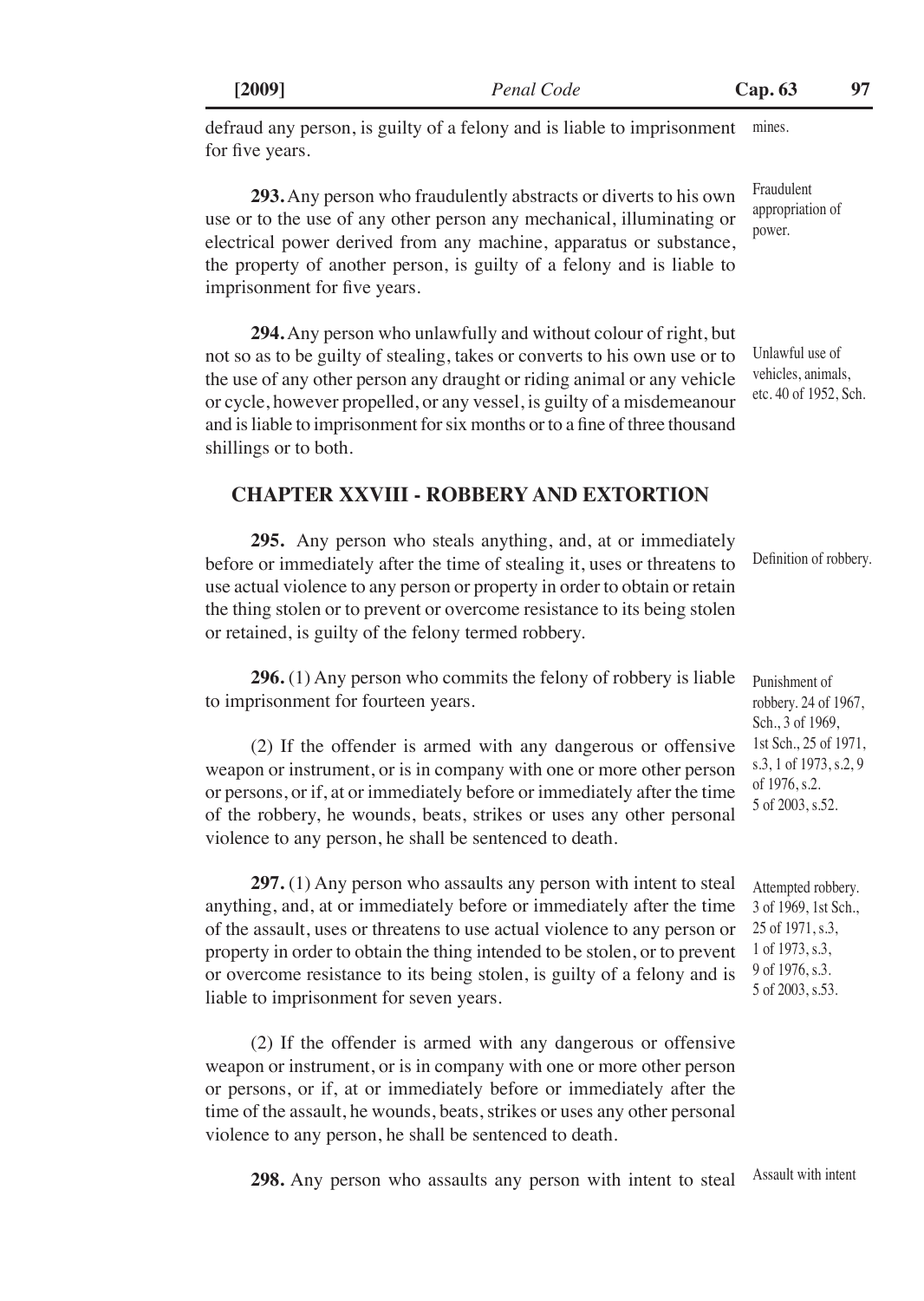defraud any person, is guilty of a felony and is liable to imprisonment for five years.

mines.

**293.** Any person who fraudulently abstracts or diverts to his own use or to the use of any other person any mechanical, illuminating or electrical power derived from any machine, apparatus or substance, the property of another person, is guilty of a felony and is liable to imprisonment for five years.

Fraudulent appropriation of power.

**294.** Any person who unlawfully and without colour of right, but not so as to be guilty of stealing, takes or converts to his own use or to the use of any other person any draught or riding animal or any vehicle or cycle, however propelled, or any vessel, is guilty of a misdemeanour and is liable to imprisonment for six months or to a fine of three thousand shillings or to both.

Unlawful use of vehicles, animals, etc. 40 of 1952, Sch.

## CHAPTER XXVIII - ROBBERY AND EXTORTION

**295.** Any person who steals anything, and, at or immediately before or immediately after the time of stealing it, uses or threatens to use actual violence to any person or property in order to obtain or retain the thing stolen or to prevent or overcome resistance to its being stolen or retained, is guilty of the felony termed robbery.

Definition of robbery.

**296.** (1) Any person who commits the felony of robbery is liable to imprisonment for fourteen years.

(2) If the offender is armed with any dangerous or offensive weapon or instrument, or is in company with one or more other person or persons, or if, at or immediately before or immediately after the time of the robbery, he wounds, beats, strikes or uses any other personal violence to any person, he shall be sentenced to death.

Punishment of robbery. 24 of 1967, Sch., 3 of 1969, 1st Sch., 25 of 1971, s.3, 1 of 1973, s.2, 9 of 1976, s.2. 5 of 2003, s.52.

**297.** (1) Any person who assaults any person with intent to steal anything, and, at or immediately before or immediately after the time of the assault, uses or threatens to use actual violence to any person or property in order to obtain the thing intended to be stolen, or to prevent or overcome resistance to its being stolen, is guilty of a felony and is liable to imprisonment for seven years.

(2) If the offender is armed with any dangerous or offensive weapon or instrument, or is in company with one or more other person or persons, or if, at or immediately before or immediately after the time of the assault, he wounds, beats, strikes or uses any other personal violence to any person, he shall be sentenced to death.

Attempted robbery. 3 of 1969, 1st Sch., 25 of 1971, s.3, 1 of 1973, s.3, 9 of 1976, s.3. 5 of 2003, s.53.

**298.** Any person who assaults any person with intent to steal

Assault with intent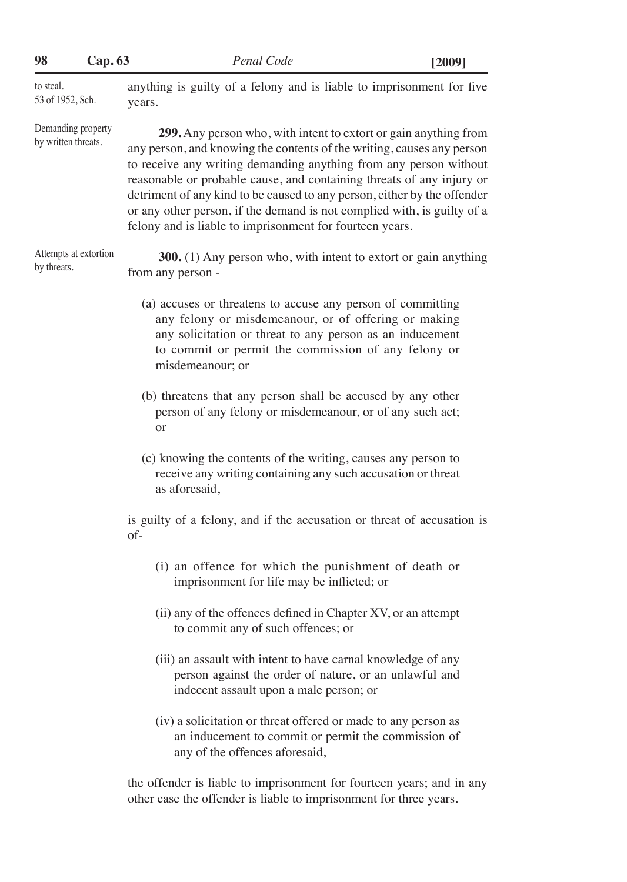to steal.
53 of 1952, Sch.

anything is guilty of a felony and is liable to imprisonment for five years.

Demanding property by written threats.

**299.** Any person who, with intent to extort or gain anything from any person, and knowing the contents of the writing, causes any person to receive any writing demanding anything from any person without reasonable or probable cause, and containing threats of any injury or detriment of any kind to be caused to any person, either by the offender or any other person, if the demand is not complied with, is guilty of a felony and is liable to imprisonment for fourteen years.

Attempts at extortion by threats.

**300.** (1) Any person who, with intent to extort or gain anything from any person -

(a) accuses or threatens to accuse any person of committing any felony or misdemeanour, or of offering or making any solicitation or threat to any person as an inducement to commit or permit the commission of any felony or misdemeanour; or

(b) threatens that any person shall be accused by any other person of any felony or misdemeanour, or of any such act; or

(c) knowing the contents of the writing, causes any person to receive any writing containing any such accusation or threat as aforesaid,

is guilty of a felony, and if the accusation or threat of accusation is of-

(i) an offence for which the punishment of death or imprisonment for life may be inflicted; or

(ii) any of the offences defined in Chapter XV, or an attempt to commit any of such offences; or

(iii) an assault with intent to have carnal knowledge of any person against the order of nature, or an unlawful and indecent assault upon a male person; or

(iv) a solicitation or threat offered or made to any person as an inducement to commit or permit the commission of any of the offences aforesaid,

the offender is liable to imprisonment for fourteen years; and in any other case the offender is liable to imprisonment for three years.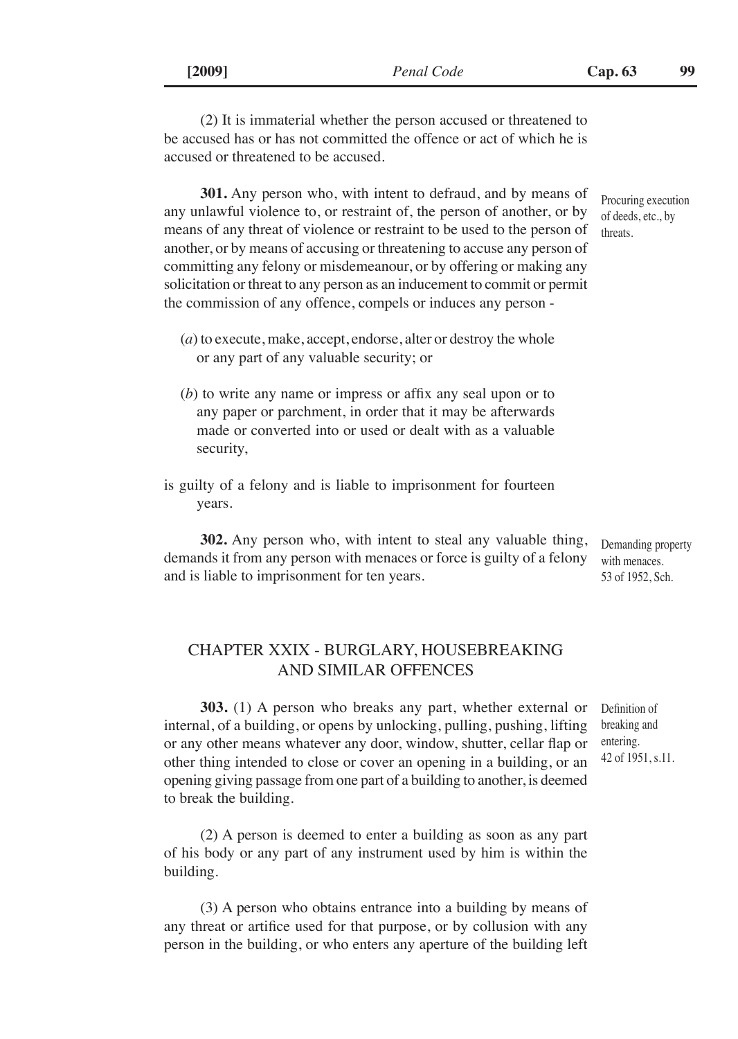(2) It is immaterial whether the person accused or threatened to be accused has or has not committed the offence or act of which he is accused or threatened to be accused.

Procuring execution of deeds, etc., by threats.

**301.** Any person who, with intent to defraud, and by means of any unlawful violence to, or restraint of, the person of another, or by means of any threat of violence or restraint to be used to the person of another, or by means of accusing or threatening to accuse any person of committing any felony or misdemeanour, or by offering or making any solicitation or threat to any person as an inducement to commit or permit the commission of any offence, compels or induces any person -

(*a*) to execute, make, accept, endorse, alter or destroy the whole or any part of any valuable security; or

(*b*) to write any name or impress or affix any seal upon or to any paper or parchment, in order that it may be afterwards made or converted into or used or dealt with as a valuable security,

is guilty of a felony and is liable to imprisonment for fourteen years.

Demanding property with menaces. 53 of 1952, Sch.

**302.** Any person who, with intent to steal any valuable thing, demands it from any person with menaces or force is guilty of a felony and is liable to imprisonment for ten years.

## CHAPTER XXIX - BURGLARY, HOUSEBREAKING AND SIMILAR OFFENCES

Definition of breaking and entering. 42 of 1951, s.11.

**303.** (1) A person who breaks any part, whether external or internal, of a building, or opens by unlocking, pulling, pushing, lifting or any other means whatever any door, window, shutter, cellar flap or other thing intended to close or cover an opening in a building, or an opening giving passage from one part of a building to another, is deemed to break the building.

(2) A person is deemed to enter a building as soon as any part of his body or any part of any instrument used by him is within the building.

(3) A person who obtains entrance into a building by means of any threat or artifice used for that purpose, or by collusion with any person in the building, or who enters any aperture of the building left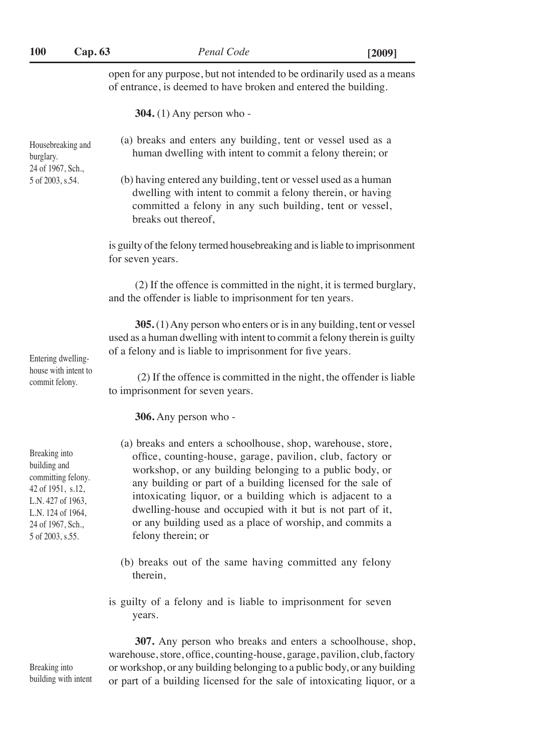open for any purpose, but not intended to be ordinarily used as a means of entrance, is deemed to have broken and entered the building.

Housebreaking and burglary.
24 of 1967, Sch.,
5 of 2003, s.54.

**304.** (1) Any person who -

(a) breaks and enters any building, tent or vessel used as a human dwelling with intent to commit a felony therein; or

(b) having entered any building, tent or vessel used as a human dwelling with intent to commit a felony therein, or having committed a felony in any such building, tent or vessel, breaks out thereof,

is guilty of the felony termed housebreaking and is liable to imprisonment for seven years.

(2) If the offence is committed in the night, it is termed burglary, and the offender is liable to imprisonment for ten years.

Entering dwelling-house with intent to commit felony.

**305.** (1) Any person who enters or is in any building, tent or vessel used as a human dwelling with intent to commit a felony therein is guilty of a felony and is liable to imprisonment for five years.

(2) If the offence is committed in the night, the offender is liable to imprisonment for seven years.

Breaking into building and committing felony.
42 of 1951, s.12,
L.N. 427 of 1963,
L.N. 124 of 1964,
24 of 1967, Sch.,
5 of 2003, s.55.

**306.** Any person who -

(a) breaks and enters a schoolhouse, shop, warehouse, store, office, counting-house, garage, pavilion, club, factory or workshop, or any building belonging to a public body, or any building or part of a building licensed for the sale of intoxicating liquor, or a building which is adjacent to a dwelling-house and occupied with it but is not part of it, or any building used as a place of worship, and commits a felony therein; or

(b) breaks out of the same having committed any felony therein,

is guilty of a felony and is liable to imprisonment for seven years.

Breaking into building with intent

**307.** Any person who breaks and enters a schoolhouse, shop, warehouse, store, office, counting-house, garage, pavilion, club, factory or workshop, or any building belonging to a public body, or any building or part of a building licensed for the sale of intoxicating liquor, or a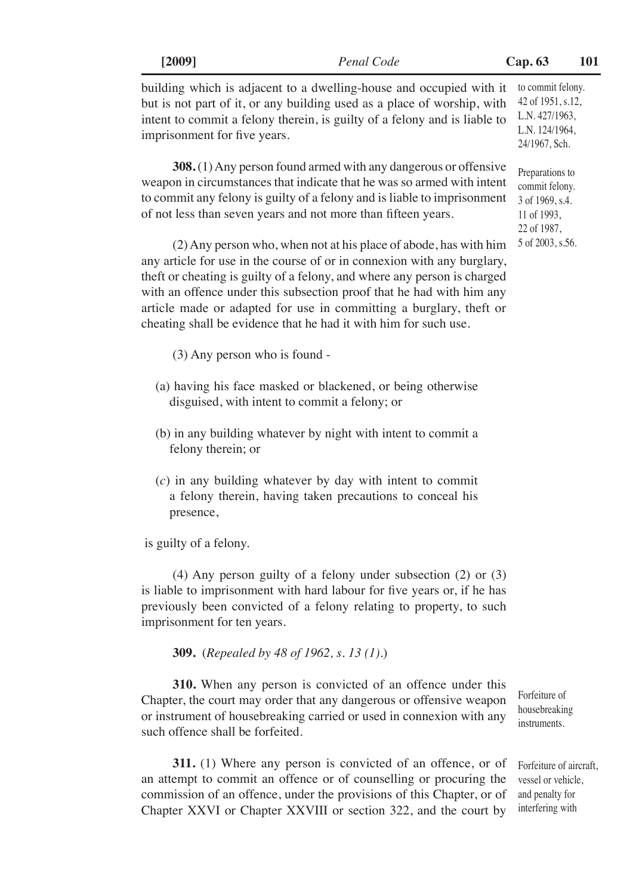building which is adjacent to a dwelling-house and occupied with it but is not part of it, or any building used as a place of worship, with intent to commit a felony therein, is guilty of a felony and is liable to imprisonment for five years.

to commit felony. 42 of 1951, s.12, L.N. 427/1963, L.N. 124/1964, 24/1967, Sch.

Preparations to commit felony. 3 of 1969, s.4. 11 of 1993, 22 of 1987, 5 of 2003, s.56.

**308.** (1) Any person found armed with any dangerous or offensive weapon in circumstances that indicate that he was so armed with intent to commit any felony is guilty of a felony and is liable to imprisonment of not less than seven years and not more than fifteen years.

(2) Any person who, when not at his place of abode, has with him any article for use in the course of or in connexion with any burglary, theft or cheating is guilty of a felony, and where any person is charged with an offence under this subsection proof that he had with him any article made or adapted for use in committing a burglary, theft or cheating shall be evidence that he had it with him for such use.

(3) Any person who is found -

(a) having his face masked or blackened, or being otherwise disguised, with intent to commit a felony; or

(b) in any building whatever by night with intent to commit a felony therein; or

(*c*) in any building whatever by day with intent to commit a felony therein, having taken precautions to conceal his presence,

is guilty of a felony.

(4) Any person guilty of a felony under subsection (2) or (3) is liable to imprisonment with hard labour for five years or, if he has previously been convicted of a felony relating to property, to such imprisonment for ten years.

**309.** (*Repealed by 48 of 1962, s. 13 (1).*)

Forfeiture of housebreaking instruments.

**310.** When any person is convicted of an offence under this Chapter, the court may order that any dangerous or offensive weapon or instrument of housebreaking carried or used in connexion with any such offence shall be forfeited.

Forfeiture of aircraft, vessel or vehicle, and penalty for interfering with

**311.** (1) Where any person is convicted of an offence, or of an attempt to commit an offence or of counselling or procuring the commission of an offence, under the provisions of this Chapter, or of Chapter XXVI or Chapter XXVIII or section 322, and the court by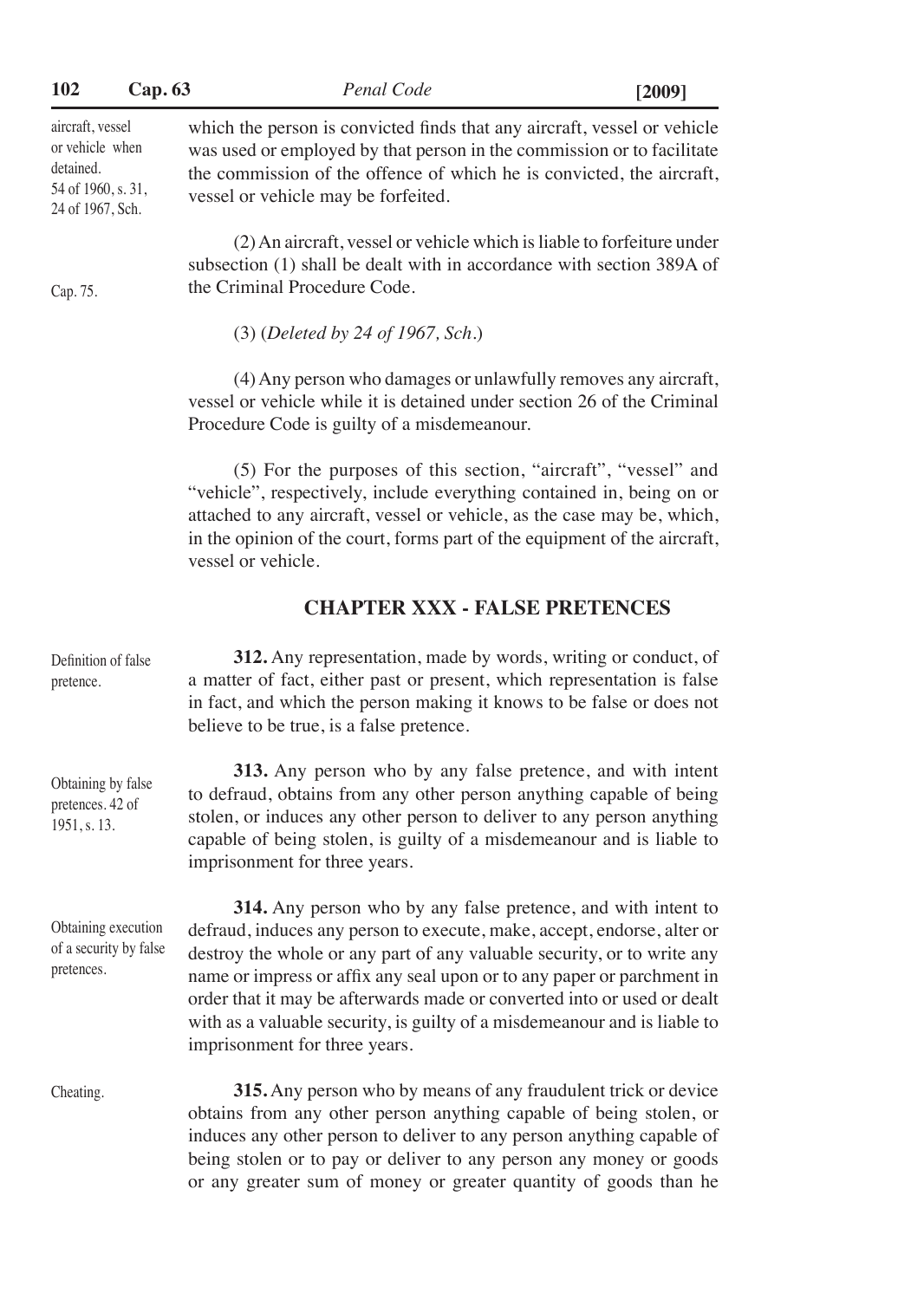aircraft, vessel or vehicle when detained. 54 of 1960, s. 31, 24 of 1967, Sch.

which the person is convicted finds that any aircraft, vessel or vehicle was used or employed by that person in the commission or to facilitate the commission of the offence of which he is convicted, the aircraft, vessel or vehicle may be forfeited.

(2) An aircraft, vessel or vehicle which is liable to forfeiture under subsection (1) shall be dealt with in accordance with section 389A of the Criminal Procedure Code. Cap. 75.

(3) (*Deleted by 24 of 1967, Sch.*)

(4) Any person who damages or unlawfully removes any aircraft, vessel or vehicle while it is detained under section 26 of the Criminal Procedure Code is guilty of a misdemeanour.

(5) For the purposes of this section, "aircraft", "vessel" and "vehicle", respectively, include everything contained in, being on or attached to any aircraft, vessel or vehicle, as the case may be, which, in the opinion of the court, forms part of the equipment of the aircraft, vessel or vehicle.

## CHAPTER XXX - FALSE PRETENCES

Definition of false pretence.

**312.** Any representation, made by words, writing or conduct, of a matter of fact, either past or present, which representation is false in fact, and which the person making it knows to be false or does not believe to be true, is a false pretence.

Obtaining by false pretences. 42 of 1951, s. 13.

**313.** Any person who by any false pretence, and with intent to defraud, obtains from any other person anything capable of being stolen, or induces any other person to deliver to any person anything capable of being stolen, is guilty of a misdemeanour and is liable to imprisonment for three years.

Obtaining execution of a security by false pretences.

**314.** Any person who by any false pretence, and with intent to defraud, induces any person to execute, make, accept, endorse, alter or destroy the whole or any part of any valuable security, or to write any name or impress or affix any seal upon or to any paper or parchment in order that it may be afterwards made or converted into or used or dealt with as a valuable security, is guilty of a misdemeanour and is liable to imprisonment for three years.

Cheating.

**315.** Any person who by means of any fraudulent trick or device obtains from any other person anything capable of being stolen, or induces any other person to deliver to any person anything capable of being stolen or to pay or deliver to any person any money or goods or any greater sum of money or greater quantity of goods than he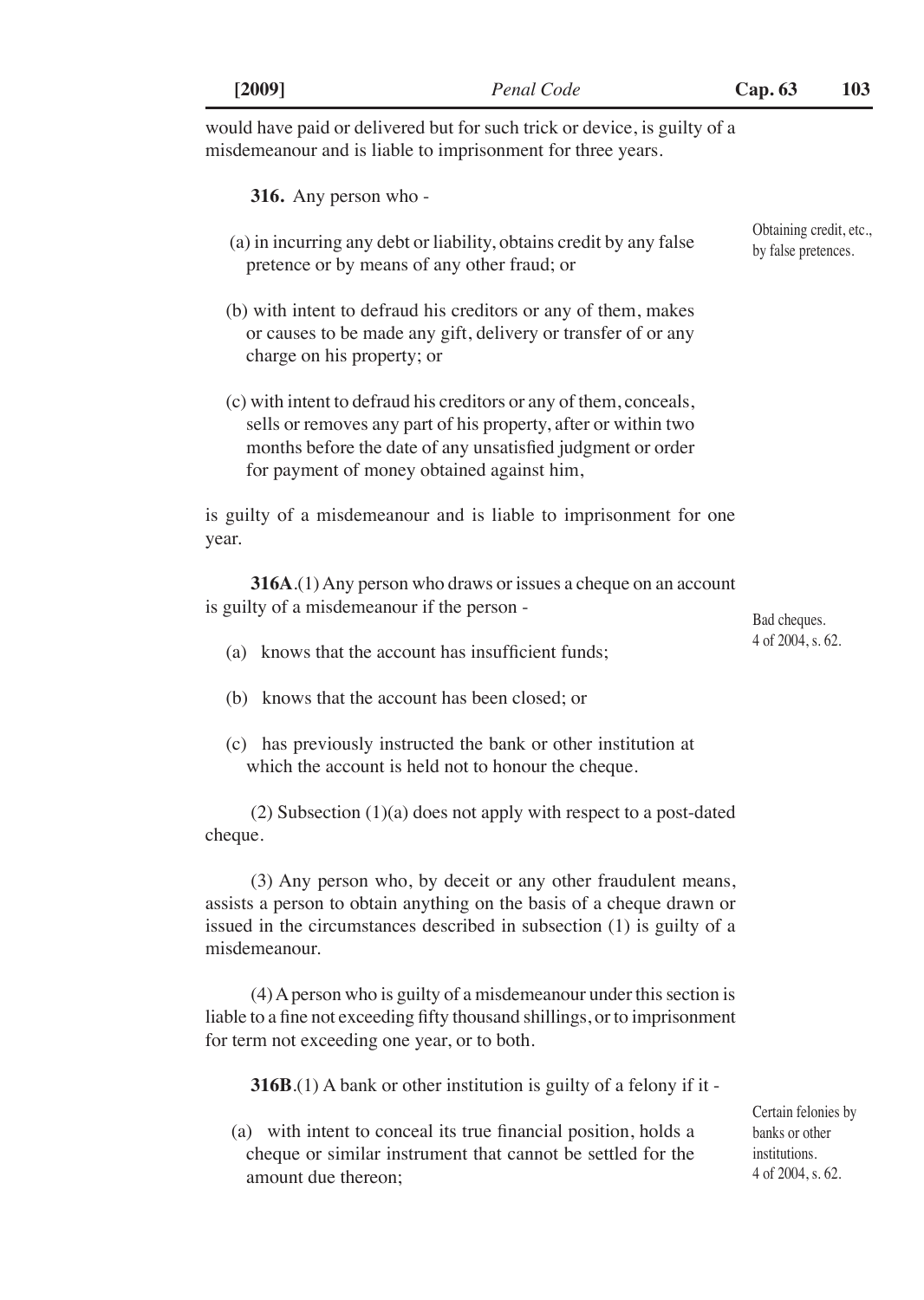would have paid or delivered but for such trick or device, is guilty of a misdemeanour and is liable to imprisonment for three years.

Obtaining credit, etc., by false pretences.

**316.** Any person who -

(a) in incurring any debt or liability, obtains credit by any false pretence or by means of any other fraud; or

(b) with intent to defraud his creditors or any of them, makes or causes to be made any gift, delivery or transfer of or any charge on his property; or

(c) with intent to defraud his creditors or any of them, conceals, sells or removes any part of his property, after or within two months before the date of any unsatisfied judgment or order for payment of money obtained against him,

is guilty of a misdemeanour and is liable to imprisonment for one year.

Bad cheques. 4 of 2004, s. 62.

**316A**.(1) Any person who draws or issues a cheque on an account is guilty of a misdemeanour if the person -

(a) knows that the account has insufficient funds;

(b) knows that the account has been closed; or

(c) has previously instructed the bank or other institution at which the account is held not to honour the cheque.

(2) Subsection (1)(a) does not apply with respect to a post-dated cheque.

(3) Any person who, by deceit or any other fraudulent means, assists a person to obtain anything on the basis of a cheque drawn or issued in the circumstances described in subsection (1) is guilty of a misdemeanour.

(4) A person who is guilty of a misdemeanour under this section is liable to a fine not exceeding fifty thousand shillings, or to imprisonment for term not exceeding one year, or to both.

Certain felonies by banks or other institutions. 4 of 2004, s. 62.

**316B**.(1) A bank or other institution is guilty of a felony if it -

(a) with intent to conceal its true financial position, holds a cheque or similar instrument that cannot be settled for the amount due thereon;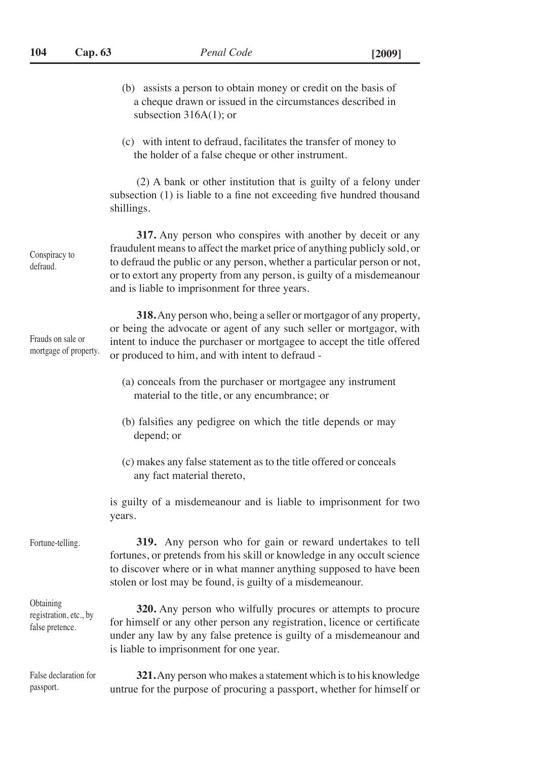(b) assists a person to obtain money or credit on the basis of a cheque drawn or issued in the circumstances described in subsection 316A(1); or

(c) with intent to defraud, facilitates the transfer of money to the holder of a false cheque or other instrument.

(2) A bank or other institution that is guilty of a felony under subsection (1) is liable to a fine not exceeding five hundred thousand shillings.

Conspiracy to defraud.

**317.** Any person who conspires with another by deceit or any fraudulent means to affect the market price of anything publicly sold, or to defraud the public or any person, whether a particular person or not, or to extort any property from any person, is guilty of a misdemeanour and is liable to imprisonment for three years.

Frauds on sale or mortgage of property.

**318.** Any person who, being a seller or mortgagor of any property, or being the advocate or agent of any such seller or mortgagor, with intent to induce the purchaser or mortgagee to accept the title offered or produced to him, and with intent to defraud -

(a) conceals from the purchaser or mortgagee any instrument material to the title, or any encumbrance; or

(b) falsifies any pedigree on which the title depends or may depend; or

(c) makes any false statement as to the title offered or conceals any fact material thereto,

is guilty of a misdemeanour and is liable to imprisonment for two years.

Fortune-telling.

**319.** Any person who for gain or reward undertakes to tell fortunes, or pretends from his skill or knowledge in any occult science to discover where or in what manner anything supposed to have been stolen or lost may be found, is guilty of a misdemeanour.

Obtaining registration, etc., by false pretence.

**320.** Any person who wilfully procures or attempts to procure for himself or any other person any registration, licence or certificate under any law by any false pretence is guilty of a misdemeanour and is liable to imprisonment for one year.

False declaration for passport.

**321.** Any person who makes a statement which is to his knowledge untrue for the purpose of procuring a passport, whether for himself or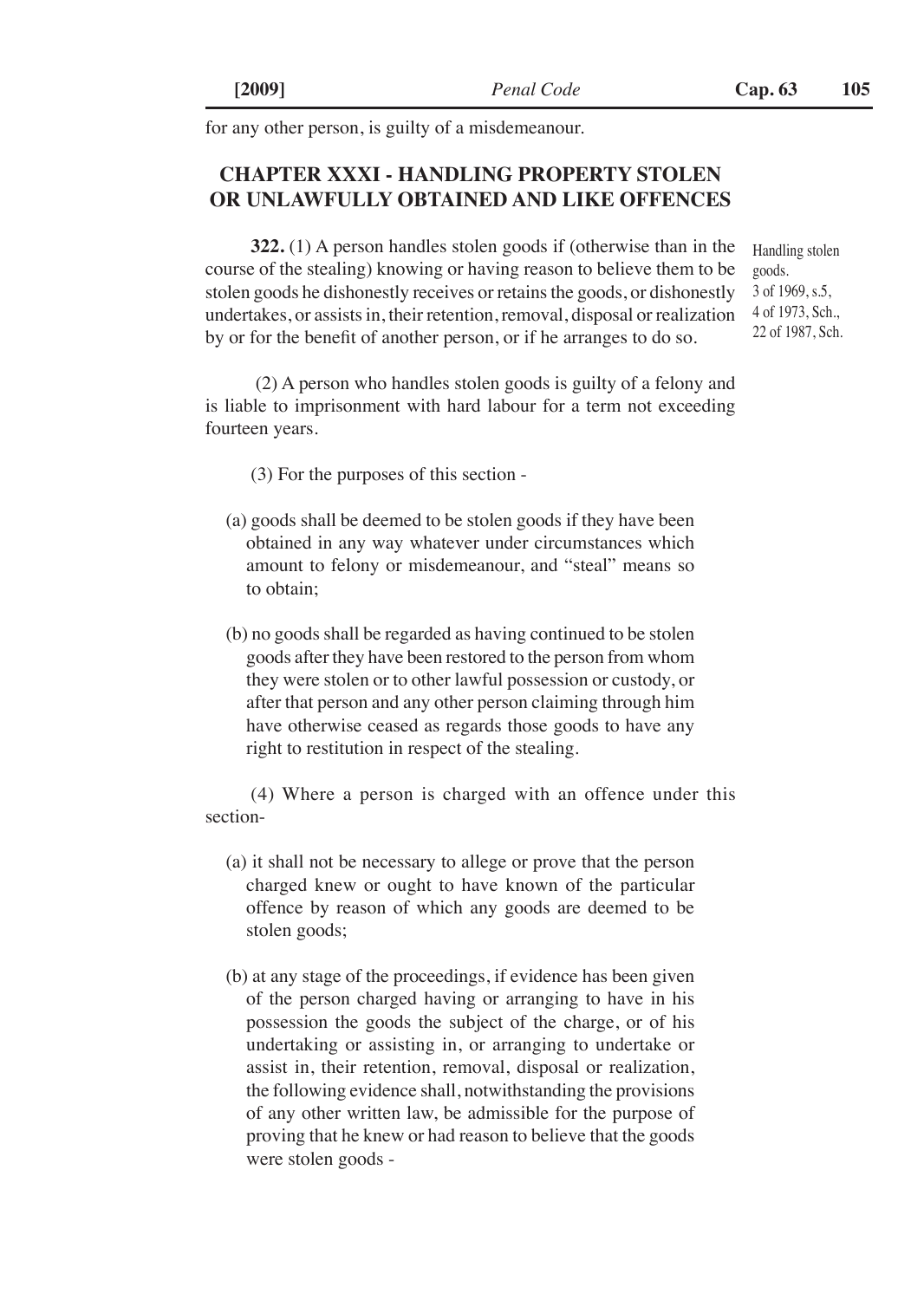for any other person, is guilty of a misdemeanour.

## CHAPTER XXXI - HANDLING PROPERTY STOLEN OR UNLAWFULLY OBTAINED AND LIKE OFFENCES

Handling stolen goods. 3 of 1969, s.5, 4 of 1973, Sch., 22 of 1987, Sch.

**322.** (1) A person handles stolen goods if (otherwise than in the course of the stealing) knowing or having reason to believe them to be stolen goods he dishonestly receives or retains the goods, or dishonestly undertakes, or assists in, their retention, removal, disposal or realization by or for the benefit of another person, or if he arranges to do so.

(2) A person who handles stolen goods is guilty of a felony and is liable to imprisonment with hard labour for a term not exceeding fourteen years.

(3) For the purposes of this section -

(a) goods shall be deemed to be stolen goods if they have been obtained in any way whatever under circumstances which amount to felony or misdemeanour, and "steal" means so to obtain;

(b) no goods shall be regarded as having continued to be stolen goods after they have been restored to the person from whom they were stolen or to other lawful possession or custody, or after that person and any other person claiming through him have otherwise ceased as regards those goods to have any right to restitution in respect of the stealing.

(4) Where a person is charged with an offence under this section-

(a) it shall not be necessary to allege or prove that the person charged knew or ought to have known of the particular offence by reason of which any goods are deemed to be stolen goods;

(b) at any stage of the proceedings, if evidence has been given of the person charged having or arranging to have in his possession the goods the subject of the charge, or of his undertaking or assisting in, or arranging to undertake or assist in, their retention, removal, disposal or realization, the following evidence shall, notwithstanding the provisions of any other written law, be admissible for the purpose of proving that he knew or had reason to believe that the goods were stolen goods -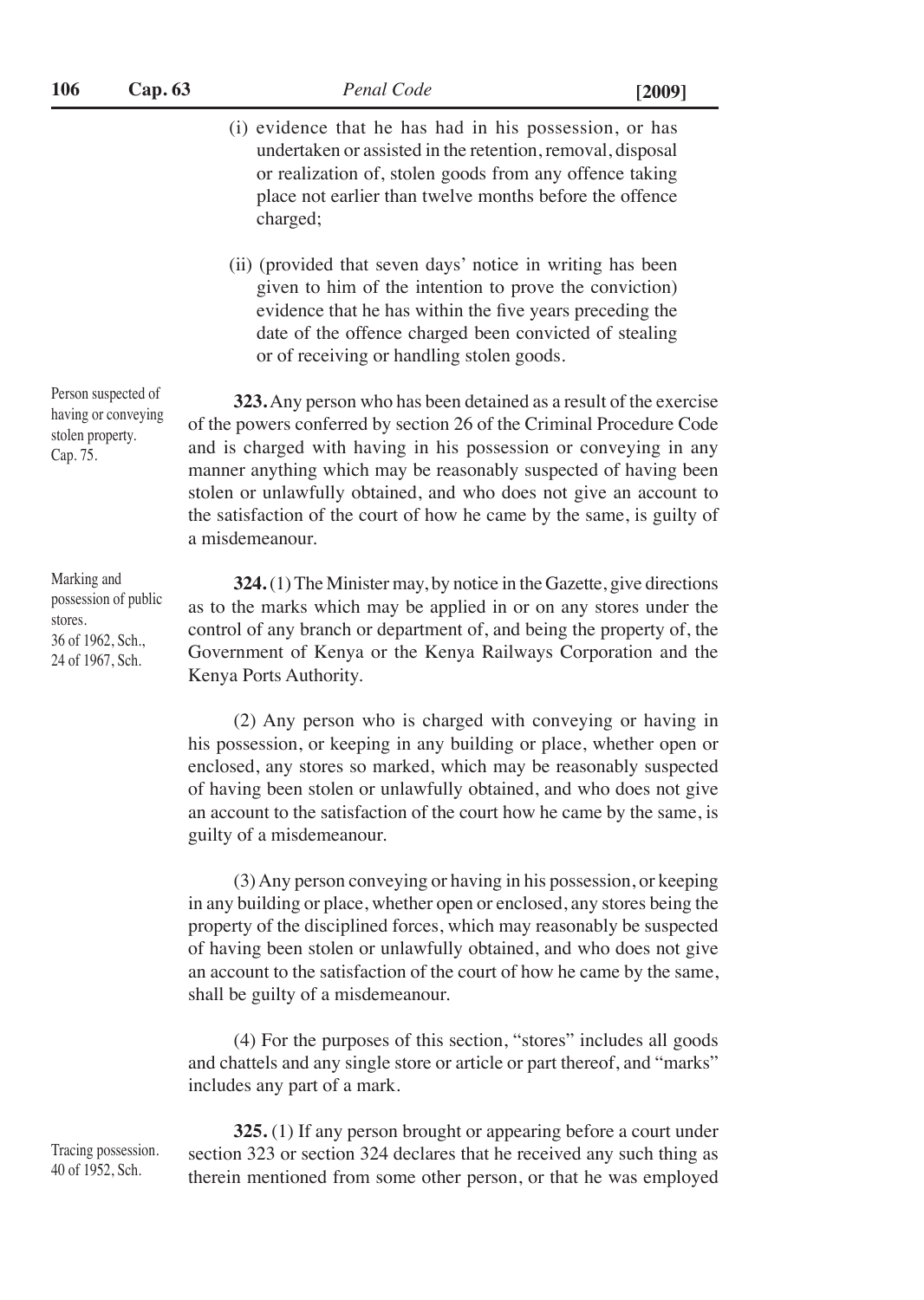(i) evidence that he has had in his possession, or has undertaken or assisted in the retention, removal, disposal or realization of, stolen goods from any offence taking place not earlier than twelve months before the offence charged;

(ii) (provided that seven days' notice in writing has been given to him of the intention to prove the conviction) evidence that he has within the five years preceding the date of the offence charged been convicted of stealing or of receiving or handling stolen goods.

*Person suspected of having or conveying stolen property. Cap. 75.*

**323.** Any person who has been detained as a result of the exercise of the powers conferred by section 26 of the Criminal Procedure Code and is charged with having in his possession or conveying in any manner anything which may be reasonably suspected of having been stolen or unlawfully obtained, and who does not give an account to the satisfaction of the court of how he came by the same, is guilty of a misdemeanour.

*Marking and possession of public stores. 36 of 1962, Sch., 24 of 1967, Sch.*

**324.** (1) The Minister may, by notice in the Gazette, give directions as to the marks which may be applied in or on any stores under the control of any branch or department of, and being the property of, the Government of Kenya or the Kenya Railways Corporation and the Kenya Ports Authority.

(2) Any person who is charged with conveying or having in his possession, or keeping in any building or place, whether open or enclosed, any stores so marked, which may be reasonably suspected of having been stolen or unlawfully obtained, and who does not give an account to the satisfaction of the court how he came by the same, is guilty of a misdemeanour.

(3) Any person conveying or having in his possession, or keeping in any building or place, whether open or enclosed, any stores being the property of the disciplined forces, which may reasonably be suspected of having been stolen or unlawfully obtained, and who does not give an account to the satisfaction of the court of how he came by the same, shall be guilty of a misdemeanour.

(4) For the purposes of this section, "stores" includes all goods and chattels and any single store or article or part thereof, and "marks" includes any part of a mark.

*Tracing possession. 40 of 1952, Sch.*

**325.** (1) If any person brought or appearing before a court under section 323 or section 324 declares that he received any such thing as therein mentioned from some other person, or that he was employed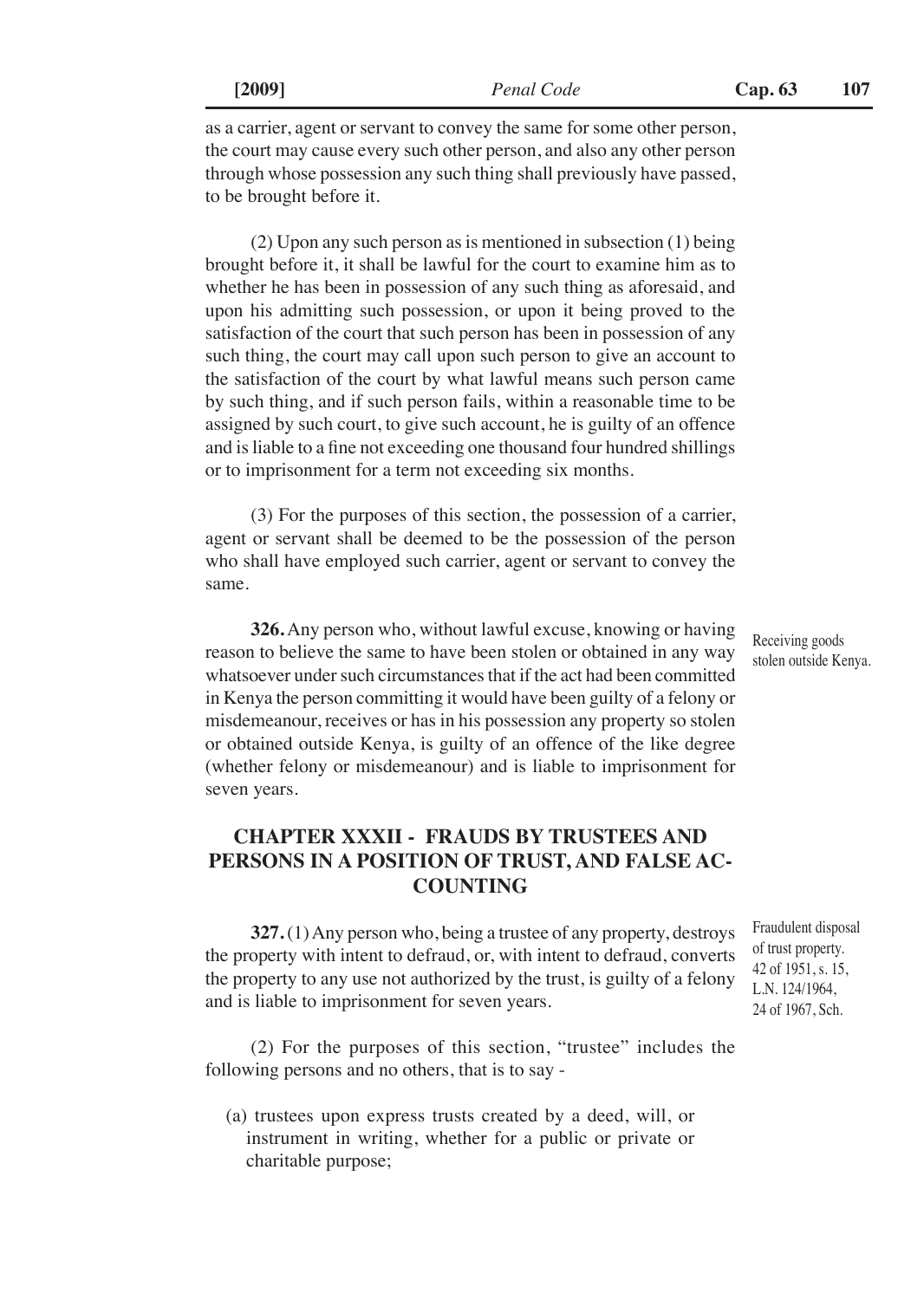as a carrier, agent or servant to convey the same for some other person, the court may cause every such other person, and also any other person through whose possession any such thing shall previously have passed, to be brought before it.

(2) Upon any such person as is mentioned in subsection (1) being brought before it, it shall be lawful for the court to examine him as to whether he has been in possession of any such thing as aforesaid, and upon his admitting such possession, or upon it being proved to the satisfaction of the court that such person has been in possession of any such thing, the court may call upon such person to give an account to the satisfaction of the court by what lawful means such person came by such thing, and if such person fails, within a reasonable time to be assigned by such court, to give such account, he is guilty of an offence and is liable to a fine not exceeding one thousand four hundred shillings or to imprisonment for a term not exceeding six months.

(3) For the purposes of this section, the possession of a carrier, agent or servant shall be deemed to be the possession of the person who shall have employed such carrier, agent or servant to convey the same.

Receiving goods stolen outside Kenya.

**326.** Any person who, without lawful excuse, knowing or having reason to believe the same to have been stolen or obtained in any way whatsoever under such circumstances that if the act had been committed in Kenya the person committing it would have been guilty of a felony or misdemeanour, receives or has in his possession any property so stolen or obtained outside Kenya, is guilty of an offence of the like degree (whether felony or misdemeanour) and is liable to imprisonment for seven years.

## CHAPTER XXXII - FRAUDS BY TRUSTEES AND PERSONS IN A POSITION OF TRUST, AND FALSE ACCOUNTING

Fraudulent disposal of trust property. 42 of 1951, s. 15, L.N. 124/1964, 24 of 1967, Sch.

**327.** (1) Any person who, being a trustee of any property, destroys the property with intent to defraud, or, with intent to defraud, converts the property to any use not authorized by the trust, is guilty of a felony and is liable to imprisonment for seven years.

(2) For the purposes of this section, "trustee" includes the following persons and no others, that is to say -

(a) trustees upon express trusts created by a deed, will, or instrument in writing, whether for a public or private or charitable purpose;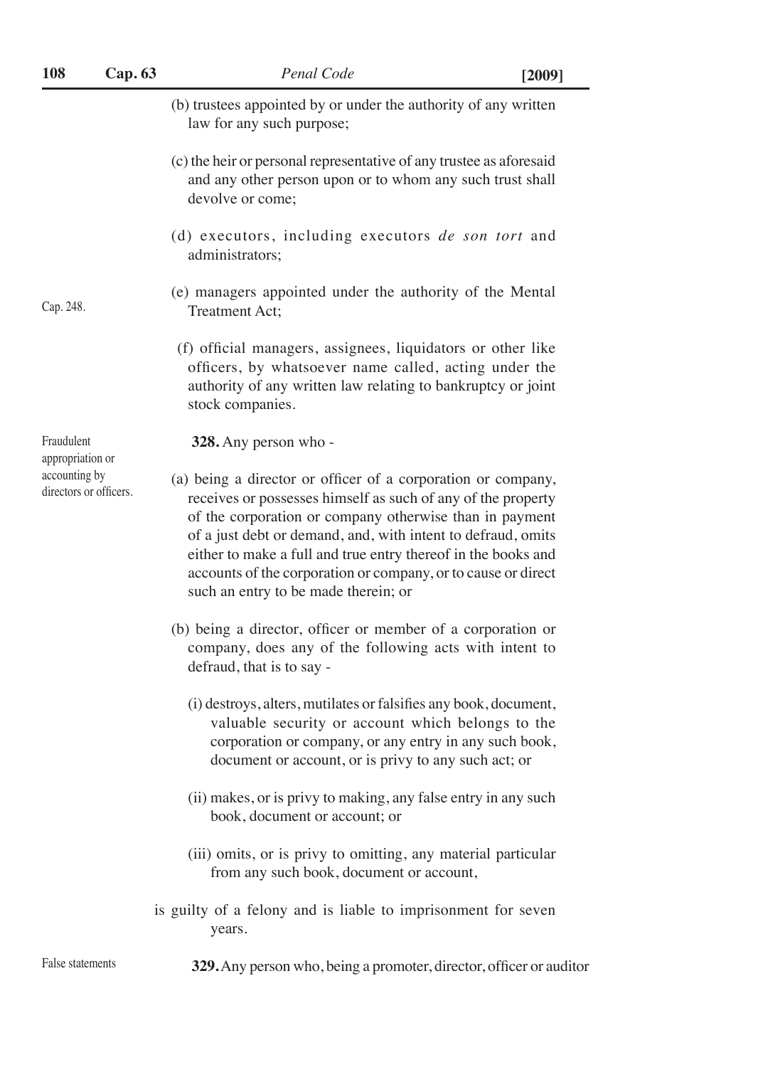(b) trustees appointed by or under the authority of any written law for any such purpose;

(c) the heir or personal representative of any trustee as aforesaid and any other person upon or to whom any such trust shall devolve or come;

(d) executors, including executors *de son tort* and administrators;

Cap. 248.

(e) managers appointed under the authority of the Mental Treatment Act;

(f) official managers, assignees, liquidators or other like officers, by whatsoever name called, acting under the authority of any written law relating to bankruptcy or joint stock companies.

Fraudulent appropriation or accounting by directors or officers.

**328.** Any person who -

(a) being a director or officer of a corporation or company, receives or possesses himself as such of any of the property of the corporation or company otherwise than in payment of a just debt or demand, and, with intent to defraud, omits either to make a full and true entry thereof in the books and accounts of the corporation or company, or to cause or direct such an entry to be made therein; or

(b) being a director, officer or member of a corporation or company, does any of the following acts with intent to defraud, that is to say -

(i) destroys, alters, mutilates or falsifies any book, document, valuable security or account which belongs to the corporation or company, or any entry in any such book, document or account, or is privy to any such act; or

(ii) makes, or is privy to making, any false entry in any such book, document or account; or

(iii) omits, or is privy to omitting, any material particular from any such book, document or account,

is guilty of a felony and is liable to imprisonment for seven years.

False statements

**329.** Any person who, being a promoter, director, officer or auditor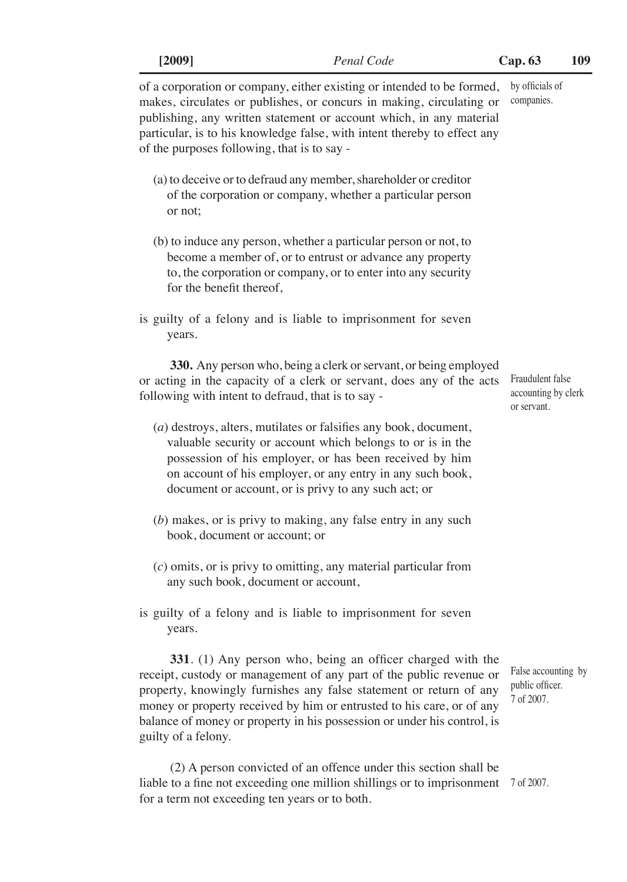of a corporation or company, either existing or intended to be formed, makes, circulates or publishes, or concurs in making, circulating or publishing, any written statement or account which, in any material particular, is to his knowledge false, with intent thereby to effect any of the purposes following, that is to say -

by officials of companies.

(a) to deceive or to defraud any member, shareholder or creditor of the corporation or company, whether a particular person or not;

(b) to induce any person, whether a particular person or not, to become a member of, or to entrust or advance any property to, the corporation or company, or to enter into any security for the benefit thereof,

is guilty of a felony and is liable to imprisonment for seven years.

Fraudulent false accounting by clerk or servant.

**330.** Any person who, being a clerk or servant, or being employed or acting in the capacity of a clerk or servant, does any of the acts following with intent to defraud, that is to say -

(*a*) destroys, alters, mutilates or falsifies any book, document, valuable security or account which belongs to or is in the possession of his employer, or has been received by him on account of his employer, or any entry in any such book, document or account, or is privy to any such act; or

(*b*) makes, or is privy to making, any false entry in any such book, document or account; or

(*c*) omits, or is privy to omitting, any material particular from any such book, document or account,

is guilty of a felony and is liable to imprisonment for seven years.

False accounting by public officer.
7 of 2007.

**331**. (1) Any person who, being an officer charged with the receipt, custody or management of any part of the public revenue or property, knowingly furnishes any false statement or return of any money or property received by him or entrusted to his care, or of any balance of money or property in his possession or under his control, is guilty of a felony.

7 of 2007.

(2) A person convicted of an offence under this section shall be liable to a fine not exceeding one million shillings or to imprisonment for a term not exceeding ten years or to both.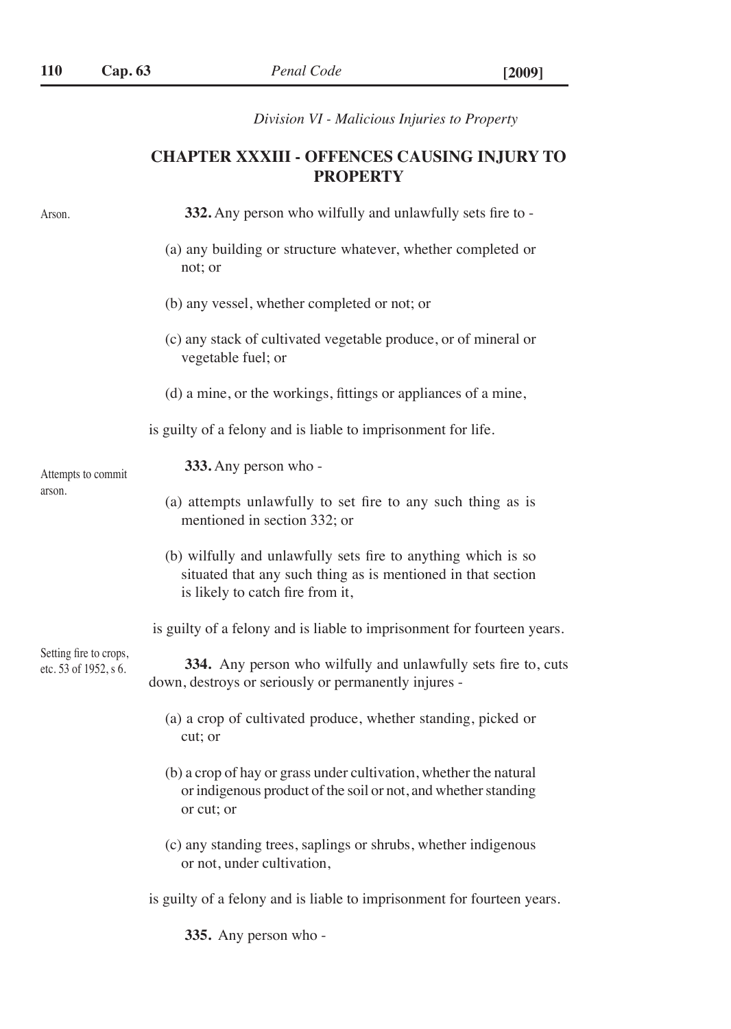*Division VI - Malicious Injuries to Property*

## CHAPTER XXXIII - OFFENCES CAUSING INJURY TO PROPERTY

Arson.

**332.** Any person who wilfully and unlawfully sets fire to -

(a) any building or structure whatever, whether completed or not; or

(b) any vessel, whether completed or not; or

(c) any stack of cultivated vegetable produce, or of mineral or vegetable fuel; or

(d) a mine, or the workings, fittings or appliances of a mine,

is guilty of a felony and is liable to imprisonment for life.

Attempts to commit arson.

**333.** Any person who -

(a) attempts unlawfully to set fire to any such thing as is mentioned in section 332; or

(b) wilfully and unlawfully sets fire to anything which is so situated that any such thing as is mentioned in that section is likely to catch fire from it,

is guilty of a felony and is liable to imprisonment for fourteen years.

Setting fire to crops, etc. 53 of 1952, s 6.

**334.** Any person who wilfully and unlawfully sets fire to, cuts down, destroys or seriously or permanently injures -

(a) a crop of cultivated produce, whether standing, picked or cut; or

(b) a crop of hay or grass under cultivation, whether the natural or indigenous product of the soil or not, and whether standing or cut; or

(c) any standing trees, saplings or shrubs, whether indigenous or not, under cultivation,

is guilty of a felony and is liable to imprisonment for fourteen years.

**335.** Any person who -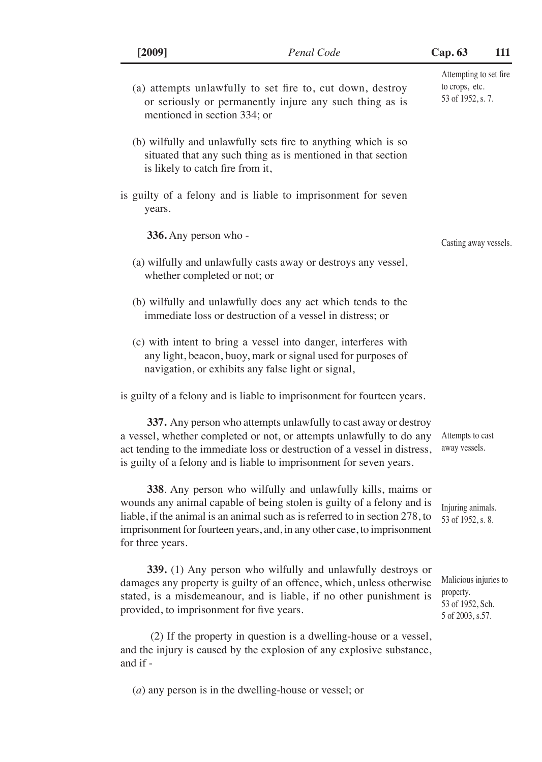(a) attempts unlawfully to set fire to, cut down, destroy or seriously or permanently injure any such thing as is mentioned in section 334; or

(b) wilfully and unlawfully sets fire to anything which is so situated that any such thing as is mentioned in that section is likely to catch fire from it,

is guilty of a felony and is liable to imprisonment for seven years.

Attempting to set fire to crops, etc. 53 of 1952, s. 7.

**336.** Any person who -

Casting away vessels.

(a) wilfully and unlawfully casts away or destroys any vessel, whether completed or not; or

(b) wilfully and unlawfully does any act which tends to the immediate loss or destruction of a vessel in distress; or

(c) with intent to bring a vessel into danger, interferes with any light, beacon, buoy, mark or signal used for purposes of navigation, or exhibits any false light or signal,

is guilty of a felony and is liable to imprisonment for fourteen years.

**337.** Any person who attempts unlawfully to cast away or destroy a vessel, whether completed or not, or attempts unlawfully to do any act tending to the immediate loss or destruction of a vessel in distress, is guilty of a felony and is liable to imprisonment for seven years.

Attempts to cast away vessels.

**338**. Any person who wilfully and unlawfully kills, maims or wounds any animal capable of being stolen is guilty of a felony and is liable, if the animal is an animal such as is referred to in section 278, to imprisonment for fourteen years, and, in any other case, to imprisonment for three years.

Injuring animals. 53 of 1952, s. 8.

**339.** (1) Any person who wilfully and unlawfully destroys or damages any property is guilty of an offence, which, unless otherwise stated, is a misdemeanour, and is liable, if no other punishment is provided, to imprisonment for five years.

Malicious injuries to property. 53 of 1952, Sch. 5 of 2003, s.57.

(2) If the property in question is a dwelling-house or a vessel, and the injury is caused by the explosion of any explosive substance, and if -

(*a*) any person is in the dwelling-house or vessel; or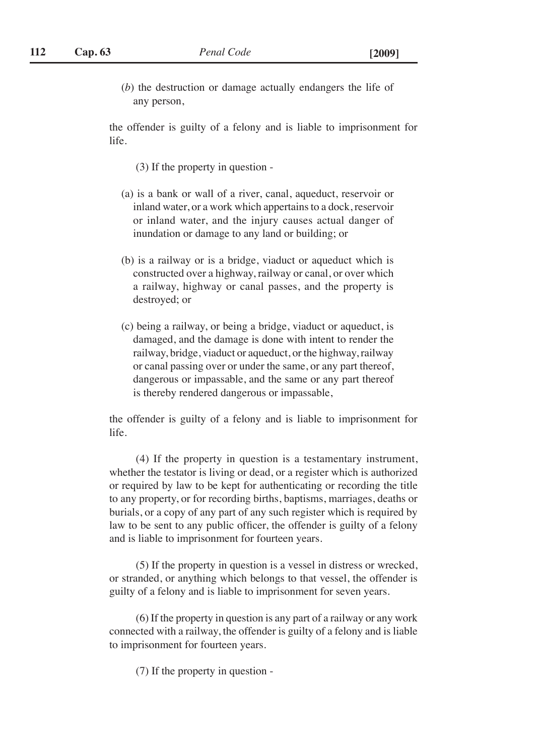(*b*) the destruction or damage actually endangers the life of any person,

the offender is guilty of a felony and is liable to imprisonment for life.

(3) If the property in question -

(a) is a bank or wall of a river, canal, aqueduct, reservoir or inland water, or a work which appertains to a dock, reservoir or inland water, and the injury causes actual danger of inundation or damage to any land or building; or

(b) is a railway or is a bridge, viaduct or aqueduct which is constructed over a highway, railway or canal, or over which a railway, highway or canal passes, and the property is destroyed; or

(c) being a railway, or being a bridge, viaduct or aqueduct, is damaged, and the damage is done with intent to render the railway, bridge, viaduct or aqueduct, or the highway, railway or canal passing over or under the same, or any part thereof, dangerous or impassable, and the same or any part thereof is thereby rendered dangerous or impassable,

the offender is guilty of a felony and is liable to imprisonment for life.

(4) If the property in question is a testamentary instrument, whether the testator is living or dead, or a register which is authorized or required by law to be kept for authenticating or recording the title to any property, or for recording births, baptisms, marriages, deaths or burials, or a copy of any part of any such register which is required by law to be sent to any public officer, the offender is guilty of a felony and is liable to imprisonment for fourteen years.

(5) If the property in question is a vessel in distress or wrecked, or stranded, or anything which belongs to that vessel, the offender is guilty of a felony and is liable to imprisonment for seven years.

(6) If the property in question is any part of a railway or any work connected with a railway, the offender is guilty of a felony and is liable to imprisonment for fourteen years.

(7) If the property in question -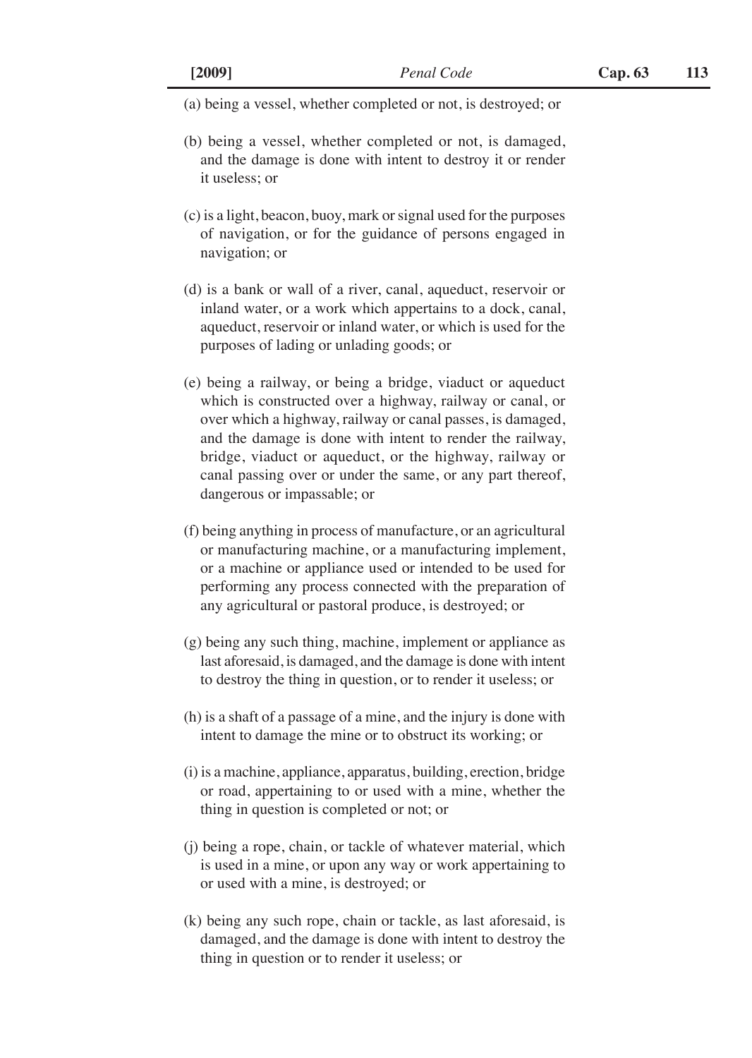(a) being a vessel, whether completed or not, is destroyed; or

(b) being a vessel, whether completed or not, is damaged, and the damage is done with intent to destroy it or render it useless; or

(c) is a light, beacon, buoy, mark or signal used for the purposes of navigation, or for the guidance of persons engaged in navigation; or

(d) is a bank or wall of a river, canal, aqueduct, reservoir or inland water, or a work which appertains to a dock, canal, aqueduct, reservoir or inland water, or which is used for the purposes of lading or unlading goods; or

(e) being a railway, or being a bridge, viaduct or aqueduct which is constructed over a highway, railway or canal, or over which a highway, railway or canal passes, is damaged, and the damage is done with intent to render the railway, bridge, viaduct or aqueduct, or the highway, railway or canal passing over or under the same, or any part thereof, dangerous or impassable; or

(f) being anything in process of manufacture, or an agricultural or manufacturing machine, or a manufacturing implement, or a machine or appliance used or intended to be used for performing any process connected with the preparation of any agricultural or pastoral produce, is destroyed; or

(g) being any such thing, machine, implement or appliance as last aforesaid, is damaged, and the damage is done with intent to destroy the thing in question, or to render it useless; or

(h) is a shaft of a passage of a mine, and the injury is done with intent to damage the mine or to obstruct its working; or

(i) is a machine, appliance, apparatus, building, erection, bridge or road, appertaining to or used with a mine, whether the thing in question is completed or not; or

(j) being a rope, chain, or tackle of whatever material, which is used in a mine, or upon any way or work appertaining to or used with a mine, is destroyed; or

(k) being any such rope, chain or tackle, as last aforesaid, is damaged, and the damage is done with intent to destroy the thing in question or to render it useless; or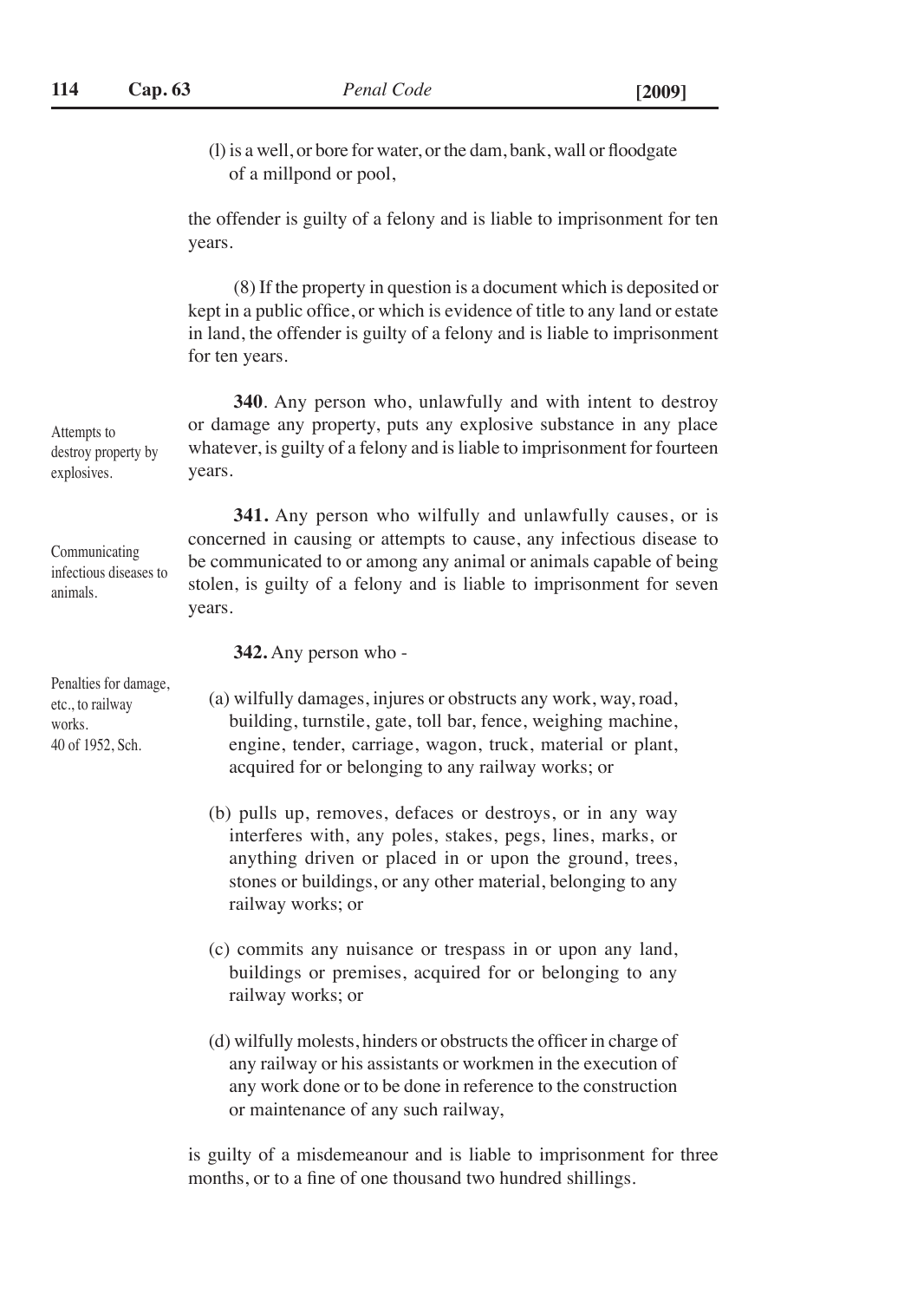(l) is a well, or bore for water, or the dam, bank, wall or floodgate of a millpond or pool,

the offender is guilty of a felony and is liable to imprisonment for ten years.

(8) If the property in question is a document which is deposited or kept in a public office, or which is evidence of title to any land or estate in land, the offender is guilty of a felony and is liable to imprisonment for ten years.

*Attempts to destroy property by explosives.*

**340**. Any person who, unlawfully and with intent to destroy or damage any property, puts any explosive substance in any place whatever, is guilty of a felony and is liable to imprisonment for fourteen years.

*Communicating infectious diseases to animals.*

**341.** Any person who wilfully and unlawfully causes, or is concerned in causing or attempts to cause, any infectious disease to be communicated to or among any animal or animals capable of being stolen, is guilty of a felony and is liable to imprisonment for seven years.

*Penalties for damage, etc., to railway works. 40 of 1952, Sch.*

**342.** Any person who -

(a) wilfully damages, injures or obstructs any work, way, road, building, turnstile, gate, toll bar, fence, weighing machine, engine, tender, carriage, wagon, truck, material or plant, acquired for or belonging to any railway works; or

(b) pulls up, removes, defaces or destroys, or in any way interferes with, any poles, stakes, pegs, lines, marks, or anything driven or placed in or upon the ground, trees, stones or buildings, or any other material, belonging to any railway works; or

(c) commits any nuisance or trespass in or upon any land, buildings or premises, acquired for or belonging to any railway works; or

(d) wilfully molests, hinders or obstructs the officer in charge of any railway or his assistants or workmen in the execution of any work done or to be done in reference to the construction or maintenance of any such railway,

is guilty of a misdemeanour and is liable to imprisonment for three months, or to a fine of one thousand two hundred shillings.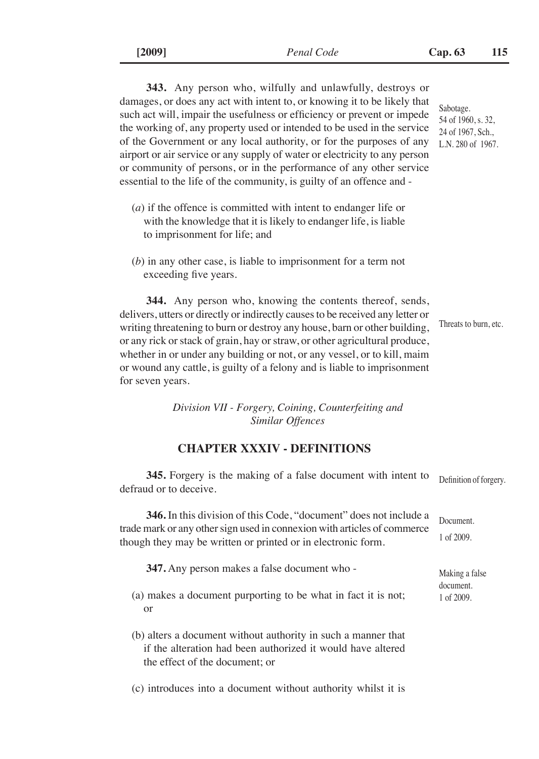**343.** Any person who, wilfully and unlawfully, destroys or damages, or does any act with intent to, or knowing it to be likely that such act will, impair the usefulness or efficiency or prevent or impede the working of, any property used or intended to be used in the service of the Government or any local authority, or for the purposes of any airport or air service or any supply of water or electricity to any person or community of persons, or in the performance of any other service essential to the life of the community, is guilty of an offence and -

Sabotage. 54 of 1960, s. 32, 24 of 1967, Sch., L.N. 280 of 1967.

(*a*) if the offence is committed with intent to endanger life or with the knowledge that it is likely to endanger life, is liable to imprisonment for life; and

(*b*) in any other case, is liable to imprisonment for a term not exceeding five years.

**344.** Any person who, knowing the contents thereof, sends, delivers, utters or directly or indirectly causes to be received any letter or writing threatening to burn or destroy any house, barn or other building, or any rick or stack of grain, hay or straw, or other agricultural produce, whether in or under any building or not, or any vessel, or to kill, maim or wound any cattle, is guilty of a felony and is liable to imprisonment for seven years.

Threats to burn, etc.

*Division VII - Forgery, Coining, Counterfeiting and Similar Offences*

## CHAPTER XXXIV - DEFINITIONS

**345.** Forgery is the making of a false document with intent to defraud or to deceive.

Definition of forgery.

**346.** In this division of this Code, "document" does not include a trade mark or any other sign used in connexion with articles of commerce though they may be written or printed or in electronic form.

Document. 1 of 2009.

**347.** Any person makes a false document who -

Making a false document. 1 of 2009.

(a) makes a document purporting to be what in fact it is not; or

(b) alters a document without authority in such a manner that if the alteration had been authorized it would have altered the effect of the document; or

(c) introduces into a document without authority whilst it is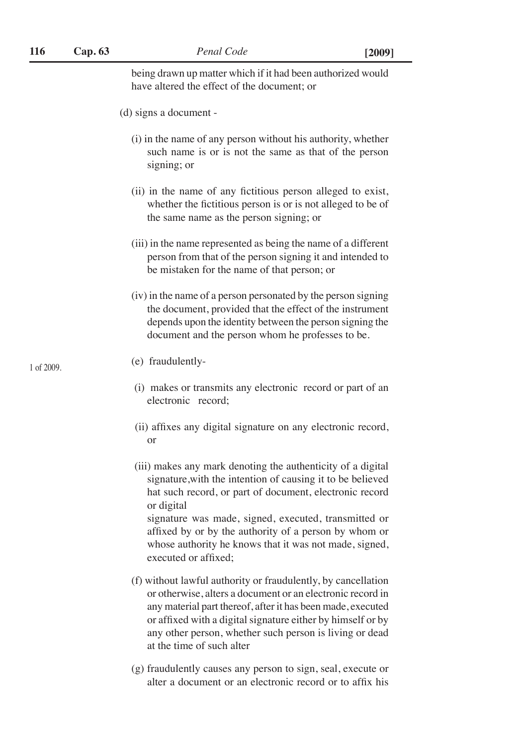being drawn up matter which if it had been authorized would have altered the effect of the document; or

(d) signs a document -

(i) in the name of any person without his authority, whether such name is or is not the same as that of the person signing; or

(ii) in the name of any fictitious person alleged to exist, whether the fictitious person is or is not alleged to be of the same name as the person signing; or

(iii) in the name represented as being the name of a different person from that of the person signing it and intended to be mistaken for the name of that person; or

(iv) in the name of a person personated by the person signing the document, provided that the effect of the instrument depends upon the identity between the person signing the document and the person whom he professes to be.

1 of 2009.

(e) fraudulently-

(i) makes or transmits any electronic record or part of an electronic record;

(ii) affixes any digital signature on any electronic record, or

(iii) makes any mark denoting the authenticity of a digital signature,with the intention of causing it to be believed hat such record, or part of document, electronic record or digital
signature was made, signed, executed, transmitted or affixed by or by the authority of a person by whom or whose authority he knows that it was not made, signed, executed or affixed;

(f) without lawful authority or fraudulently, by cancellation or otherwise, alters a document or an electronic record in any material part thereof, after it has been made, executed or affixed with a digital signature either by himself or by any other person, whether such person is living or dead at the time of such alter

(g) fraudulently causes any person to sign, seal, execute or alter a document or an electronic record or to affix his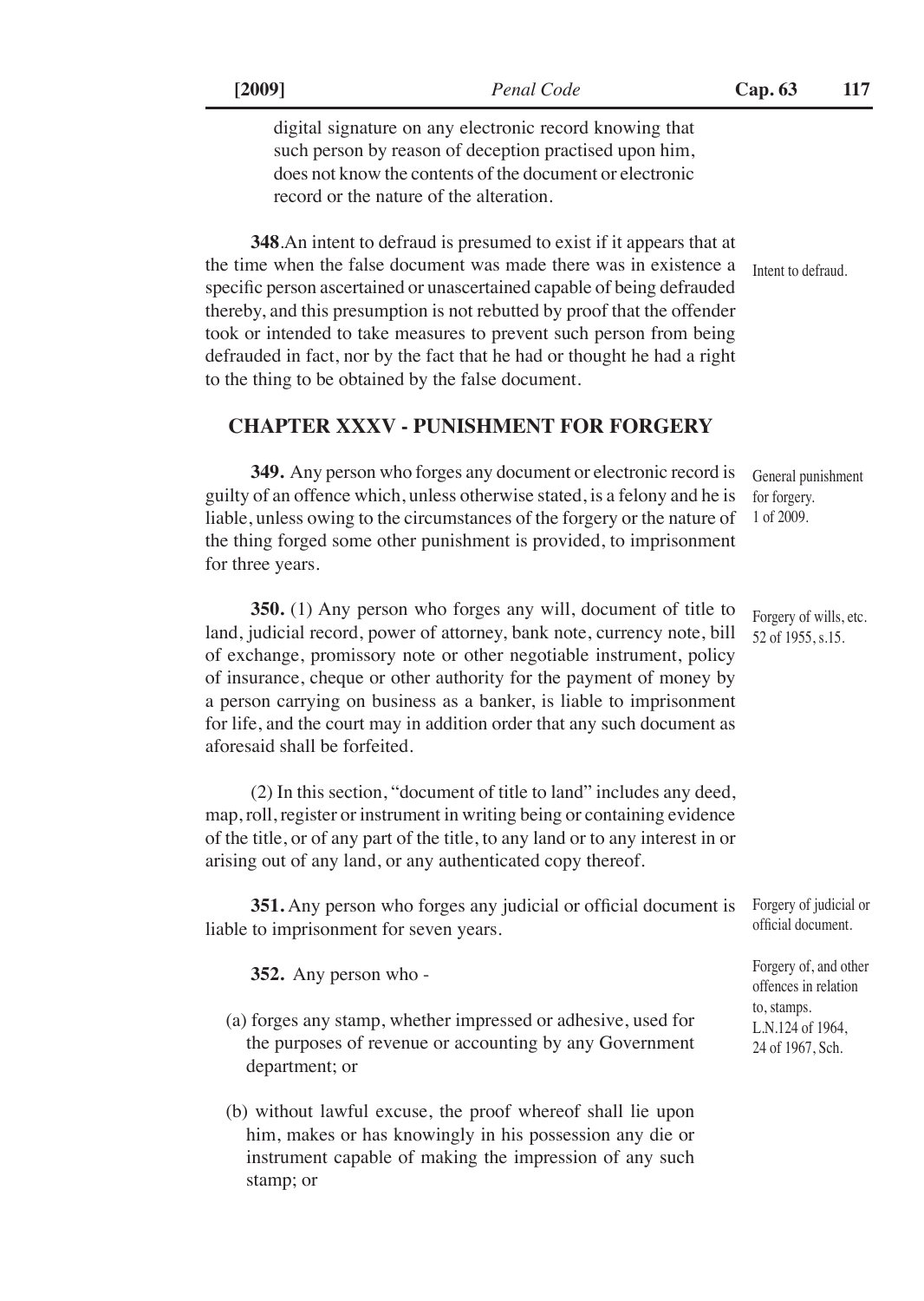digital signature on any electronic record knowing that such person by reason of deception practised upon him, does not know the contents of the document or electronic record or the nature of the alteration.

**348**.An intent to defraud is presumed to exist if it appears that at the time when the false document was made there was in existence a specific person ascertained or unascertained capable of being defrauded thereby, and this presumption is not rebutted by proof that the offender took or intended to take measures to prevent such person from being defrauded in fact, nor by the fact that he had or thought he had a right to the thing to be obtained by the false document.

Intent to defraud.

## CHAPTER XXXV - PUNISHMENT FOR FORGERY

**349.** Any person who forges any document or electronic record is guilty of an offence which, unless otherwise stated, is a felony and he is liable, unless owing to the circumstances of the forgery or the nature of the thing forged some other punishment is provided, to imprisonment for three years.

General punishment for forgery. 1 of 2009.

**350.** (1) Any person who forges any will, document of title to land, judicial record, power of attorney, bank note, currency note, bill of exchange, promissory note or other negotiable instrument, policy of insurance, cheque or other authority for the payment of money by a person carrying on business as a banker, is liable to imprisonment for life, and the court may in addition order that any such document as aforesaid shall be forfeited.

Forgery of wills, etc. 52 of 1955, s.15.

(2) In this section, "document of title to land" includes any deed, map, roll, register or instrument in writing being or containing evidence of the title, or of any part of the title, to any land or to any interest in or arising out of any land, or any authenticated copy thereof.

**351.** Any person who forges any judicial or official document is liable to imprisonment for seven years.

Forgery of judicial or official document.

**352.** Any person who -

Forgery of, and other offences in relation to, stamps. L.N.124 of 1964, 24 of 1967, Sch.

(a) forges any stamp, whether impressed or adhesive, used for the purposes of revenue or accounting by any Government department; or

(b) without lawful excuse, the proof whereof shall lie upon him, makes or has knowingly in his possession any die or instrument capable of making the impression of any such stamp; or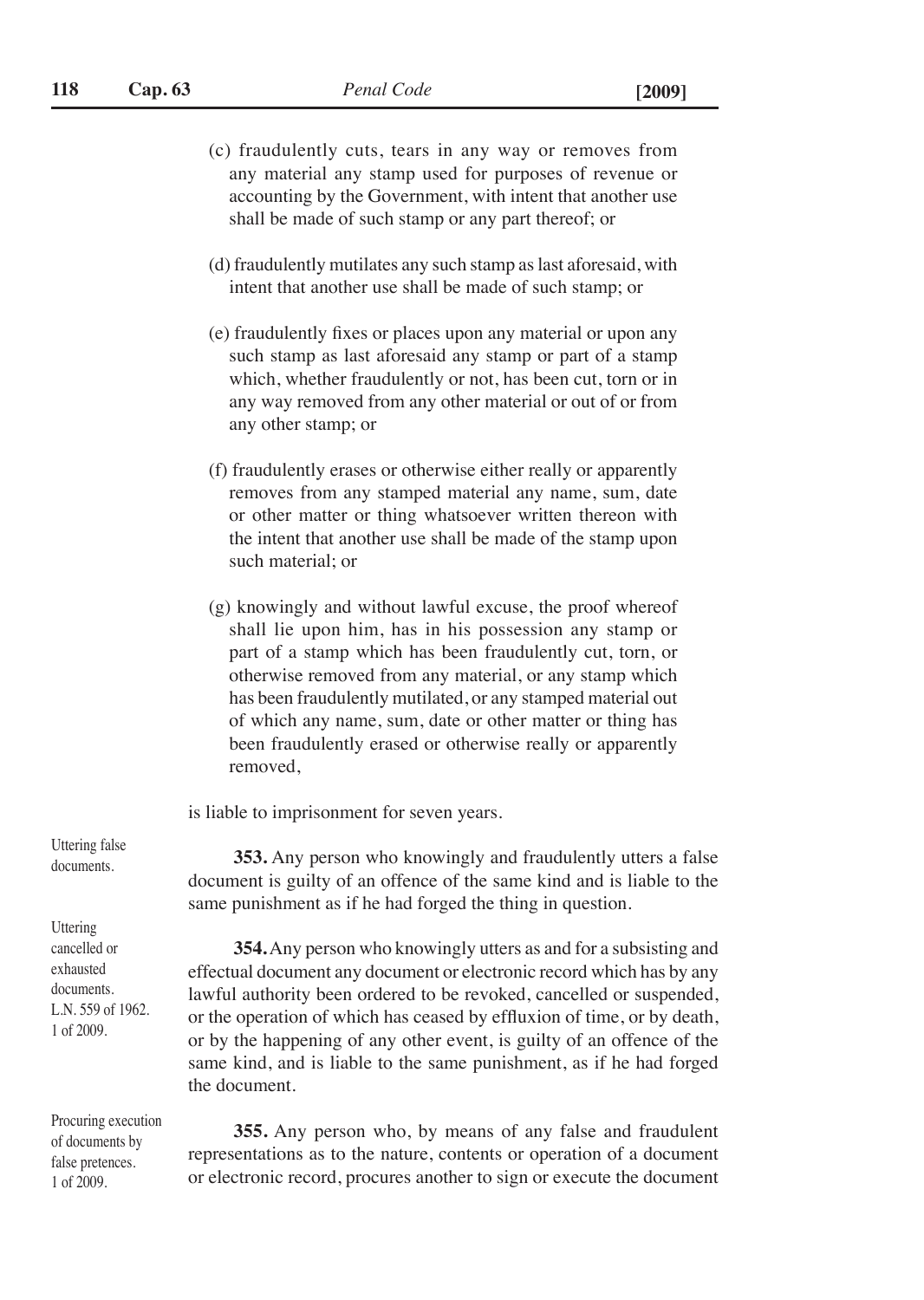(c) fraudulently cuts, tears in any way or removes from any material any stamp used for purposes of revenue or accounting by the Government, with intent that another use shall be made of such stamp or any part thereof; or

(d) fraudulently mutilates any such stamp as last aforesaid, with intent that another use shall be made of such stamp; or

(e) fraudulently fixes or places upon any material or upon any such stamp as last aforesaid any stamp or part of a stamp which, whether fraudulently or not, has been cut, torn or in any way removed from any other material or out of or from any other stamp; or

(f) fraudulently erases or otherwise either really or apparently removes from any stamped material any name, sum, date or other matter or thing whatsoever written thereon with the intent that another use shall be made of the stamp upon such material; or

(g) knowingly and without lawful excuse, the proof whereof shall lie upon him, has in his possession any stamp or part of a stamp which has been fraudulently cut, torn, or otherwise removed from any material, or any stamp which has been fraudulently mutilated, or any stamped material out of which any name, sum, date or other matter or thing has been fraudulently erased or otherwise really or apparently removed,

is liable to imprisonment for seven years.

*Uttering false documents.*

**353.** Any person who knowingly and fraudulently utters a false document is guilty of an offence of the same kind and is liable to the same punishment as if he had forged the thing in question.

*Uttering cancelled or exhausted documents. L.N. 559 of 1962. 1 of 2009.*

**354.** Any person who knowingly utters as and for a subsisting and effectual document any document or electronic record which has by any lawful authority been ordered to be revoked, cancelled or suspended, or the operation of which has ceased by effluxion of time, or by death, or by the happening of any other event, is guilty of an offence of the same kind, and is liable to the same punishment, as if he had forged the document.

*Procuring execution of documents by false pretences. 1 of 2009.*

**355.** Any person who, by means of any false and fraudulent representations as to the nature, contents or operation of a document or electronic record, procures another to sign or execute the document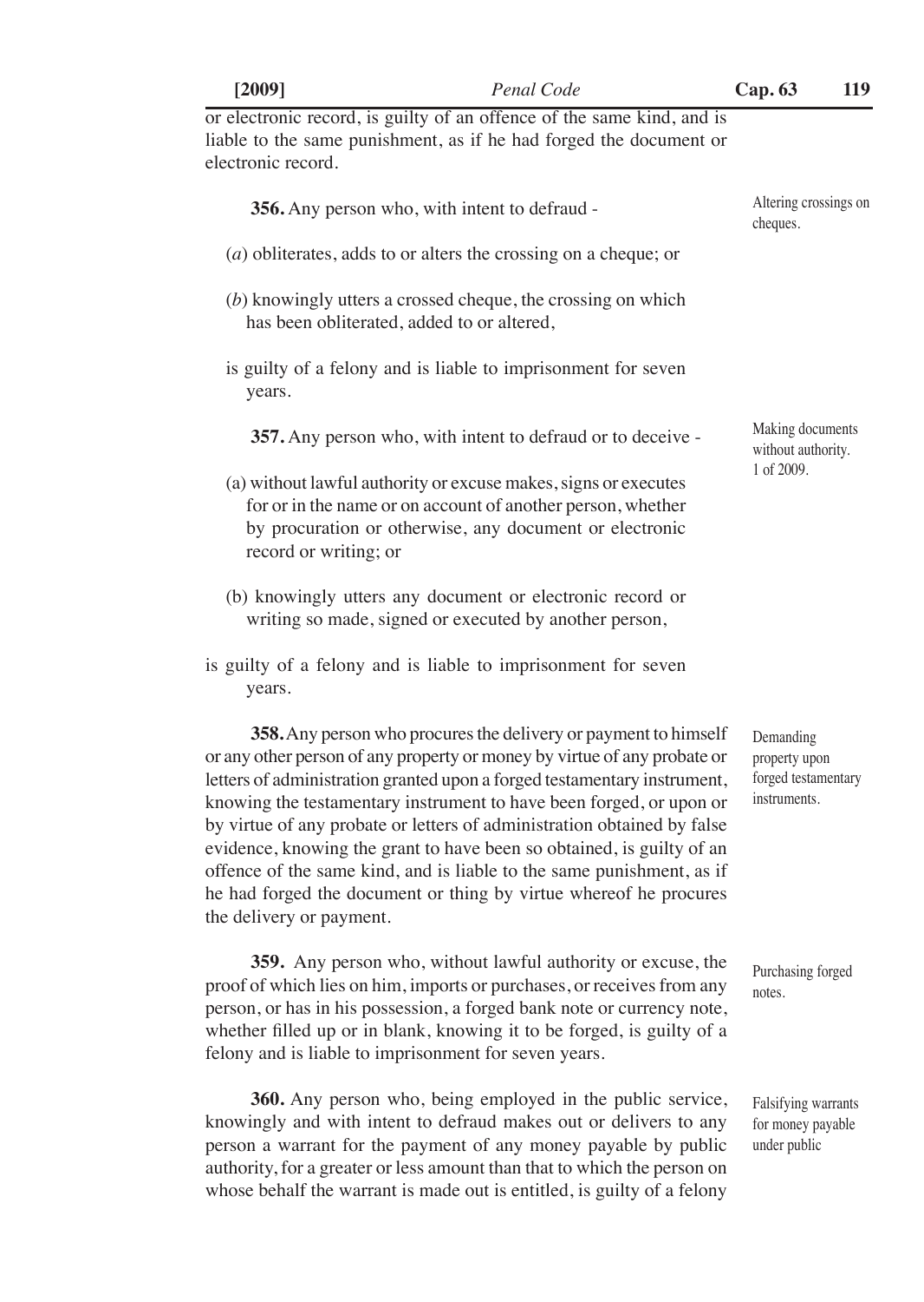or electronic record, is guilty of an offence of the same kind, and is liable to the same punishment, as if he had forged the document or electronic record.

Altering crossings on cheques.

**356.** Any person who, with intent to defraud -

(*a*) obliterates, adds to or alters the crossing on a cheque; or

(*b*) knowingly utters a crossed cheque, the crossing on which has been obliterated, added to or altered,

is guilty of a felony and is liable to imprisonment for seven years.

Making documents without authority. 1 of 2009.

**357.** Any person who, with intent to defraud or to deceive -

(a) without lawful authority or excuse makes, signs or executes for or in the name or on account of another person, whether by procuration or otherwise, any document or electronic record or writing; or

(b) knowingly utters any document or electronic record or writing so made, signed or executed by another person,

is guilty of a felony and is liable to imprisonment for seven years.

Demanding property upon forged testamentary instruments.

**358.** Any person who procures the delivery or payment to himself or any other person of any property or money by virtue of any probate or letters of administration granted upon a forged testamentary instrument, knowing the testamentary instrument to have been forged, or upon or by virtue of any probate or letters of administration obtained by false evidence, knowing the grant to have been so obtained, is guilty of an offence of the same kind, and is liable to the same punishment, as if he had forged the document or thing by virtue whereof he procures the delivery or payment.

Purchasing forged notes.

**359.** Any person who, without lawful authority or excuse, the proof of which lies on him, imports or purchases, or receives from any person, or has in his possession, a forged bank note or currency note, whether filled up or in blank, knowing it to be forged, is guilty of a felony and is liable to imprisonment for seven years.

Falsifying warrants for money payable under public

**360.** Any person who, being employed in the public service, knowingly and with intent to defraud makes out or delivers to any person a warrant for the payment of any money payable by public authority, for a greater or less amount than that to which the person on whose behalf the warrant is made out is entitled, is guilty of a felony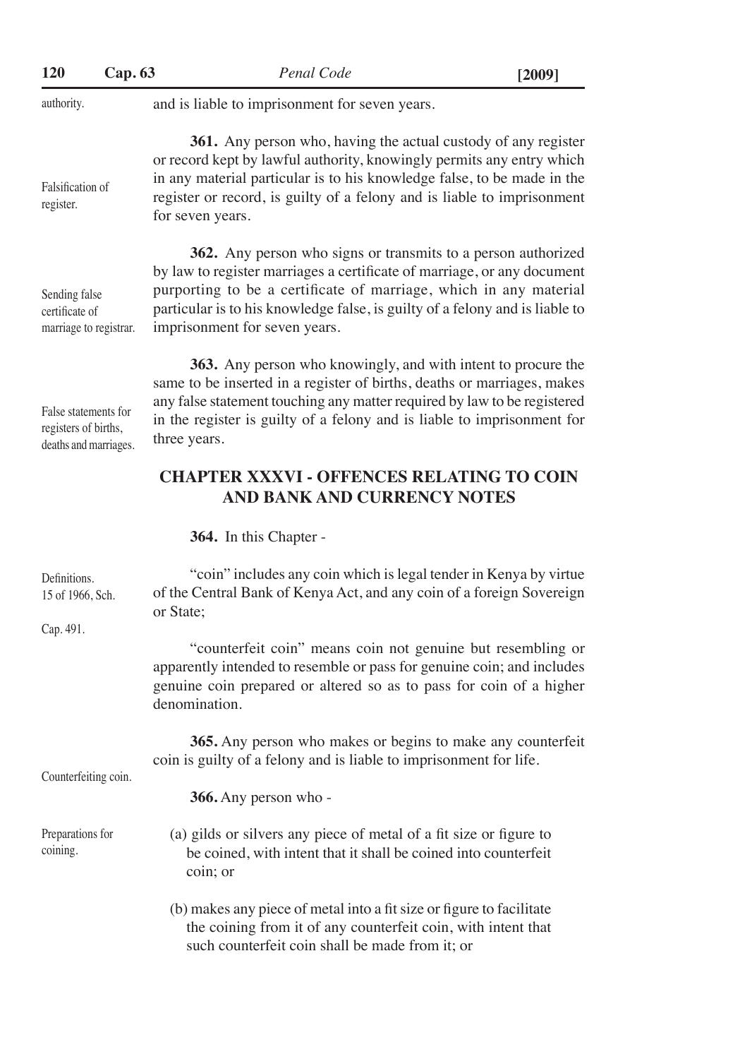authority.

and is liable to imprisonment for seven years.

Falsification of register.

**361.** Any person who, having the actual custody of any register or record kept by lawful authority, knowingly permits any entry which in any material particular is to his knowledge false, to be made in the register or record, is guilty of a felony and is liable to imprisonment for seven years.

Sending false certificate of marriage to registrar.

**362.** Any person who signs or transmits to a person authorized by law to register marriages a certificate of marriage, or any document purporting to be a certificate of marriage, which in any material particular is to his knowledge false, is guilty of a felony and is liable to imprisonment for seven years.

False statements for registers of births, deaths and marriages.

**363.** Any person who knowingly, and with intent to procure the same to be inserted in a register of births, deaths or marriages, makes any false statement touching any matter required by law to be registered in the register is guilty of a felony and is liable to imprisonment for three years.

## CHAPTER XXXVI - OFFENCES RELATING TO COIN AND BANK AND CURRENCY NOTES

Definitions. 15 of 1966, Sch. Cap. 491.

**364.** In this Chapter -

"coin" includes any coin which is legal tender in Kenya by virtue of the Central Bank of Kenya Act, and any coin of a foreign Sovereign or State;

"counterfeit coin" means coin not genuine but resembling or apparently intended to resemble or pass for genuine coin; and includes genuine coin prepared or altered so as to pass for coin of a higher denomination.

Counterfeiting coin.

**365.** Any person who makes or begins to make any counterfeit coin is guilty of a felony and is liable to imprisonment for life.

Preparations for coining.

**366.** Any person who -

(a) gilds or silvers any piece of metal of a fit size or figure to be coined, with intent that it shall be coined into counterfeit coin; or

(b) makes any piece of metal into a fit size or figure to facilitate the coining from it of any counterfeit coin, with intent that such counterfeit coin shall be made from it; or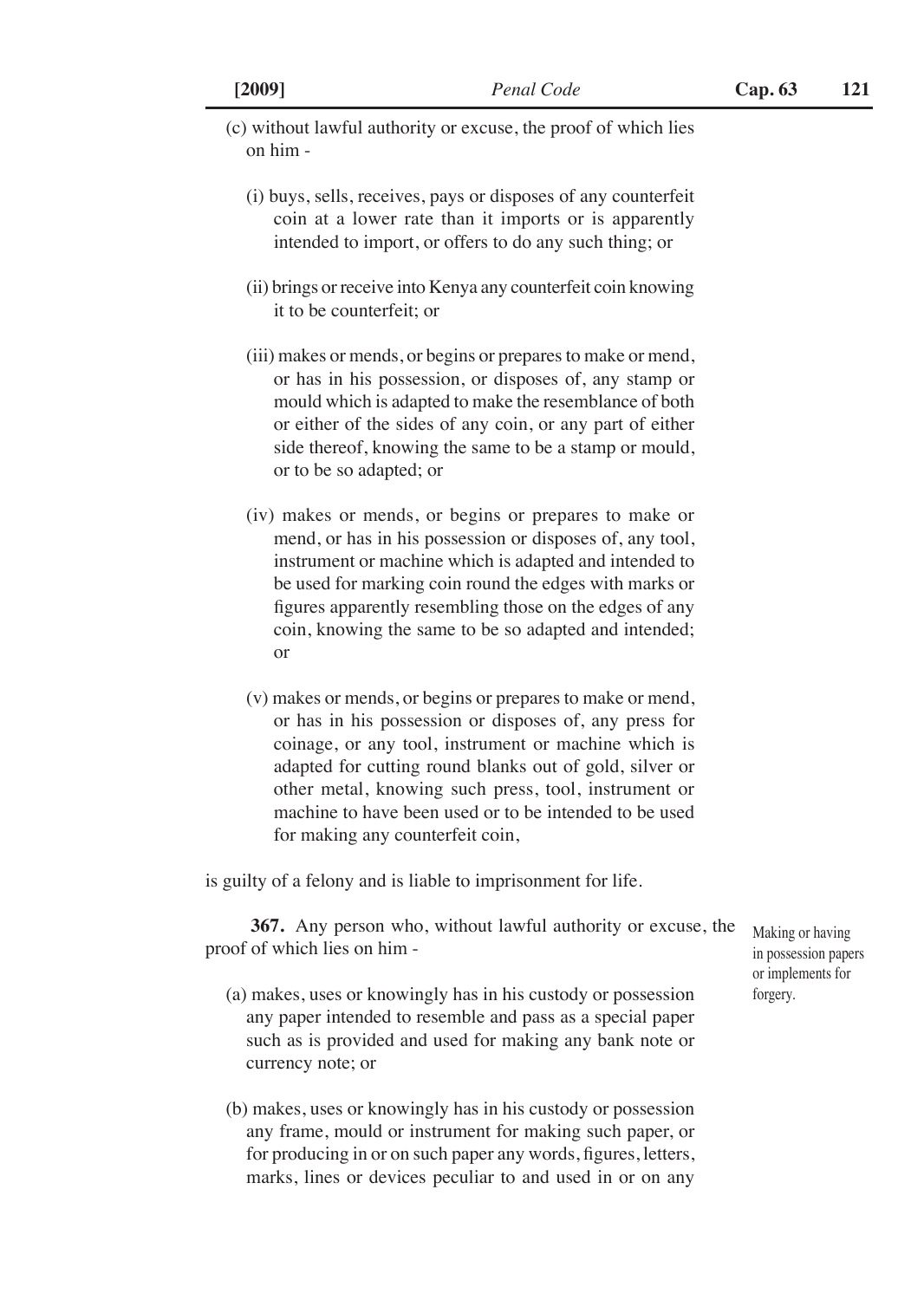(c) without lawful authority or excuse, the proof of which lies on him -

(i) buys, sells, receives, pays or disposes of any counterfeit coin at a lower rate than it imports or is apparently intended to import, or offers to do any such thing; or

(ii) brings or receive into Kenya any counterfeit coin knowing it to be counterfeit; or

(iii) makes or mends, or begins or prepares to make or mend, or has in his possession, or disposes of, any stamp or mould which is adapted to make the resemblance of both or either of the sides of any coin, or any part of either side thereof, knowing the same to be a stamp or mould, or to be so adapted; or

(iv) makes or mends, or begins or prepares to make or mend, or has in his possession or disposes of, any tool, instrument or machine which is adapted and intended to be used for marking coin round the edges with marks or figures apparently resembling those on the edges of any coin, knowing the same to be so adapted and intended; or

(v) makes or mends, or begins or prepares to make or mend, or has in his possession or disposes of, any press for coinage, or any tool, instrument or machine which is adapted for cutting round blanks out of gold, silver or other metal, knowing such press, tool, instrument or machine to have been used or to be intended to be used for making any counterfeit coin,

is guilty of a felony and is liable to imprisonment for life.

*Making or having in possession papers or implements for forgery.*

**367.** Any person who, without lawful authority or excuse, the proof of which lies on him -

(a) makes, uses or knowingly has in his custody or possession any paper intended to resemble and pass as a special paper such as is provided and used for making any bank note or currency note; or

(b) makes, uses or knowingly has in his custody or possession any frame, mould or instrument for making such paper, or for producing in or on such paper any words, figures, letters, marks, lines or devices peculiar to and used in or on any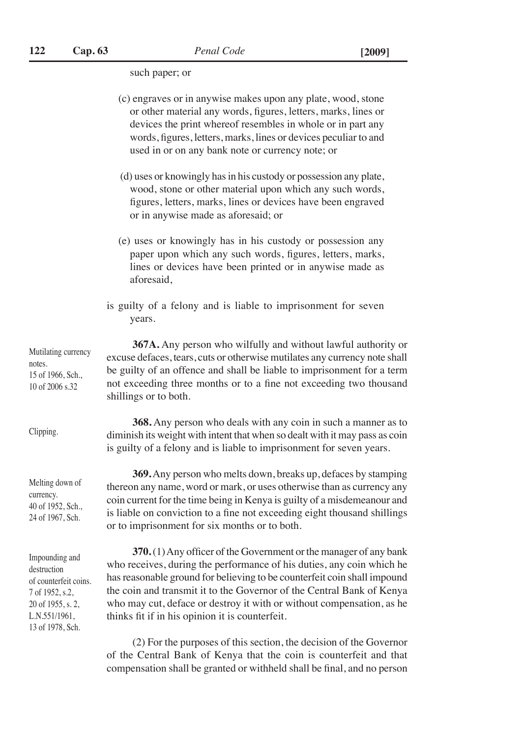such paper; or

(c) engraves or in anywise makes upon any plate, wood, stone or other material any words, figures, letters, marks, lines or devices the print whereof resembles in whole or in part any words, figures, letters, marks, lines or devices peculiar to and used in or on any bank note or currency note; or

(d) uses or knowingly has in his custody or possession any plate, wood, stone or other material upon which any such words, figures, letters, marks, lines or devices have been engraved or in anywise made as aforesaid; or

(e) uses or knowingly has in his custody or possession any paper upon which any such words, figures, letters, marks, lines or devices have been printed or in anywise made as aforesaid,

is guilty of a felony and is liable to imprisonment for seven years.

Mutilating currency notes. 15 of 1966, Sch., 10 of 2006 s.32

**367A.** Any person who wilfully and without lawful authority or excuse defaces, tears, cuts or otherwise mutilates any currency note shall be guilty of an offence and shall be liable to imprisonment for a term not exceeding three months or to a fine not exceeding two thousand shillings or to both.

Clipping.

**368.** Any person who deals with any coin in such a manner as to diminish its weight with intent that when so dealt with it may pass as coin is guilty of a felony and is liable to imprisonment for seven years.

Melting down of currency. 40 of 1952, Sch., 24 of 1967, Sch.

**369.** Any person who melts down, breaks up, defaces by stamping thereon any name, word or mark, or uses otherwise than as currency any coin current for the time being in Kenya is guilty of a misdemeanour and is liable on conviction to a fine not exceeding eight thousand shillings or to imprisonment for six months or to both.

Impounding and destruction of counterfeit coins. 7 of 1952, s.2, 20 of 1955, s. 2, L.N.551/1961, 13 of 1978, Sch.

**370.** (1) Any officer of the Government or the manager of any bank who receives, during the performance of his duties, any coin which he has reasonable ground for believing to be counterfeit coin shall impound the coin and transmit it to the Governor of the Central Bank of Kenya who may cut, deface or destroy it with or without compensation, as he thinks fit if in his opinion it is counterfeit.

(2) For the purposes of this section, the decision of the Governor of the Central Bank of Kenya that the coin is counterfeit and that compensation shall be granted or withheld shall be final, and no person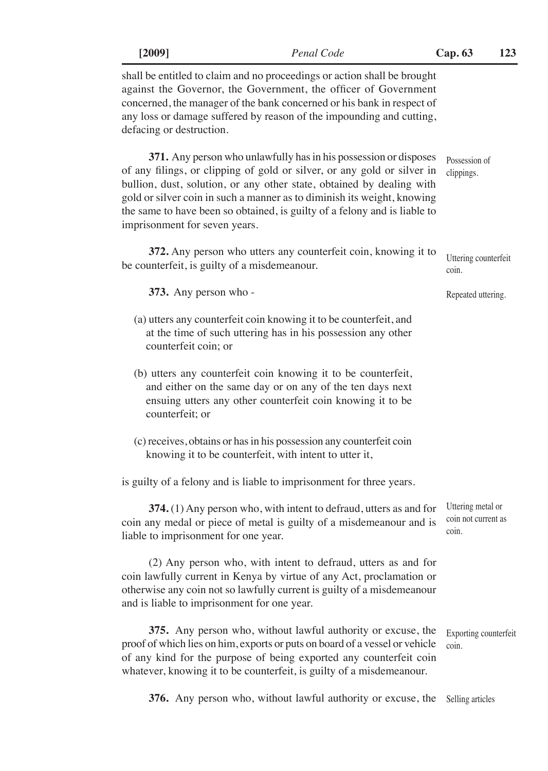shall be entitled to claim and no proceedings or action shall be brought against the Governor, the Government, the officer of Government concerned, the manager of the bank concerned or his bank in respect of any loss or damage suffered by reason of the impounding and cutting, defacing or destruction.

*Possession of clippings.*

**371.** Any person who unlawfully has in his possession or disposes of any filings, or clipping of gold or silver, or any gold or silver in bullion, dust, solution, or any other state, obtained by dealing with gold or silver coin in such a manner as to diminish its weight, knowing the same to have been so obtained, is guilty of a felony and is liable to imprisonment for seven years.

*Uttering counterfeit coin.*

**372.** Any person who utters any counterfeit coin, knowing it to be counterfeit, is guilty of a misdemeanour.

*Repeated uttering.*

**373.** Any person who -

(a) utters any counterfeit coin knowing it to be counterfeit, and at the time of such uttering has in his possession any other counterfeit coin; or

(b) utters any counterfeit coin knowing it to be counterfeit, and either on the same day or on any of the ten days next ensuing utters any other counterfeit coin knowing it to be counterfeit; or

(c) receives, obtains or has in his possession any counterfeit coin knowing it to be counterfeit, with intent to utter it,

is guilty of a felony and is liable to imprisonment for three years.

*Uttering metal or coin not current as coin.*

**374.** (1) Any person who, with intent to defraud, utters as and for coin any medal or piece of metal is guilty of a misdemeanour and is liable to imprisonment for one year.

(2) Any person who, with intent to defraud, utters as and for coin lawfully current in Kenya by virtue of any Act, proclamation or otherwise any coin not so lawfully current is guilty of a misdemeanour and is liable to imprisonment for one year.

*Exporting counterfeit coin.*

**375.** Any person who, without lawful authority or excuse, the proof of which lies on him, exports or puts on board of a vessel or vehicle of any kind for the purpose of being exported any counterfeit coin whatever, knowing it to be counterfeit, is guilty of a misdemeanour.

*Selling articles*

**376.** Any person who, without lawful authority or excuse, the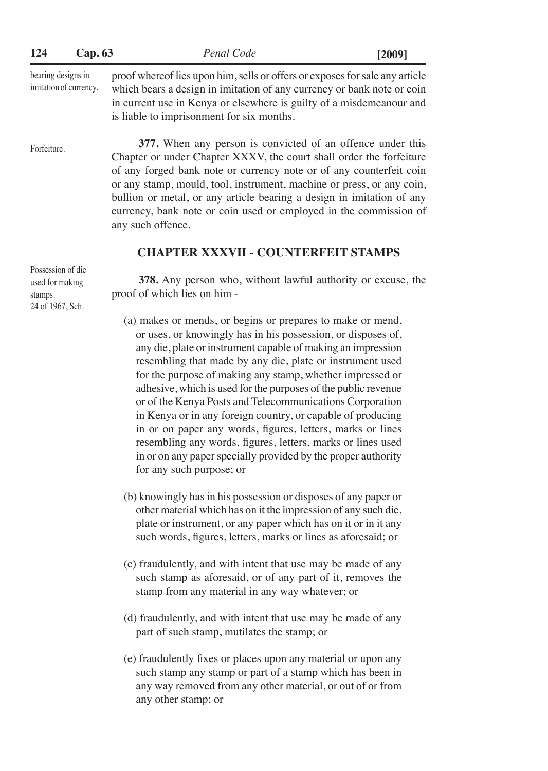bearing designs in imitation of currency.

proof whereof lies upon him, sells or offers or exposes for sale any article which bears a design in imitation of any currency or bank note or coin in current use in Kenya or elsewhere is guilty of a misdemeanour and is liable to imprisonment for six months.

Forfeiture.

**377.** When any person is convicted of an offence under this Chapter or under Chapter XXXV, the court shall order the forfeiture of any forged bank note or currency note or of any counterfeit coin or any stamp, mould, tool, instrument, machine or press, or any coin, bullion or metal, or any article bearing a design in imitation of any currency, bank note or coin used or employed in the commission of any such offence.

## CHAPTER XXXVII - COUNTERFEIT STAMPS

Possession of die used for making stamps.
24 of 1967, Sch.

**378.** Any person who, without lawful authority or excuse, the proof of which lies on him -

(a) makes or mends, or begins or prepares to make or mend, or uses, or knowingly has in his possession, or disposes of, any die, plate or instrument capable of making an impression resembling that made by any die, plate or instrument used for the purpose of making any stamp, whether impressed or adhesive, which is used for the purposes of the public revenue or of the Kenya Posts and Telecommunications Corporation in Kenya or in any foreign country, or capable of producing in or on paper any words, figures, letters, marks or lines resembling any words, figures, letters, marks or lines used in or on any paper specially provided by the proper authority for any such purpose; or

(b) knowingly has in his possession or disposes of any paper or other material which has on it the impression of any such die, plate or instrument, or any paper which has on it or in it any such words, figures, letters, marks or lines as aforesaid; or

(c) fraudulently, and with intent that use may be made of any such stamp as aforesaid, or of any part of it, removes the stamp from any material in any way whatever; or

(d) fraudulently, and with intent that use may be made of any part of such stamp, mutilates the stamp; or

(e) fraudulently fixes or places upon any material or upon any such stamp any stamp or part of a stamp which has been in any way removed from any other material, or out of or from any other stamp; or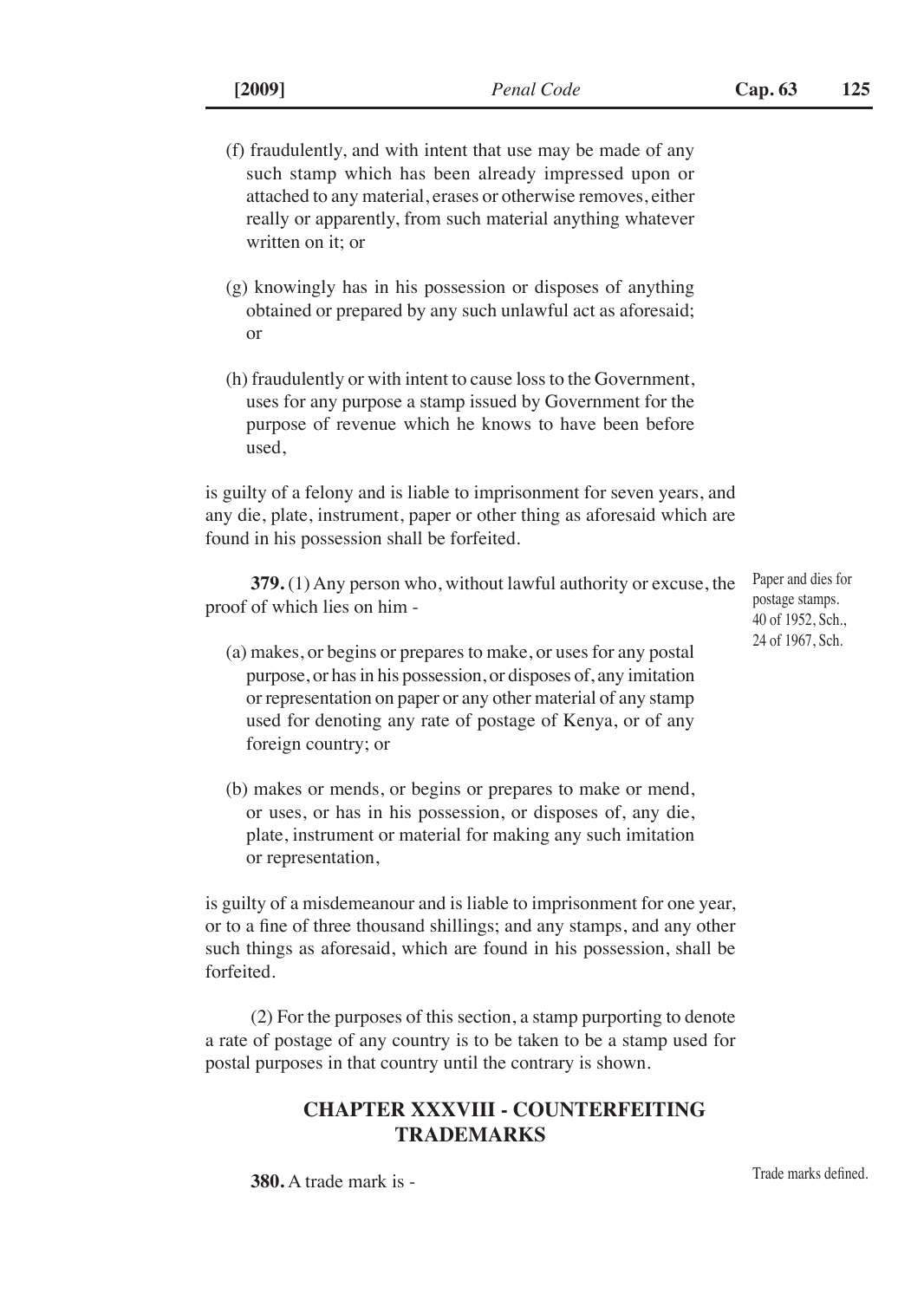(f) fraudulently, and with intent that use may be made of any such stamp which has been already impressed upon or attached to any material, erases or otherwise removes, either really or apparently, from such material anything whatever written on it; or

(g) knowingly has in his possession or disposes of anything obtained or prepared by any such unlawful act as aforesaid; or

(h) fraudulently or with intent to cause loss to the Government, uses for any purpose a stamp issued by Government for the purpose of revenue which he knows to have been before used,

is guilty of a felony and is liable to imprisonment for seven years, and any die, plate, instrument, paper or other thing as aforesaid which are found in his possession shall be forfeited.

Paper and dies for postage stamps.
40 of 1952, Sch.,
24 of 1967, Sch.

**379.** (1) Any person who, without lawful authority or excuse, the proof of which lies on him -

(a) makes, or begins or prepares to make, or uses for any postal purpose, or has in his possession, or disposes of, any imitation or representation on paper or any other material of any stamp used for denoting any rate of postage of Kenya, or of any foreign country; or

(b) makes or mends, or begins or prepares to make or mend, or uses, or has in his possession, or disposes of, any die, plate, instrument or material for making any such imitation or representation,

is guilty of a misdemeanour and is liable to imprisonment for one year, or to a fine of three thousand shillings; and any stamps, and any other such things as aforesaid, which are found in his possession, shall be forfeited.

(2) For the purposes of this section, a stamp purporting to denote a rate of postage of any country is to be taken to be a stamp used for postal purposes in that country until the contrary is shown.

## CHAPTER XXXVIII - COUNTERFEITING TRADEMARKS

Trade marks defined.

**380.** A trade mark is -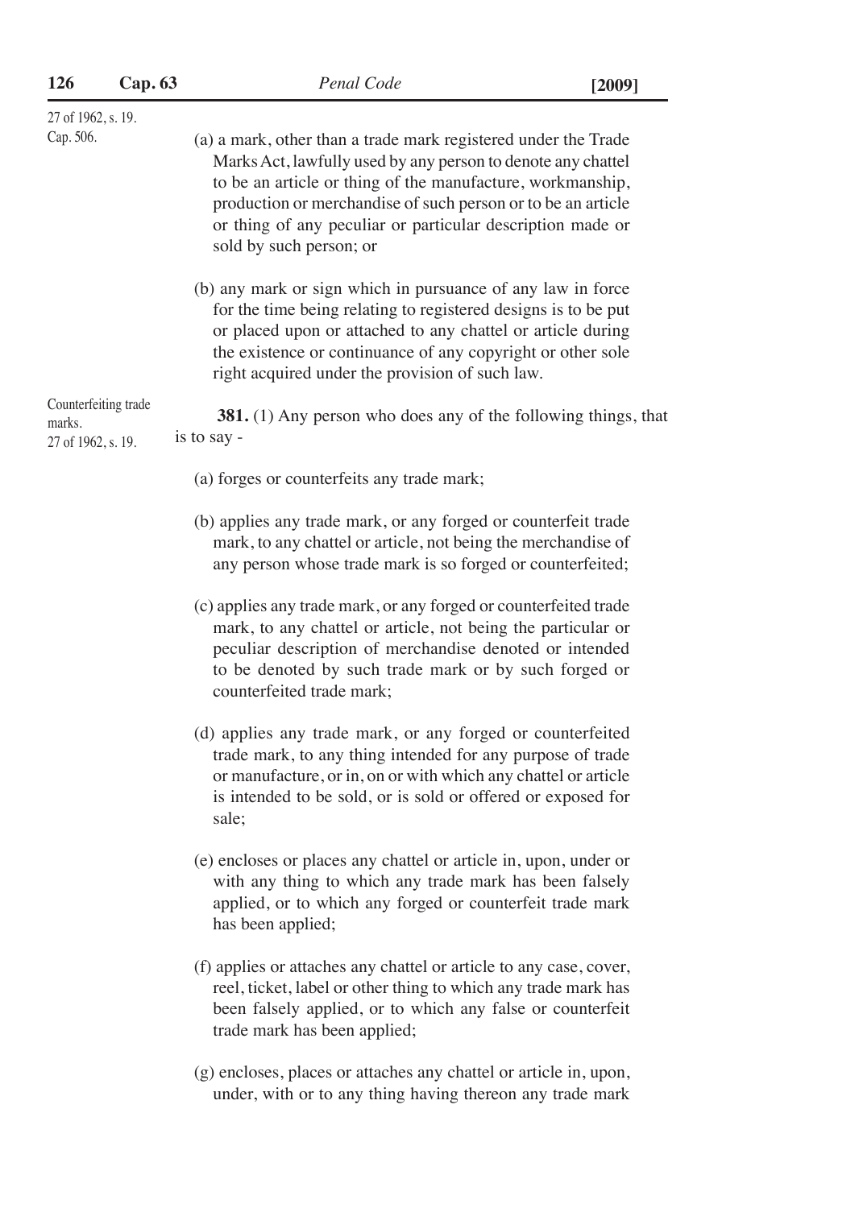27 of 1962, s. 19.
Cap. 506.

(a) a mark, other than a trade mark registered under the Trade Marks Act, lawfully used by any person to denote any chattel to be an article or thing of the manufacture, workmanship, production or merchandise of such person or to be an article or thing of any peculiar or particular description made or sold by such person; or

(b) any mark or sign which in pursuance of any law in force for the time being relating to registered designs is to be put or placed upon or attached to any chattel or article during the existence or continuance of any copyright or other sole right acquired under the provision of such law.

Counterfeiting trade marks.
27 of 1962, s. 19.

**381.** (1) Any person who does any of the following things, that is to say -

(a) forges or counterfeits any trade mark;

(b) applies any trade mark, or any forged or counterfeit trade mark, to any chattel or article, not being the merchandise of any person whose trade mark is so forged or counterfeited;

(c) applies any trade mark, or any forged or counterfeited trade mark, to any chattel or article, not being the particular or peculiar description of merchandise denoted or intended to be denoted by such trade mark or by such forged or counterfeited trade mark;

(d) applies any trade mark, or any forged or counterfeited trade mark, to any thing intended for any purpose of trade or manufacture, or in, on or with which any chattel or article is intended to be sold, or is sold or offered or exposed for sale;

(e) encloses or places any chattel or article in, upon, under or with any thing to which any trade mark has been falsely applied, or to which any forged or counterfeit trade mark has been applied;

(f) applies or attaches any chattel or article to any case, cover, reel, ticket, label or other thing to which any trade mark has been falsely applied, or to which any false or counterfeit trade mark has been applied;

(g) encloses, places or attaches any chattel or article in, upon, under, with or to any thing having thereon any trade mark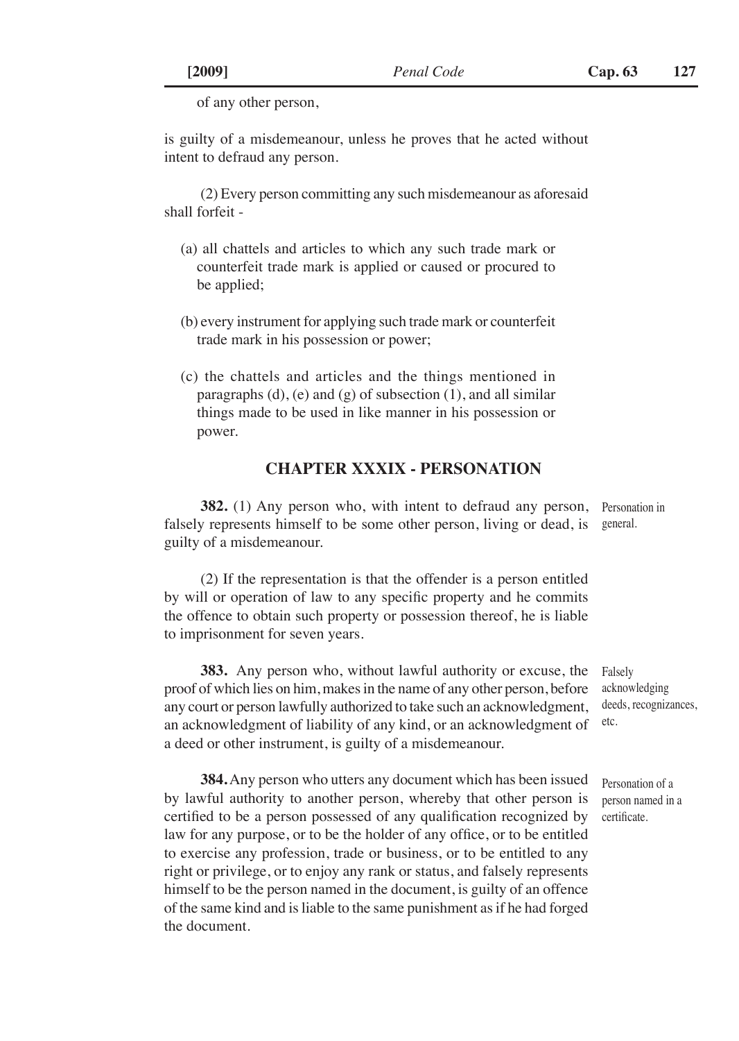of any other person,

is guilty of a misdemeanour, unless he proves that he acted without intent to defraud any person.

(2) Every person committing any such misdemeanour as aforesaid shall forfeit -

(a) all chattels and articles to which any such trade mark or counterfeit trade mark is applied or caused or procured to be applied;

(b) every instrument for applying such trade mark or counterfeit trade mark in his possession or power;

(c) the chattels and articles and the things mentioned in paragraphs (d), (e) and (g) of subsection (1), and all similar things made to be used in like manner in his possession or power.

## CHAPTER XXXIX - PERSONATION

*Personation in general.*

**382.** (1) Any person who, with intent to defraud any person, falsely represents himself to be some other person, living or dead, is guilty of a misdemeanour.

(2) If the representation is that the offender is a person entitled by will or operation of law to any specific property and he commits the offence to obtain such property or possession thereof, he is liable to imprisonment for seven years.

*Falsely acknowledging deeds, recognizances, etc.*

**383.** Any person who, without lawful authority or excuse, the proof of which lies on him, makes in the name of any other person, before any court or person lawfully authorized to take such an acknowledgment, an acknowledgment of liability of any kind, or an acknowledgment of a deed or other instrument, is guilty of a misdemeanour.

*Personation of a person named in a certificate.*

**384.** Any person who utters any document which has been issued by lawful authority to another person, whereby that other person is certified to be a person possessed of any qualification recognized by law for any purpose, or to be the holder of any office, or to be entitled to exercise any profession, trade or business, or to be entitled to any right or privilege, or to enjoy any rank or status, and falsely represents himself to be the person named in the document, is guilty of an offence of the same kind and is liable to the same punishment as if he had forged the document.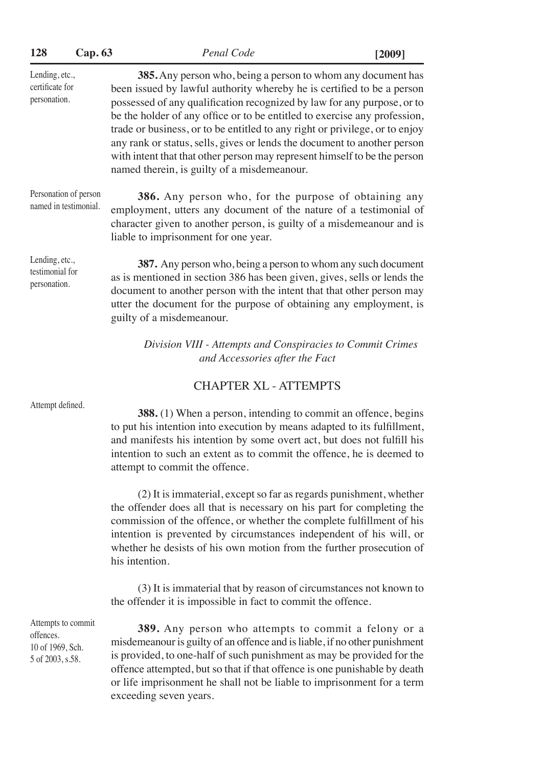Lending, etc., certificate for personation.

**385.** Any person who, being a person to whom any document has been issued by lawful authority whereby he is certified to be a person possessed of any qualification recognized by law for any purpose, or to be the holder of any office or to be entitled to exercise any profession, trade or business, or to be entitled to any right or privilege, or to enjoy any rank or status, sells, gives or lends the document to another person with intent that that other person may represent himself to be the person named therein, is guilty of a misdemeanour.

Personation of person named in testimonial.

**386.** Any person who, for the purpose of obtaining any employment, utters any document of the nature of a testimonial of character given to another person, is guilty of a misdemeanour and is liable to imprisonment for one year.

Lending, etc., testimonial for personation.

**387.** Any person who, being a person to whom any such document as is mentioned in section 386 has been given, gives, sells or lends the document to another person with the intent that that other person may utter the document for the purpose of obtaining any employment, is guilty of a misdemeanour.

*Division VIII - Attempts and Conspiracies to Commit Crimes and Accessories after the Fact*

## CHAPTER XL - ATTEMPTS

Attempt defined.

**388.** (1) When a person, intending to commit an offence, begins to put his intention into execution by means adapted to its fulfillment, and manifests his intention by some overt act, but does not fulfill his intention to such an extent as to commit the offence, he is deemed to attempt to commit the offence.

(2) It is immaterial, except so far as regards punishment, whether the offender does all that is necessary on his part for completing the commission of the offence, or whether the complete fulfillment of his intention is prevented by circumstances independent of his will, or whether he desists of his own motion from the further prosecution of his intention.

(3) It is immaterial that by reason of circumstances not known to the offender it is impossible in fact to commit the offence.

Attempts to commit offences. 10 of 1969, Sch. 5 of 2003, s.58.

**389.** Any person who attempts to commit a felony or a misdemeanour is guilty of an offence and is liable, if no other punishment is provided, to one-half of such punishment as may be provided for the offence attempted, but so that if that offence is one punishable by death or life imprisonment he shall not be liable to imprisonment for a term exceeding seven years.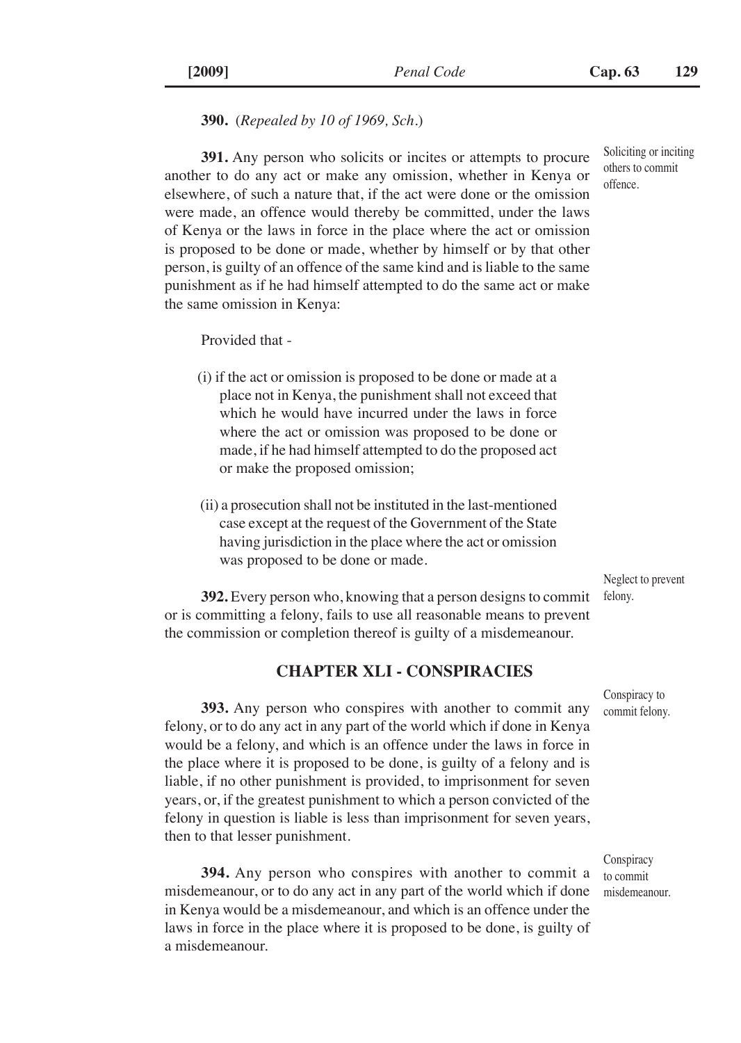**390.** (*Repealed by 10 of 1969, Sch.*)

Soliciting or inciting others to commit offence.

**391.** Any person who solicits or incites or attempts to procure another to do any act or make any omission, whether in Kenya or elsewhere, of such a nature that, if the act were done or the omission were made, an offence would thereby be committed, under the laws of Kenya or the laws in force in the place where the act or omission is proposed to be done or made, whether by himself or by that other person, is guilty of an offence of the same kind and is liable to the same punishment as if he had himself attempted to do the same act or make the same omission in Kenya:

Provided that -

(i) if the act or omission is proposed to be done or made at a place not in Kenya, the punishment shall not exceed that which he would have incurred under the laws in force where the act or omission was proposed to be done or made, if he had himself attempted to do the proposed act or make the proposed omission;

(ii) a prosecution shall not be instituted in the last-mentioned case except at the request of the Government of the State having jurisdiction in the place where the act or omission was proposed to be done or made.

Neglect to prevent felony.

**392.** Every person who, knowing that a person designs to commit or is committing a felony, fails to use all reasonable means to prevent the commission or completion thereof is guilty of a misdemeanour.

## CHAPTER XLI - CONSPIRACIES

Conspiracy to commit felony.

**393.** Any person who conspires with another to commit any felony, or to do any act in any part of the world which if done in Kenya would be a felony, and which is an offence under the laws in force in the place where it is proposed to be done, is guilty of a felony and is liable, if no other punishment is provided, to imprisonment for seven years, or, if the greatest punishment to which a person convicted of the felony in question is liable is less than imprisonment for seven years, then to that lesser punishment.

Conspiracy to commit misdemeanour.

**394.** Any person who conspires with another to commit a misdemeanour, or to do any act in any part of the world which if done in Kenya would be a misdemeanour, and which is an offence under the laws in force in the place where it is proposed to be done, is guilty of a misdemeanour.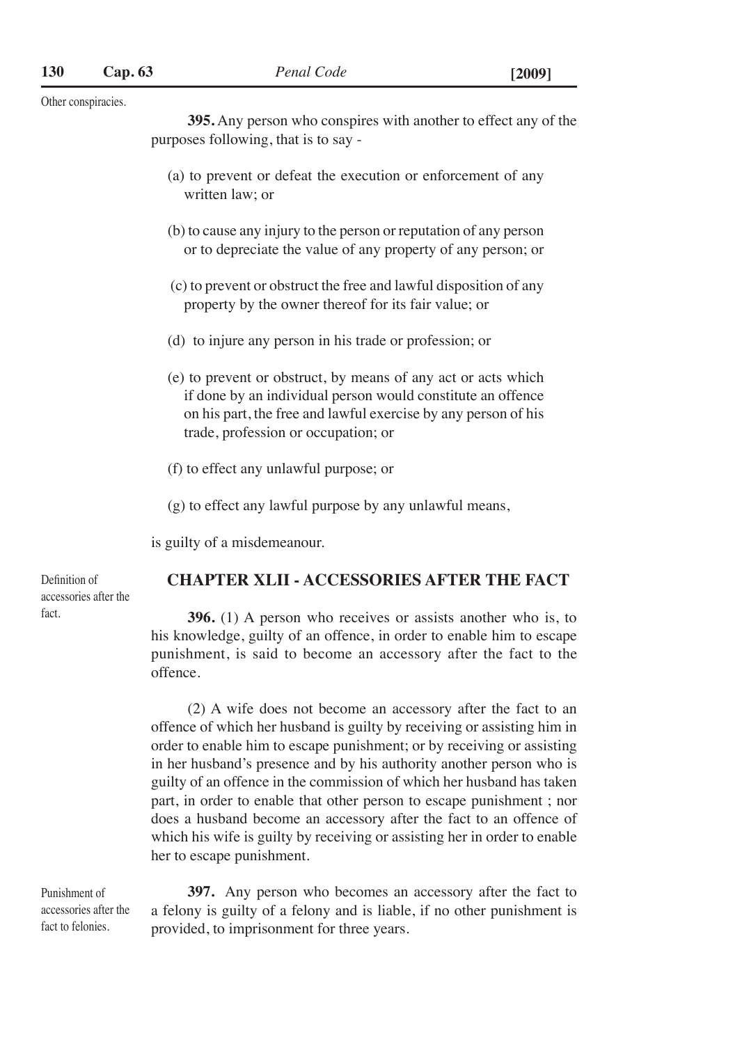Other conspiracies.

**395.** Any person who conspires with another to effect any of the purposes following, that is to say -

(a) to prevent or defeat the execution or enforcement of any written law; or

(b) to cause any injury to the person or reputation of any person or to depreciate the value of any property of any person; or

(c) to prevent or obstruct the free and lawful disposition of any property by the owner thereof for its fair value; or

(d) to injure any person in his trade or profession; or

(e) to prevent or obstruct, by means of any act or acts which if done by an individual person would constitute an offence on his part, the free and lawful exercise by any person of his trade, profession or occupation; or

(f) to effect any unlawful purpose; or

(g) to effect any lawful purpose by any unlawful means,

is guilty of a misdemeanour.

## CHAPTER XLII - ACCESSORIES AFTER THE FACT

Definition of accessories after the fact.

**396.** (1) A person who receives or assists another who is, to his knowledge, guilty of an offence, in order to enable him to escape punishment, is said to become an accessory after the fact to the offence.

(2) A wife does not become an accessory after the fact to an offence of which her husband is guilty by receiving or assisting him in order to enable him to escape punishment; or by receiving or assisting in her husband's presence and by his authority another person who is guilty of an offence in the commission of which her husband has taken part, in order to enable that other person to escape punishment ; nor does a husband become an accessory after the fact to an offence of which his wife is guilty by receiving or assisting her in order to enable her to escape punishment.

Punishment of accessories after the fact to felonies.

**397.** Any person who becomes an accessory after the fact to a felony is guilty of a felony and is liable, if no other punishment is provided, to imprisonment for three years.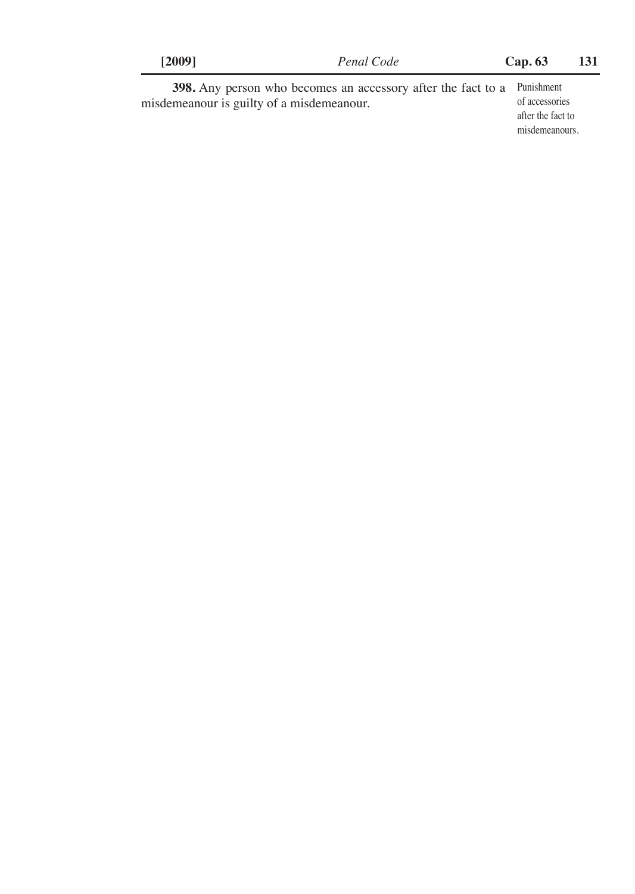**398.** Any person who becomes an accessory after the fact to a misdemeanour is guilty of a misdemeanour.

Punishment of accessories after the fact to misdemeanours.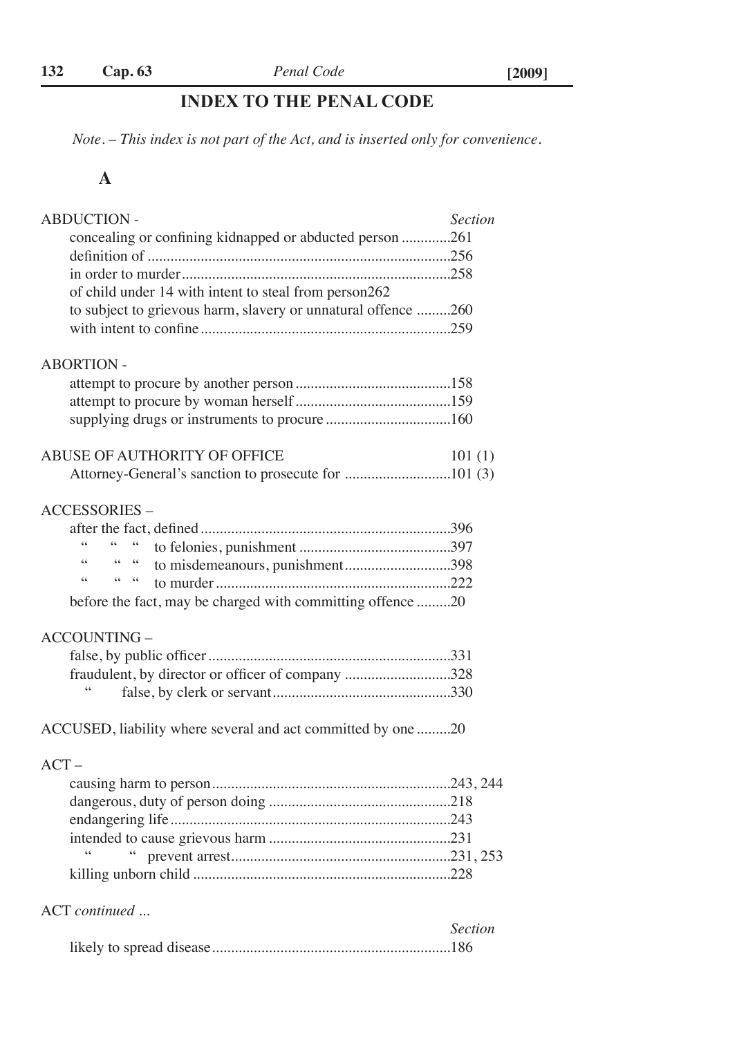# INDEX TO THE PENAL CODE

*Note. – This index is not part of the Act, and is inserted only for convenience.*

## A

| | *Section* |
|---|---|
| **ABDUCTION -** | |
| concealing or confining kidnapped or abducted person | 261 |
| definition of | 256 |
| in order to murder | 258 |
| of child under 14 with intent to steal from person | 262 |
| to subject to grievous harm, slavery or unnatural offence | 260 |
| with intent to confine | 259 |
| **ABORTION -** | |
| attempt to procure by another person | 158 |
| attempt to procure by woman herself | 159 |
| supplying drugs or instruments to procure | 160 |
| **ABUSE OF AUTHORITY OF OFFICE** | 101 (1) |
| Attorney-General's sanction to prosecute for | 101 (3) |
| **ACCESSORIES –** | |
| after the fact, defined | 396 |
| " " " to felonies, punishment | 397 |
| " " " to misdemeanours, punishment | 398 |
| " " " to murder | 222 |
| before the fact, may be charged with committing offence | 20 |
| **ACCOUNTING –** | |
| false, by public officer | 331 |
| fraudulent, by director or officer of company | 328 |
| " false, by clerk or servant | 330 |
| **ACCUSED**, liability where several and act committed by one | 20 |
| **ACT –** | |
| causing harm to person | 243, 244 |
| dangerous, duty of person doing | 218 |
| endangering life | 243 |
| intended to cause grievous harm | 231 |
| " " prevent arrest | 231, 253 |
| killing unborn child | 228 |

ACT *continued ...*

| | *Section* |
|---|---|
| likely to spread disease | 186 |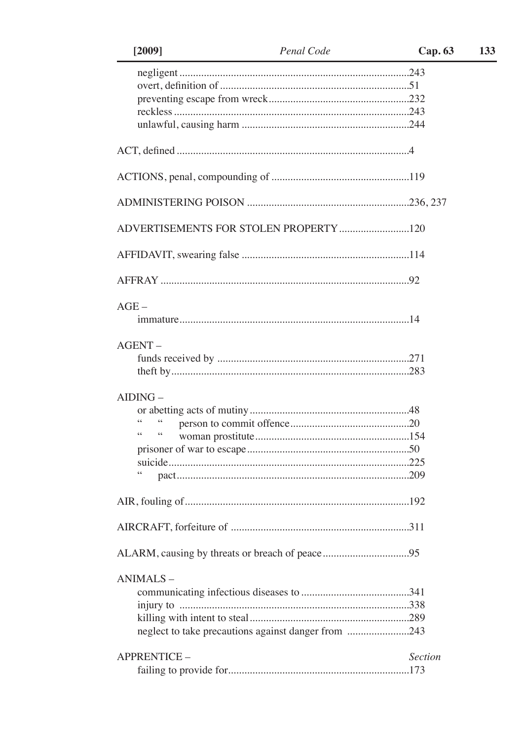negligent ....................................................................................243
overt, definition of ......................................................................51
preventing escape from wreck....................................................232
reckless ......................................................................................243
unlawful, causing harm .............................................................244

ACT, defined .....................................................................................4

ACTIONS, penal, compounding of ...................................................119

ADMINISTERING POISON ............................................................236, 237

ADVERTISEMENTS FOR STOLEN PROPERTY..........................120

AFFIDAVIT, swearing false ..............................................................114

AFFRAY ............................................................................................92

AGE –
immature....................................................................................14

AGENT –
funds received by .......................................................................271
theft by.......................................................................................283

AIDING –
or abetting acts of mutiny...........................................................48
" " person to commit offence............................................20
" " woman prostitute.........................................................154
prisoner of war to escape............................................................50
suicide........................................................................................225
" pact.....................................................................................209

AIR, fouling of...................................................................................192

AIRCRAFT, forfeiture of ..................................................................311

ALARM, causing by threats or breach of peace................................95

ANIMALS –
communicating infectious diseases to .........................................341
injury to .....................................................................................338
killing with intent to steal...........................................................289
neglect to take precautions against danger from .......................243

APPRENTICE – *Section*
failing to provide for...................................................................173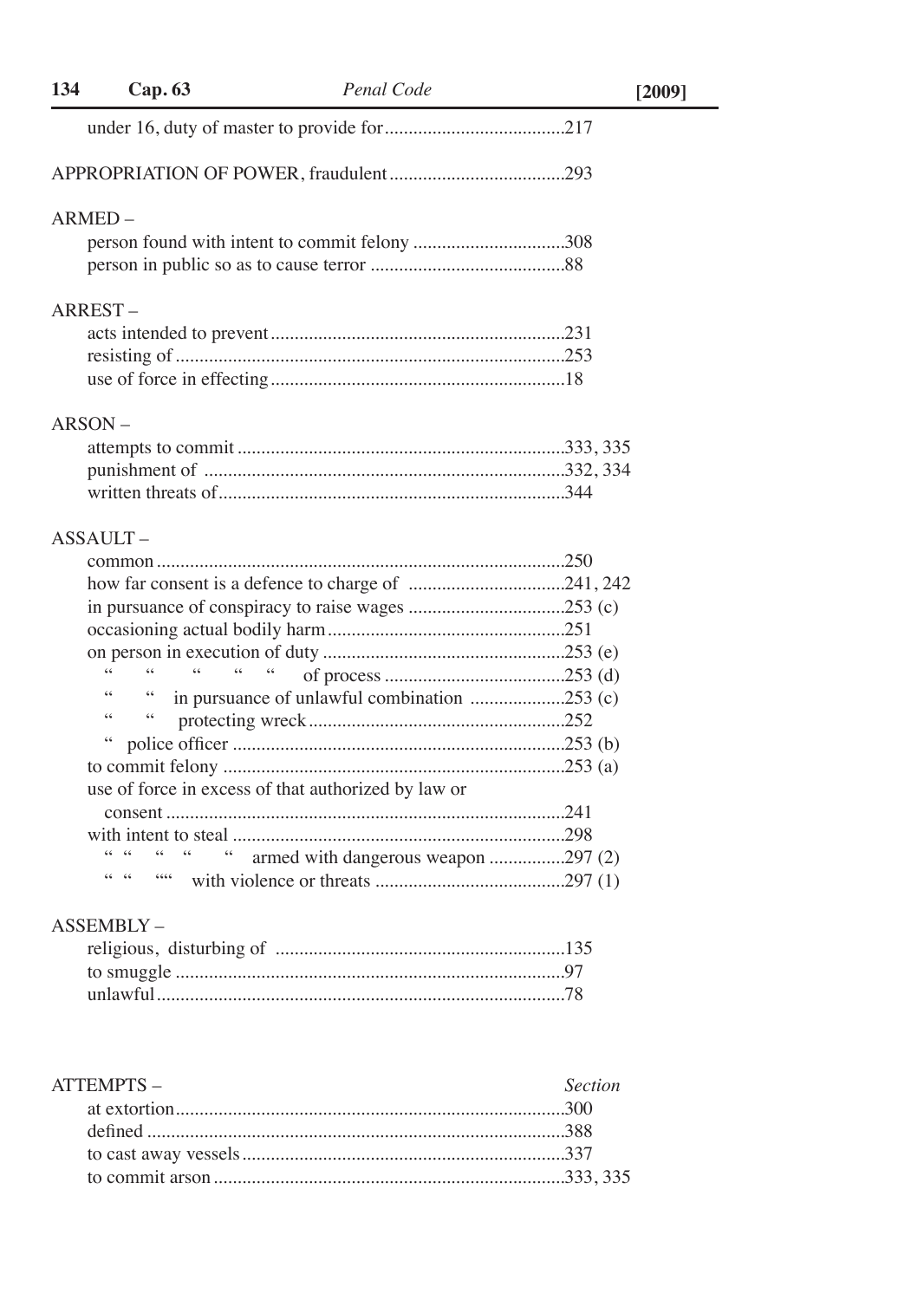under 16, duty of master to provide for ......................................217

APPROPRIATION OF POWER, fraudulent ....................................293

ARMED –

person found with intent to commit felony ................................308
person in public so as to cause terror .........................................88

ARREST –

acts intended to prevent ...............................................................231
resisting of ....................................................................................253
use of force in effecting ..............................................................18

ARSON –

attempts to commit .......................................................................333, 335
punishment of ..............................................................................332, 334
written threats of .........................................................................344

ASSAULT –

common ........................................................................................250
how far consent is a defence to charge of .................................241, 242
in pursuance of conspiracy to raise wages .................................253 (c)
occasioning actual bodily harm ...................................................251
on person in execution of duty ....................................................253 (e)
" " " " " of process .......................................253 (d)
" " in pursuance of unlawful combination ....................253 (c)
" " protecting wreck ......................................................252
" police officer ..........................................................................253 (b)
to commit felony ..........................................................................253 (a)
use of force in excess of that authorized by law or
consent .........................................................................................241
with intent to steal .......................................................................298
" " " " " armed with dangerous weapon ................297 (2)
" " "" with violence or threats ........................................297 (1)

ASSEMBLY –

religious, disturbing of ...............................................................135
to smuggle ....................................................................................97
unlawful ........................................................................................78

ATTEMPTS – *Section*

at extortion ...................................................................................300
defined .........................................................................................388
to cast away vessels .....................................................................337
to commit arson ............................................................................333, 335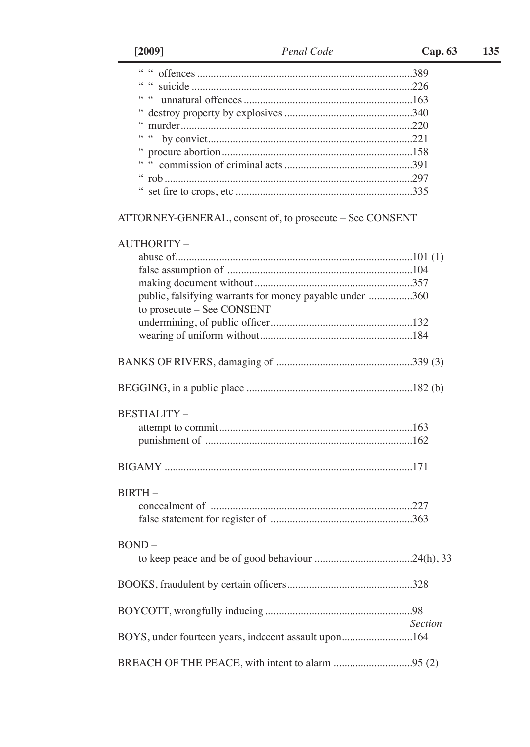“ “ offences ..............................................................................389
“ “ suicide ................................................................................226
“ “ unnatural offences .............................................................163
“ destroy property by explosives ...............................................340
“ murder....................................................................................220
“ “ by convict..........................................................................221
“ procure abortion......................................................................158
“ “ commission of criminal acts ...............................................391
“ rob ..........................................................................................297
“ set fire to crops, etc ................................................................335

ATTORNEY-GENERAL, consent of, to prosecute – See CONSENT

AUTHORITY –

abuse of......................................................................................101 (1)
false assumption of ....................................................................104
making document without..........................................................357
public, falsifying warrants for money payable under ................360
to prosecute – See CONSENT
undermining, of public officer....................................................132
wearing of uniform without........................................................184

BANKS OF RIVERS, damaging of ..................................................339 (3)

BEGGING, in a public place .............................................................182 (b)

BESTIALITY –

attempt to commit.......................................................................163
punishment of ...........................................................................162

BIGAMY ..........................................................................................171

BIRTH –

concealment of ..........................................................................227
false statement for register of ....................................................363

BOND –

to keep peace and be of good behaviour ....................................24(h), 33

BOOKS, fraudulent by certain officers..............................................328

BOYCOTT, wrongfully inducing ......................................................98

*Section*

BOYS, under fourteen years, indecent assault upon..........................164

BREACH OF THE PEACE, with intent to alarm .............................95 (2)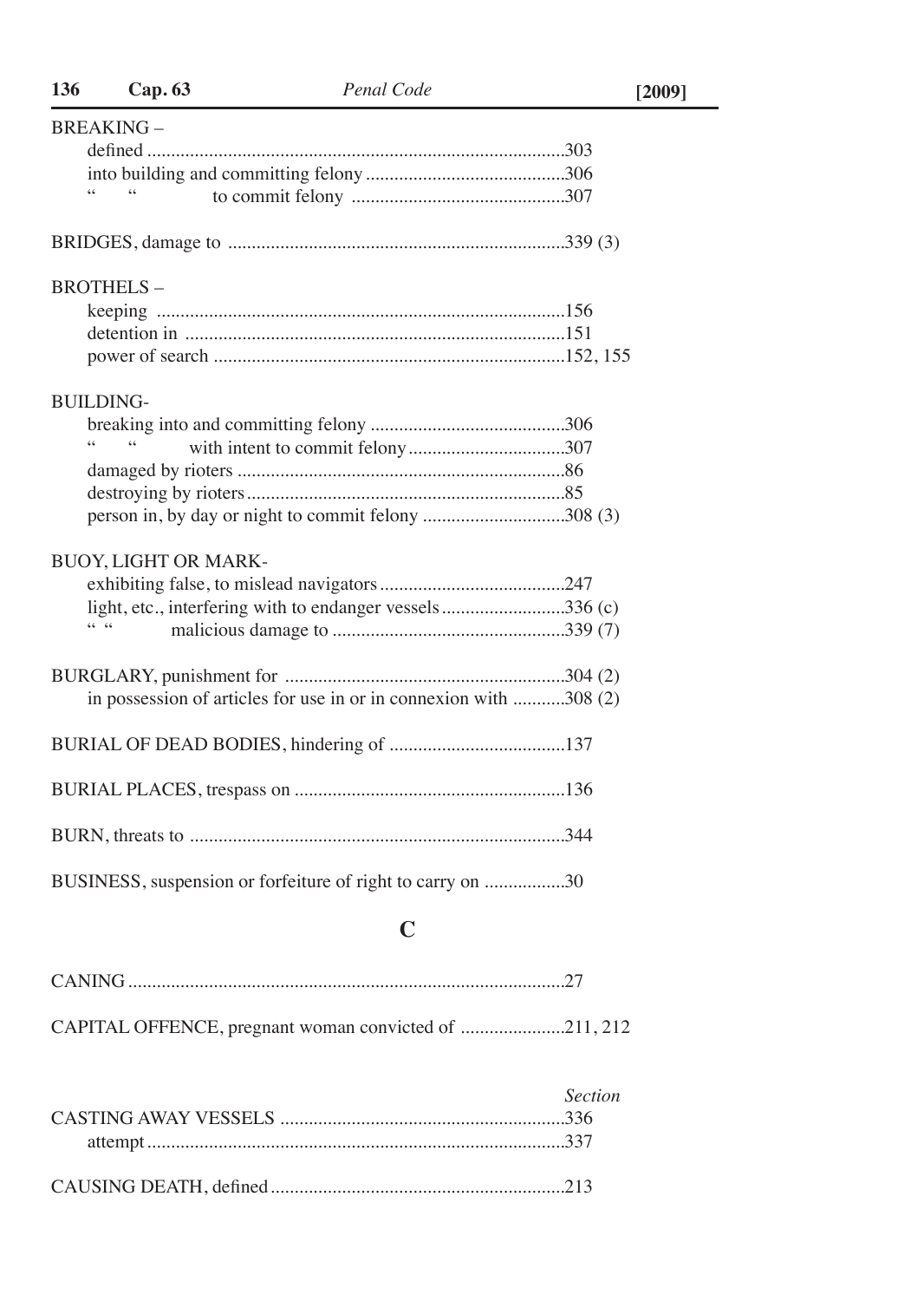BREAKING –

- defined ........................................................................................303
- into building and committing felony ..........................................306
- " " to commit felony .............................................307

BRIDGES, damage to .......................................................................339 (3)

BROTHELS –

- keeping ......................................................................................156
- detention in ................................................................................151
- power of search ..........................................................................152, 155

BUILDING-

- breaking into and committing felony .........................................306
- " " with intent to commit felony.................................307
- damaged by rioters .....................................................................86
- destroying by rioters...................................................................85
- person in, by day or night to commit felony ..............................308 (3)

BUOY, LIGHT OR MARK-

- exhibiting false, to mislead navigators.......................................247
- light, etc., interfering with to endanger vessels..........................336 (c)
- " " malicious damage to .................................................339 (7)

BURGLARY, punishment for ...........................................................304 (2)

- in possession of articles for use in or in connexion with ...........308 (2)

BURIAL OF DEAD BODIES, hindering of .....................................137

BURIAL PLACES, trespass on .........................................................136

BURN, threats to ...............................................................................344

BUSINESS, suspension or forfeiture of right to carry on .................30

## C

CANING...........................................................................................27

CAPITAL OFFENCE, pregnant woman convicted of ......................211, 212

*Section*

CASTING AWAY VESSELS ............................................................336

- attempt........................................................................................337

CAUSING DEATH, defined.............................................................213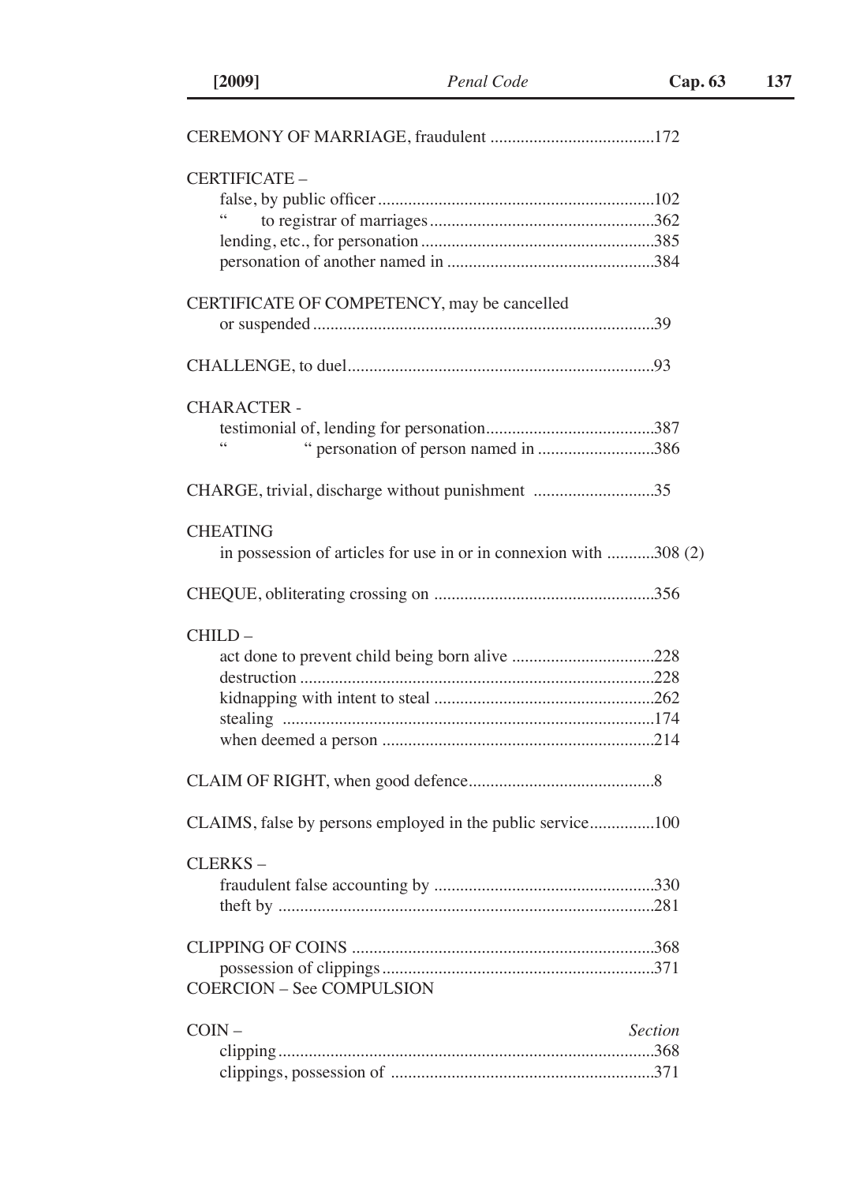CEREMONY OF MARRIAGE, fraudulent ......................................172

CERTIFICATE –

- false, by public officer ................................................................102
- " to registrar of marriages....................................................362
- lending, etc., for personation ......................................................385
- personation of another named in ................................................384

CERTIFICATE OF COMPETENCY, may be cancelled
or suspended ...............................................................................39

CHALLENGE, to duel.......................................................................93

CHARACTER -

- testimonial of, lending for personation.......................................387
- " " personation of person named in ...........................386

CHARGE, trivial, discharge without punishment ............................35

CHEATING

- in possession of articles for use in or in connexion with ...........308 (2)

CHEQUE, obliterating crossing on ...................................................356

CHILD –

- act done to prevent child being born alive .................................228
- destruction ..................................................................................228
- kidnapping with intent to steal ...................................................262
- stealing ......................................................................................174
- when deemed a person ...............................................................214

CLAIM OF RIGHT, when good defence...........................................8

CLAIMS, false by persons employed in the public service...............100

CLERKS –

- fraudulent false accounting by ...................................................330
- theft by .......................................................................................281

CLIPPING OF COINS ......................................................................368

- possession of clippings...............................................................371

COERCION – See COMPULSION

COIN – *Section*

- clipping.......................................................................................368
- clippings, possession of .............................................................371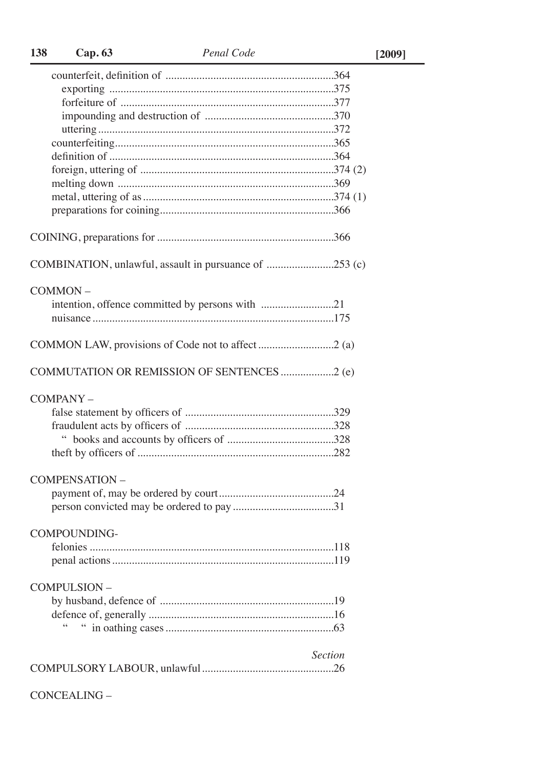counterfeit, definition of ...........................................................364
  exporting ...............................................................................375
  forfeiture of ...........................................................................377
  impounding and destruction of .............................................370
  uttering ...................................................................................372
counterfeiting.............................................................................365
definition of ...............................................................................364
foreign, uttering of ....................................................................374 (2)
melting down ............................................................................369
metal, uttering of as ...................................................................374 (1)
preparations for coining.............................................................366

COINING, preparations for .............................................................366

COMBINATION, unlawful, assault in pursuance of .......................253 (c)

COMMON –
  intention, offence committed by persons with .........................21
  nuisance .....................................................................................175

COMMON LAW, provisions of Code not to affect ..........................2 (a)

COMMUTATION OR REMISSION OF SENTENCES ..................2 (e)

COMPANY –
  false statement by officers of ....................................................329
  fraudulent acts by officers of ....................................................328
    " books and accounts by officers of .....................................328
  theft by officers of .....................................................................282

COMPENSATION –
  payment of, may be ordered by court........................................24
  person convicted may be ordered to pay ...................................31

COMPOUNDING-
  felonies ......................................................................................118
  penal actions .............................................................................119

COMPULSION –
  by husband, defence of .............................................................19
  defence of, generally .................................................................16
    "   " in oathing cases ...........................................................63

*Section*

COMPULSORY LABOUR, unlawful ..............................................26

CONCEALING –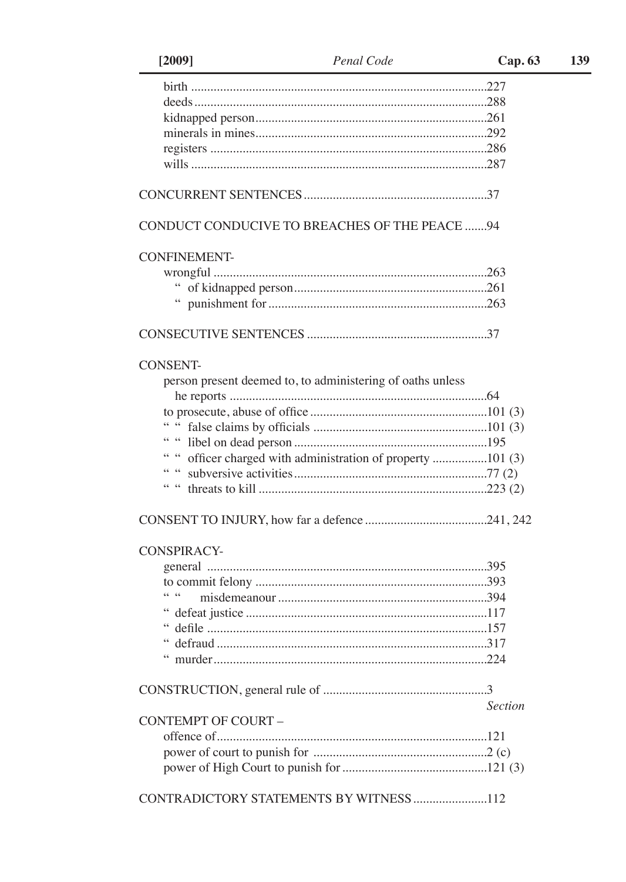birth .....227
deeds .....288
kidnapped person .....261
minerals in mines .....292
registers .....286
wills .....287

CONCURRENT SENTENCES .....37

CONDUCT CONDUCIVE TO BREACHES OF THE PEACE .....94

CONFINEMENT-
- wrongful .....263
- " of kidnapped person .....261
- " punishment for .....263

CONSECUTIVE SENTENCES .....37

CONSENT-
- person present deemed to, to administering of oaths unless he reports .....64
- to prosecute, abuse of office .....101 (3)
- " " false claims by officials .....101 (3)
- " " libel on dead person .....195
- " " officer charged with administration of property .....101 (3)
- " " subversive activities .....77 (2)
- " " threats to kill .....223 (2)

CONSENT TO INJURY, how far a defence .....241, 242

CONSPIRACY-
- general .....395
- to commit felony .....393
- " " misdemeanour .....394
- " defeat justice .....117
- " defile .....157
- " defraud .....317
- " murder .....224

CONSTRUCTION, general rule of .....3

*Section*

CONTEMPT OF COURT –
- offence of .....121
- power of court to punish for .....2 (c)
- power of High Court to punish for .....121 (3)

CONTRADICTORY STATEMENTS BY WITNESS .....112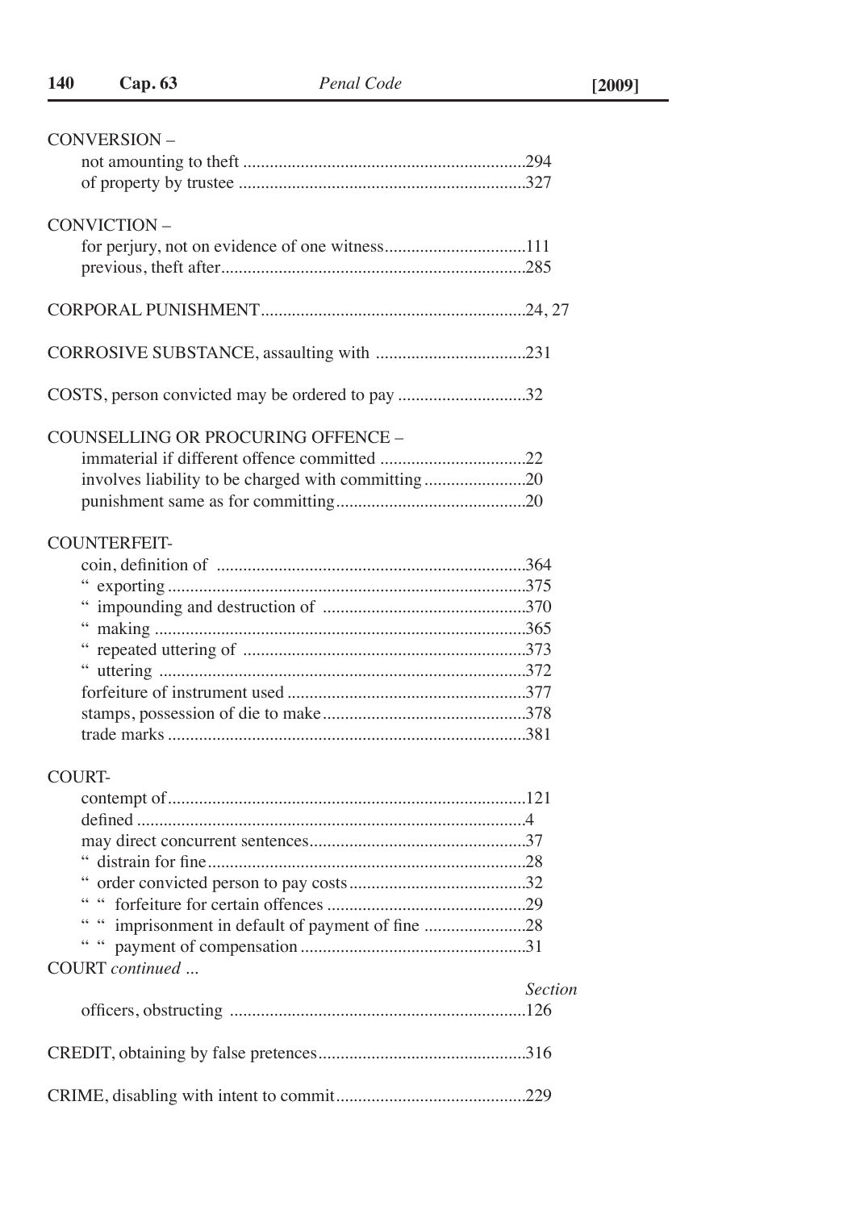CONVERSION –
- not amounting to theft ...............................................................294
- of property by trustee ................................................................327

CONVICTION –
- for perjury, not on evidence of one witness................................111
- previous, theft after....................................................................285

CORPORAL PUNISHMENT...........................................................24, 27

CORROSIVE SUBSTANCE, assaulting with .................................231

COSTS, person convicted may be ordered to pay ............................32

COUNSELLING OR PROCURING OFFENCE –
- immaterial if different offence committed .................................22
- involves liability to be charged with committing .......................20
- punishment same as for committing...........................................20

COUNTERFEIT-
- coin, definition of .....................................................................364
- " exporting ................................................................................375
- " impounding and destruction of .............................................370
- " making ...................................................................................365
- " repeated uttering of ...............................................................373
- " uttering ..................................................................................372
- forfeiture of instrument used .....................................................377
- stamps, possession of die to make.............................................378
- trade marks ................................................................................381

COURT-
- contempt of................................................................................121
- defined .......................................................................................4
- may direct concurrent sentences.................................................37
- " distrain for fine.......................................................................28
- " order convicted person to pay costs........................................32
- " " forfeiture for certain offences .............................................29
- " " imprisonment in default of payment of fine .......................28
- " " payment of compensation ...................................................31

COURT *continued ...*

*Section*

- officers, obstructing ..................................................................126

CREDIT, obtaining by false pretences..............................................316

CRIME, disabling with intent to commit..........................................229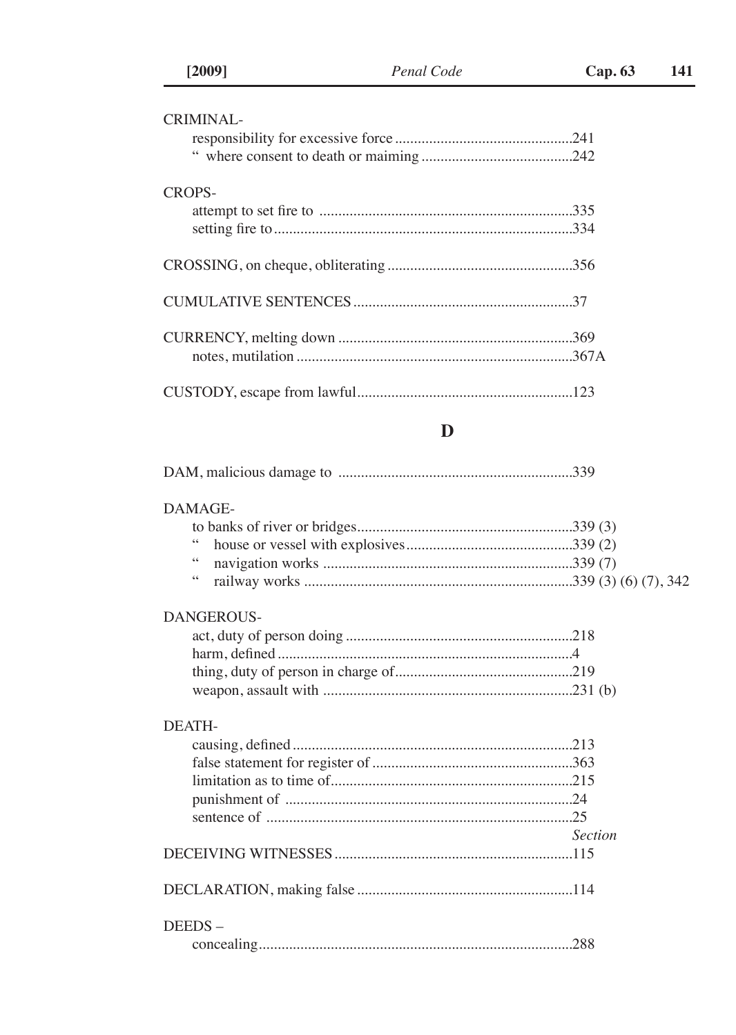CRIMINAL-
- responsibility for excessive force ...............................................241
- " where consent to death or maiming ........................................242

CROPS-
- attempt to set fire to ..................................................................335
- setting fire to ..............................................................................334

CROSSING, on cheque, obliterating .................................................356

CUMULATIVE SENTENCES ..........................................................37

CURRENCY, melting down .............................................................369
- notes, mutilation .........................................................................367A

CUSTODY, escape from lawful .........................................................123

## D

DAM, malicious damage to .............................................................339

DAMAGE-
- to banks of river or bridges .........................................................339 (3)
- " house or vessel with explosives ............................................339 (2)
- " navigation works ..................................................................339 (7)
- " railway works .......................................................................339 (3) (6) (7), 342

DANGEROUS-
- act, duty of person doing ............................................................218
- harm, defined ..............................................................................4
- thing, duty of person in charge of ...............................................219
- weapon, assault with ..................................................................231 (b)

DEATH-
- causing, defined ..........................................................................213
- false statement for register of .....................................................363
- limitation as to time of ................................................................215
- punishment of ............................................................................24
- sentence of .................................................................................25

*Section*

DECEIVING WITNESSES ...............................................................115

DECLARATION, making false .........................................................114

DEEDS –
- concealing ...................................................................................288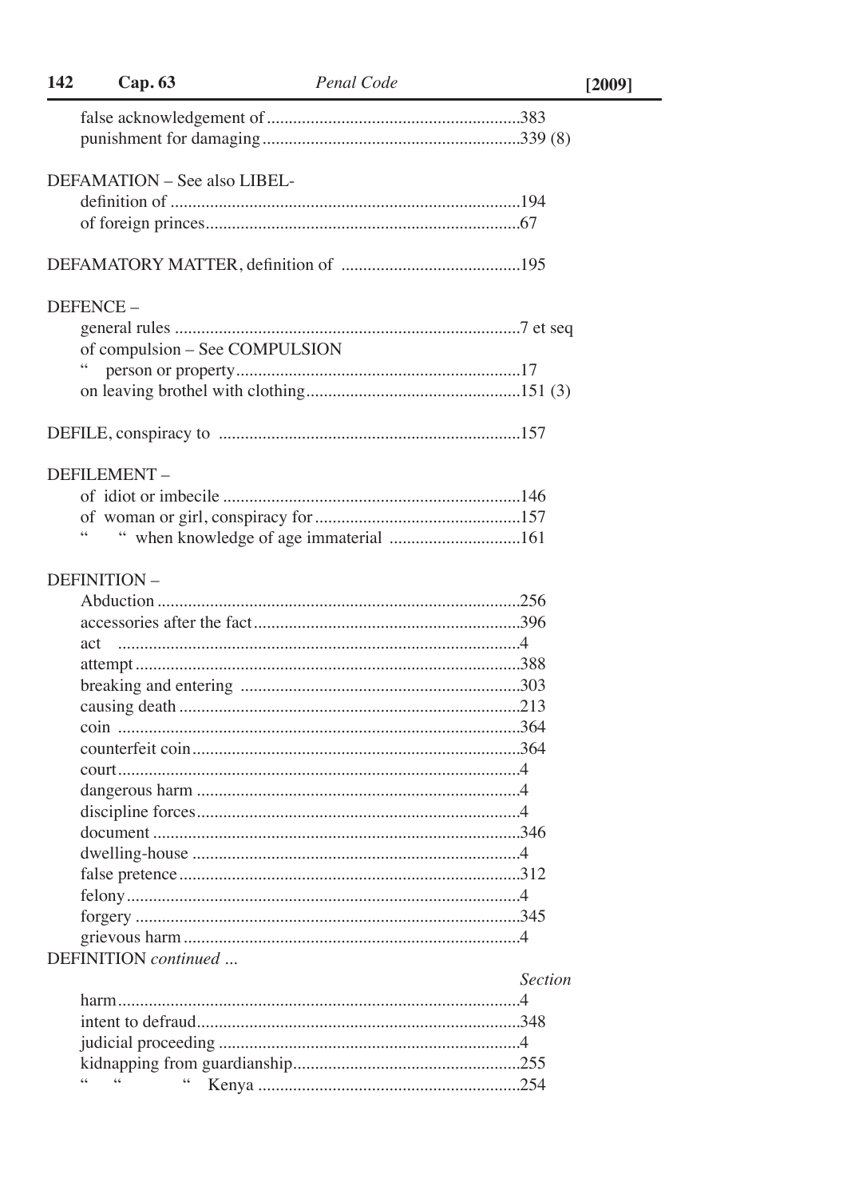false acknowledgement of .........................................................383
punishment for damaging..........................................................339 (8)

DEFAMATION – See also LIBEL-
definition of ...............................................................................194
of foreign princes.......................................................................67

DEFAMATORY MATTER, definition of .........................................195

DEFENCE –
general rules ..............................................................................7 et seq
of compulsion – See COMPULSION
" person or property.................................................................17
on leaving brothel with clothing................................................151 (3)

DEFILE, conspiracy to ....................................................................157

DEFILEMENT –
of idiot or imbecile ....................................................................146
of woman or girl, conspiracy for ...............................................157
" " when knowledge of age immaterial ..............................161

DEFINITION –
Abduction ..................................................................................256
accessories after the fact ............................................................396
act ..........................................................................................4
attempt .......................................................................................388
breaking and entering ...............................................................303
causing death .............................................................................213
coin ...........................................................................................364
counterfeit coin ..........................................................................364
court...........................................................................................4
dangerous harm .........................................................................4
discipline forces.........................................................................4
document ...................................................................................346
dwelling-house ..........................................................................4
false pretence .............................................................................312
felony.........................................................................................4
forgery .......................................................................................345
grievous harm ............................................................................4

DEFINITION *continued* ...

*Section*

harm...........................................................................................4
intent to defraud.........................................................................348
judicial proceeding ....................................................................4
kidnapping from guardianship...................................................255
" " " Kenya ...........................................................254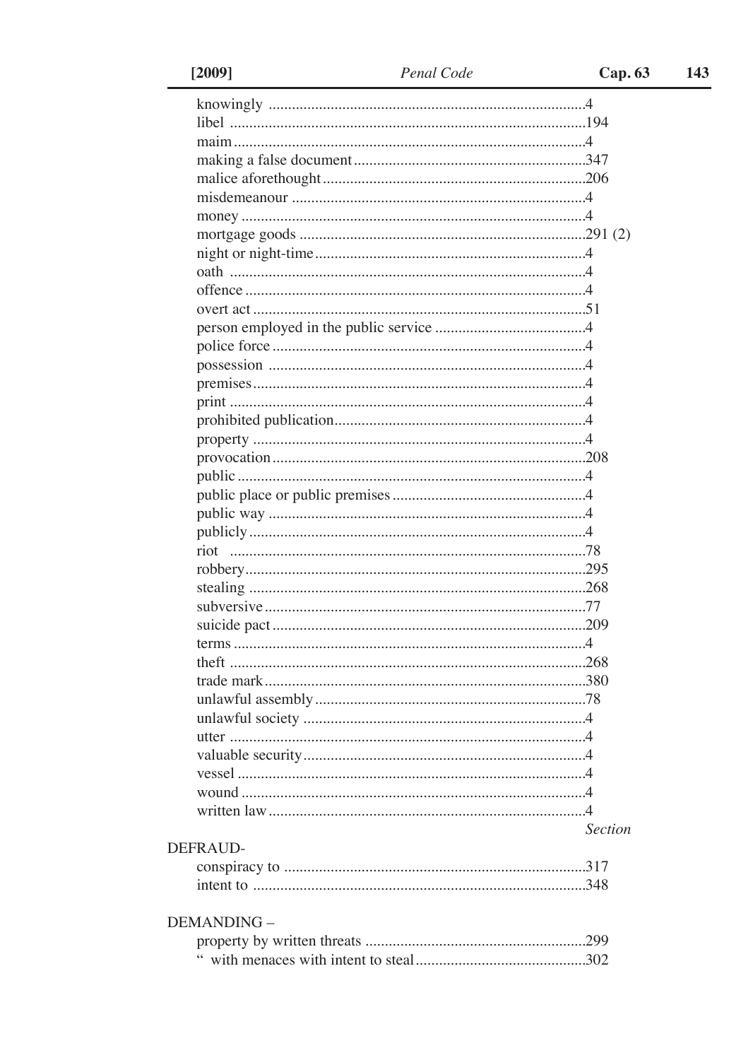knowingly ..................................................................................4
libel ..........................................................................................194
maim..........................................................................................4
making a false document...........................................................347
malice aforethought...................................................................206
misdemeanour ...........................................................................4
money ........................................................................................4
mortgage goods .........................................................................291 (2)
night or night-time.....................................................................4
oath ...........................................................................................4
offence .......................................................................................4
overt act .....................................................................................51
person employed in the public service .......................................4
police force ................................................................................4
possession .................................................................................4
premises.....................................................................................4
print ...........................................................................................4
prohibited publication................................................................4
property .....................................................................................4
provocation ................................................................................208
public .........................................................................................4
public place or public premises .................................................4
public way .................................................................................4
publicly ......................................................................................4
riot ...........................................................................................78
robbery.......................................................................................295
stealing ......................................................................................268
subversive ..................................................................................77
suicide pact ................................................................................209
terms ..........................................................................................4
theft ...........................................................................................268
trade mark ..................................................................................380
unlawful assembly .....................................................................78
unlawful society ........................................................................4
utter ...........................................................................................4
valuable security........................................................................4
vessel .........................................................................................4
wound ........................................................................................4
written law .................................................................................4

*Section*

DEFRAUD-

conspiracy to .............................................................................317
intent to .....................................................................................348

DEMANDING –

property by written threats ........................................................299
" with menaces with intent to steal...........................................302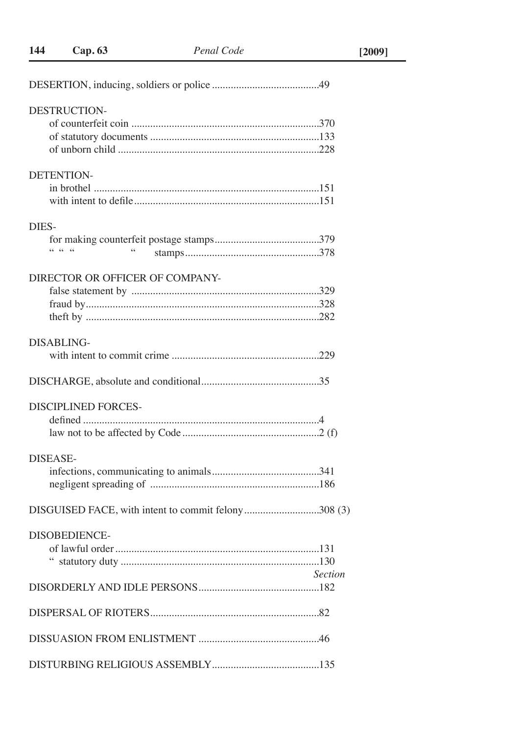DESERTION, inducing, soldiers or police ........................................49

DESTRUCTION-

- of counterfeit coin .....................................................................370
- of statutory documents ..............................................................133
- of unborn child ..........................................................................228

DETENTION-

- in brothel ...................................................................................151
- with intent to defile....................................................................151

DIES-

- for making counterfeit postage stamps.......................................379
- " " " " stamps.................................................378

DIRECTOR OR OFFICER OF COMPANY-

- false statement by .....................................................................329
- fraud by......................................................................................328
- theft by ......................................................................................282

DISABLING-

- with intent to commit crime ......................................................229

DISCHARGE, absolute and conditional............................................35

DISCIPLINED FORCES-

- defined .......................................................................................4
- law not to be affected by Code ..................................................2 (f)

DISEASE-

- infections, communicating to animals........................................341
- negligent spreading of ..............................................................186

DISGUISED FACE, with intent to commit felony...........................308 (3)

DISOBEDIENCE-

- of lawful order ...........................................................................131
- " statutory duty .........................................................................130

*Section*

DISORDERLY AND IDLE PERSONS.............................................182

DISPERSAL OF RIOTERS..............................................................82

DISSUASION FROM ENLISTMENT .............................................46

DISTURBING RELIGIOUS ASSEMBLY........................................135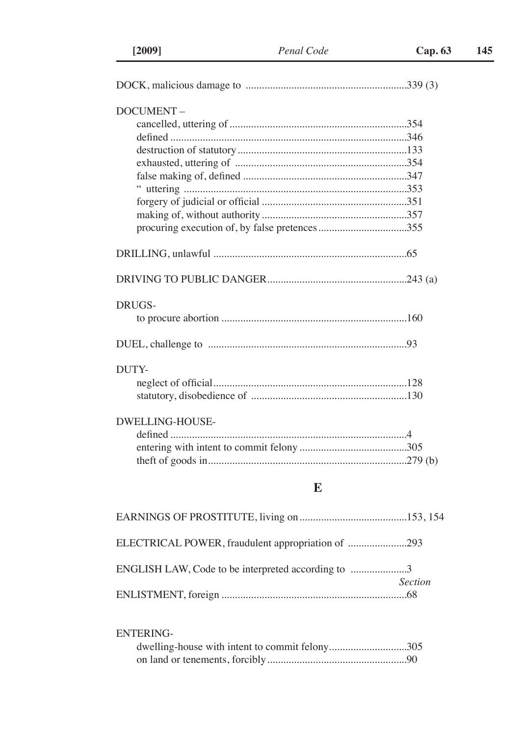DOCK, malicious damage to ............................................................339 (3)

DOCUMENT –
- cancelled, uttering of ..................................................................354
- defined ........................................................................................346
- destruction of statutory ...............................................................133
- exhausted, uttering of ................................................................354
- false making of, defined .............................................................347
- " uttering ...................................................................................353
- forgery of judicial or official ......................................................351
- making of, without authority ......................................................357
- procuring execution of, by false pretences .................................355

DRILLING, unlawful ........................................................................65

DRIVING TO PUBLIC DANGER....................................................243 (a)

DRUGS-
- to procure abortion .....................................................................160

DUEL, challenge to ..........................................................................93

DUTY-
- neglect of official ........................................................................128
- statutory, disobedience of ..........................................................130

DWELLING-HOUSE-
- defined ........................................................................................4
- entering with intent to commit felony ........................................305
- theft of goods in ..........................................................................279 (b)

## E

EARNINGS OF PROSTITUTE, living on ........................................153, 154

ELECTRICAL POWER, fraudulent appropriation of ......................293

ENGLISH LAW, Code to be interpreted according to .....................3

*Section*

ENLISTMENT, foreign .....................................................................68

ENTERING-
- dwelling-house with intent to commit felony.............................305
- on land or tenements, forcibly ....................................................90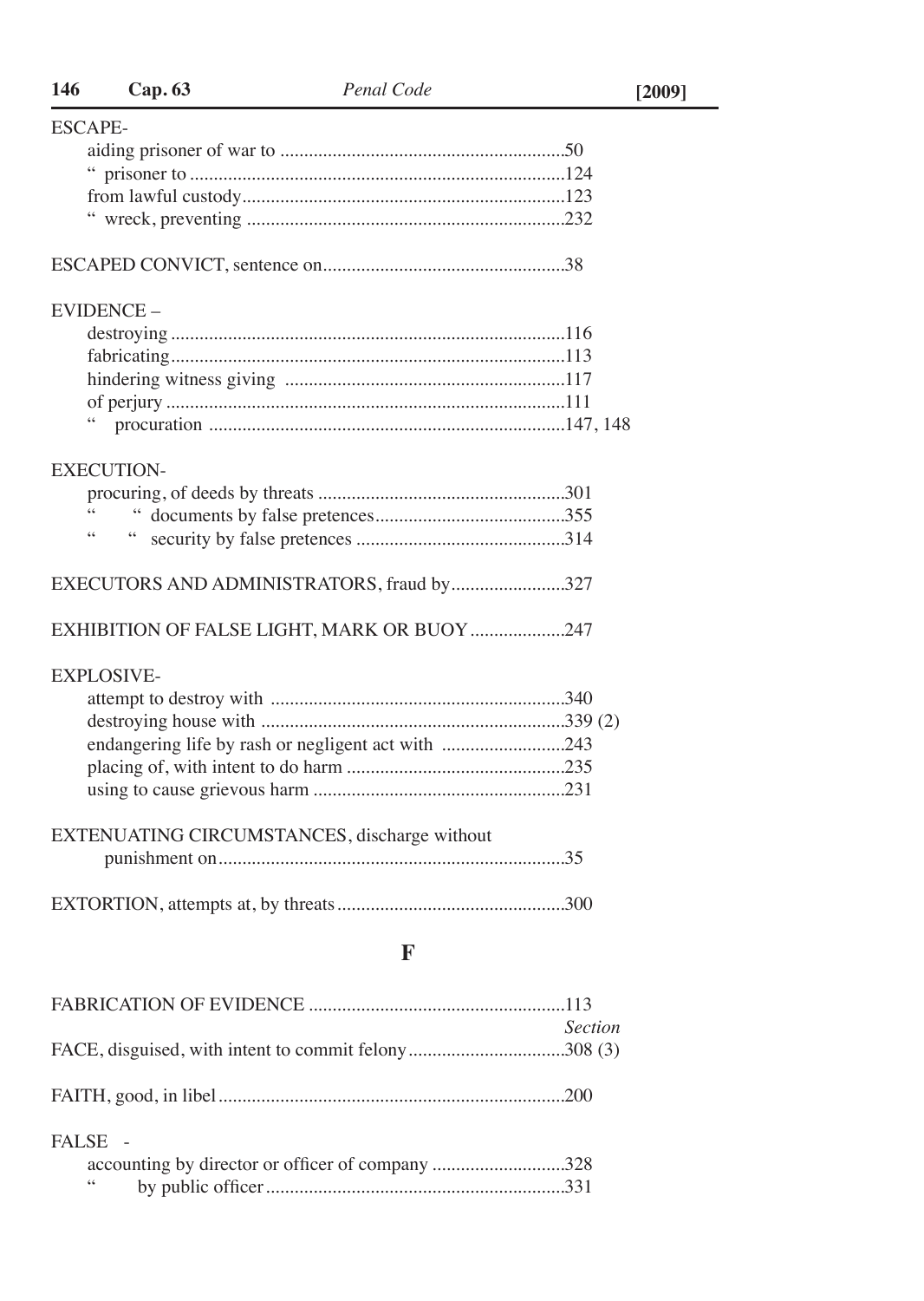ESCAPE-

- aiding prisoner of war to ............................................................50
- " prisoner to ...............................................................................124
- from lawful custody....................................................................123
- " wreck, preventing ...................................................................232

ESCAPED CONVICT, sentence on...................................................38

EVIDENCE –

- destroying ...................................................................................116
- fabricating...................................................................................113
- hindering witness giving ...........................................................117
- of perjury ....................................................................................111
- " procuration ...........................................................................147, 148

EXECUTION-

- procuring, of deeds by threats ....................................................301
- " " documents by false pretences........................................355
- " " security by false pretences ............................................314

EXECUTORS AND ADMINISTRATORS, fraud by........................327

EXHIBITION OF FALSE LIGHT, MARK OR BUOY ....................247

EXPLOSIVE-

- attempt to destroy with .............................................................340
- destroying house with ................................................................339 (2)
- endangering life by rash or negligent act with ..........................243
- placing of, with intent to do harm .............................................235
- using to cause grievous harm .....................................................231

EXTENUATING CIRCUMSTANCES, discharge without punishment on.........................................................................35

EXTORTION, attempts at, by threats ................................................300

## F

FABRICATION OF EVIDENCE ......................................................113

*Section*

FACE, disguised, with intent to commit felony.................................308 (3)

FAITH, good, in libel.........................................................................200

FALSE -

- accounting by director or officer of company ............................328
- " by public officer...............................................................331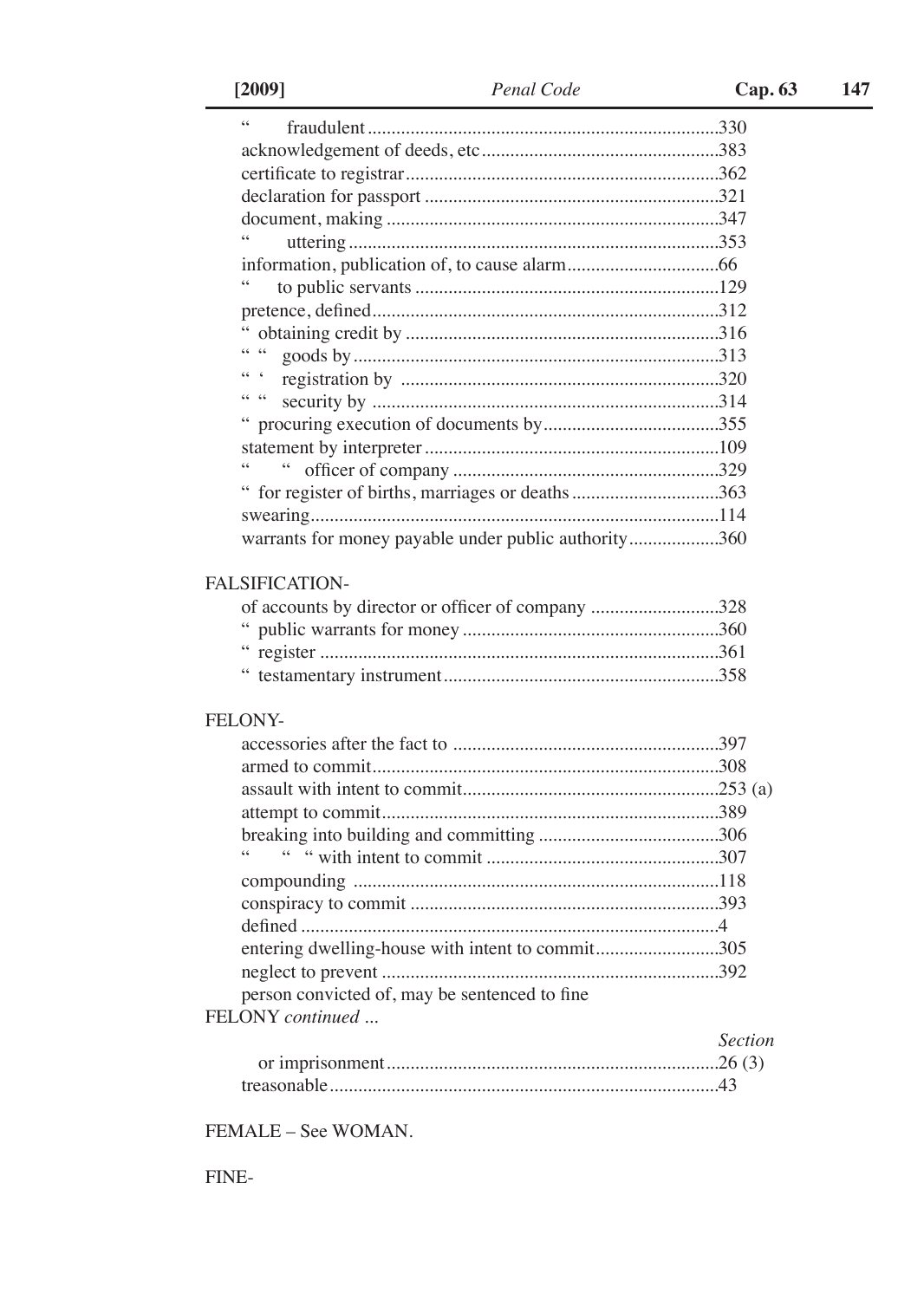“ fraudulent ....................................................................330
acknowledgement of deeds, etc .................................................383
certificate to registrar....................................................................362
declaration for passport ...............................................................321
document, making .........................................................................347
“ uttering .......................................................................................353
information, publication of, to cause alarm...............................66
“ to public servants ......................................................................129
pretence, defined.............................................................................312
“ obtaining credit by .......................................................................316
“ “ goods by ....................................................................................313
“ ‘ registration by ..........................................................................320
“ “ security by ...............................................................................314
“ procuring execution of documents by.........................................355
statement by interpreter .................................................................109
“ “ officer of company ..................................................................329
“ for register of births, marriages or deaths .................................363
swearing..........................................................................................114
warrants for money payable under public authority...................360

FALSIFICATION-

of accounts by director or officer of company ..........................328
“ public warrants for money .........................................................360
“ register ........................................................................................361
“ testamentary instrument.............................................................358

FELONY-

accessories after the fact to ..........................................................397
armed to commit.............................................................................308
assault with intent to commit.........................................................253 (a)
attempt to commit...........................................................................389
breaking into building and committing ........................................306
“ “ “ with intent to commit ...........................................................307
compounding ..................................................................................118
conspiracy to commit .....................................................................393
defined ..............................................................................................4
entering dwelling-house with intent to commit...........................305
neglect to prevent ...........................................................................392
person convicted of, may be sentenced to fine

FELONY *continued ...*

*Section*

or imprisonment.............................................................................26 (3)
treasonable........................................................................................43

FEMALE – See WOMAN.

FINE-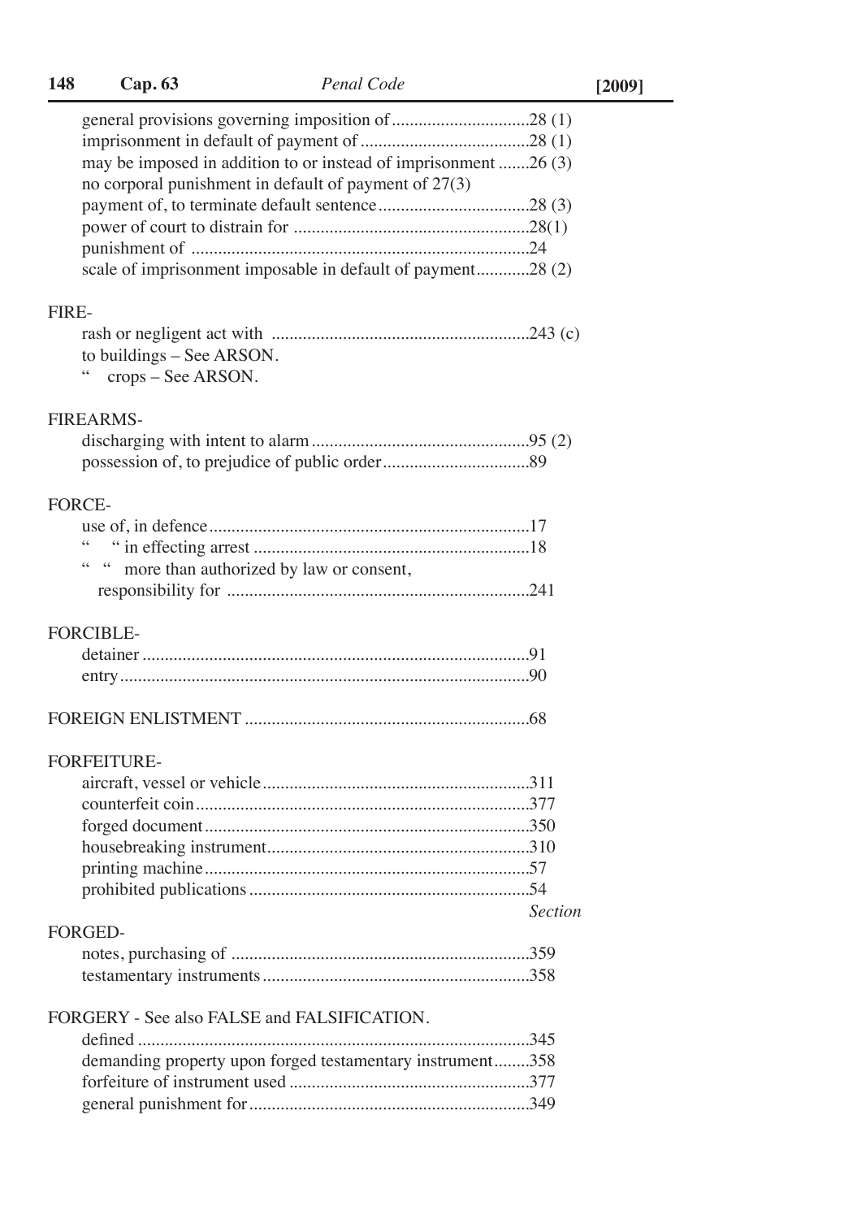general provisions governing imposition of ..............................28 (1)
imprisonment in default of payment of ......................................28 (1)
may be imposed in addition to or instead of imprisonment .......26 (3)
no corporal punishment in default of payment of 27(3)
payment of, to terminate default sentence .................................28 (3)
power of court to distrain for ....................................................28(1)
punishment of ...........................................................................24
scale of imprisonment imposable in default of payment............28 (2)

FIRE-

rash or negligent act with .........................................................243 (c)
to buildings – See ARSON.
" crops – See ARSON.

FIREARMS-

discharging with intent to alarm ................................................95 (2)
possession of, to prejudice of public order ................................89

FORCE-

use of, in defence.......................................................................17
" " in effecting arrest .............................................................18
" " more than authorized by law or consent,
responsibility for ...................................................................241

FORCIBLE-

detainer ......................................................................................91
entry...........................................................................................90

FOREIGN ENLISTMENT ...............................................................68

FORFEITURE-

aircraft, vessel or vehicle...........................................................311
counterfeit coin..........................................................................377
forged document........................................................................350
housebreaking instrument..........................................................310
printing machine........................................................................57
prohibited publications..............................................................54

*Section*

FORGED-

notes, purchasing of ..................................................................359
testamentary instruments ...........................................................358

FORGERY - See also FALSE and FALSIFICATION.

defined .......................................................................................345
demanding property upon forged testamentary instrument........358
forfeiture of instrument used .....................................................377
general punishment for..............................................................349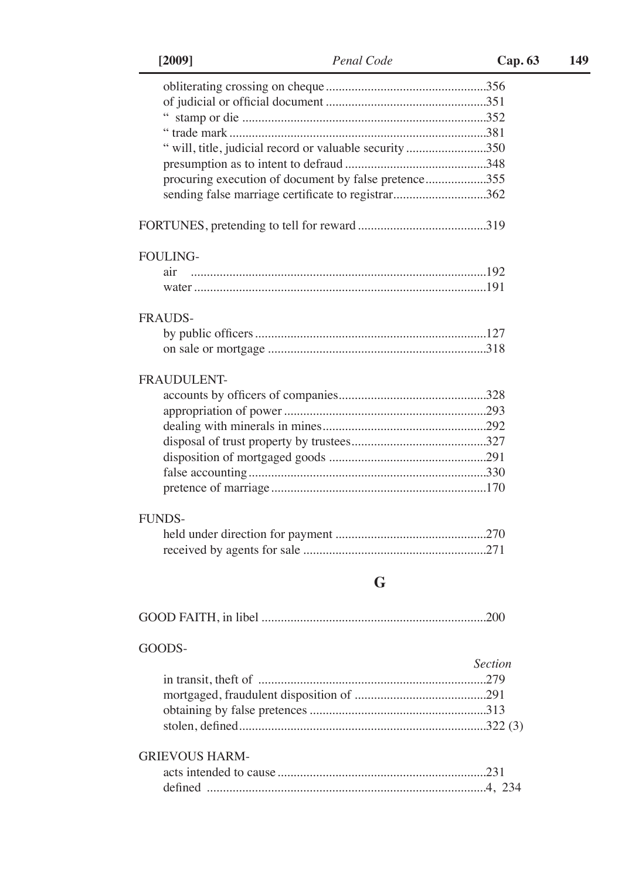obliterating crossing on cheque ..................................................356
of judicial or official document ..................................................351
"  stamp or die ............................................................................352
" trade mark ................................................................................381
" will, title, judicial record or valuable security .........................350
presumption as to intent to defraud ............................................348
procuring execution of document by false pretence...................355
sending false marriage certificate to registrar.............................362

FORTUNES, pretending to tell for reward ........................................319

FOULING-
air ...........................................................................................192
water ..........................................................................................191

FRAUDS-
by public officers ........................................................................127
on sale or mortgage ....................................................................318

FRAUDULENT-
accounts by officers of companies..............................................328
appropriation of power ...............................................................293
dealing with minerals in mines...................................................292
disposal of trust property by trustees..........................................327
disposition of mortgaged goods .................................................291
false accounting..........................................................................330
pretence of marriage ...................................................................170

FUNDS-
held under direction for payment ...............................................270
received by agents for sale .........................................................271

## G

GOOD FAITH, in libel ......................................................................200

GOODS-

*Section*

in transit, theft of .......................................................................279
mortgaged, fraudulent disposition of .........................................291
obtaining by false pretences .......................................................313
stolen, defined.............................................................................322 (3)

GRIEVOUS HARM-
acts intended to cause .................................................................231
defined .......................................................................................4, 234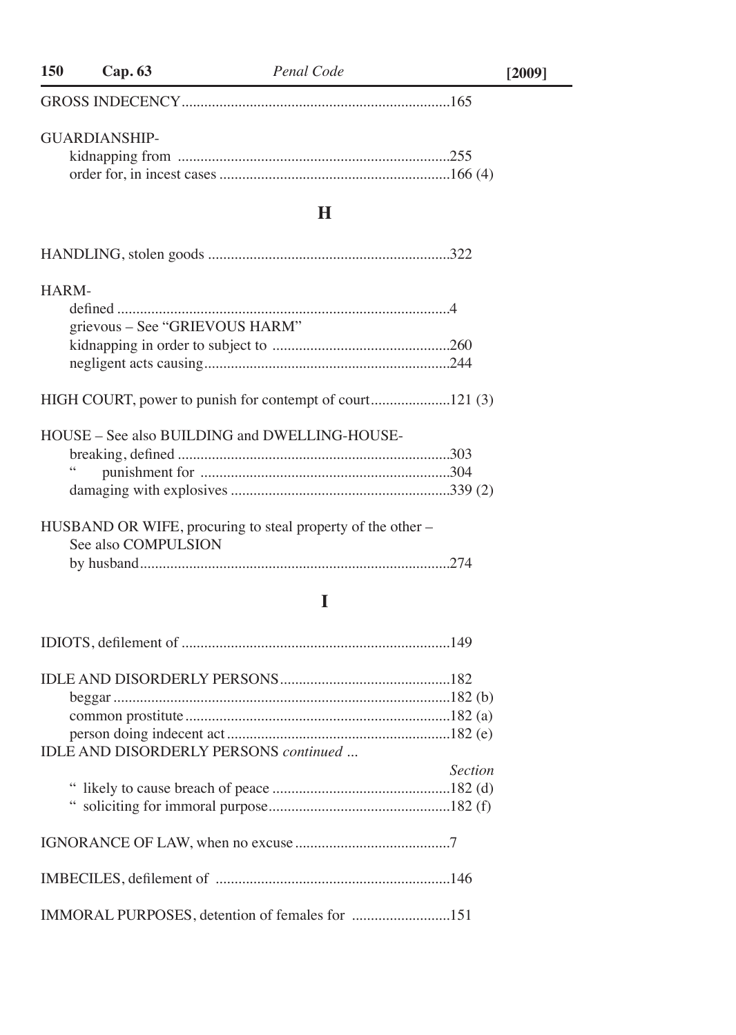GROSS INDECENCY......................................................................165

GUARDIANSHIP-
- kidnapping from .......................................................................255
- order for, in incest cases ............................................................166 (4)

## H

HANDLING, stolen goods ...............................................................322

HARM-
- defined .......................................................................................4
- grievous – See "GRIEVOUS HARM"
- kidnapping in order to subject to ...............................................260
- negligent acts causing................................................................244

HIGH COURT, power to punish for contempt of court.....................121 (3)

HOUSE – See also BUILDING and DWELLING-HOUSE-
- breaking, defined ........................................................................303
- " punishment for ..................................................................304
- damaging with explosives ..........................................................339 (2)

HUSBAND OR WIFE, procuring to steal property of the other –
See also COMPULSION
- by husband.................................................................................274

## I

IDIOTS, defilement of .......................................................................149

IDLE AND DISORDERLY PERSONS.............................................182
- beggar .........................................................................................182 (b)
- common prostitute......................................................................182 (a)
- person doing indecent act...........................................................182 (e)

IDLE AND DISORDERLY PERSONS *continued ...*

*Section*
- " likely to cause breach of peace ...............................................182 (d)
- " soliciting for immoral purpose................................................182 (f)

IGNORANCE OF LAW, when no excuse .........................................7

IMBECILES, defilement of ..............................................................146

IMMORAL PURPOSES, detention of females for ..........................151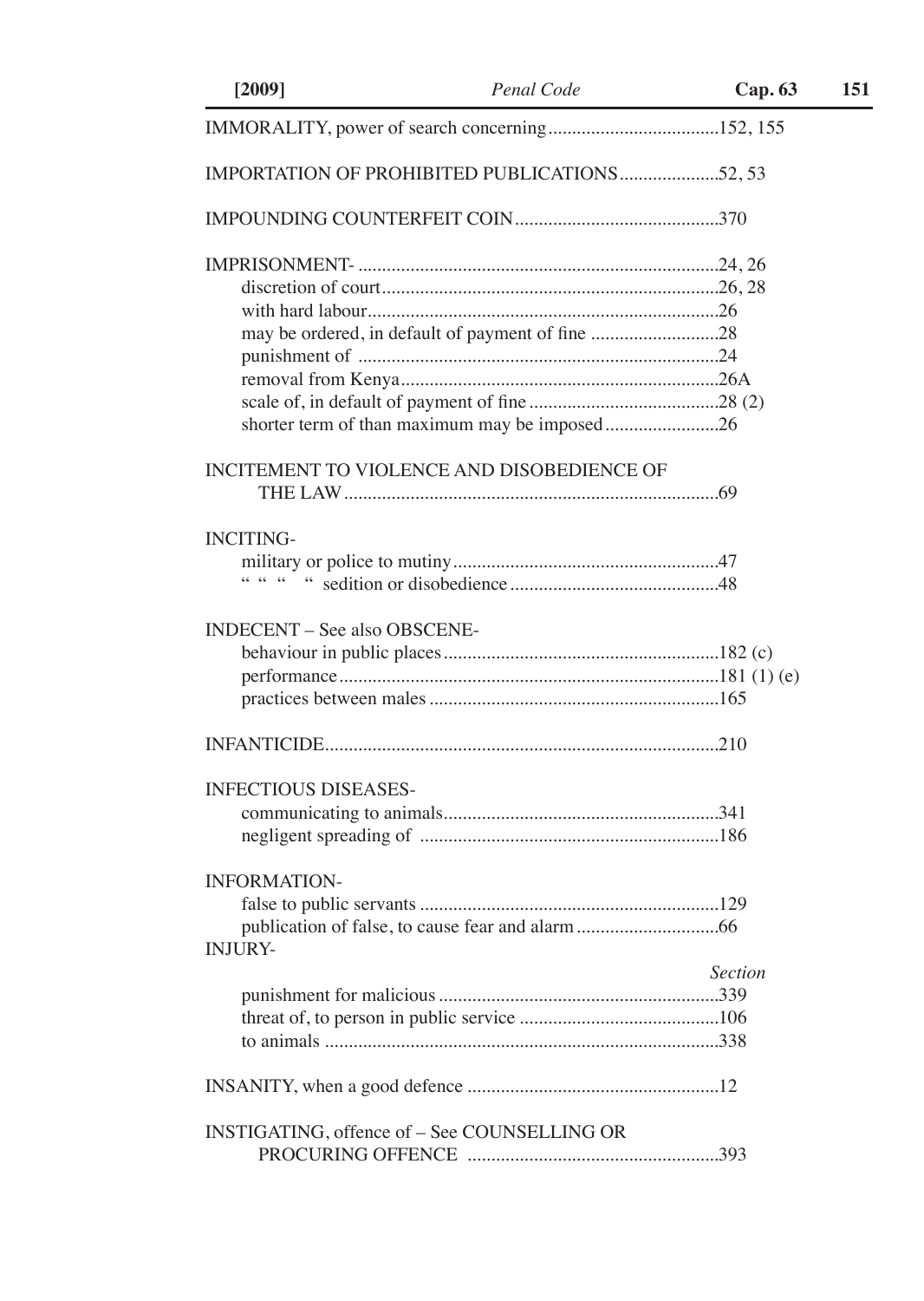IMMORALITY, power of search concerning....................................152, 155

IMPORTATION OF PROHIBITED PUBLICATIONS.....................52, 53

IMPOUNDING COUNTERFEIT COIN...........................................370

IMPRISONMENT- ...........................................................................24, 26
- discretion of court.......................................................................26, 28
- with hard labour..........................................................................26
- may be ordered, in default of payment of fine ...........................28
- punishment of ............................................................................24
- removal from Kenya...................................................................26A
- scale of, in default of payment of fine........................................28 (2)
- shorter term of than maximum may be imposed........................26

INCITEMENT TO VIOLENCE AND DISOBEDIENCE OF THE LAW...............................................................................69

INCITING-
- military or police to mutiny........................................................47
- " " " " sedition or disobedience ............................................48

INDECENT – See also OBSCENE-
- behaviour in public places..........................................................182 (c)
- performance................................................................................181 (1) (e)
- practices between males .............................................................165

INFANTICIDE..................................................................................210

INFECTIOUS DISEASES-
- communicating to animals..........................................................341
- negligent spreading of ...............................................................186

INFORMATION-
- false to public servants ...............................................................129
- publication of false, to cause fear and alarm ..............................66

INJURY-

*Section*

- punishment for malicious ...........................................................339
- threat of, to person in public service ..........................................106
- to animals ...................................................................................338

INSANITY, when a good defence .....................................................12

INSTIGATING, offence of – See COUNSELLING OR PROCURING OFFENCE .....................................................393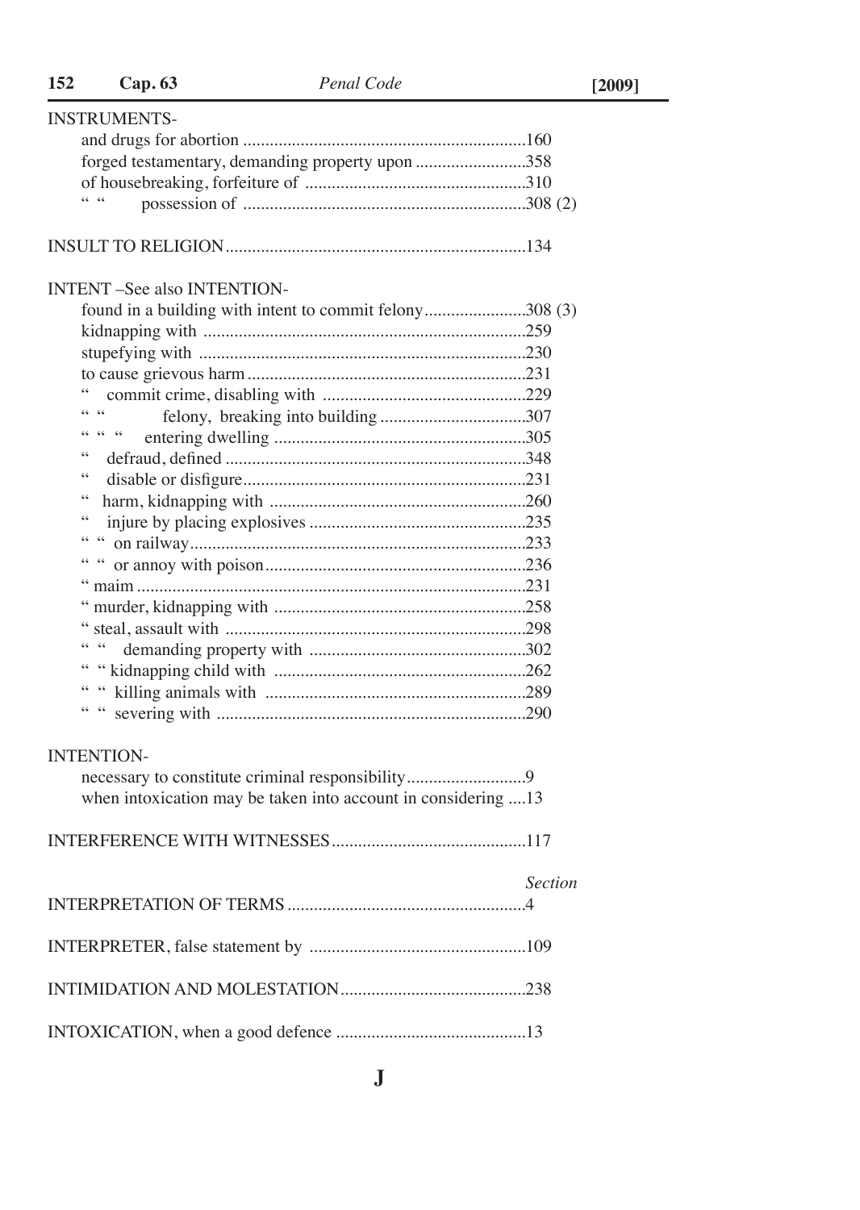INSTRUMENTS-

and drugs for abortion ................................................................160
forged testamentary, demanding property upon ........................358
of housebreaking, forfeiture of .................................................310
" " possession of ...............................................................308 (2)

INSULT TO RELIGION...................................................................134

INTENT –See also INTENTION-

found in a building with intent to commit felony......................308 (3)
kidnapping with ........................................................................259
stupefying with .........................................................................230
to cause grievous harm..............................................................231
" commit crime, disabling with .............................................229
" " felony, breaking into building .................................307
" " " entering dwelling .........................................................305
" defraud, defined ....................................................................348
" disable or disfigure................................................................231
" harm, kidnapping with .........................................................260
" injure by placing explosives ................................................235
" " on railway..........................................................................233
" " or annoy with poison..........................................................236
" maim ........................................................................................231
" murder, kidnapping with ........................................................258
" steal, assault with ...................................................................298
" " demanding property with ................................................302
" " kidnapping child with ........................................................262
" " killing animals with ..........................................................289
" " severing with .....................................................................290

INTENTION-

necessary to constitute criminal responsibility..........................9
when intoxication may be taken into account in considering ....13

INTERFERENCE WITH WITNESSES............................................117

*Section*

INTERPRETATION OF TERMS .....................................................4

INTERPRETER, false statement by ................................................109

INTIMIDATION AND MOLESTATION.........................................238

INTOXICATION, when a good defence ...........................................13

# J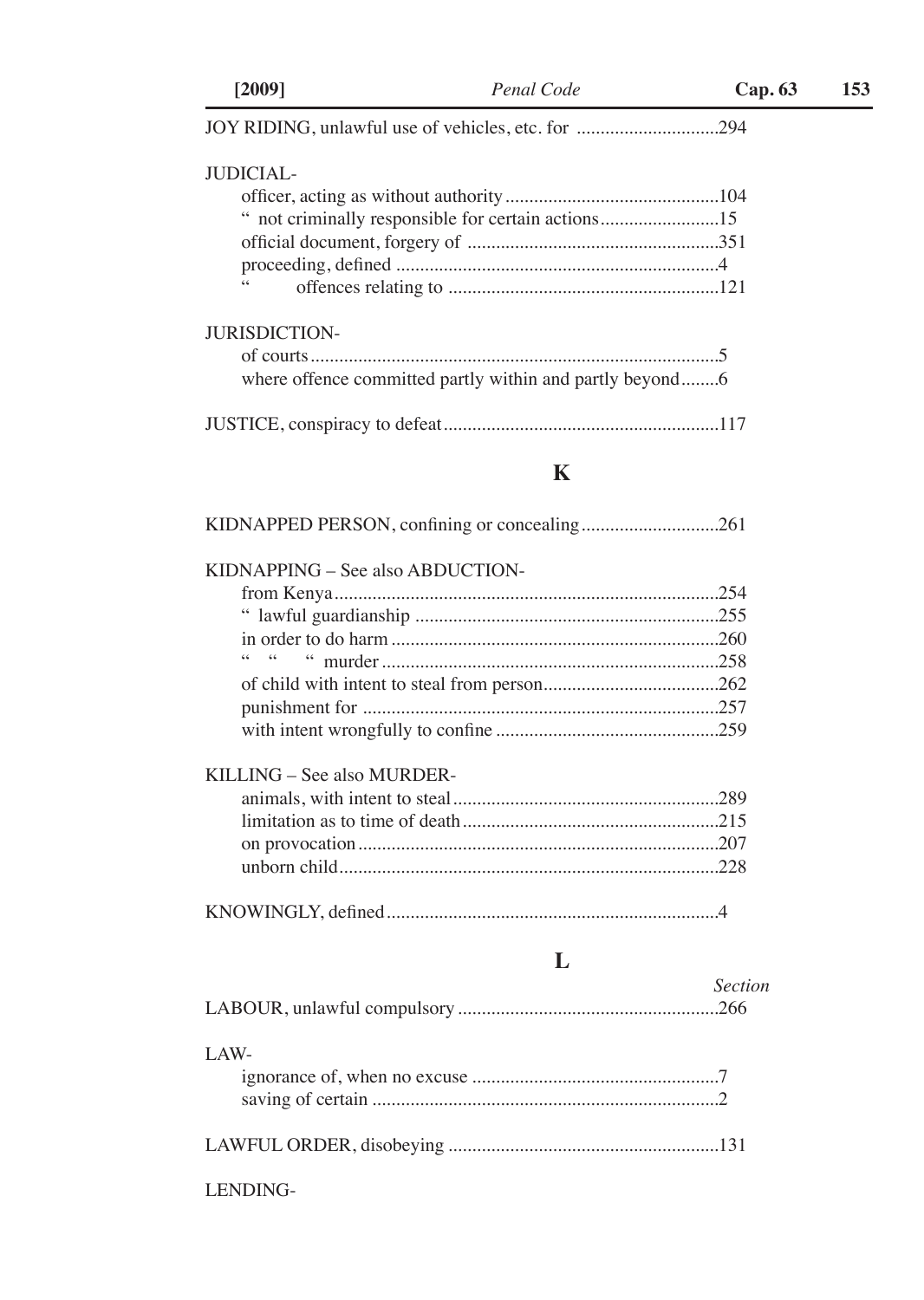JOY RIDING, unlawful use of vehicles, etc. for ..............................294

JUDICIAL-

officer, acting as without authority.............................................104
" not criminally responsible for certain actions.........................15
official document, forgery of .....................................................351
proceeding, defined ....................................................................4
" offences relating to .........................................................121

JURISDICTION-

of courts......................................................................................5
where offence committed partly within and partly beyond........6

JUSTICE, conspiracy to defeat..........................................................117

## K

KIDNAPPED PERSON, confining or concealing.............................261

KIDNAPPING – See also ABDUCTION-

from Kenya.................................................................................254
" lawful guardianship ................................................................255
in order to do harm .....................................................................260
" " " murder .......................................................................258
of child with intent to steal from person.....................................262
punishment for ...........................................................................257
with intent wrongfully to confine ...............................................259

KILLING – See also MURDER-

animals, with intent to steal........................................................289
limitation as to time of death......................................................215
on provocation ............................................................................207
unborn child................................................................................228

KNOWINGLY, defined.....................................................................4

## L

*Section*

LABOUR, unlawful compulsory .......................................................266

LAW-

ignorance of, when no excuse ....................................................7
saving of certain .........................................................................2

LAWFUL ORDER, disobeying .........................................................131

LENDING-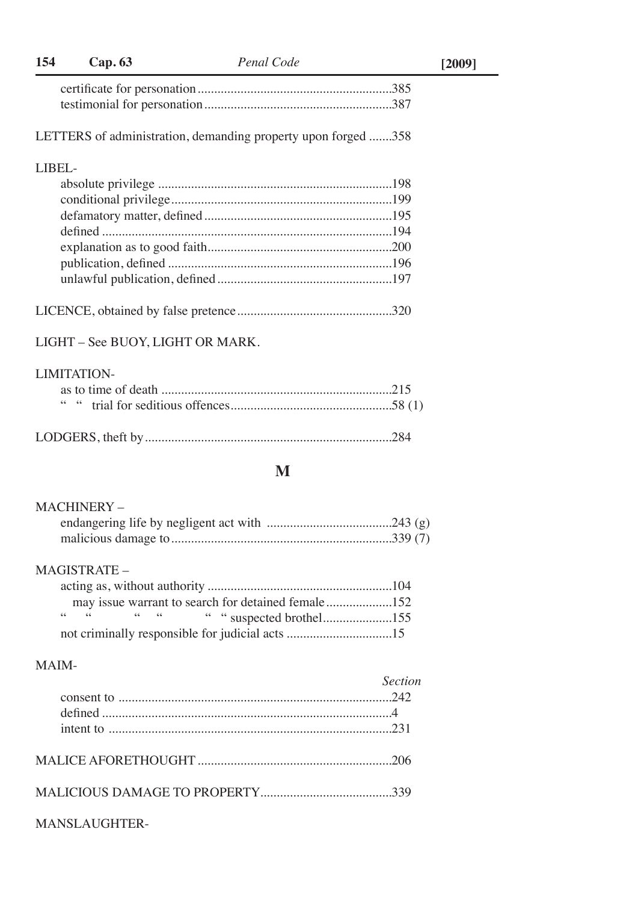certificate for personation ....................................................385
testimonial for personation ....................................................387

LETTERS of administration, demanding property upon forged .......358

LIBEL-
absolute privilege ....................................................198
conditional privilege ....................................................199
defamatory matter, defined ....................................................195
defined ....................................................194
explanation as to good faith ....................................................200
publication, defined ....................................................196
unlawful publication, defined ....................................................197

LICENCE, obtained by false pretence ....................................................320

LIGHT – See BUOY, LIGHT OR MARK.

LIMITATION-
as to time of death ....................................................215
" " trial for seditious offences ....................................................58 (1)

LODGERS, theft by ....................................................284

## M

MACHINERY –
endangering life by negligent act with ....................................................243 (g)
malicious damage to ....................................................339 (7)

MAGISTRATE –
acting as, without authority ....................................................104
may issue warrant to search for detained female ....................................................152
" " " " " " suspected brothel ....................................................155
not criminally responsible for judicial acts ....................................................15

MAIM-

*Section*

consent to ....................................................242
defined ....................................................4
intent to ....................................................231

MALICE AFORETHOUGHT ....................................................206

MALICIOUS DAMAGE TO PROPERTY ....................................................339

MANSLAUGHTER-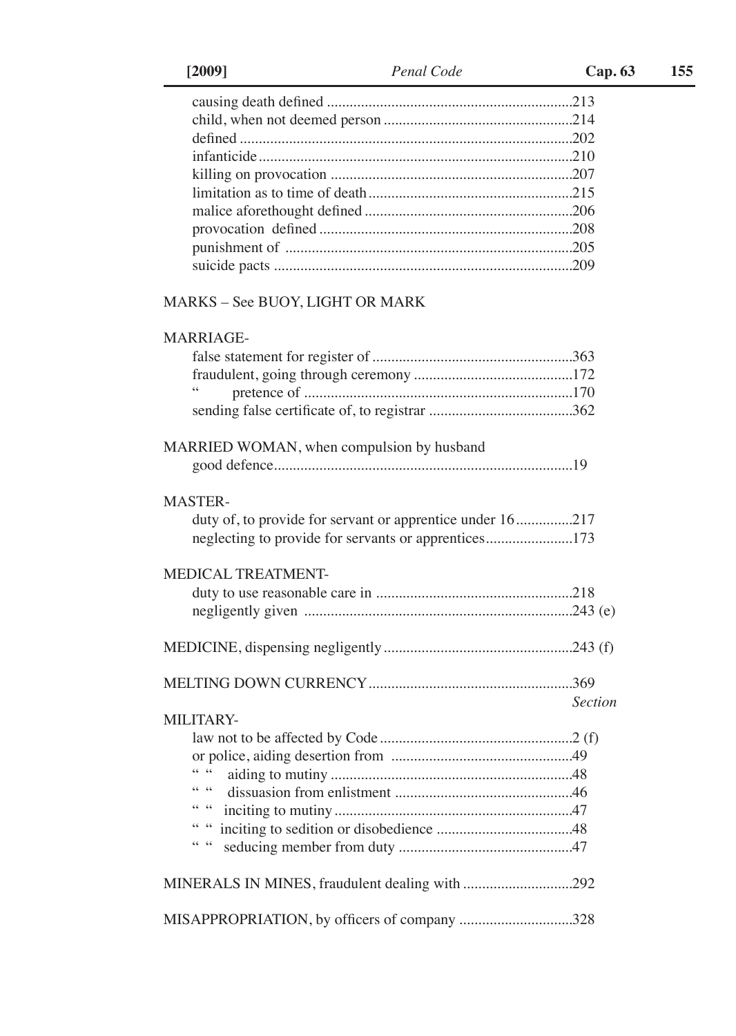causing death defined ................................................................213
child, when not deemed person ..................................................214
defined ........................................................................................202
infanticide ..................................................................................210
killing on provocation ................................................................207
limitation as to time of death ......................................................215
malice aforethought defined .......................................................206
provocation defined ...................................................................208
punishment of ............................................................................205
suicide pacts ...............................................................................209

MARKS – See BUOY, LIGHT OR MARK

MARRIAGE-

false statement for register of .....................................................363
fraudulent, going through ceremony ..........................................172
" pretence of .......................................................................170
sending false certificate of, to registrar ......................................362

MARRIED WOMAN, when compulsion by husband
good defence...............................................................................19

MASTER-

duty of, to provide for servant or apprentice under 16...............217
neglecting to provide for servants or apprentices.......................173

MEDICAL TREATMENT-

duty to use reasonable care in ....................................................218
negligently given .......................................................................243 (e)

MEDICINE, dispensing negligently ..................................................243 (f)

MELTING DOWN CURRENCY......................................................369

*Section*

MILITARY-

law not to be affected by Code ...................................................2 (f)
or police, aiding desertion from ................................................49
" " aiding to mutiny ................................................................48
" " dissuasion from enlistment ...............................................46
" " inciting to mutiny ...............................................................47
" " inciting to sedition or disobedience ....................................48
" " seducing member from duty ..............................................47

MINERALS IN MINES, fraudulent dealing with .............................292

MISAPPROPRIATION, by officers of company ..............................328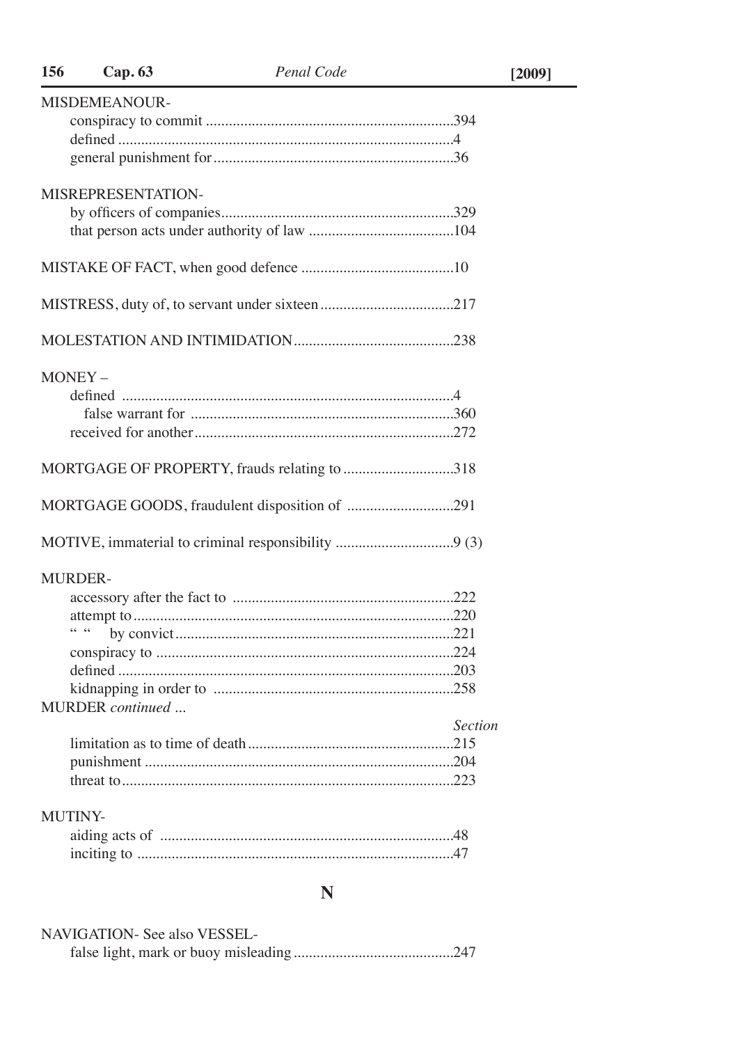MISDEMEANOUR-

conspiracy to commit ................................................................394
defined .......................................................................................4
general punishment for..............................................................36

MISREPRESENTATION-

by officers of companies............................................................329
that person acts under authority of law ......................................104

MISTAKE OF FACT, when good defence ........................................10

MISTRESS, duty of, to servant under sixteen ...................................217

MOLESTATION AND INTIMIDATION ..........................................238

MONEY –

defined .......................................................................................4
false warrant for .....................................................................360
received for another...................................................................272

MORTGAGE OF PROPERTY, frauds relating to ............................318

MORTGAGE GOODS, fraudulent disposition of ...........................291

MOTIVE, immaterial to criminal responsibility ..............................9 (3)

MURDER-

accessory after the fact to .........................................................222
attempt to...................................................................................220
" " by convict........................................................................221
conspiracy to .............................................................................224
defined .......................................................................................203
kidnapping in order to ..............................................................258

MURDER *continued ...*

*Section*

limitation as to time of death.....................................................215
punishment ................................................................................204
threat to......................................................................................223

MUTINY-

aiding acts of .............................................................................48
inciting to ..................................................................................47

## N

NAVIGATION- See also VESSEL-

false light, mark or buoy misleading .........................................247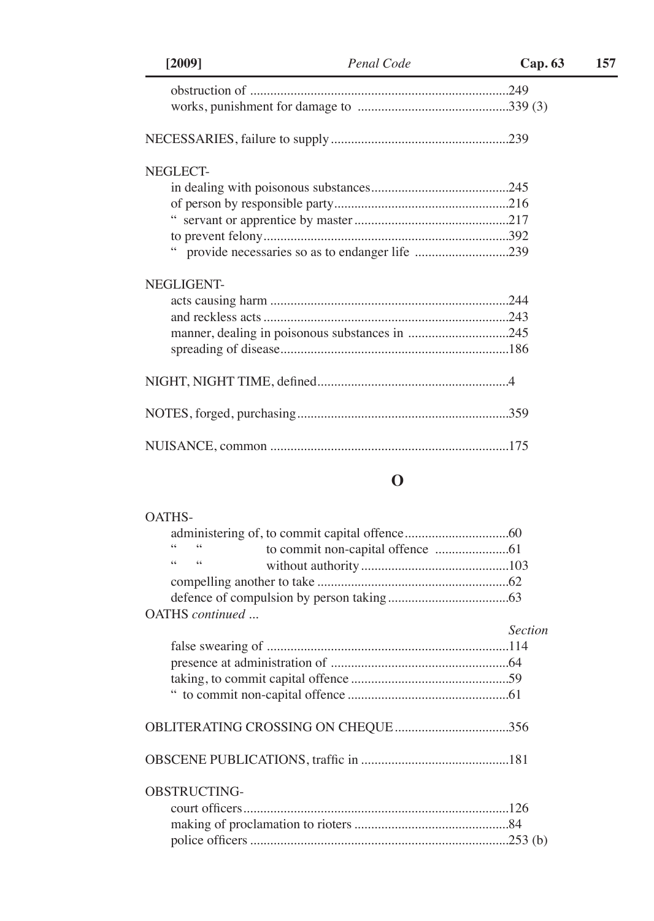obstruction of ............................................................................249
works, punishment for damage to ............................................339 (3)

NECESSARIES, failure to supply ....................................................239

NEGLECT-
in dealing with poisonous substances........................................245
of person by responsible party...................................................216
" servant or apprentice by master .............................................217
to prevent felony........................................................................392
" provide necessaries so as to endanger life ...........................239

NEGLIGENT-
acts causing harm ......................................................................244
and reckless acts ........................................................................243
manner, dealing in poisonous substances in .............................245
spreading of disease...................................................................186

NIGHT, NIGHT TIME, defined.........................................................4

NOTES, forged, purchasing..............................................................359

NUISANCE, common ......................................................................175

## O

OATHS-
administering of, to commit capital offence...............................60
" " to commit non-capital offence ......................61
" " without authority ............................................103
compelling another to take .........................................................62
defence of compulsion by person taking ....................................63

OATHS *continued ...*

*Section*

false swearing of ........................................................................114
presence at administration of .....................................................64
taking, to commit capital offence ...............................................59
" to commit non-capital offence ................................................61

OBLITERATING CROSSING ON CHEQUE ..................................356

OBSCENE PUBLICATIONS, traffic in ............................................181

OBSTRUCTING-
court officers..............................................................................126
making of proclamation to rioters .............................................84
police officers ............................................................................253 (b)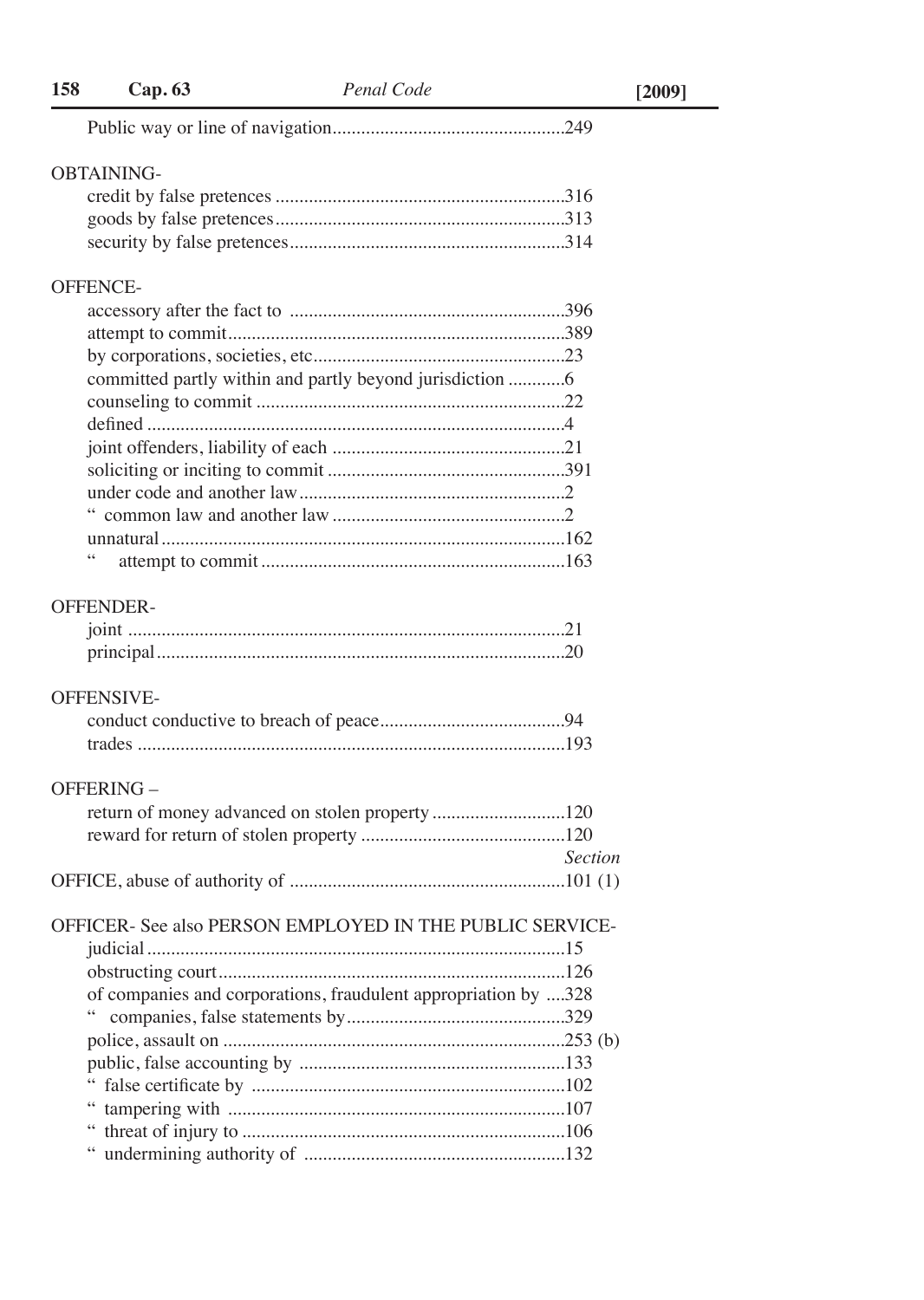Public way or line of navigation................................................249

OBTAINING-

credit by false pretences ............................................................316
goods by false pretences............................................................313
security by false pretences.........................................................314

OFFENCE-

accessory after the fact to .........................................................396
attempt to commit......................................................................389
by corporations, societies, etc....................................................23
committed partly within and partly beyond jurisdiction ............6
counseling to commit ................................................................22
defined .......................................................................................4
joint offenders, liability of each ................................................21
soliciting or inciting to commit .................................................391
under code and another law.......................................................2
" common law and another law ................................................2
unnatural....................................................................................162
" attempt to commit ...............................................................163

OFFENDER-

joint ...........................................................................................21
principal.....................................................................................20

OFFENSIVE-

conduct conductive to breach of peace......................................94
trades .........................................................................................193

OFFERING –

return of money advanced on stolen property ...........................120
reward for return of stolen property ..........................................120

*Section*

OFFICE, abuse of authority of ..........................................................101 (1)

OFFICER- See also PERSON EMPLOYED IN THE PUBLIC SERVICE-

judicial .......................................................................................15
obstructing court........................................................................126
of companies and corporations, fraudulent appropriation by ....328
" companies, false statements by.............................................329
police, assault on .......................................................................253 (b)
public, false accounting by .......................................................133
" false certificate by .................................................................102
" tampering with ......................................................................107
" threat of injury to ..................................................................106
" undermining authority of ......................................................132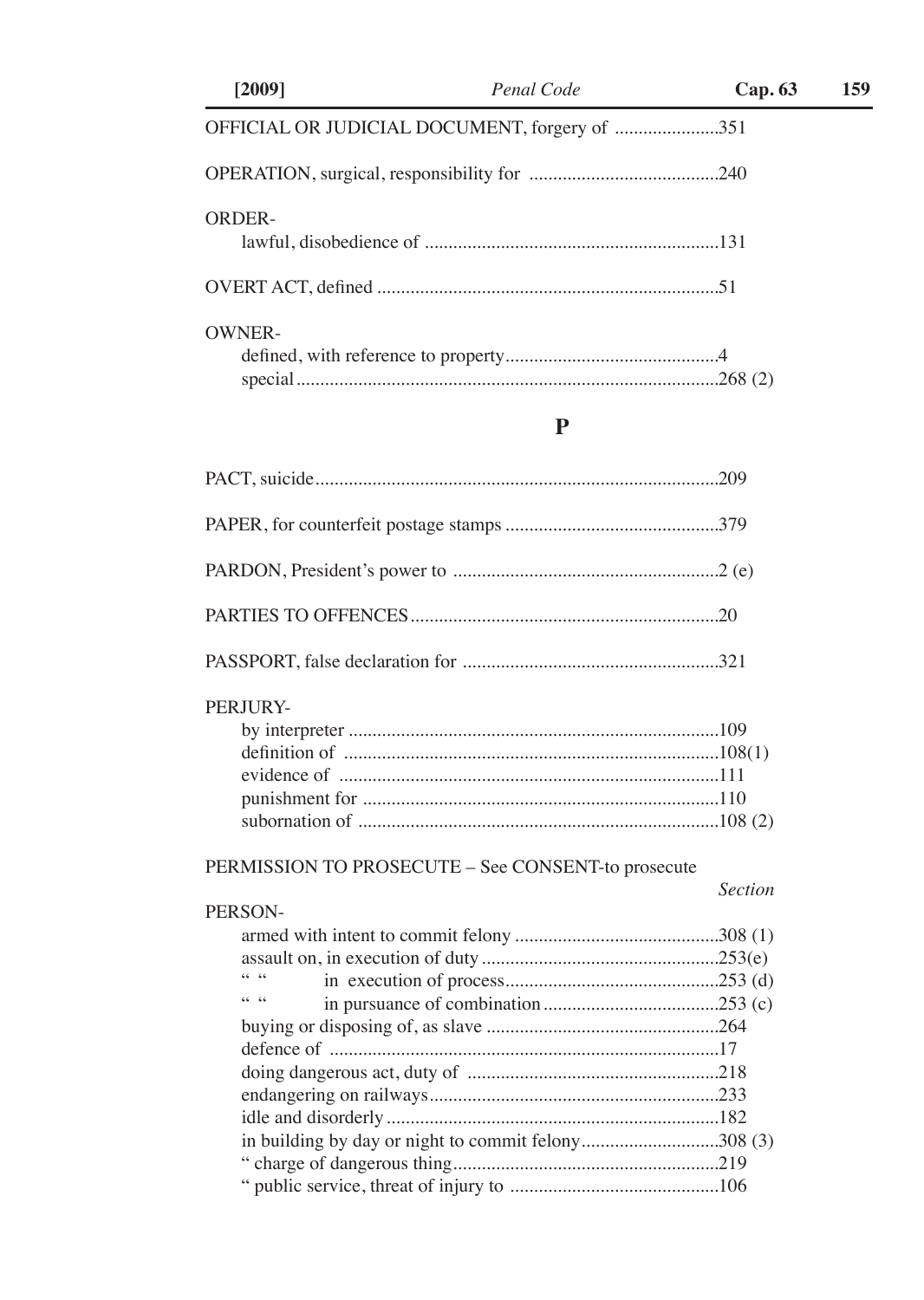OFFICIAL OR JUDICIAL DOCUMENT, forgery of ......................351

OPERATION, surgical, responsibility for ........................................240

ORDER-

lawful, disobedience of ..............................................................131

OVERT ACT, defined ........................................................................51

OWNER-

defined, with reference to property.............................................4
special.........................................................................................268 (2)

## P

PACT, suicide....................................................................................209

PAPER, for counterfeit postage stamps .............................................379

PARDON, President's power to ........................................................2 (e)

PARTIES TO OFFENCES.................................................................20

PASSPORT, false declaration for ......................................................321

PERJURY-

by interpreter ..............................................................................109
definition of ...............................................................................108(1)
evidence of ................................................................................111
punishment for ...........................................................................110
subornation of ............................................................................108 (2)

PERMISSION TO PROSECUTE – See CONSENT-to prosecute

*Section*

PERSON-

armed with intent to commit felony ...........................................308 (1)
assault on, in execution of duty ..................................................253(e)
" " in execution of process.............................................253 (d)
" " in pursuance of combination.....................................253 (c)
buying or disposing of, as slave .................................................264
defence of ..................................................................................17
doing dangerous act, duty of .....................................................218
endangering on railways.............................................................233
idle and disorderly......................................................................182
in building by day or night to commit felony.............................308 (3)
" charge of dangerous thing........................................................219
" public service, threat of injury to ............................................106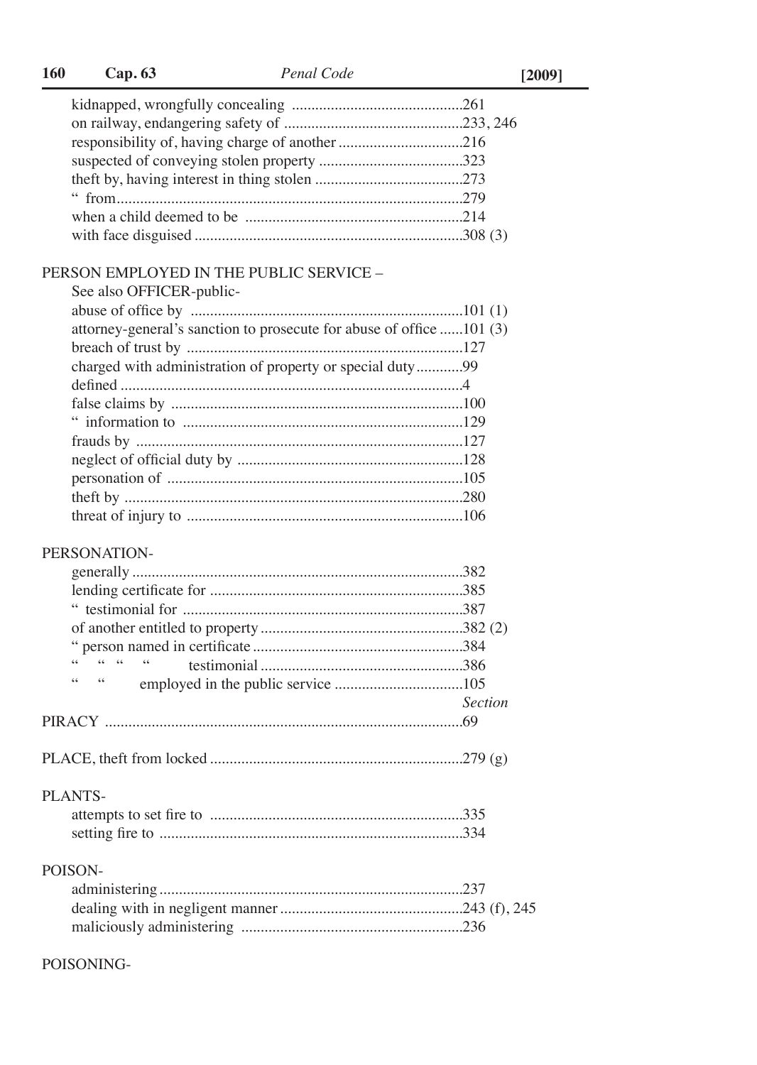kidnapped, wrongfully concealing ............................................261
on railway, endangering safety of ..............................................233, 246
responsibility of, having charge of another ................................216
suspected of conveying stolen property .....................................323
theft by, having interest in thing stolen ......................................273
" from.........................................................................................279
when a child deemed to be ........................................................214
with face disguised .....................................................................308 (3)

PERSON EMPLOYED IN THE PUBLIC SERVICE –
See also OFFICER-public-
abuse of office by ......................................................................101 (1)
attorney-general's sanction to prosecute for abuse of office ......101 (3)
breach of trust by .......................................................................127
charged with administration of property or special duty............99
defined ........................................................................................4
false claims by ...........................................................................100
" information to ........................................................................129
frauds by ....................................................................................127
neglect of official duty by ..........................................................128
personation of ............................................................................105
theft by .......................................................................................280
threat of injury to .......................................................................106

PERSONATION-
generally ....................................................................................382
lending certificate for .................................................................385
" testimonial for ........................................................................387
of another entitled to property ....................................................382 (2)
" person named in certificate ......................................................384
" " " " testimonial ....................................................386
" " employed in the public service .................................105

*Section*

PIRACY ............................................................................................69

PLACE, theft from locked .................................................................279 (g)

PLANTS-
attempts to set fire to .................................................................335
setting fire to .............................................................................334

POISON-
administering ..............................................................................237
dealing with in negligent manner ...............................................243 (f), 245
maliciously administering .........................................................236

POISONING-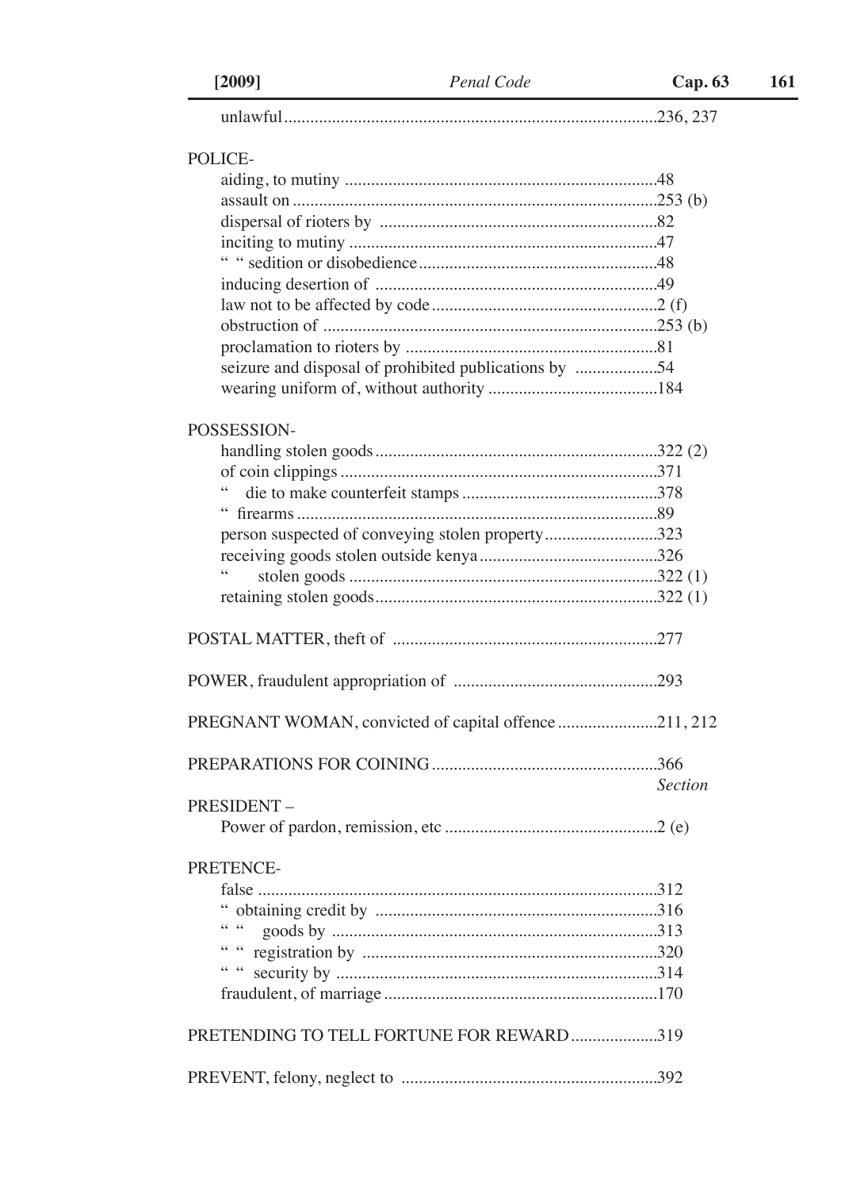unlawful ....................................................................................236, 237

POLICE-

aiding, to mutiny .......................................................................48
assault on ...................................................................................253 (b)
dispersal of rioters by ...............................................................82
inciting to mutiny ......................................................................47
" " sedition or disobedience.......................................................48
inducing desertion of ................................................................49
law not to be affected by code ....................................................2 (f)
obstruction of ............................................................................253 (b)
proclamation to rioters by .........................................................81
seizure and disposal of prohibited publications by ...................54
wearing uniform of, without authority .......................................184

POSSESSION-

handling stolen goods .................................................................322 (2)
of coin clippings .........................................................................371
" die to make counterfeit stamps .............................................378
" firearms ..................................................................................89
person suspected of conveying stolen property..........................323
receiving goods stolen outside kenya.........................................326
" stolen goods .......................................................................322 (1)
retaining stolen goods.................................................................322 (1)

POSTAL MATTER, theft of ............................................................277

POWER, fraudulent appropriation of ..............................................293

PREGNANT WOMAN, convicted of capital offence ......................211, 212

PREPARATIONS FOR COINING ...................................................366

*Section*

PRESIDENT –

Power of pardon, remission, etc .................................................2 (e)

PRETENCE-

false ...........................................................................................312
" obtaining credit by ................................................................316
" " goods by ..........................................................................313
" " registration by ...................................................................320
" " security by ..........................................................................314
fraudulent, of marriage ..............................................................170

PRETENDING TO TELL FORTUNE FOR REWARD ...................319

PREVENT, felony, neglect to ..........................................................392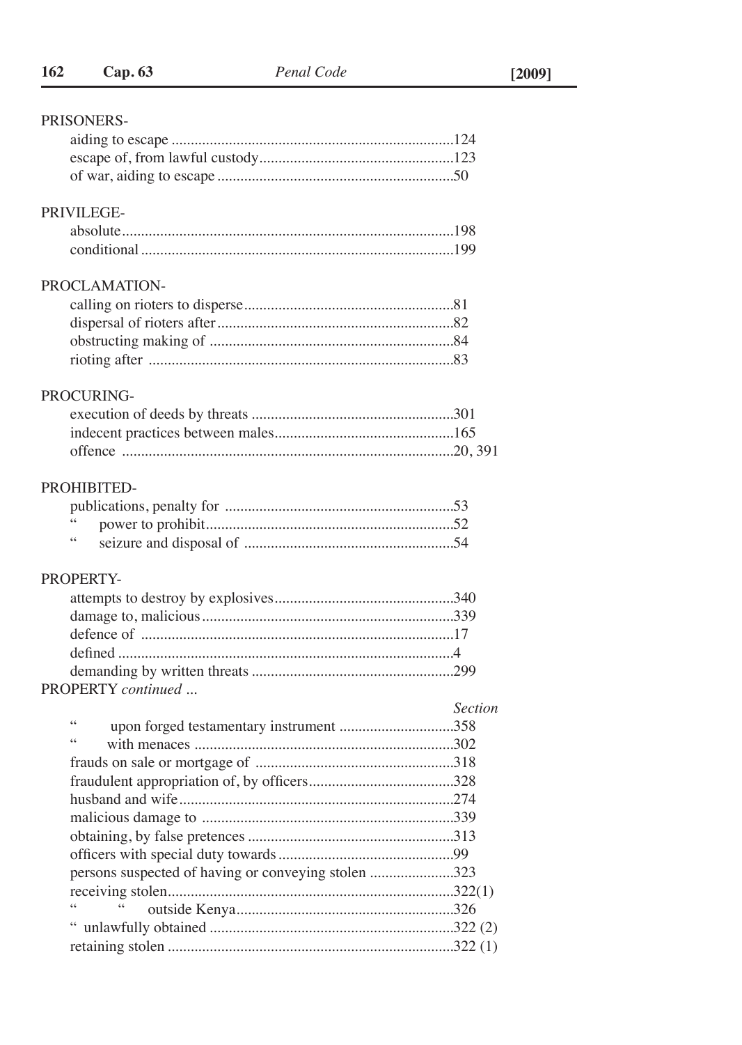PRISONERS-

aiding to escape ..........................................................................124
escape of, from lawful custody..................................................123
of war, aiding to escape .............................................................50

PRIVILEGE-

absolute......................................................................................198
conditional .................................................................................199

PROCLAMATION-

calling on rioters to disperse......................................................81
dispersal of rioters after.............................................................82
obstructing making of ...............................................................84
rioting after ...............................................................................83

PROCURING-

execution of deeds by threats ....................................................301
indecent practices between males..............................................165
offence ......................................................................................20, 391

PROHIBITED-

publications, penalty for ...........................................................53
" power to prohibit.................................................................52
" seizure and disposal of .......................................................54

PROPERTY-

attempts to destroy by explosives..............................................340
damage to, malicious.................................................................339
defence of .................................................................................17
defined .......................................................................................4
demanding by written threats ....................................................299

PROPERTY *continued ...*

*Section*

" upon forged testamentary instrument .............................358
" with menaces ...................................................................302
frauds on sale or mortgage of ...................................................318
fraudulent appropriation of, by officers.....................................328
husband and wife.......................................................................274
malicious damage to .................................................................339
obtaining, by false pretences .....................................................313
officers with special duty towards.............................................99
persons suspected of having or conveying stolen .....................323
receiving stolen..........................................................................322(1)
" " outside Kenya.........................................................326
" unlawfully obtained ...............................................................322 (2)
retaining stolen ..........................................................................322 (1)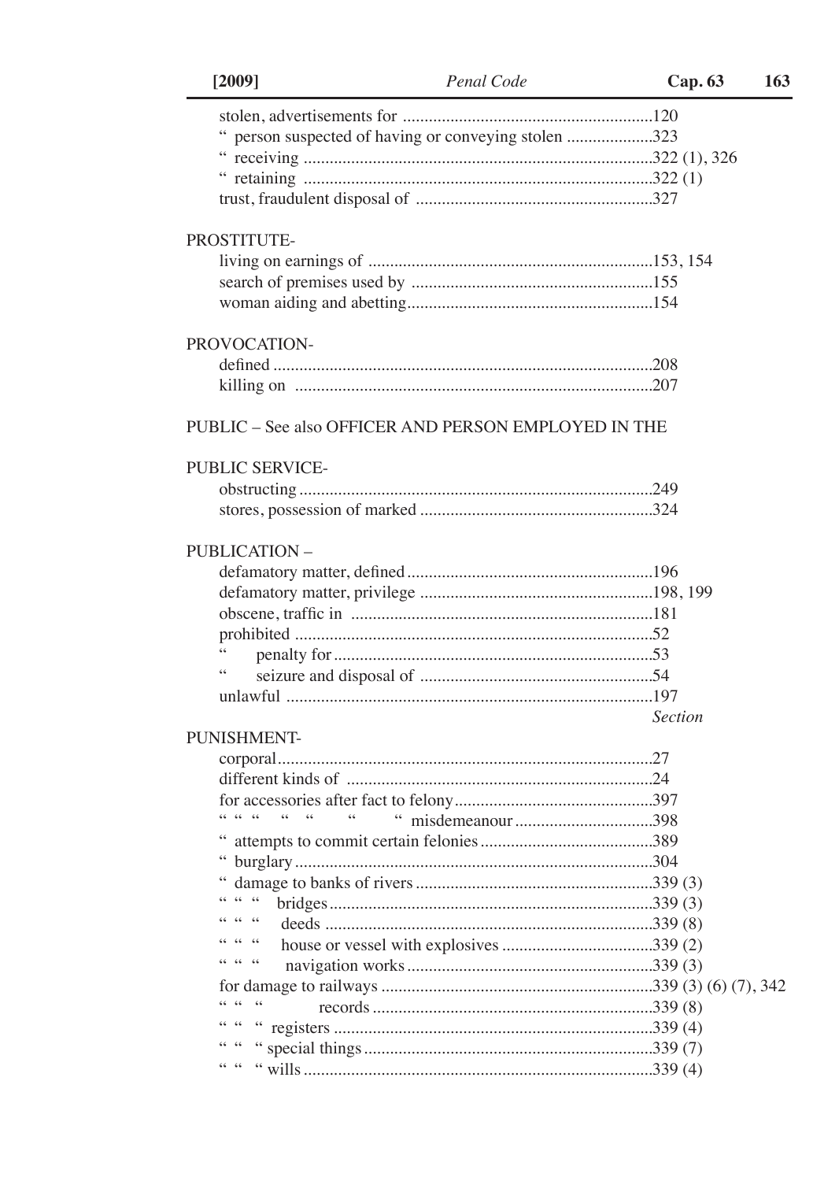stolen, advertisements for ..........................................................120
" person suspected of having or conveying stolen ....................323
" receiving ................................................................................322 (1), 326
" retaining ................................................................................322 (1)
trust, fraudulent disposal of .......................................................327

PROSTITUTE-
living on earnings of ..................................................................153, 154
search of premises used by ........................................................155
woman aiding and abetting.........................................................154

PROVOCATION-
defined .......................................................................................208
killing on ..................................................................................207

PUBLIC – See also OFFICER AND PERSON EMPLOYED IN THE

PUBLIC SERVICE-
obstructing .................................................................................249
stores, possession of marked ......................................................324

PUBLICATION –
defamatory matter, defined .........................................................196
defamatory matter, privilege ......................................................198, 199
obscene, traffic in ......................................................................181
prohibited ...................................................................................52
" penalty for ..........................................................................53
" seizure and disposal of ......................................................54
unlawful .....................................................................................197

*Section*

PUNISHMENT-
corporal.......................................................................................27
different kinds of .......................................................................24
for accessories after fact to felony..............................................397
" " " " " " " misdemeanour ................................398
" attempts to commit certain felonies ........................................389
" burglary ...................................................................................304
" damage to banks of rivers .......................................................339 (3)
" " " bridges...........................................................................339 (3)
" " " deeds ............................................................................339 (8)
" " " house or vessel with explosives ...................................339 (2)
" " " navigation works .........................................................339 (3)
for damage to railways ...............................................................339 (3) (6) (7), 342
" " " records .................................................................339 (8)
" " " registers ..........................................................................339 (4)
" " " special things ...................................................................339 (7)
" " " wills .................................................................................339 (4)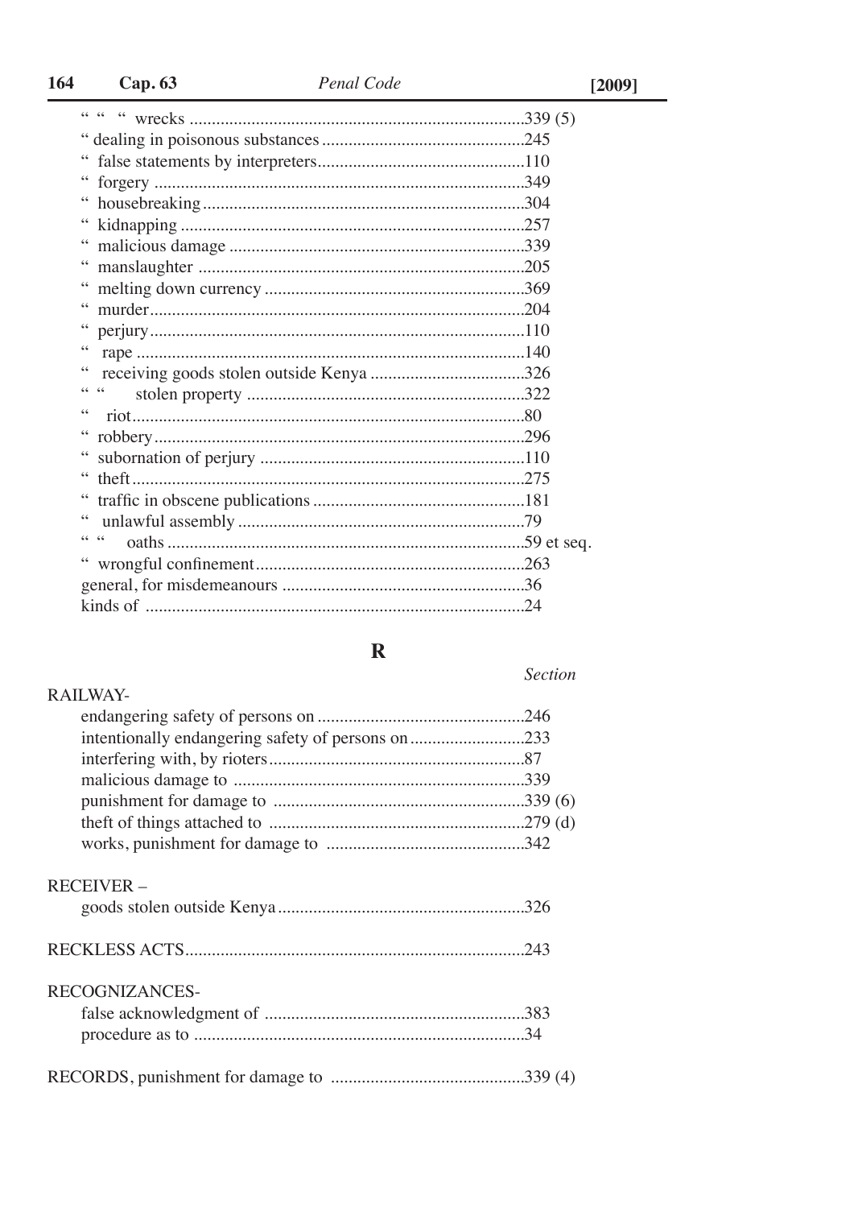" " " wrecks ..........................................................................339 (5)
" dealing in poisonous substances ..............................................245
" false statements by interpreters...............................................110
" forgery ..................................................................................349
" housebreaking........................................................................304
" kidnapping ............................................................................257
" malicious damage ..................................................................339
" manslaughter .........................................................................205
" melting down currency ..........................................................369
" murder...................................................................................204
" perjury...................................................................................110
" rape .......................................................................................140
" receiving goods stolen outside Kenya ...................................326
" " stolen property ...............................................................322
" riot........................................................................................80
" robbery..................................................................................296
" subornation of perjury ...........................................................110
" theft.......................................................................................275
" traffic in obscene publications ................................................181
" unlawful assembly ................................................................79
" " oaths ...............................................................................59 et seq.
" wrongful confinement............................................................263
general, for misdemeanours .......................................................36
kinds of .....................................................................................24

## R

*Section*

RAILWAY-
endangering safety of persons on ..............................................246
intentionally endangering safety of persons on .........................233
interfering with, by rioters.........................................................87
malicious damage to .................................................................339
punishment for damage to ........................................................339 (6)
theft of things attached to .........................................................279 (d)
works, punishment for damage to ............................................342

RECEIVER –
goods stolen outside Kenya.......................................................326

RECKLESS ACTS............................................................................243

RECOGNIZANCES-
false acknowledgment of ..........................................................383
procedure as to ..........................................................................34

RECORDS, punishment for damage to ...........................................339 (4)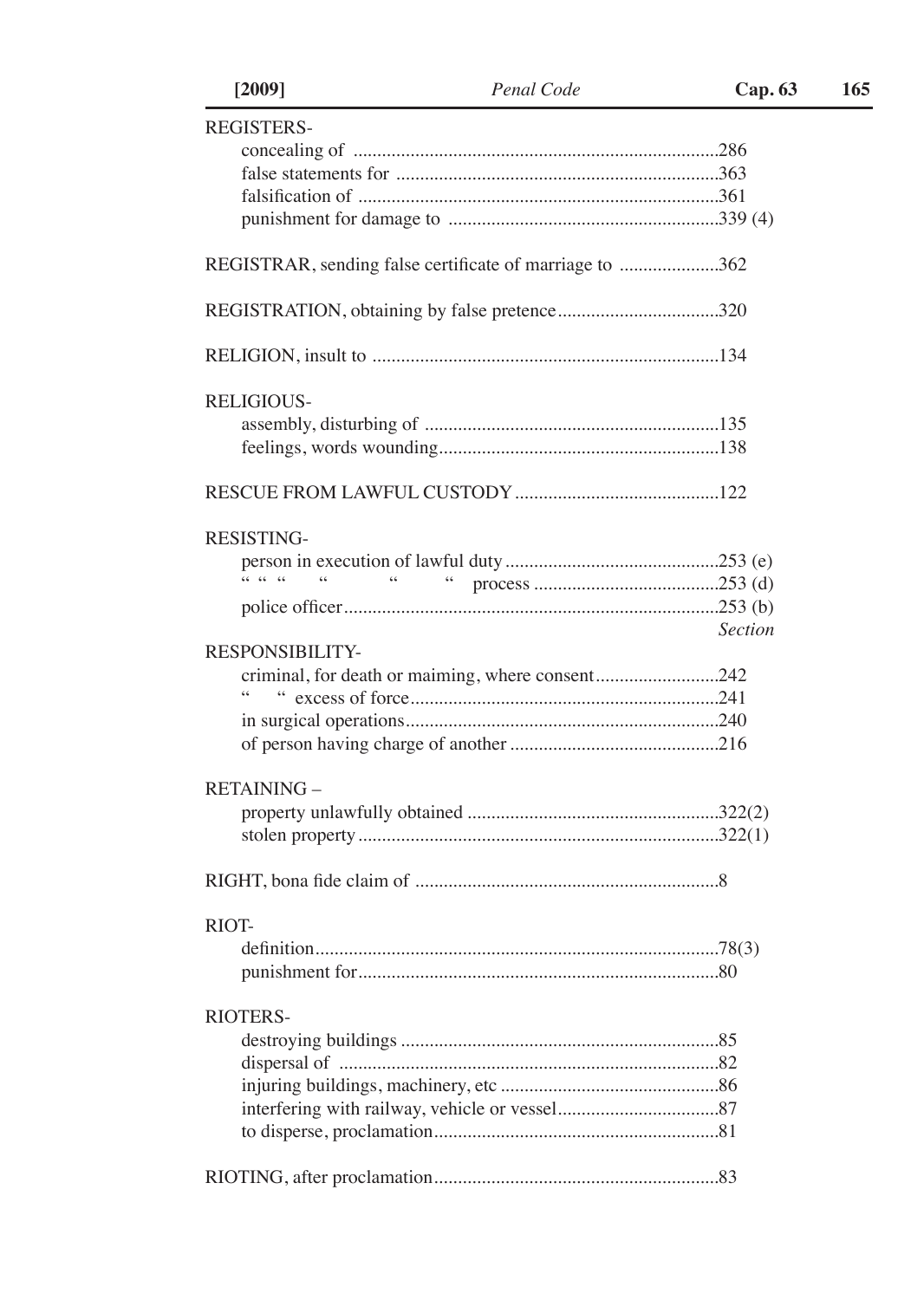REGISTERS-

- concealing of ............................................................................286
- false statements for ...................................................................363
- falsification of ...........................................................................361
- punishment for damage to ........................................................339 (4)

REGISTRAR, sending false certificate of marriage to ....................362

REGISTRATION, obtaining by false pretence.................................320

RELIGION, insult to ........................................................................134

RELIGIOUS-

- assembly, disturbing of .............................................................135
- feelings, words wounding..........................................................138

RESCUE FROM LAWFUL CUSTODY ..........................................122

RESISTING-

- person in execution of lawful duty ............................................253 (e)
- " " " " " " process ......................................253 (d)
- police officer..............................................................................253 (b)

*Section*

RESPONSIBILITY-

- criminal, for death or maiming, where consent..........................242
- " " excess of force.................................................................241
- in surgical operations.................................................................240
- of person having charge of another ...........................................216

RETAINING –

- property unlawfully obtained ....................................................322(2)
- stolen property ...........................................................................322(1)

RIGHT, bona fide claim of ................................................................8

RIOT-

- definition....................................................................................78(3)
- punishment for...........................................................................80

RIOTERS-

- destroying buildings ..................................................................85
- dispersal of ...............................................................................82
- injuring buildings, machinery, etc .............................................86
- interfering with railway, vehicle or vessel.................................87
- to disperse, proclamation...........................................................81

RIOTING, after proclamation...........................................................83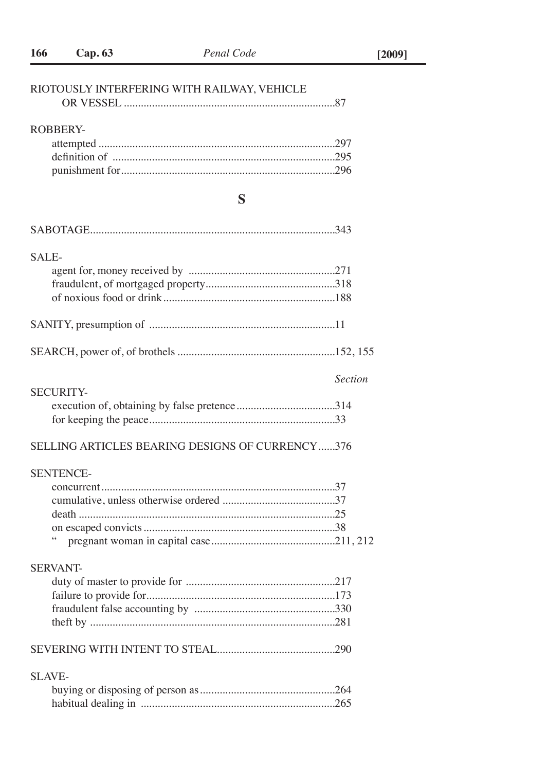RIOTOUSLY INTERFERING WITH RAILWAY, VEHICLE OR VESSEL ....87

ROBBERY-
- attempted ....297
- definition of ....295
- punishment for....296

## S

SABOTAGE....343

SALE-
- agent for, money received by ....271
- fraudulent, of mortgaged property....318
- of noxious food or drink....188

SANITY, presumption of ....11

SEARCH, power of, of brothels ....152, 155

*Section*

SECURITY-
- execution of, obtaining by false pretence....314
- for keeping the peace....33

SELLING ARTICLES BEARING DESIGNS OF CURRENCY......376

SENTENCE-
- concurrent....37
- cumulative, unless otherwise ordered ....37
- death ....25
- on escaped convicts....38
- " pregnant woman in capital case....211, 212

SERVANT-
- duty of master to provide for ....217
- failure to provide for....173
- fraudulent false accounting by ....330
- theft by ....281

SEVERING WITH INTENT TO STEAL....290

SLAVE-
- buying or disposing of person as....264
- habitual dealing in ....265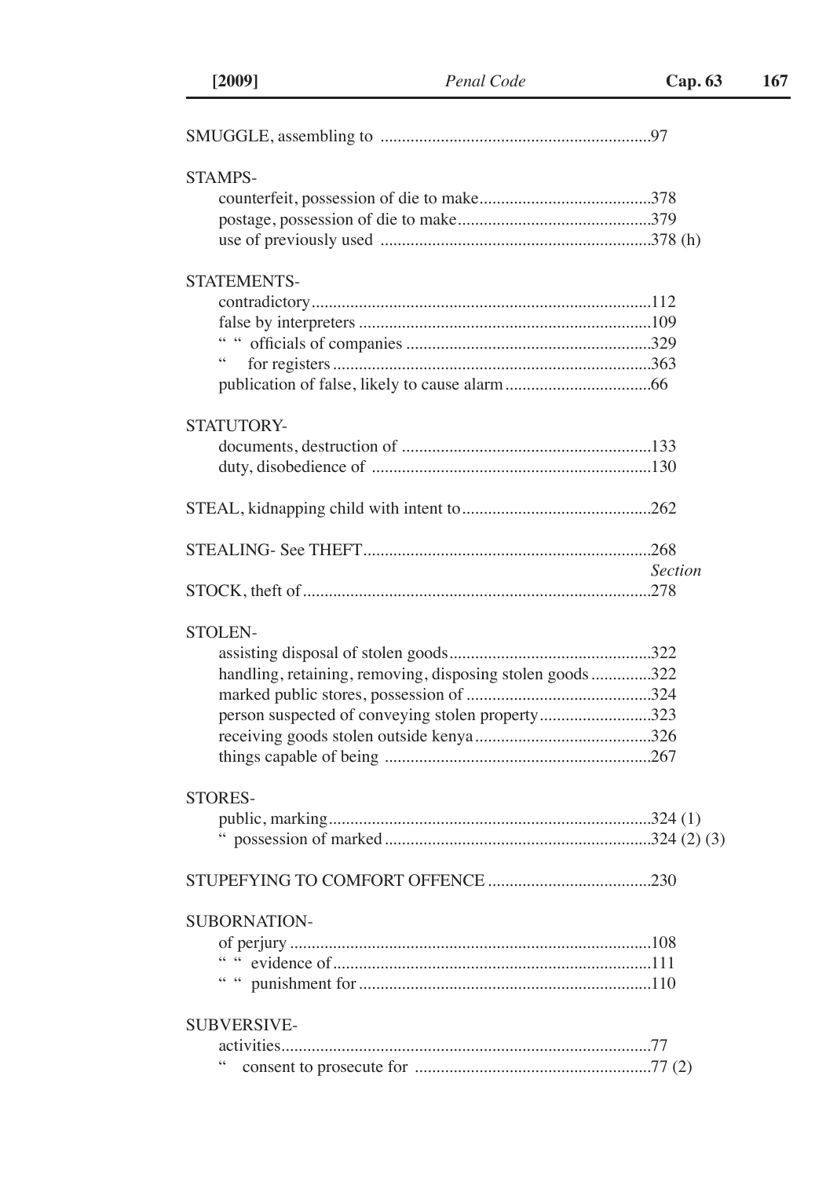SMUGGLE, assembling to ..............................................................97

STAMPS-

counterfeit, possession of die to make........................................378
postage, possession of die to make.............................................379
use of previously used ...............................................................378 (h)

STATEMENTS-

contradictory...............................................................................112
false by interpreters ....................................................................109
" " officials of companies .........................................................329
" for registers ..........................................................................363
publication of false, likely to cause alarm ..................................66

STATUTORY-

documents, destruction of ..........................................................133
duty, disobedience of .................................................................130

STEAL, kidnapping child with intent to............................................262

STEALING- See THEFT..................................................................268

*Section*

STOCK, theft of.................................................................................278

STOLEN-

assisting disposal of stolen goods...............................................322
handling, retaining, removing, disposing stolen goods ..............322
marked public stores, possession of ...........................................324
person suspected of conveying stolen property..........................323
receiving goods stolen outside kenya .........................................326
things capable of being ..............................................................267

STORES-

public, marking...........................................................................324 (1)
" possession of marked ..............................................................324 (2) (3)

STUPEFYING TO COMFORT OFFENCE ......................................230

SUBORNATION-

of perjury ....................................................................................108
" " evidence of..........................................................................111
" " punishment for ....................................................................110

SUBVERSIVE-

activities......................................................................................77
" consent to prosecute for .......................................................77 (2)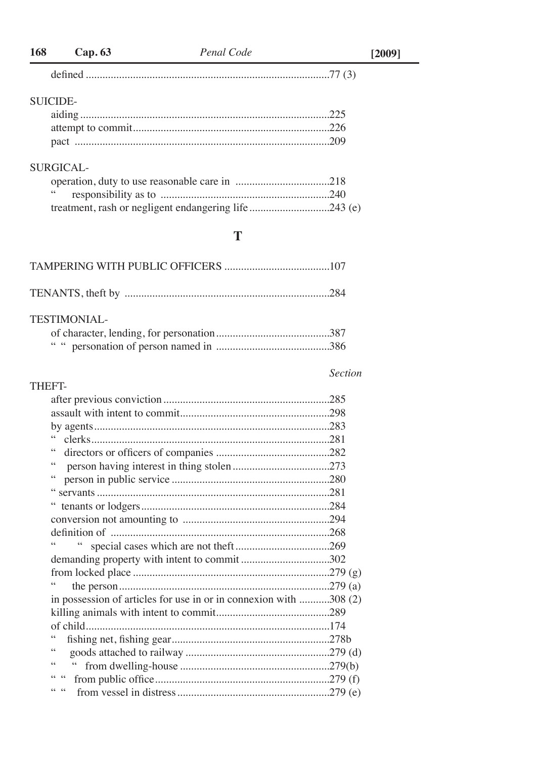defined ....................................................................................77 (3)

SUICIDE-

aiding ....................................................................................225
attempt to commit....................................................................226
pact .......................................................................................209

SURGICAL-

operation, duty to use reasonable care in ...............................218
" responsibility as to .........................................................240
treatment, rash or negligent endangering life .........................243 (e)

## T

TAMPERING WITH PUBLIC OFFICERS ....................................107

TENANTS, theft by ....................................................................284

TESTIMONIAL-

of character, lending, for personation ......................................387
" " personation of person named in .......................................386

*Section*

THEFT-

after previous conviction .........................................................285
assault with intent to commit....................................................298
by agents ................................................................................283
" clerks..................................................................................281
" directors or officers of companies ........................................282
" person having interest in thing stolen ..................................273
" person in public service .......................................................280
" servants ..............................................................................281
" tenants or lodgers ................................................................284
conversion not amounting to ...................................................294
definition of ............................................................................268
" " special cases which are not theft ....................................269
demanding property with intent to commit ...............................302
from locked place ....................................................................279 (g)
" the person..........................................................................279 (a)
in possession of articles for use in or in connexion with ...........308 (2)
killing animals with intent to commit........................................289
of child....................................................................................174
" fishing net, fishing gear........................................................278b
" goods attached to railway ...................................................279 (d)
" " from dwelling-house ......................................................279(b)
" " from public office............................................................279 (f)
" " from vessel in distress ....................................................279 (e)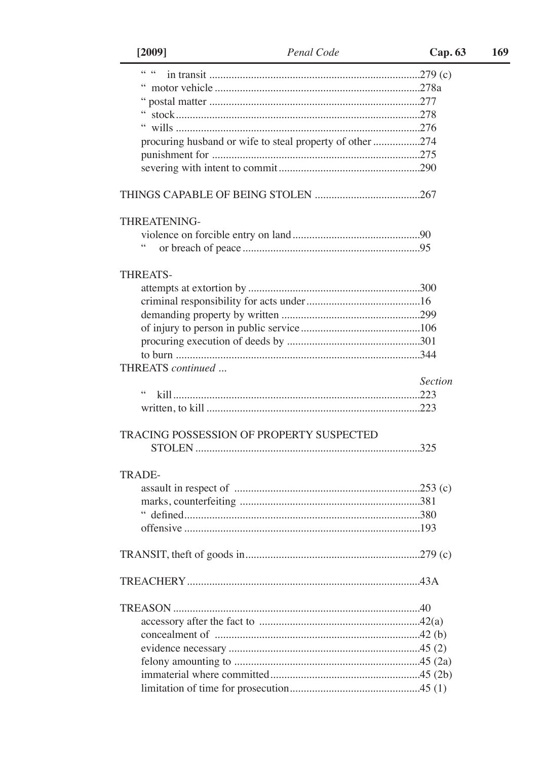" " in transit ...........................................................................279 (c)
" motor vehicle .........................................................................278a
" postal matter ...........................................................................277
" stock.......................................................................................278
" wills .......................................................................................276
procuring husband or wife to steal property of other .................274
punishment for ..........................................................................275
severing with intent to commit..................................................290

THINGS CAPABLE OF BEING STOLEN ......................................267

THREATENING-
violence on forcible entry on land.............................................90
" or breach of peace ...............................................................95

THREATS-
attempts at extortion by .............................................................300
criminal responsibility for acts under.........................................16
demanding property by written .................................................299
of injury to person in public service...........................................106
procuring execution of deeds by ...............................................301
to burn .......................................................................................344

THREATS *continued* ...

*Section*

" kill.........................................................................................223
written, to kill ............................................................................223

TRACING POSSESSION OF PROPERTY SUSPECTED
STOLEN ................................................................................325

TRADE-
assault in respect of ..................................................................253 (c)
marks, counterfeiting ................................................................381
" defined....................................................................................380
offensive ....................................................................................193

TRANSIT, theft of goods in..............................................................279 (c)

TREACHERY..................................................................................43A

TREASON ........................................................................................40
accessory after the fact to .........................................................42(a)
concealment of .........................................................................42 (b)
evidence necessary ....................................................................45 (2)
felony amounting to ..................................................................45 (2a)
immaterial where committed.....................................................45 (2b)
limitation of time for prosecution..............................................45 (1)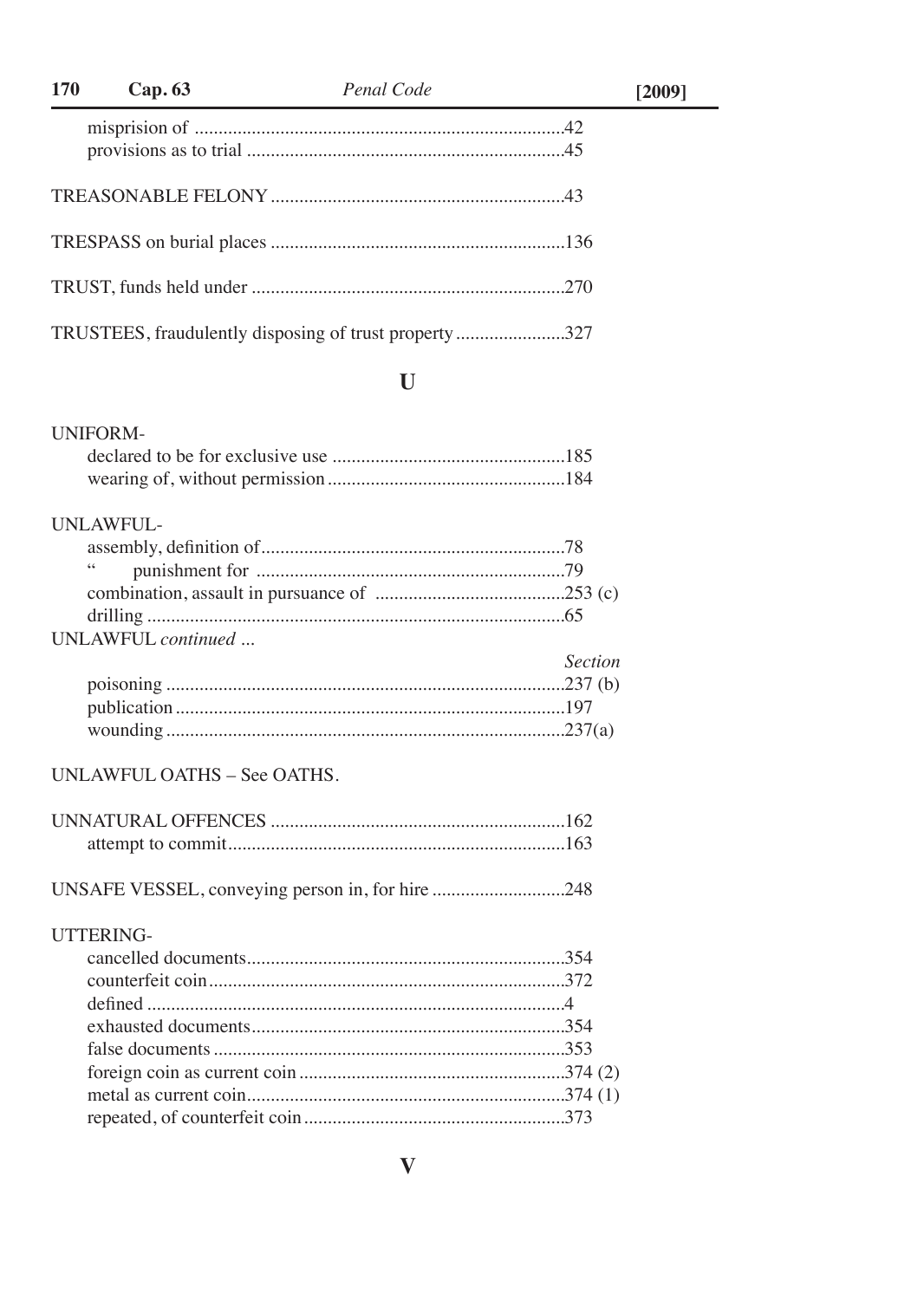misprision of ............................................................................42
provisions as to trial ..................................................................45

TREASONABLE FELONY ............................................................43

TRESPASS on burial places ............................................................136

TRUST, funds held under ..................................................................270

TRUSTEES, fraudulently disposing of trust property ......................327

## U

UNIFORM-
- declared to be for exclusive use ................................................185
- wearing of, without permission .................................................184

UNLAWFUL-
- assembly, definition of...............................................................78
- " punishment for ........................................................................79
- combination, assault in pursuance of ........................................253 (c)
- drilling .......................................................................................65

UNLAWFUL *continued ...*

*Section*

- poisoning ...................................................................................237 (b)
- publication .................................................................................197
- wounding ...................................................................................237(a)

UNLAWFUL OATHS – See OATHS.

UNNATURAL OFFENCES .............................................................162
- attempt to commit.......................................................................163

UNSAFE VESSEL, conveying person in, for hire ...........................248

UTTERING-
- cancelled documents..................................................................354
- counterfeit coin..........................................................................372
- defined .......................................................................................4
- exhausted documents.................................................................354
- false documents .........................................................................353
- foreign coin as current coin .......................................................374 (2)
- metal as current coin..................................................................374 (1)
- repeated, of counterfeit coin ......................................................373

## V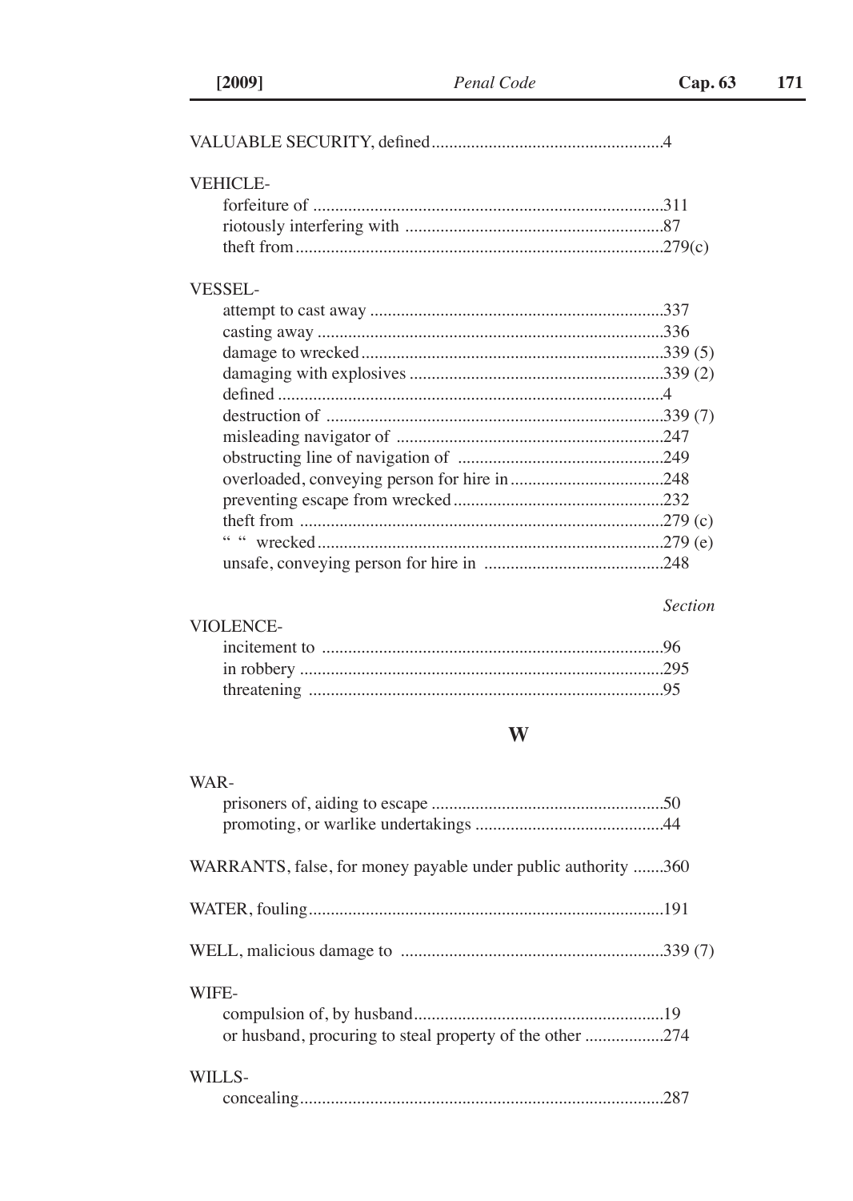VALUABLE SECURITY, defined....................................................4

VEHICLE-

- forfeiture of ...............................................................................311
- riotously interfering with ..........................................................87
- theft from...................................................................................279(c)

VESSEL-

- attempt to cast away ..................................................................337
- casting away ..............................................................................336
- damage to wrecked....................................................................339 (5)
- damaging with explosives .........................................................339 (2)
- defined .......................................................................................4
- destruction of ............................................................................339 (7)
- misleading navigator of ............................................................247
- obstructing line of navigation of ..............................................249
- overloaded, conveying person for hire in..................................248
- preventing escape from wrecked...............................................232
- theft from ..................................................................................279 (c)
- " " wrecked..............................................................................279 (e)
- unsafe, conveying person for hire in ........................................248

*Section*

VIOLENCE-

- incitement to .............................................................................96
- in robbery ..................................................................................295
- threatening ................................................................................95

## W

WAR-

- prisoners of, aiding to escape ....................................................50
- promoting, or warlike undertakings ..........................................44

WARRANTS, false, for money payable under public authority .......360

WATER, fouling................................................................................191

WELL, malicious damage to ...........................................................339 (7)

WIFE-

- compulsion of, by husband........................................................19
- or husband, procuring to steal property of the other .................274

WILLS-

- concealing..................................................................................287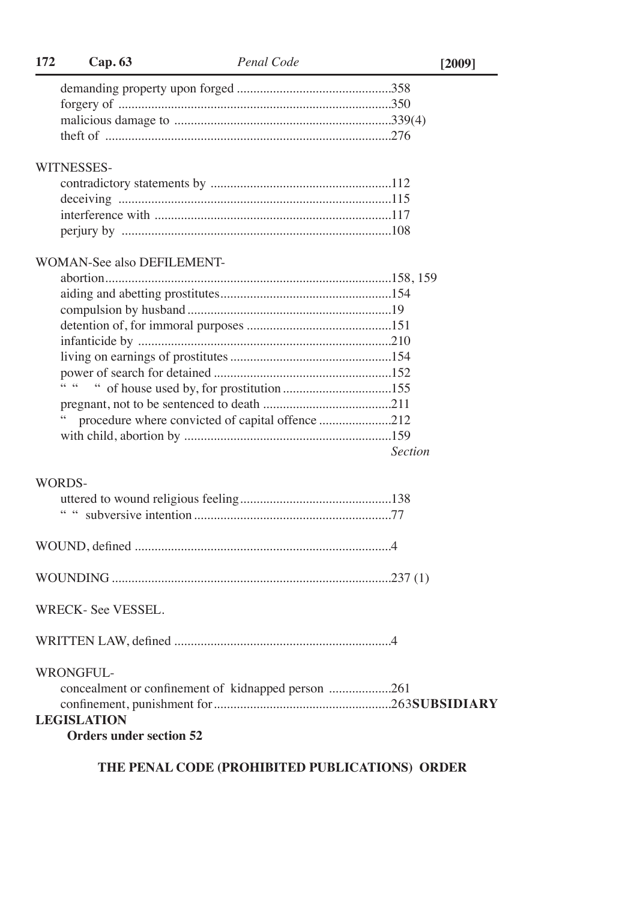demanding property upon forged ..............................................358
forgery of ..................................................................................350
malicious damage to .................................................................339(4)
theft of .....................................................................................276

WITNESSES-

contradictory statements by .......................................................112
deceiving ..................................................................................115
interference with .......................................................................117
perjury by .................................................................................108

WOMAN-See also DEFILEMENT-

abortion......................................................................................158, 159
aiding and abetting prostitutes....................................................154
compulsion by husband..............................................................19
detention of, for immoral purposes ............................................151
infanticide by ............................................................................210
living on earnings of prostitutes.................................................154
power of search for detained ......................................................152
" " " of house used by, for prostitution .................................155
pregnant, not to be sentenced to death .......................................211
" procedure where convicted of capital offence ......................212
with child, abortion by ..............................................................159

*Section*

WORDS-

uttered to wound religious feeling..............................................138
" " subversive intention...........................................................77

WOUND, defined .............................................................................4

WOUNDING ....................................................................................237 (1)

WRECK- See VESSEL.

WRITTEN LAW, defined .................................................................4

WRONGFUL-

concealment or confinement of kidnapped person ...................261
confinement, punishment for.....................................................263

**SUBSIDIARY LEGISLATION**

**Orders under section 52**

**THE PENAL CODE (PROHIBITED PUBLICATIONS) ORDER**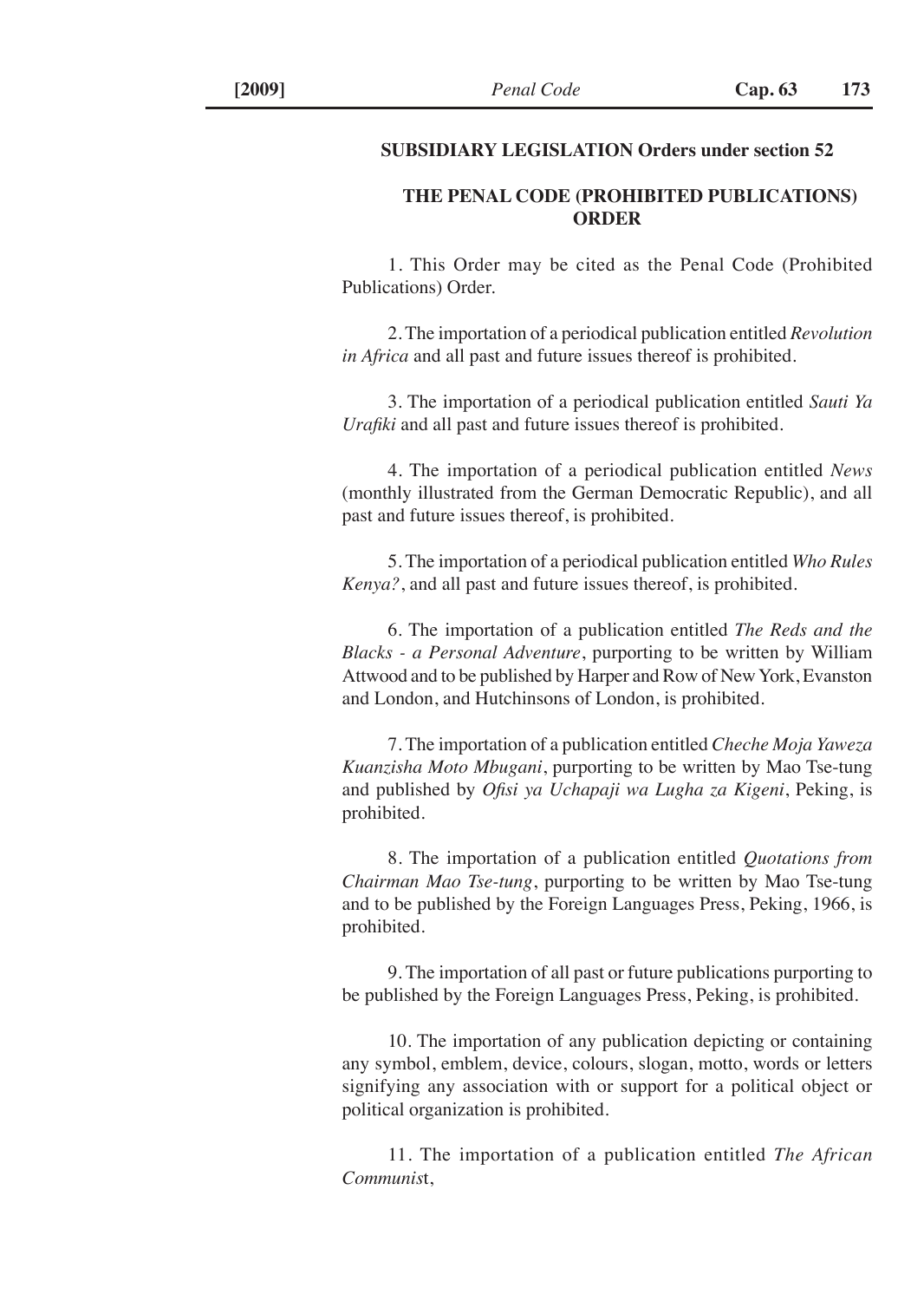**SUBSIDIARY LEGISLATION Orders under section 52**

## THE PENAL CODE (PROHIBITED PUBLICATIONS) ORDER

1. This Order may be cited as the Penal Code (Prohibited Publications) Order.

2. The importation of a periodical publication entitled *Revolution in Africa* and all past and future issues thereof is prohibited.

3. The importation of a periodical publication entitled *Sauti Ya Urafiki* and all past and future issues thereof is prohibited.

4. The importation of a periodical publication entitled *News* (monthly illustrated from the German Democratic Republic), and all past and future issues thereof, is prohibited.

5. The importation of a periodical publication entitled *Who Rules Kenya?*, and all past and future issues thereof, is prohibited.

6. The importation of a publication entitled *The Reds and the Blacks - a Personal Adventure*, purporting to be written by William Attwood and to be published by Harper and Row of New York, Evanston and London, and Hutchinsons of London, is prohibited.

7. The importation of a publication entitled *Cheche Moja Yaweza Kuanzisha Moto Mbugani*, purporting to be written by Mao Tse-tung and published by *Ofisi ya Uchapaji wa Lugha za Kigeni*, Peking, is prohibited.

8. The importation of a publication entitled *Quotations from Chairman Mao Tse-tung*, purporting to be written by Mao Tse-tung and to be published by the Foreign Languages Press, Peking, 1966, is prohibited.

9. The importation of all past or future publications purporting to be published by the Foreign Languages Press, Peking, is prohibited.

10. The importation of any publication depicting or containing any symbol, emblem, device, colours, slogan, motto, words or letters signifying any association with or support for a political object or political organization is prohibited.

11. The importation of a publication entitled *The African Communist*,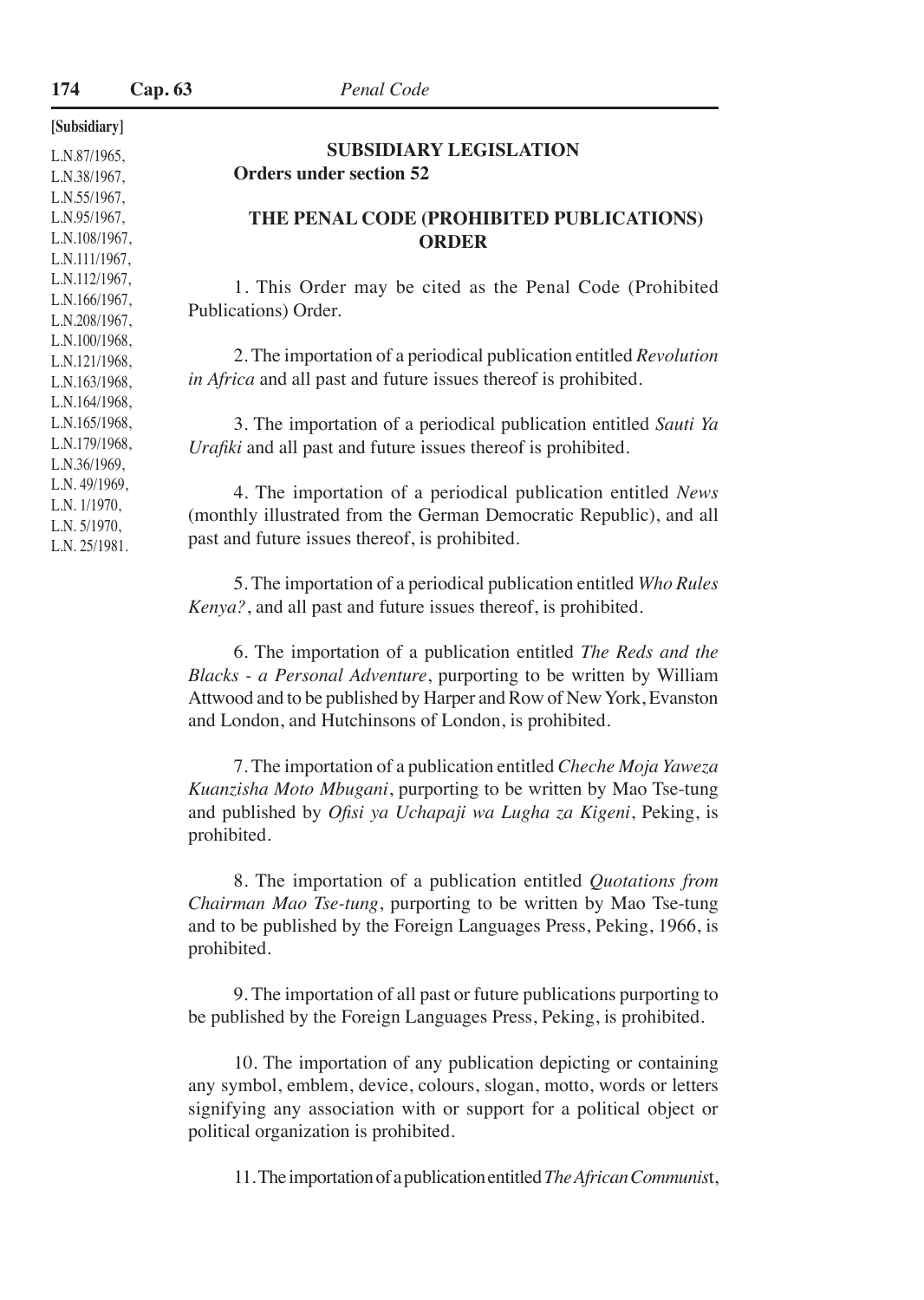[Subsidiary]

L.N.87/1965,
L.N.38/1967,
L.N.55/1967,
L.N.95/1967,
L.N.108/1967,
L.N.111/1967,
L.N.112/1967,
L.N.166/1967,
L.N.208/1967,
L.N.100/1968,
L.N.121/1968,
L.N.163/1968,
L.N.164/1968,
L.N.165/1968,
L.N.179/1968,
L.N.36/1969,
L.N. 49/1969,
L.N. 1/1970,
L.N. 5/1970,
L.N. 25/1981.

## SUBSIDIARY LEGISLATION

**Orders under section 52**

## THE PENAL CODE (PROHIBITED PUBLICATIONS) ORDER

1. This Order may be cited as the Penal Code (Prohibited Publications) Order.

2. The importation of a periodical publication entitled *Revolution in Africa* and all past and future issues thereof is prohibited.

3. The importation of a periodical publication entitled *Sauti Ya Urafiki* and all past and future issues thereof is prohibited.

4. The importation of a periodical publication entitled *News* (monthly illustrated from the German Democratic Republic), and all past and future issues thereof, is prohibited.

5. The importation of a periodical publication entitled *Who Rules Kenya?*, and all past and future issues thereof, is prohibited.

6. The importation of a publication entitled *The Reds and the Blacks - a Personal Adventure*, purporting to be written by William Attwood and to be published by Harper and Row of New York, Evanston and London, and Hutchinsons of London, is prohibited.

7. The importation of a publication entitled *Cheche Moja Yaweza Kuanzisha Moto Mbugani*, purporting to be written by Mao Tse-tung and published by *Ofisi ya Uchapaji wa Lugha za Kigeni*, Peking, is prohibited.

8. The importation of a publication entitled *Quotations from Chairman Mao Tse-tung*, purporting to be written by Mao Tse-tung and to be published by the Foreign Languages Press, Peking, 1966, is prohibited.

9. The importation of all past or future publications purporting to be published by the Foreign Languages Press, Peking, is prohibited.

10. The importation of any publication depicting or containing any symbol, emblem, device, colours, slogan, motto, words or letters signifying any association with or support for a political object or political organization is prohibited.

11. The importation of a publication entitled *The African Communist*,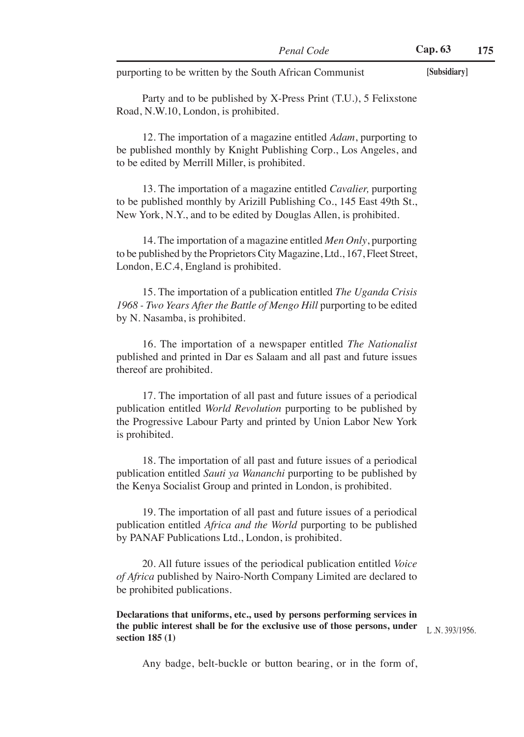purporting to be written by the South African Communist Party and to be published by X-Press Print (T.U.), 5 Felixstone Road, N.W.10, London, is prohibited.

12. The importation of a magazine entitled *Adam*, purporting to be published monthly by Knight Publishing Corp., Los Angeles, and to be edited by Merrill Miller, is prohibited.

13. The importation of a magazine entitled *Cavalier,* purporting to be published monthly by Arizill Publishing Co., 145 East 49th St., New York, N.Y., and to be edited by Douglas Allen, is prohibited.

14. The importation of a magazine entitled *Men Only*, purporting to be published by the Proprietors City Magazine, Ltd., 167, Fleet Street, London, E.C.4, England is prohibited.

15. The importation of a publication entitled *The Uganda Crisis 1968 - Two Years After the Battle of Mengo Hill* purporting to be edited by N. Nasamba, is prohibited.

16. The importation of a newspaper entitled *The Nationalist* published and printed in Dar es Salaam and all past and future issues thereof are prohibited.

17. The importation of all past and future issues of a periodical publication entitled *World Revolution* purporting to be published by the Progressive Labour Party and printed by Union Labor New York is prohibited.

18. The importation of all past and future issues of a periodical publication entitled *Sauti ya Wananchi* purporting to be published by the Kenya Socialist Group and printed in London, is prohibited.

19. The importation of all past and future issues of a periodical publication entitled *Africa and the World* purporting to be published by PANAF Publications Ltd., London, is prohibited.

20. All future issues of the periodical publication entitled *Voice of Africa* published by Nairo-North Company Limited are declared to be prohibited publications.

**Declarations that uniforms, etc., used by persons performing services in the public interest shall be for the exclusive use of those persons, under section 185 (1)**

L .N. 393/1956.

Any badge, belt-buckle or button bearing, or in the form of,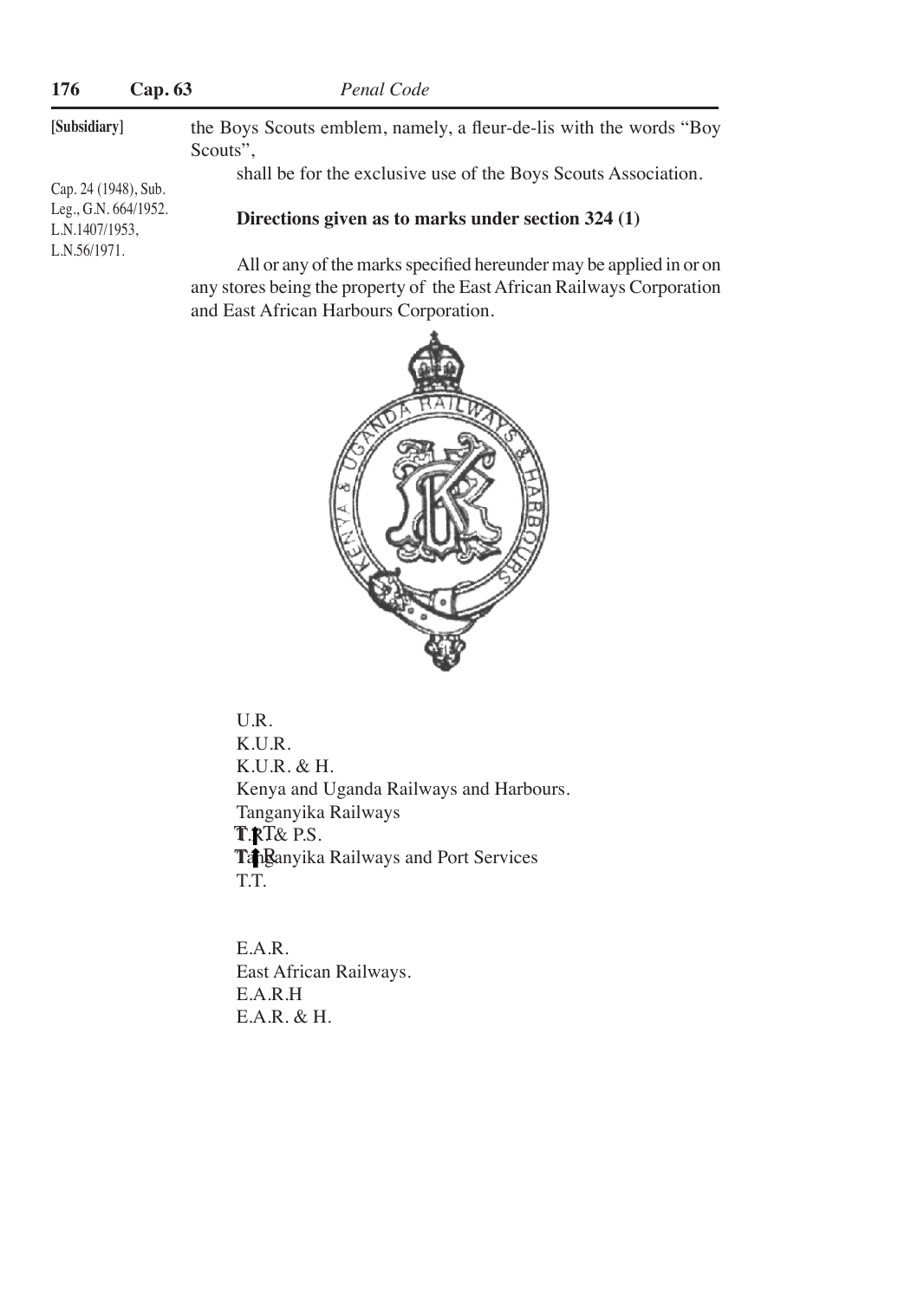the Boys Scouts emblem, namely, a fleur-de-lis with the words "Boy Scouts",

shall be for the exclusive use of the Boys Scouts Association.

Cap. 24 (1948), Sub. Leg., G.N. 664/1952. L.N.1407/1953, L.N.56/1971.

**Directions given as to marks under section 324 (1)**

All or any of the marks specified hereunder may be applied in or on any stores being the property of the East African Railways Corporation and East African Harbours Corporation.

U.R.
K.U.R.
K.U.R. & H.
Kenya and Uganda Railways and Harbours.
Tanganyika Railways
T.R.T.& P.S.
Tanganyika Railways and Port Services
T.T.

E.A.R.
East African Railways.
E.A.R.H
E.A.R. & H.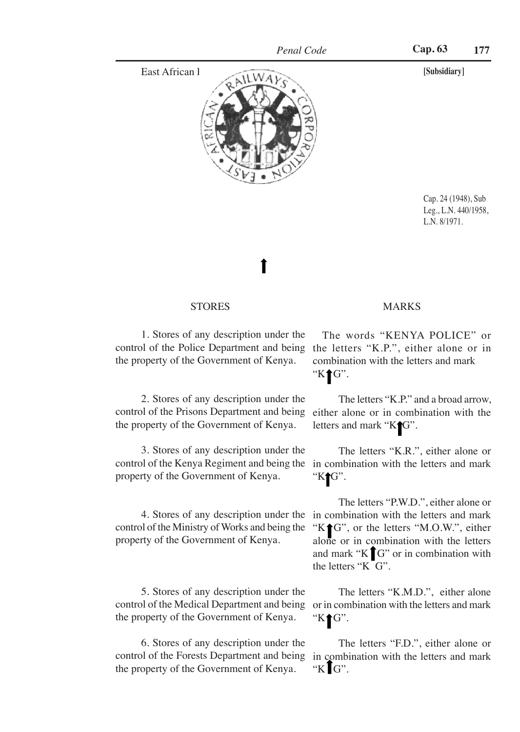East African l

[Subsidiary]

Cap. 24 (1948), Sub Leg., L.N. 440/1958, L.N. 8/1971.

↑

| STORES | MARKS |
|---|---|
| 1. Stores of any description under the control of the Police Department and being the property of the Government of Kenya. | The words "KENYA POLICE" or the letters "K.P.", either alone or in combination with the letters and mark "K↑G". |
| 2. Stores of any description under the control of the Prisons Department and being the property of the Government of Kenya. | The letters "K.P." and a broad arrow, either alone or in combination with the letters and mark "K↑G". |
| 3. Stores of any description under the control of the Kenya Regiment and being the property of the Government of Kenya. | The letters "K.R.", either alone or in combination with the letters and mark "K↑G". |
| 4. Stores of any description under the control of the Ministry of Works and being the property of the Government of Kenya. | The letters "P.W.D.", either alone or in combination with the letters and mark "K↑G", or the letters "M.O.W.", either alone or in combination with the letters and mark "K↑G" or in combination with the letters "K G". |
| 5. Stores of any description under the control of the Medical Department and being the property of the Government of Kenya. | The letters "K.M.D.", either alone or in combination with the letters and mark "K↑G". |
| 6. Stores of any description under the control of the Forests Department and being the property of the Government of Kenya. | The letters "F.D.", either alone or in combination with the letters and mark "K↑G". |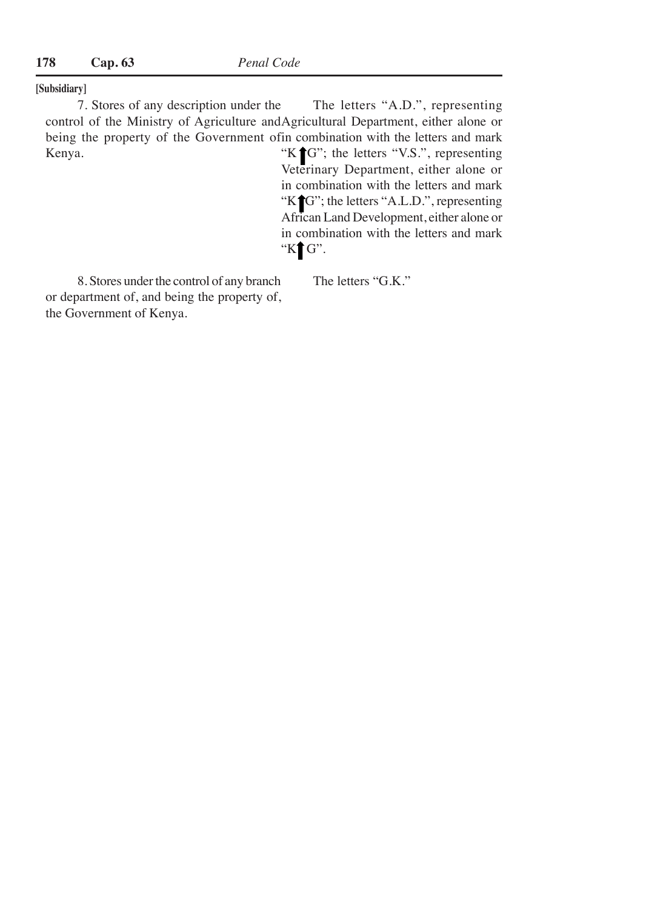[Subsidiary]

| | |
|---|---|
| 7. Stores of any description under the control of the Ministry of Agriculture and being the property of the Government of Kenya. | The letters "A.D.", representing Agricultural Department, either alone or in combination with the letters and mark "K↑G"; the letters "V.S.", representing Veterinary Department, either alone or in combination with the letters and mark "K↑G"; the letters "A.L.D.", representing African Land Development, either alone or in combination with the letters and mark "K↑G". |
| 8. Stores under the control of any branch or department of, and being the property of, the Government of Kenya. | The letters "G.K." |